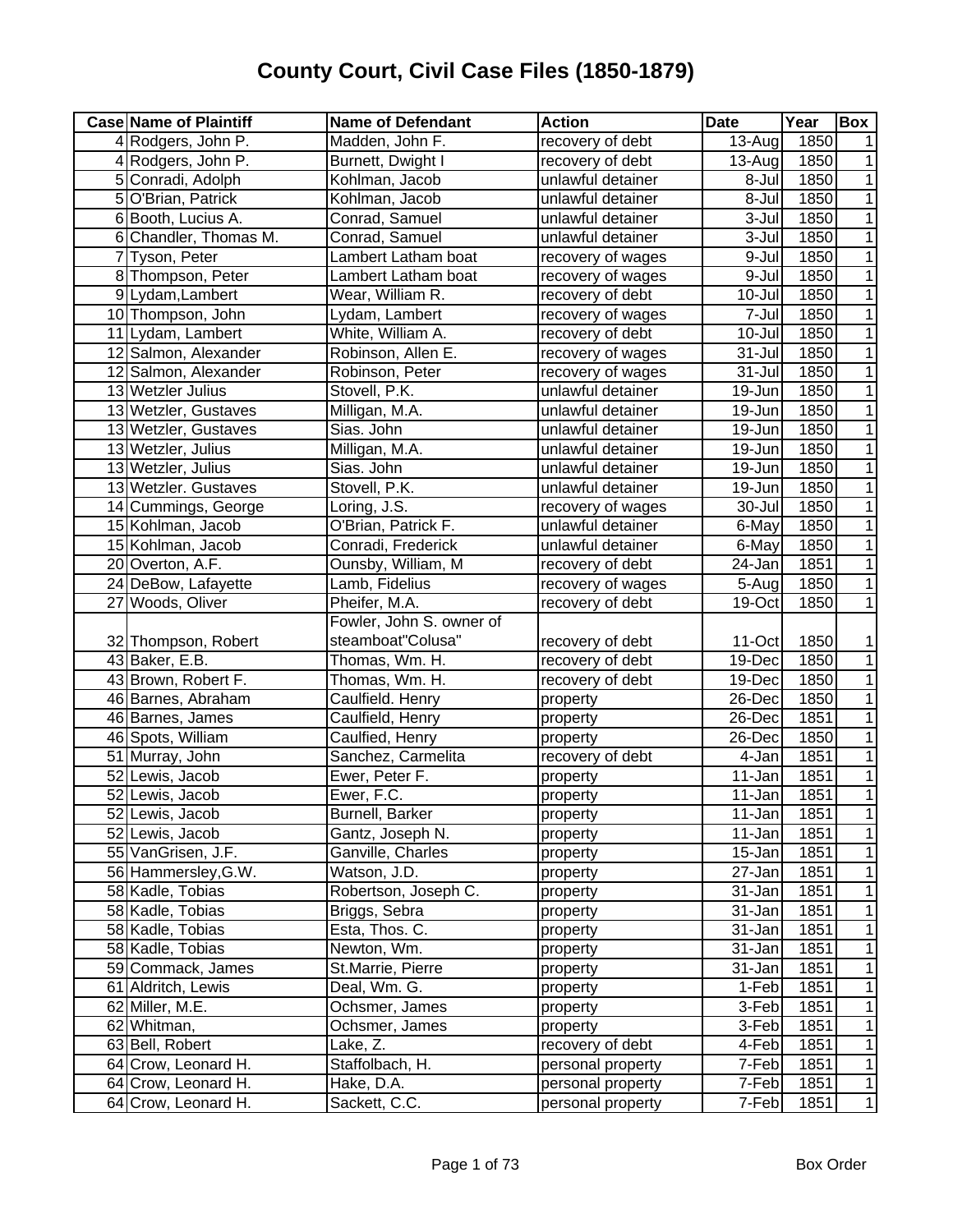# County Court, Civil Case Files (1850-1879)

| Case | Name of Plaintiff | Name of Defendant | Action | Date | Year | Box |
|---|---|---|---|---|---|---|
| 4 | Rodgers, John P. | Madden, John F. | recovery of debt | 13-Aug | 1850 | 1 |
| 4 | Rodgers, John P. | Burnett, Dwight I | recovery of debt | 13-Aug | 1850 | 1 |
| 5 | Conradi, Adolph | Kohlman, Jacob | unlawful detainer | 8-Jul | 1850 | 1 |
| 5 | O'Brian, Patrick | Kohlman, Jacob | unlawful detainer | 8-Jul | 1850 | 1 |
| 6 | Booth, Lucius A. | Conrad, Samuel | unlawful detainer | 3-Jul | 1850 | 1 |
| 6 | Chandler, Thomas M. | Conrad, Samuel | unlawful detainer | 3-Jul | 1850 | 1 |
| 7 | Tyson, Peter | Lambert Latham boat | recovery of wages | 9-Jul | 1850 | 1 |
| 8 | Thompson, Peter | Lambert Latham boat | recovery of wages | 9-Jul | 1850 | 1 |
| 9 | Lydam,Lambert | Wear, William R. | recovery of debt | 10-Jul | 1850 | 1 |
| 10 | Thompson, John | Lydam, Lambert | recovery of wages | 7-Jul | 1850 | 1 |
| 11 | Lydam, Lambert | White, William A. | recovery of debt | 10-Jul | 1850 | 1 |
| 12 | Salmon, Alexander | Robinson, Allen E. | recovery of wages | 31-Jul | 1850 | 1 |
| 12 | Salmon, Alexander | Robinson, Peter | recovery of wages | 31-Jul | 1850 | 1 |
| 13 | Wetzler Julius | Stovell, P.K. | unlawful detainer | 19-Jun | 1850 | 1 |
| 13 | Wetzler, Gustaves | Milligan, M.A. | unlawful detainer | 19-Jun | 1850 | 1 |
| 13 | Wetzler, Gustaves | Sias. John | unlawful detainer | 19-Jun | 1850 | 1 |
| 13 | Wetzler, Julius | Milligan, M.A. | unlawful detainer | 19-Jun | 1850 | 1 |
| 13 | Wetzler, Julius | Sias. John | unlawful detainer | 19-Jun | 1850 | 1 |
| 13 | Wetzler. Gustaves | Stovell, P.K. | unlawful detainer | 19-Jun | 1850 | 1 |
| 14 | Cummings, George | Loring, J.S. | recovery of wages | 30-Jul | 1850 | 1 |
| 15 | Kohlman, Jacob | O'Brian, Patrick F. | unlawful detainer | 6-May | 1850 | 1 |
| 15 | Kohlman, Jacob | Conradi, Frederick | unlawful detainer | 6-May | 1850 | 1 |
| 20 | Overton, A.F. | Ounsby, William, M | recovery of debt | 24-Jan | 1851 | 1 |
| 24 | DeBow, Lafayette | Lamb, Fidelius | recovery of wages | 5-Aug | 1850 | 1 |
| 27 | Woods, Oliver | Pheifer, M.A. | recovery of debt | 19-Oct | 1850 | 1 |
| 32 | Thompson, Robert | Fowler, John S. owner of steamboat"Colusa" | recovery of debt | 11-Oct | 1850 | 1 |
| 43 | Baker, E.B. | Thomas, Wm. H. | recovery of debt | 19-Dec | 1850 | 1 |
| 43 | Brown, Robert F. | Thomas, Wm. H. | recovery of debt | 19-Dec | 1850 | 1 |
| 46 | Barnes, Abraham | Caulfield. Henry | property | 26-Dec | 1850 | 1 |
| 46 | Barnes, James | Caulfield, Henry | property | 26-Dec | 1851 | 1 |
| 46 | Spots, William | Caulfied, Henry | property | 26-Dec | 1850 | 1 |
| 51 | Murray, John | Sanchez, Carmelita | recovery of debt | 4-Jan | 1851 | 1 |
| 52 | Lewis, Jacob | Ewer, Peter F. | property | 11-Jan | 1851 | 1 |
| 52 | Lewis, Jacob | Ewer, F.C. | property | 11-Jan | 1851 | 1 |
| 52 | Lewis, Jacob | Burnell, Barker | property | 11-Jan | 1851 | 1 |
| 52 | Lewis, Jacob | Gantz, Joseph N. | property | 11-Jan | 1851 | 1 |
| 55 | VanGrisen, J.F. | Ganville, Charles | property | 15-Jan | 1851 | 1 |
| 56 | Hammersley,G.W. | Watson, J.D. | property | 27-Jan | 1851 | 1 |
| 58 | Kadle, Tobias | Robertson, Joseph C. | property | 31-Jan | 1851 | 1 |
| 58 | Kadle, Tobias | Briggs, Sebra | property | 31-Jan | 1851 | 1 |
| 58 | Kadle, Tobias | Esta, Thos. C. | property | 31-Jan | 1851 | 1 |
| 58 | Kadle, Tobias | Newton, Wm. | property | 31-Jan | 1851 | 1 |
| 59 | Commack, James | St.Marrie, Pierre | property | 31-Jan | 1851 | 1 |
| 61 | Aldritch, Lewis | Deal, Wm. G. | property | 1-Feb | 1851 | 1 |
| 62 | Miller, M.E. | Ochsmer, James | property | 3-Feb | 1851 | 1 |
| 62 | Whitman, | Ochsmer, James | property | 3-Feb | 1851 | 1 |
| 63 | Bell, Robert | Lake, Z. | recovery of debt | 4-Feb | 1851 | 1 |
| 64 | Crow, Leonard H. | Staffolbach, H. | personal property | 7-Feb | 1851 | 1 |
| 64 | Crow, Leonard H. | Hake, D.A. | personal property | 7-Feb | 1851 | 1 |
| 64 | Crow, Leonard H. | Sackett, C.C. | personal property | 7-Feb | 1851 | 1 |

Box Order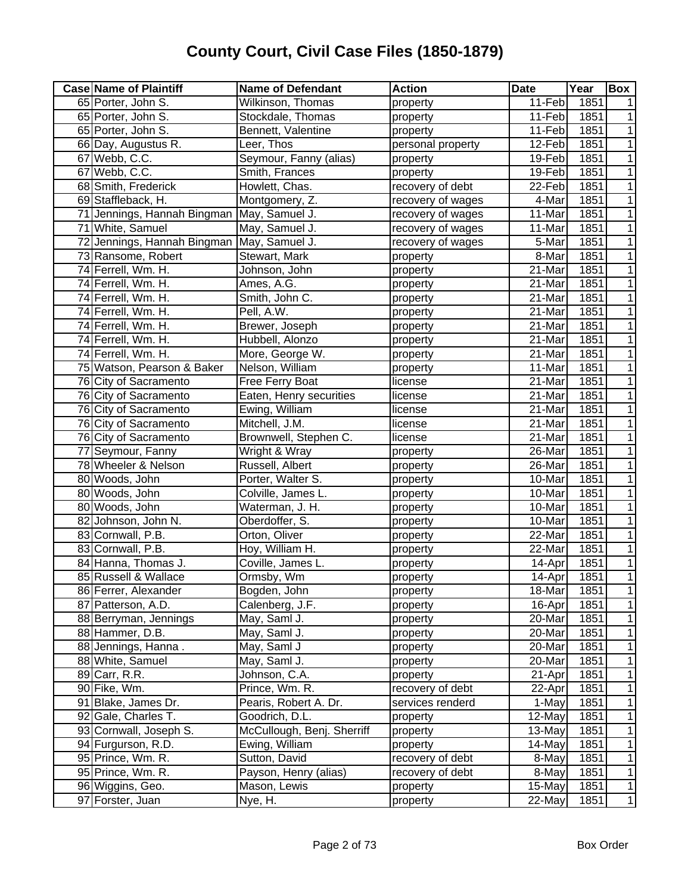# County Court, Civil Case Files (1850-1879)

| Case | Name of Plaintiff | Name of Defendant | Action | Date | Year | Box |
|---|---|---|---|---|---|---|
| 65 | Porter, John S. | Wilkinson, Thomas | property | 11-Feb | 1851 | 1 |
| 65 | Porter, John S. | Stockdale, Thomas | property | 11-Feb | 1851 | 1 |
| 65 | Porter, John S. | Bennett, Valentine | property | 11-Feb | 1851 | 1 |
| 66 | Day, Augustus R. | Leer, Thos | personal property | 12-Feb | 1851 | 1 |
| 67 | Webb, C.C. | Seymour, Fanny (alias) | property | 19-Feb | 1851 | 1 |
| 67 | Webb, C.C. | Smith, Frances | property | 19-Feb | 1851 | 1 |
| 68 | Smith, Frederick | Howlett, Chas. | recovery of debt | 22-Feb | 1851 | 1 |
| 69 | Staffleback, H. | Montgomery, Z. | recovery of wages | 4-Mar | 1851 | 1 |
| 71 | Jennings, Hannah Bingman | May, Samuel J. | recovery of wages | 11-Mar | 1851 | 1 |
| 71 | White, Samuel | May, Samuel J. | recovery of wages | 11-Mar | 1851 | 1 |
| 72 | Jennings, Hannah Bingman | May, Samuel J. | recovery of wages | 5-Mar | 1851 | 1 |
| 73 | Ransome, Robert | Stewart, Mark | property | 8-Mar | 1851 | 1 |
| 74 | Ferrell, Wm. H. | Johnson, John | property | 21-Mar | 1851 | 1 |
| 74 | Ferrell, Wm. H. | Ames, A.G. | property | 21-Mar | 1851 | 1 |
| 74 | Ferrell, Wm. H. | Smith, John C. | property | 21-Mar | 1851 | 1 |
| 74 | Ferrell, Wm. H. | Pell, A.W. | property | 21-Mar | 1851 | 1 |
| 74 | Ferrell, Wm. H. | Brewer, Joseph | property | 21-Mar | 1851 | 1 |
| 74 | Ferrell, Wm. H. | Hubbell, Alonzo | property | 21-Mar | 1851 | 1 |
| 74 | Ferrell, Wm. H. | More, George W. | property | 21-Mar | 1851 | 1 |
| 75 | Watson, Pearson & Baker | Nelson, William | property | 11-Mar | 1851 | 1 |
| 76 | City of Sacramento | Free Ferry Boat | license | 21-Mar | 1851 | 1 |
| 76 | City of Sacramento | Eaten, Henry securities | license | 21-Mar | 1851 | 1 |
| 76 | City of Sacramento | Ewing, William | license | 21-Mar | 1851 | 1 |
| 76 | City of Sacramento | Mitchell, J.M. | license | 21-Mar | 1851 | 1 |
| 76 | City of Sacramento | Brownwell, Stephen C. | license | 21-Mar | 1851 | 1 |
| 77 | Seymour, Fanny | Wright & Wray | property | 26-Mar | 1851 | 1 |
| 78 | Wheeler & Nelson | Russell, Albert | property | 26-Mar | 1851 | 1 |
| 80 | Woods, John | Porter, Walter S. | property | 10-Mar | 1851 | 1 |
| 80 | Woods, John | Colville, James L. | property | 10-Mar | 1851 | 1 |
| 80 | Woods, John | Waterman, J. H. | property | 10-Mar | 1851 | 1 |
| 82 | Johnson, John N. | Oberdoffer, S. | property | 10-Mar | 1851 | 1 |
| 83 | Cornwall, P.B. | Orton, Oliver | property | 22-Mar | 1851 | 1 |
| 83 | Cornwall, P.B. | Hoy, William H. | property | 22-Mar | 1851 | 1 |
| 84 | Hanna, Thomas J. | Coville, James L. | property | 14-Apr | 1851 | 1 |
| 85 | Russell & Wallace | Ormsby, Wm | property | 14-Apr | 1851 | 1 |
| 86 | Ferrer, Alexander | Bogden, John | property | 18-Mar | 1851 | 1 |
| 87 | Patterson, A.D. | Calenberg, J.F. | property | 16-Apr | 1851 | 1 |
| 88 | Berryman, Jennings | May, Saml J. | property | 20-Mar | 1851 | 1 |
| 88 | Hammer, D.B. | May, Saml J. | property | 20-Mar | 1851 | 1 |
| 88 | Jennings, Hanna . | May, Saml J | property | 20-Mar | 1851 | 1 |
| 88 | White, Samuel | May, Saml J. | property | 20-Mar | 1851 | 1 |
| 89 | Carr, R.R. | Johnson, C.A. | property | 21-Apr | 1851 | 1 |
| 90 | Fike, Wm. | Prince, Wm. R. | recovery of debt | 22-Apr | 1851 | 1 |
| 91 | Blake, James Dr. | Pearis, Robert A. Dr. | services renderd | 1-May | 1851 | 1 |
| 92 | Gale, Charles T. | Goodrich, D.L. | property | 12-May | 1851 | 1 |
| 93 | Cornwall, Joseph S. | McCullough, Benj. Sherriff | property | 13-May | 1851 | 1 |
| 94 | Furgurson, R.D. | Ewing, William | property | 14-May | 1851 | 1 |
| 95 | Prince, Wm. R. | Sutton, David | recovery of debt | 8-May | 1851 | 1 |
| 95 | Prince, Wm. R. | Payson, Henry (alias) | recovery of debt | 8-May | 1851 | 1 |
| 96 | Wiggins, Geo. | Mason, Lewis | property | 15-May | 1851 | 1 |
| 97 | Forster, Juan | Nye, H. | property | 22-May | 1851 | 1 |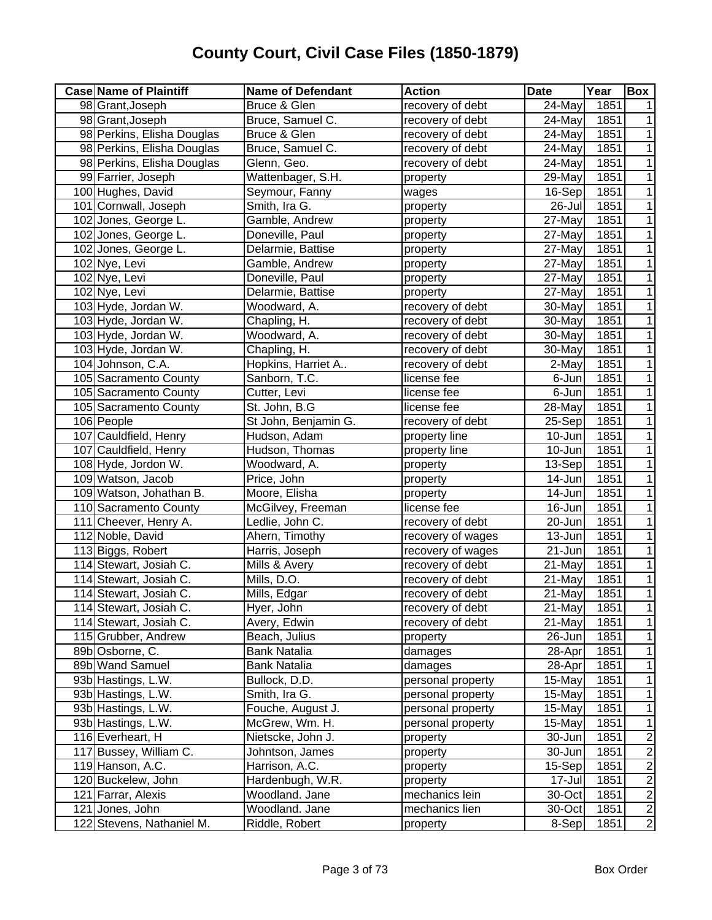# County Court, Civil Case Files (1850-1879)

| Case | Name of Plaintiff | Name of Defendant | Action | Date | Year | Box |
|---|---|---|---|---|---|---|
| 98 | Grant,Joseph | Bruce & Glen | recovery of debt | 24-May | 1851 | 1 |
| 98 | Grant,Joseph | Bruce, Samuel C. | recovery of debt | 24-May | 1851 | 1 |
| 98 | Perkins, Elisha Douglas | Bruce & Glen | recovery of debt | 24-May | 1851 | 1 |
| 98 | Perkins, Elisha Douglas | Bruce, Samuel C. | recovery of debt | 24-May | 1851 | 1 |
| 98 | Perkins, Elisha Douglas | Glenn, Geo. | recovery of debt | 24-May | 1851 | 1 |
| 99 | Farrier, Joseph | Wattenbager, S.H. | property | 29-May | 1851 | 1 |
| 100 | Hughes, David | Seymour, Fanny | wages | 16-Sep | 1851 | 1 |
| 101 | Cornwall, Joseph | Smith, Ira G. | property | 26-Jul | 1851 | 1 |
| 102 | Jones, George L. | Gamble, Andrew | property | 27-May | 1851 | 1 |
| 102 | Jones, George L. | Doneville, Paul | property | 27-May | 1851 | 1 |
| 102 | Jones, George L. | Delarmie, Battise | property | 27-May | 1851 | 1 |
| 102 | Nye, Levi | Gamble, Andrew | property | 27-May | 1851 | 1 |
| 102 | Nye, Levi | Doneville, Paul | property | 27-May | 1851 | 1 |
| 102 | Nye, Levi | Delarmie, Battise | property | 27-May | 1851 | 1 |
| 103 | Hyde, Jordan W. | Woodward, A. | recovery of debt | 30-May | 1851 | 1 |
| 103 | Hyde, Jordan W. | Chapling, H. | recovery of debt | 30-May | 1851 | 1 |
| 103 | Hyde, Jordan W. | Woodward, A. | recovery of debt | 30-May | 1851 | 1 |
| 103 | Hyde, Jordan W. | Chapling, H. | recovery of debt | 30-May | 1851 | 1 |
| 104 | Johnson, C.A. | Hopkins, Harriet A.. | recovery of debt | 2-May | 1851 | 1 |
| 105 | Sacramento County | Sanborn, T.C. | license fee | 6-Jun | 1851 | 1 |
| 105 | Sacramento County | Cutter, Levi | license fee | 6-Jun | 1851 | 1 |
| 105 | Sacramento County | St. John, B.G | license fee | 28-May | 1851 | 1 |
| 106 | People | St John, Benjamin G. | recovery of debt | 25-Sep | 1851 | 1 |
| 107 | Cauldfield, Henry | Hudson, Adam | property line | 10-Jun | 1851 | 1 |
| 107 | Cauldfield, Henry | Hudson, Thomas | property line | 10-Jun | 1851 | 1 |
| 108 | Hyde, Jordon W. | Woodward, A. | property | 13-Sep | 1851 | 1 |
| 109 | Watson, Jacob | Price, John | property | 14-Jun | 1851 | 1 |
| 109 | Watson, Johathan B. | Moore, Elisha | property | 14-Jun | 1851 | 1 |
| 110 | Sacramento County | McGilvey, Freeman | license fee | 16-Jun | 1851 | 1 |
| 111 | Cheever, Henry A. | Ledlie, John C. | recovery of debt | 20-Jun | 1851 | 1 |
| 112 | Noble, David | Ahern, Timothy | recovery of wages | 13-Jun | 1851 | 1 |
| 113 | Biggs, Robert | Harris, Joseph | recovery of wages | 21-Jun | 1851 | 1 |
| 114 | Stewart, Josiah C. | Mills & Avery | recovery of debt | 21-May | 1851 | 1 |
| 114 | Stewart, Josiah C. | Mills, D.O. | recovery of debt | 21-May | 1851 | 1 |
| 114 | Stewart, Josiah C. | Mills, Edgar | recovery of debt | 21-May | 1851 | 1 |
| 114 | Stewart, Josiah C. | Hyer, John | recovery of debt | 21-May | 1851 | 1 |
| 114 | Stewart, Josiah C. | Avery, Edwin | recovery of debt | 21-May | 1851 | 1 |
| 115 | Grubber, Andrew | Beach, Julius | property | 26-Jun | 1851 | 1 |
| 89b | Osborne, C. | Bank Natalia | damages | 28-Apr | 1851 | 1 |
| 89b | Wand Samuel | Bank Natalia | damages | 28-Apr | 1851 | 1 |
| 93b | Hastings, L.W. | Bullock, D.D. | personal property | 15-May | 1851 | 1 |
| 93b | Hastings, L.W. | Smith, Ira G. | personal property | 15-May | 1851 | 1 |
| 93b | Hastings, L.W. | Fouche, August J. | personal property | 15-May | 1851 | 1 |
| 93b | Hastings, L.W. | McGrew, Wm. H. | personal property | 15-May | 1851 | 1 |
| 116 | Everheart, H | Nietscke, John J. | property | 30-Jun | 1851 | 2 |
| 117 | Bussey, William C. | Johntson, James | property | 30-Jun | 1851 | 2 |
| 119 | Hanson, A.C. | Harrison, A.C. | property | 15-Sep | 1851 | 2 |
| 120 | Buckelew, John | Hardenbugh, W.R. | property | 17-Jul | 1851 | 2 |
| 121 | Farrar, Alexis | Woodland. Jane | mechanics lein | 30-Oct | 1851 | 2 |
| 121 | Jones, John | Woodland. Jane | mechanics lien | 30-Oct | 1851 | 2 |
| 122 | Stevens, Nathaniel M. | Riddle, Robert | property | 8-Sep | 1851 | 2 |

Box Order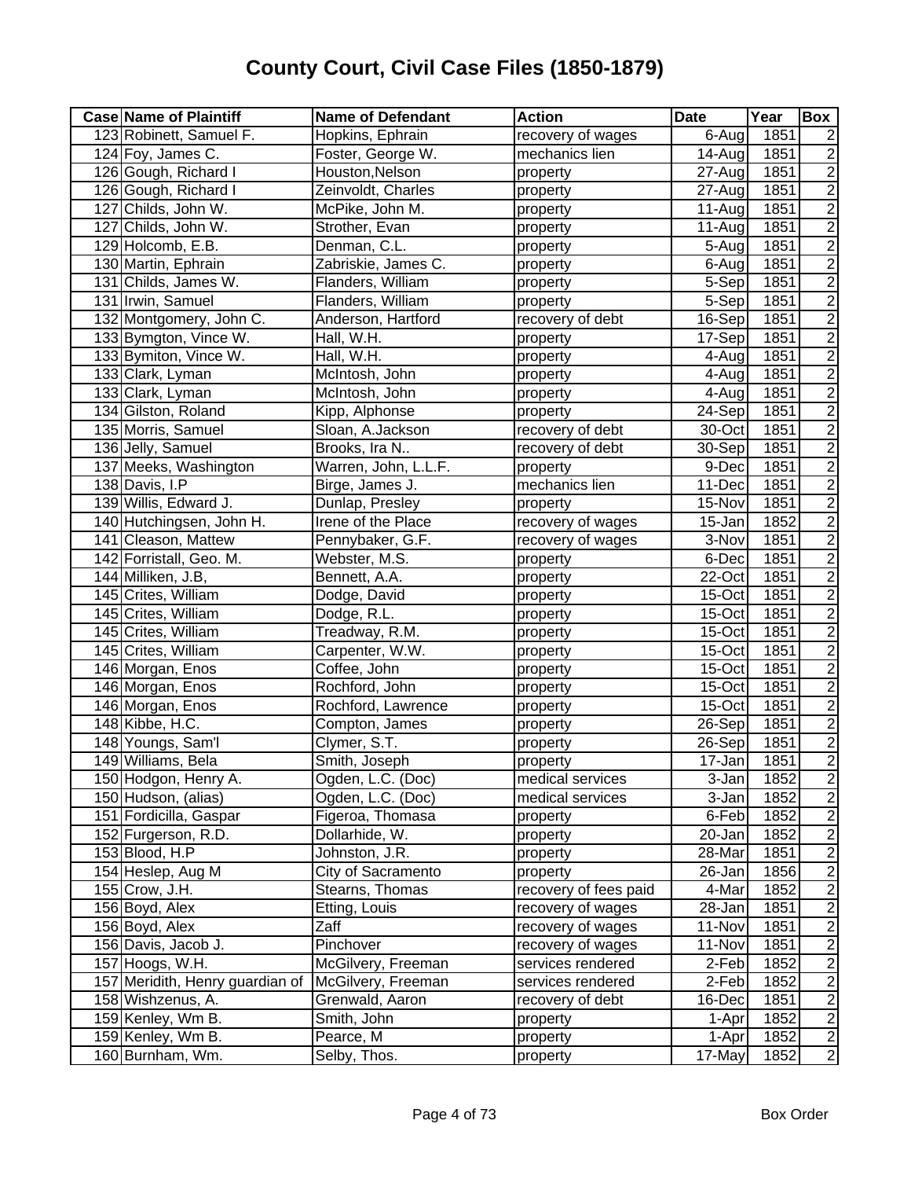# County Court, Civil Case Files (1850-1879)

| Case | Name of Plaintiff | Name of Defendant | Action | Date | Year | Box |
|---|---|---|---|---|---|---|
| 123 | Robinett, Samuel F. | Hopkins, Ephrain | recovery of wages | 6-Aug | 1851 | 2 |
| 124 | Foy, James C. | Foster, George W. | mechanics lien | 14-Aug | 1851 | 2 |
| 126 | Gough, Richard I | Houston,Nelson | property | 27-Aug | 1851 | 2 |
| 126 | Gough, Richard I | Zeinvoldt, Charles | property | 27-Aug | 1851 | 2 |
| 127 | Childs, John W. | McPike, John M. | property | 11-Aug | 1851 | 2 |
| 127 | Childs, John W. | Strother, Evan | property | 11-Aug | 1851 | 2 |
| 129 | Holcomb, E.B. | Denman, C.L. | property | 5-Aug | 1851 | 2 |
| 130 | Martin, Ephrain | Zabriskie, James C. | property | 6-Aug | 1851 | 2 |
| 131 | Childs, James W. | Flanders, William | property | 5-Sep | 1851 | 2 |
| 131 | Irwin, Samuel | Flanders, William | property | 5-Sep | 1851 | 2 |
| 132 | Montgomery, John C. | Anderson, Hartford | recovery of debt | 16-Sep | 1851 | 2 |
| 133 | Bymgton, Vince W. | Hall, W.H. | property | 17-Sep | 1851 | 2 |
| 133 | Bymiton, Vince W. | Hall, W.H. | property | 4-Aug | 1851 | 2 |
| 133 | Clark, Lyman | McIntosh, John | property | 4-Aug | 1851 | 2 |
| 133 | Clark, Lyman | McIntosh, John | property | 4-Aug | 1851 | 2 |
| 134 | Gilston, Roland | Kipp, Alphonse | property | 24-Sep | 1851 | 2 |
| 135 | Morris, Samuel | Sloan, A.Jackson | recovery of debt | 30-Oct | 1851 | 2 |
| 136 | Jelly, Samuel | Brooks, Ira N.. | recovery of debt | 30-Sep | 1851 | 2 |
| 137 | Meeks, Washington | Warren, John, L.L.F. | property | 9-Dec | 1851 | 2 |
| 138 | Davis, I.P | Birge, James J. | mechanics lien | 11-Dec | 1851 | 2 |
| 139 | Willis, Edward J. | Dunlap, Presley | property | 15-Nov | 1851 | 2 |
| 140 | Hutchingsen, John H. | Irene of the Place | recovery of wages | 15-Jan | 1852 | 2 |
| 141 | Cleason, Mattew | Pennybaker, G.F. | recovery of wages | 3-Nov | 1851 | 2 |
| 142 | Forristall, Geo. M. | Webster, M.S. | property | 6-Dec | 1851 | 2 |
| 144 | Milliken, J.B, | Bennett, A.A. | property | 22-Oct | 1851 | 2 |
| 145 | Crites, William | Dodge, David | property | 15-Oct | 1851 | 2 |
| 145 | Crites, William | Dodge, R.L. | property | 15-Oct | 1851 | 2 |
| 145 | Crites, William | Treadway, R.M. | property | 15-Oct | 1851 | 2 |
| 145 | Crites, William | Carpenter, W.W. | property | 15-Oct | 1851 | 2 |
| 146 | Morgan, Enos | Coffee, John | property | 15-Oct | 1851 | 2 |
| 146 | Morgan, Enos | Rochford, John | property | 15-Oct | 1851 | 2 |
| 146 | Morgan, Enos | Rochford, Lawrence | property | 15-Oct | 1851 | 2 |
| 148 | Kibbe, H.C. | Compton, James | property | 26-Sep | 1851 | 2 |
| 148 | Youngs, Sam'l | Clymer, S.T. | property | 26-Sep | 1851 | 2 |
| 149 | Williams, Bela | Smith, Joseph | property | 17-Jan | 1851 | 2 |
| 150 | Hodgon, Henry A. | Ogden, L.C. (Doc) | medical services | 3-Jan | 1852 | 2 |
| 150 | Hudson, (alias) | Ogden, L.C. (Doc) | medical services | 3-Jan | 1852 | 2 |
| 151 | Fordicilla, Gaspar | Figeroa, Thomasa | property | 6-Feb | 1852 | 2 |
| 152 | Furgerson, R.D. | Dollarhide, W. | property | 20-Jan | 1852 | 2 |
| 153 | Blood, H.P | Johnston, J.R. | property | 28-Mar | 1851 | 2 |
| 154 | Heslep, Aug M | City of Sacramento | property | 26-Jan | 1856 | 2 |
| 155 | Crow, J.H. | Stearns, Thomas | recovery of fees paid | 4-Mar | 1852 | 2 |
| 156 | Boyd, Alex | Etting, Louis | recovery of wages | 28-Jan | 1851 | 2 |
| 156 | Boyd, Alex | Zaff | recovery of wages | 11-Nov | 1851 | 2 |
| 156 | Davis, Jacob J. | Pinchover | recovery of wages | 11-Nov | 1851 | 2 |
| 157 | Hoogs, W.H. | McGilvery, Freeman | services rendered | 2-Feb | 1852 | 2 |
| 157 | Meridith, Henry guardian of | McGilvery, Freeman | services rendered | 2-Feb | 1852 | 2 |
| 158 | Wishzenus, A. | Grenwald, Aaron | recovery of debt | 16-Dec | 1851 | 2 |
| 159 | Kenley, Wm B. | Smith, John | property | 1-Apr | 1852 | 2 |
| 159 | Kenley, Wm B. | Pearce, M | property | 1-Apr | 1852 | 2 |
| 160 | Burnham, Wm. | Selby, Thos. | property | 17-May | 1852 | 2 |

Box Order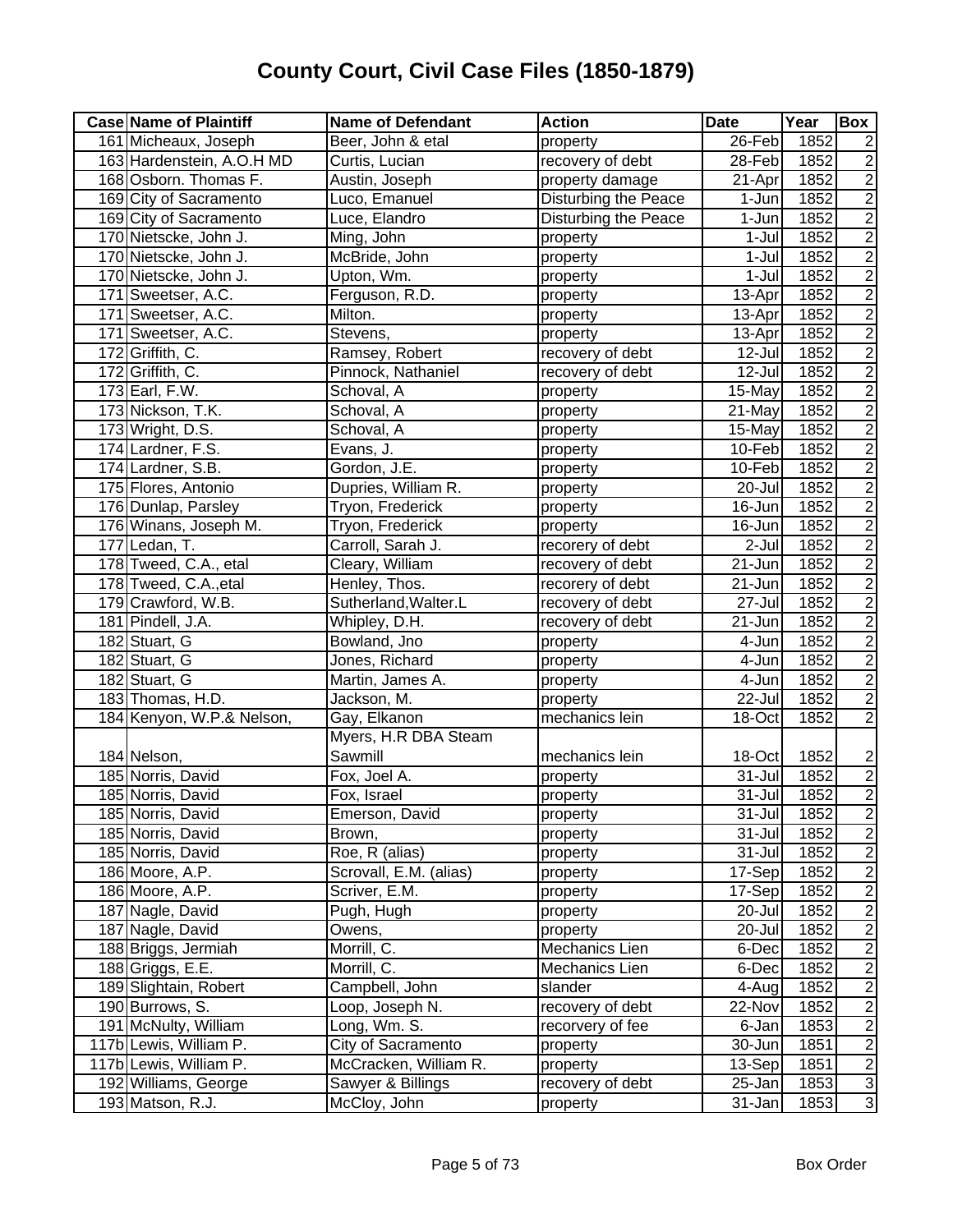# County Court, Civil Case Files (1850-1879)

| Case | Name of Plaintiff | Name of Defendant | Action | Date | Year | Box |
|---|---|---|---|---|---|---|
| 161 | Micheaux, Joseph | Beer, John & etal | property | 26-Feb | 1852 | 2 |
| 163 | Hardenstein, A.O.H MD | Curtis, Lucian | recovery of debt | 28-Feb | 1852 | 2 |
| 168 | Osborn. Thomas F. | Austin, Joseph | property damage | 21-Apr | 1852 | 2 |
| 169 | City of Sacramento | Luco, Emanuel | Disturbing the Peace | 1-Jun | 1852 | 2 |
| 169 | City of Sacramento | Luce, Elandro | Disturbing the Peace | 1-Jun | 1852 | 2 |
| 170 | Nietscke, John J. | Ming, John | property | 1-Jul | 1852 | 2 |
| 170 | Nietscke, John J. | McBride, John | property | 1-Jul | 1852 | 2 |
| 170 | Nietscke, John J. | Upton, Wm. | property | 1-Jul | 1852 | 2 |
| 171 | Sweetser, A.C. | Ferguson, R.D. | property | 13-Apr | 1852 | 2 |
| 171 | Sweetser, A.C. | Milton. | property | 13-Apr | 1852 | 2 |
| 171 | Sweetser, A.C. | Stevens, | property | 13-Apr | 1852 | 2 |
| 172 | Griffith, C. | Ramsey, Robert | recovery of debt | 12-Jul | 1852 | 2 |
| 172 | Griffith, C. | Pinnock, Nathaniel | recovery of debt | 12-Jul | 1852 | 2 |
| 173 | Earl, F.W. | Schoval, A | property | 15-May | 1852 | 2 |
| 173 | Nickson, T.K. | Schoval, A | property | 21-May | 1852 | 2 |
| 173 | Wright, D.S. | Schoval, A | property | 15-May | 1852 | 2 |
| 174 | Lardner, F.S. | Evans, J. | property | 10-Feb | 1852 | 2 |
| 174 | Lardner, S.B. | Gordon, J.E. | property | 10-Feb | 1852 | 2 |
| 175 | Flores, Antonio | Dupries, William R. | property | 20-Jul | 1852 | 2 |
| 176 | Dunlap, Parsley | Tryon, Frederick | property | 16-Jun | 1852 | 2 |
| 176 | Winans, Joseph M. | Tryon, Frederick | property | 16-Jun | 1852 | 2 |
| 177 | Ledan, T. | Carroll, Sarah J. | recorery of debt | 2-Jul | 1852 | 2 |
| 178 | Tweed, C.A., etal | Cleary, William | recovery of debt | 21-Jun | 1852 | 2 |
| 178 | Tweed, C.A.,etal | Henley, Thos. | recorery of debt | 21-Jun | 1852 | 2 |
| 179 | Crawford, W.B. | Sutherland,Walter.L | recovery of debt | 27-Jul | 1852 | 2 |
| 181 | Pindell, J.A. | Whipley, D.H. | recovery of debt | 21-Jun | 1852 | 2 |
| 182 | Stuart, G | Bowland, Jno | property | 4-Jun | 1852 | 2 |
| 182 | Stuart, G | Jones, Richard | property | 4-Jun | 1852 | 2 |
| 182 | Stuart, G | Martin, James A. | property | 4-Jun | 1852 | 2 |
| 183 | Thomas, H.D. | Jackson, M. | property | 22-Jul | 1852 | 2 |
| 184 | Kenyon, W.P.& Nelson, | Gay, Elkanon | mechanics lein | 18-Oct | 1852 | 2 |
| 184 | Nelson, | Myers, H.R DBA Steam Sawmill | mechanics lein | 18-Oct | 1852 | 2 |
| 185 | Norris, David | Fox, Joel A. | property | 31-Jul | 1852 | 2 |
| 185 | Norris, David | Fox, Israel | property | 31-Jul | 1852 | 2 |
| 185 | Norris, David | Emerson, David | property | 31-Jul | 1852 | 2 |
| 185 | Norris, David | Brown, | property | 31-Jul | 1852 | 2 |
| 185 | Norris, David | Roe, R (alias) | property | 31-Jul | 1852 | 2 |
| 186 | Moore, A.P. | Scrovall, E.M. (alias) | property | 17-Sep | 1852 | 2 |
| 186 | Moore, A.P. | Scriver, E.M. | property | 17-Sep | 1852 | 2 |
| 187 | Nagle, David | Pugh, Hugh | property | 20-Jul | 1852 | 2 |
| 187 | Nagle, David | Owens, | property | 20-Jul | 1852 | 2 |
| 188 | Briggs, Jermiah | Morrill, C. | Mechanics Lien | 6-Dec | 1852 | 2 |
| 188 | Griggs, E.E. | Morrill, C. | Mechanics Lien | 6-Dec | 1852 | 2 |
| 189 | Slightain, Robert | Campbell, John | slander | 4-Aug | 1852 | 2 |
| 190 | Burrows, S. | Loop, Joseph N. | recovery of debt | 22-Nov | 1852 | 2 |
| 191 | McNulty, William | Long, Wm. S. | recorvery of fee | 6-Jan | 1853 | 2 |
| 117b | Lewis, William P. | City of Sacramento | property | 30-Jun | 1851 | 2 |
| 117b | Lewis, William P. | McCracken, William R. | property | 13-Sep | 1851 | 2 |
| 192 | Williams, George | Sawyer & Billings | recovery of debt | 25-Jan | 1853 | 3 |
| 193 | Matson, R.J. | McCloy, John | property | 31-Jan | 1853 | 3 |

Box Order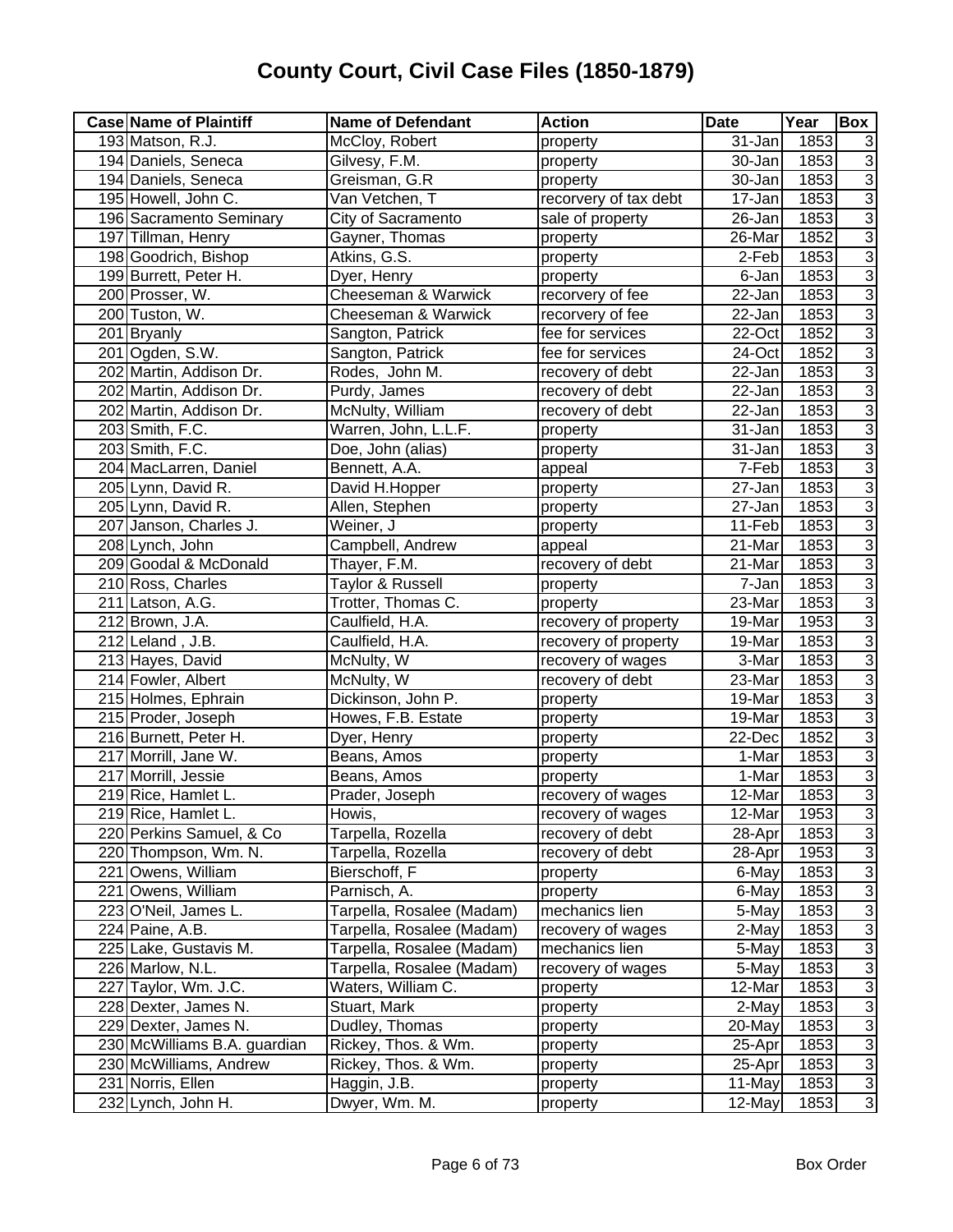# County Court, Civil Case Files (1850-1879)

| Case | Name of Plaintiff | Name of Defendant | Action | Date | Year | Box |
|---|---|---|---|---|---|---|
| 193 | Matson, R.J. | McCloy, Robert | property | 31-Jan | 1853 | 3 |
| 194 | Daniels, Seneca | Gilvesy, F.M. | property | 30-Jan | 1853 | 3 |
| 194 | Daniels, Seneca | Greisman, G.R | property | 30-Jan | 1853 | 3 |
| 195 | Howell, John C. | Van Vetchen, T | recorvery of tax debt | 17-Jan | 1853 | 3 |
| 196 | Sacramento Seminary | City of Sacramento | sale of property | 26-Jan | 1853 | 3 |
| 197 | Tillman, Henry | Gayner, Thomas | property | 26-Mar | 1852 | 3 |
| 198 | Goodrich, Bishop | Atkins, G.S. | property | 2-Feb | 1853 | 3 |
| 199 | Burrett, Peter H. | Dyer, Henry | property | 6-Jan | 1853 | 3 |
| 200 | Prosser, W. | Cheeseman & Warwick | recorvery of fee | 22-Jan | 1853 | 3 |
| 200 | Tuston, W. | Cheeseman & Warwick | recorvery of fee | 22-Jan | 1853 | 3 |
| 201 | Bryanly | Sangton, Patrick | fee for services | 22-Oct | 1852 | 3 |
| 201 | Ogden, S.W. | Sangton, Patrick | fee for services | 24-Oct | 1852 | 3 |
| 202 | Martin, Addison Dr. | Rodes, John M. | recovery of debt | 22-Jan | 1853 | 3 |
| 202 | Martin, Addison Dr. | Purdy, James | recovery of debt | 22-Jan | 1853 | 3 |
| 202 | Martin, Addison Dr. | McNulty, William | recovery of debt | 22-Jan | 1853 | 3 |
| 203 | Smith, F.C. | Warren, John, L.L.F. | property | 31-Jan | 1853 | 3 |
| 203 | Smith, F.C. | Doe, John (alias) | property | 31-Jan | 1853 | 3 |
| 204 | MacLarren, Daniel | Bennett, A.A. | appeal | 7-Feb | 1853 | 3 |
| 205 | Lynn, David R. | David H.Hopper | property | 27-Jan | 1853 | 3 |
| 205 | Lynn, David R. | Allen, Stephen | property | 27-Jan | 1853 | 3 |
| 207 | Janson, Charles J. | Weiner, J | property | 11-Feb | 1853 | 3 |
| 208 | Lynch, John | Campbell, Andrew | appeal | 21-Mar | 1853 | 3 |
| 209 | Goodal & McDonald | Thayer, F.M. | recovery of debt | 21-Mar | 1853 | 3 |
| 210 | Ross, Charles | Taylor & Russell | property | 7-Jan | 1853 | 3 |
| 211 | Latson, A.G. | Trotter, Thomas C. | property | 23-Mar | 1853 | 3 |
| 212 | Brown, J.A. | Caulfield, H.A. | recovery of property | 19-Mar | 1953 | 3 |
| 212 | Leland , J.B. | Caulfield, H.A. | recovery of property | 19-Mar | 1853 | 3 |
| 213 | Hayes, David | McNulty, W | recovery of wages | 3-Mar | 1853 | 3 |
| 214 | Fowler, Albert | McNulty, W | recovery of debt | 23-Mar | 1853 | 3 |
| 215 | Holmes, Ephrain | Dickinson, John P. | property | 19-Mar | 1853 | 3 |
| 215 | Proder, Joseph | Howes, F.B. Estate | property | 19-Mar | 1853 | 3 |
| 216 | Burnett, Peter H. | Dyer, Henry | property | 22-Dec | 1852 | 3 |
| 217 | Morrill, Jane W. | Beans, Amos | property | 1-Mar | 1853 | 3 |
| 217 | Morrill, Jessie | Beans, Amos | property | 1-Mar | 1853 | 3 |
| 219 | Rice, Hamlet L. | Prader, Joseph | recovery of wages | 12-Mar | 1853 | 3 |
| 219 | Rice, Hamlet L. | Howis, | recovery of wages | 12-Mar | 1953 | 3 |
| 220 | Perkins Samuel, & Co | Tarpella, Rozella | recovery of debt | 28-Apr | 1853 | 3 |
| 220 | Thompson, Wm. N. | Tarpella, Rozella | recovery of debt | 28-Apr | 1953 | 3 |
| 221 | Owens, William | Bierschoff, F | property | 6-May | 1853 | 3 |
| 221 | Owens, William | Parnisch, A. | property | 6-May | 1853 | 3 |
| 223 | O'Neil, James L. | Tarpella, Rosalee (Madam) | mechanics lien | 5-May | 1853 | 3 |
| 224 | Paine, A.B. | Tarpella, Rosalee (Madam) | recovery of wages | 2-May | 1853 | 3 |
| 225 | Lake, Gustavis M. | Tarpella, Rosalee (Madam) | mechanics lien | 5-May | 1853 | 3 |
| 226 | Marlow, N.L. | Tarpella, Rosalee (Madam) | recovery of wages | 5-May | 1853 | 3 |
| 227 | Taylor, Wm. J.C. | Waters, William C. | property | 12-Mar | 1853 | 3 |
| 228 | Dexter, James N. | Stuart, Mark | property | 2-May | 1853 | 3 |
| 229 | Dexter, James N. | Dudley, Thomas | property | 20-May | 1853 | 3 |
| 230 | McWilliams B.A. guardian | Rickey, Thos. & Wm. | property | 25-Apr | 1853 | 3 |
| 230 | McWilliams, Andrew | Rickey, Thos. & Wm. | property | 25-Apr | 1853 | 3 |
| 231 | Norris, Ellen | Haggin, J.B. | property | 11-May | 1853 | 3 |
| 232 | Lynch, John H. | Dwyer, Wm. M. | property | 12-May | 1853 | 3 |

Box Order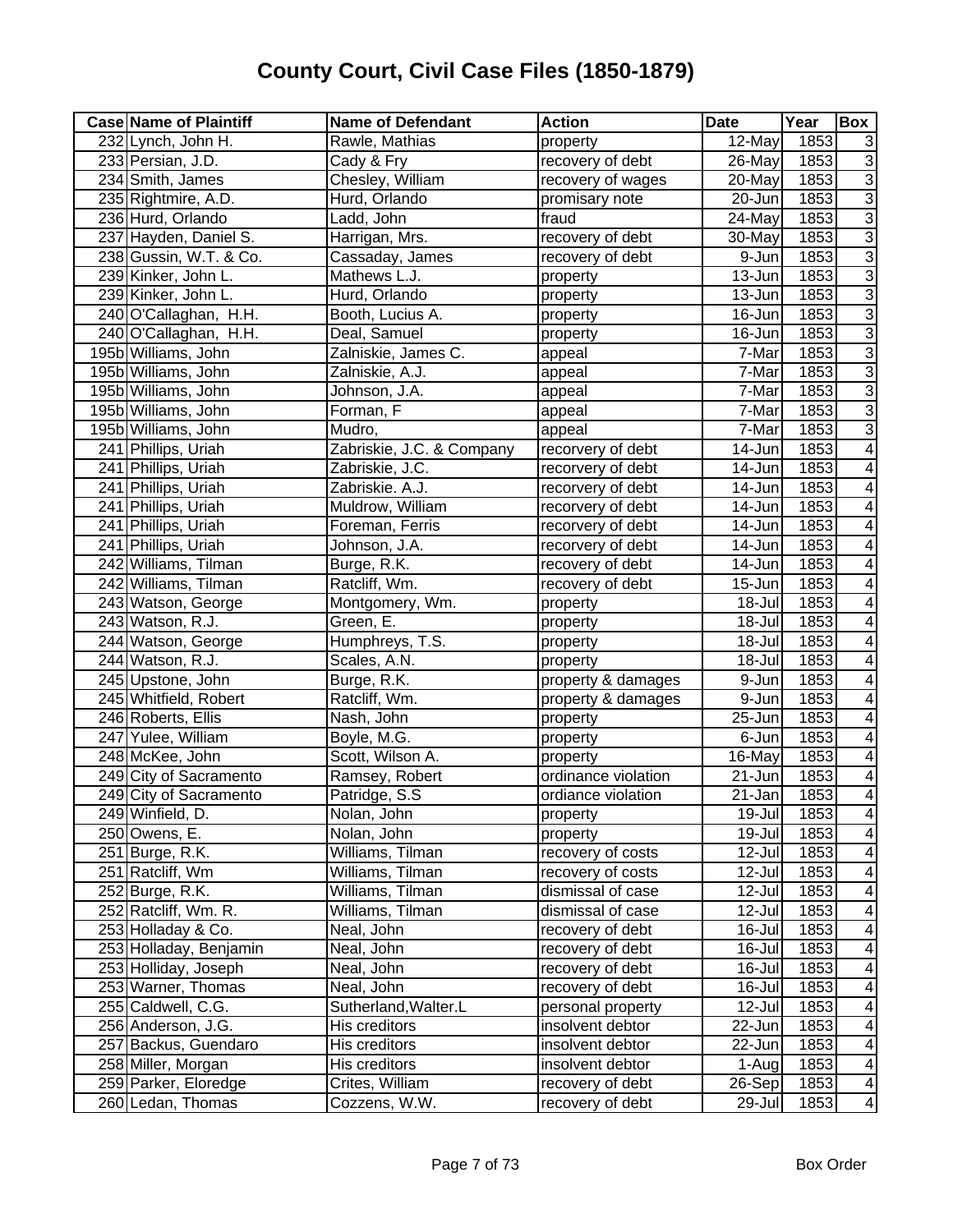# County Court, Civil Case Files (1850-1879)

| Case | Name of Plaintiff | Name of Defendant | Action | Date | Year | Box |
|---|---|---|---|---|---|---|
| 232 | Lynch, John H. | Rawle, Mathias | property | 12-May | 1853 | 3 |
| 233 | Persian, J.D. | Cady & Fry | recovery of debt | 26-May | 1853 | 3 |
| 234 | Smith, James | Chesley, William | recovery of wages | 20-May | 1853 | 3 |
| 235 | Rightmire, A.D. | Hurd, Orlando | promisary note | 20-Jun | 1853 | 3 |
| 236 | Hurd, Orlando | Ladd, John | fraud | 24-May | 1853 | 3 |
| 237 | Hayden, Daniel S. | Harrigan, Mrs. | recovery of debt | 30-May | 1853 | 3 |
| 238 | Gussin, W.T. & Co. | Cassaday, James | recovery of debt | 9-Jun | 1853 | 3 |
| 239 | Kinker, John L. | Mathews L.J. | property | 13-Jun | 1853 | 3 |
| 239 | Kinker, John L. | Hurd, Orlando | property | 13-Jun | 1853 | 3 |
| 240 | O'Callaghan, H.H. | Booth, Lucius A. | property | 16-Jun | 1853 | 3 |
| 240 | O'Callaghan, H.H. | Deal, Samuel | property | 16-Jun | 1853 | 3 |
| 195b | Williams, John | Zalniskie, James C. | appeal | 7-Mar | 1853 | 3 |
| 195b | Williams, John | Zalniskie, A.J. | appeal | 7-Mar | 1853 | 3 |
| 195b | Williams, John | Johnson, J.A. | appeal | 7-Mar | 1853 | 3 |
| 195b | Williams, John | Forman, F | appeal | 7-Mar | 1853 | 3 |
| 195b | Williams, John | Mudro, | appeal | 7-Mar | 1853 | 3 |
| 241 | Phillips, Uriah | Zabriskie, J.C. & Company | recorvery of debt | 14-Jun | 1853 | 4 |
| 241 | Phillips, Uriah | Zabriskie, J.C. | recorvery of debt | 14-Jun | 1853 | 4 |
| 241 | Phillips, Uriah | Zabriskie. A.J. | recorvery of debt | 14-Jun | 1853 | 4 |
| 241 | Phillips, Uriah | Muldrow, William | recorvery of debt | 14-Jun | 1853 | 4 |
| 241 | Phillips, Uriah | Foreman, Ferris | recorvery of debt | 14-Jun | 1853 | 4 |
| 241 | Phillips, Uriah | Johnson, J.A. | recorvery of debt | 14-Jun | 1853 | 4 |
| 242 | Williams, Tilman | Burge, R.K. | recovery of debt | 14-Jun | 1853 | 4 |
| 242 | Williams, Tilman | Ratcliff, Wm. | recovery of debt | 15-Jun | 1853 | 4 |
| 243 | Watson, George | Montgomery, Wm. | property | 18-Jul | 1853 | 4 |
| 243 | Watson, R.J. | Green, E. | property | 18-Jul | 1853 | 4 |
| 244 | Watson, George | Humphreys, T.S. | property | 18-Jul | 1853 | 4 |
| 244 | Watson, R.J. | Scales, A.N. | property | 18-Jul | 1853 | 4 |
| 245 | Upstone, John | Burge, R.K. | property & damages | 9-Jun | 1853 | 4 |
| 245 | Whitfield, Robert | Ratcliff, Wm. | property & damages | 9-Jun | 1853 | 4 |
| 246 | Roberts, Ellis | Nash, John | property | 25-Jun | 1853 | 4 |
| 247 | Yulee, William | Boyle, M.G. | property | 6-Jun | 1853 | 4 |
| 248 | McKee, John | Scott, Wilson A. | property | 16-May | 1853 | 4 |
| 249 | City of Sacramento | Ramsey, Robert | ordinance violation | 21-Jun | 1853 | 4 |
| 249 | City of Sacramento | Patridge, S.S | ordiance violation | 21-Jan | 1853 | 4 |
| 249 | Winfield, D. | Nolan, John | property | 19-Jul | 1853 | 4 |
| 250 | Owens, E. | Nolan, John | property | 19-Jul | 1853 | 4 |
| 251 | Burge, R.K. | Williams, Tilman | recovery of costs | 12-Jul | 1853 | 4 |
| 251 | Ratcliff, Wm | Williams, Tilman | recovery of costs | 12-Jul | 1853 | 4 |
| 252 | Burge, R.K. | Williams, Tilman | dismissal of case | 12-Jul | 1853 | 4 |
| 252 | Ratcliff, Wm. R. | Williams, Tilman | dismissal of case | 12-Jul | 1853 | 4 |
| 253 | Holladay & Co. | Neal, John | recovery of debt | 16-Jul | 1853 | 4 |
| 253 | Holladay, Benjamin | Neal, John | recovery of debt | 16-Jul | 1853 | 4 |
| 253 | Holliday, Joseph | Neal, John | recovery of debt | 16-Jul | 1853 | 4 |
| 253 | Warner, Thomas | Neal, John | recovery of debt | 16-Jul | 1853 | 4 |
| 255 | Caldwell, C.G. | Sutherland,Walter.L | personal property | 12-Jul | 1853 | 4 |
| 256 | Anderson, J.G. | His creditors | insolvent debtor | 22-Jun | 1853 | 4 |
| 257 | Backus, Guendaro | His creditors | insolvent debtor | 22-Jun | 1853 | 4 |
| 258 | Miller, Morgan | His creditors | insolvent debtor | 1-Aug | 1853 | 4 |
| 259 | Parker, Eloredge | Crites, William | recovery of debt | 26-Sep | 1853 | 4 |
| 260 | Ledan, Thomas | Cozzens, W.W. | recovery of debt | 29-Jul | 1853 | 4 |

Box Order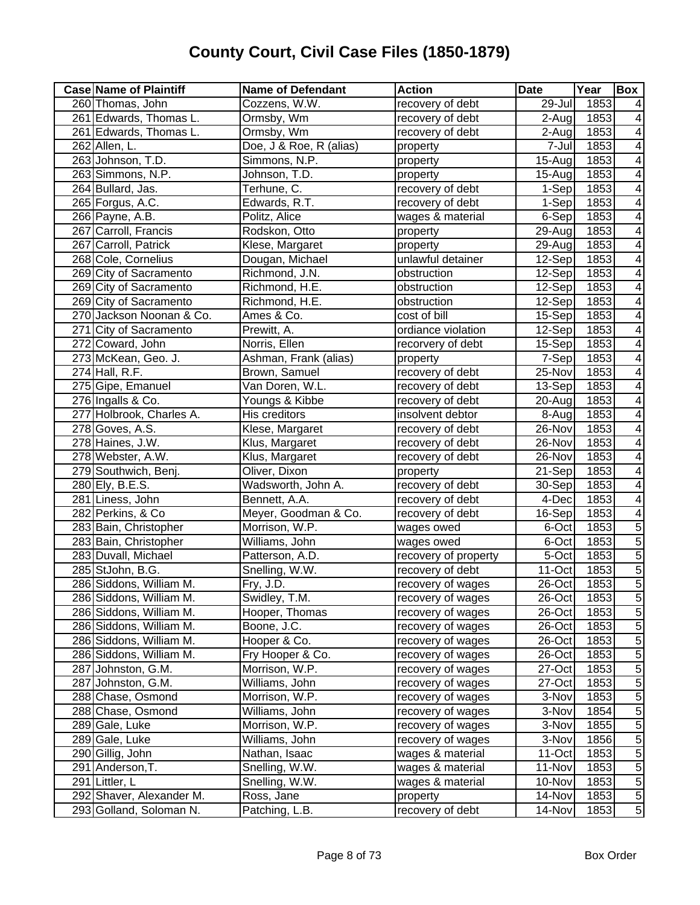# County Court, Civil Case Files (1850-1879)

| Case | Name of Plaintiff | Name of Defendant | Action | Date | Year | Box |
|---|---|---|---|---|---|---|
| 260 | Thomas, John | Cozzens, W.W. | recovery of debt | 29-Jul | 1853 | 4 |
| 261 | Edwards, Thomas L. | Ormsby, Wm | recovery of debt | 2-Aug | 1853 | 4 |
| 261 | Edwards, Thomas L. | Ormsby, Wm | recovery of debt | 2-Aug | 1853 | 4 |
| 262 | Allen, L. | Doe, J & Roe, R (alias) | property | 7-Jul | 1853 | 4 |
| 263 | Johnson, T.D. | Simmons, N.P. | property | 15-Aug | 1853 | 4 |
| 263 | Simmons, N.P. | Johnson, T.D. | property | 15-Aug | 1853 | 4 |
| 264 | Bullard, Jas. | Terhune, C. | recovery of debt | 1-Sep | 1853 | 4 |
| 265 | Forgus, A.C. | Edwards, R.T. | recovery of debt | 1-Sep | 1853 | 4 |
| 266 | Payne, A.B. | Politz, Alice | wages & material | 6-Sep | 1853 | 4 |
| 267 | Carroll, Francis | Rodskon, Otto | property | 29-Aug | 1853 | 4 |
| 267 | Carroll, Patrick | Klese, Margaret | property | 29-Aug | 1853 | 4 |
| 268 | Cole, Cornelius | Dougan, Michael | unlawful detainer | 12-Sep | 1853 | 4 |
| 269 | City of Sacramento | Richmond, J.N. | obstruction | 12-Sep | 1853 | 4 |
| 269 | City of Sacramento | Richmond, H.E. | obstruction | 12-Sep | 1853 | 4 |
| 269 | City of Sacramento | Richmond, H.E. | obstruction | 12-Sep | 1853 | 4 |
| 270 | Jackson Noonan & Co. | Ames & Co. | cost of bill | 15-Sep | 1853 | 4 |
| 271 | City of Sacramento | Prewitt, A. | ordiance violation | 12-Sep | 1853 | 4 |
| 272 | Coward, John | Norris, Ellen | recorvery of debt | 15-Sep | 1853 | 4 |
| 273 | McKean, Geo. J. | Ashman, Frank (alias) | property | 7-Sep | 1853 | 4 |
| 274 | Hall, R.F. | Brown, Samuel | recovery of debt | 25-Nov | 1853 | 4 |
| 275 | Gipe, Emanuel | Van Doren, W.L. | recovery of debt | 13-Sep | 1853 | 4 |
| 276 | Ingalls & Co. | Youngs & Kibbe | recovery of debt | 20-Aug | 1853 | 4 |
| 277 | Holbrook, Charles A. | His creditors | insolvent debtor | 8-Aug | 1853 | 4 |
| 278 | Goves, A.S. | Klese, Margaret | recovery of debt | 26-Nov | 1853 | 4 |
| 278 | Haines, J.W. | Klus, Margaret | recovery of debt | 26-Nov | 1853 | 4 |
| 278 | Webster, A.W. | Klus, Margaret | recovery of debt | 26-Nov | 1853 | 4 |
| 279 | Southwich, Benj. | Oliver, Dixon | property | 21-Sep | 1853 | 4 |
| 280 | Ely, B.E.S. | Wadsworth, John A. | recovery of debt | 30-Sep | 1853 | 4 |
| 281 | Liness, John | Bennett, A.A. | recovery of debt | 4-Dec | 1853 | 4 |
| 282 | Perkins, & Co | Meyer, Goodman & Co. | recovery of debt | 16-Sep | 1853 | 4 |
| 283 | Bain, Christopher | Morrison, W.P. | wages owed | 6-Oct | 1853 | 5 |
| 283 | Bain, Christopher | Williams, John | wages owed | 6-Oct | 1853 | 5 |
| 283 | Duvall, Michael | Patterson, A.D. | recovery of property | 5-Oct | 1853 | 5 |
| 285 | StJohn, B.G. | Snelling, W.W. | recovery of debt | 11-Oct | 1853 | 5 |
| 286 | Siddons, William M. | Fry, J.D. | recovery of wages | 26-Oct | 1853 | 5 |
| 286 | Siddons, William M. | Swidley, T.M. | recovery of wages | 26-Oct | 1853 | 5 |
| 286 | Siddons, William M. | Hooper, Thomas | recovery of wages | 26-Oct | 1853 | 5 |
| 286 | Siddons, William M. | Boone, J.C. | recovery of wages | 26-Oct | 1853 | 5 |
| 286 | Siddons, William M. | Hooper & Co. | recovery of wages | 26-Oct | 1853 | 5 |
| 286 | Siddons, William M. | Fry Hooper & Co. | recovery of wages | 26-Oct | 1853 | 5 |
| 287 | Johnston, G.M. | Morrison, W.P. | recovery of wages | 27-Oct | 1853 | 5 |
| 287 | Johnston, G.M. | Williams, John | recovery of wages | 27-Oct | 1853 | 5 |
| 288 | Chase, Osmond | Morrison, W.P. | recovery of wages | 3-Nov | 1853 | 5 |
| 288 | Chase, Osmond | Williams, John | recovery of wages | 3-Nov | 1854 | 5 |
| 289 | Gale, Luke | Morrison, W.P. | recovery of wages | 3-Nov | 1855 | 5 |
| 289 | Gale, Luke | Williams, John | recovery of wages | 3-Nov | 1856 | 5 |
| 290 | Gillig, John | Nathan, Isaac | wages & material | 11-Oct | 1853 | 5 |
| 291 | Anderson,T. | Snelling, W.W. | wages & material | 11-Nov | 1853 | 5 |
| 291 | Littler, L | Snelling, W.W. | wages & material | 10-Nov | 1853 | 5 |
| 292 | Shaver, Alexander M. | Ross, Jane | property | 14-Nov | 1853 | 5 |
| 293 | Golland, Soloman N. | Patching, L.B. | recovery of debt | 14-Nov | 1853 | 5 |

Box Order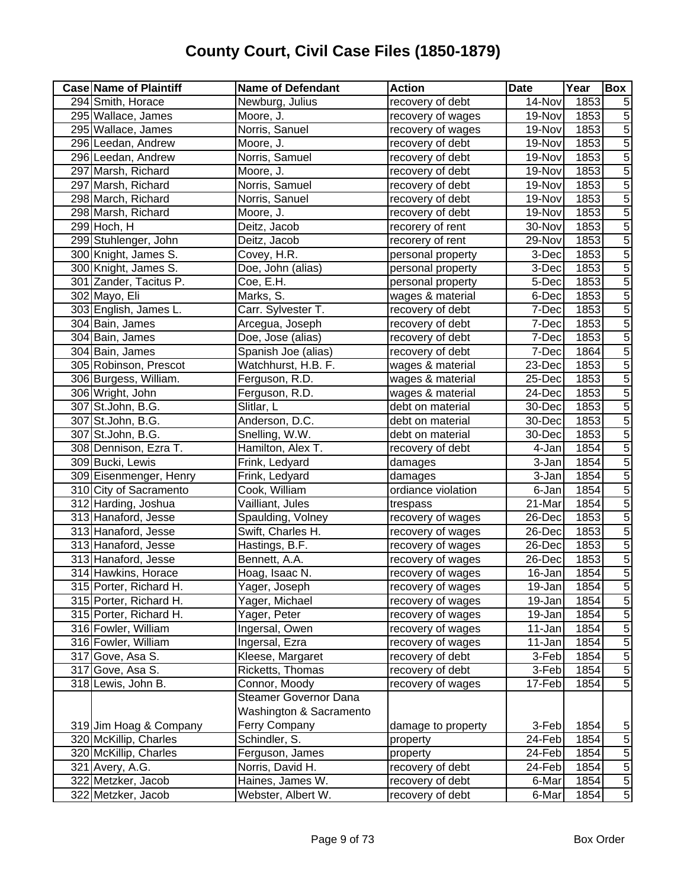# County Court, Civil Case Files (1850-1879)

| Case | Name of Plaintiff | Name of Defendant | Action | Date | Year | Box |
|---|---|---|---|---|---|---|
| 294 | Smith, Horace | Newburg, Julius | recovery of debt | 14-Nov | 1853 | 5 |
| 295 | Wallace, James | Moore, J. | recovery of wages | 19-Nov | 1853 | 5 |
| 295 | Wallace, James | Norris, Sanuel | recovery of wages | 19-Nov | 1853 | 5 |
| 296 | Leedan, Andrew | Moore, J. | recovery of debt | 19-Nov | 1853 | 5 |
| 296 | Leedan, Andrew | Norris, Samuel | recovery of debt | 19-Nov | 1853 | 5 |
| 297 | Marsh, Richard | Moore, J. | recovery of debt | 19-Nov | 1853 | 5 |
| 297 | Marsh, Richard | Norris, Samuel | recovery of debt | 19-Nov | 1853 | 5 |
| 298 | March, Richard | Norris, Sanuel | recovery of debt | 19-Nov | 1853 | 5 |
| 298 | Marsh, Richard | Moore, J. | recovery of debt | 19-Nov | 1853 | 5 |
| 299 | Hoch, H | Deitz, Jacob | recorery of rent | 30-Nov | 1853 | 5 |
| 299 | Stuhlenger, John | Deitz, Jacob | recorery of rent | 29-Nov | 1853 | 5 |
| 300 | Knight, James S. | Covey, H.R. | personal property | 3-Dec | 1853 | 5 |
| 300 | Knight, James S. | Doe, John (alias) | personal property | 3-Dec | 1853 | 5 |
| 301 | Zander, Tacitus P. | Coe, E.H. | personal property | 5-Dec | 1853 | 5 |
| 302 | Mayo, Eli | Marks, S. | wages & material | 6-Dec | 1853 | 5 |
| 303 | English, James L. | Carr. Sylvester T. | recovery of debt | 7-Dec | 1853 | 5 |
| 304 | Bain, James | Arcegua, Joseph | recovery of debt | 7-Dec | 1853 | 5 |
| 304 | Bain, James | Doe, Jose (alias) | recovery of debt | 7-Dec | 1853 | 5 |
| 304 | Bain, James | Spanish Joe (alias) | recovery of debt | 7-Dec | 1864 | 5 |
| 305 | Robinson, Prescot | Watchhurst, H.B. F. | wages & material | 23-Dec | 1853 | 5 |
| 306 | Burgess, William. | Ferguson, R.D. | wages & material | 25-Dec | 1853 | 5 |
| 306 | Wright, John | Ferguson, R.D. | wages & material | 24-Dec | 1853 | 5 |
| 307 | St.John, B.G. | Slitlar, L | debt on material | 30-Dec | 1853 | 5 |
| 307 | St.John, B.G. | Anderson, D.C. | debt on material | 30-Dec | 1853 | 5 |
| 307 | St.John, B.G. | Snelling, W.W. | debt on material | 30-Dec | 1853 | 5 |
| 308 | Dennison, Ezra T. | Hamilton, Alex T. | recovery of debt | 4-Jan | 1854 | 5 |
| 309 | Bucki, Lewis | Frink, Ledyard | damages | 3-Jan | 1854 | 5 |
| 309 | Eisenmenger, Henry | Frink, Ledyard | damages | 3-Jan | 1854 | 5 |
| 310 | City of Sacramento | Cook, William | ordiance violation | 6-Jan | 1854 | 5 |
| 312 | Harding, Joshua | Vailliant, Jules | trespass | 21-Mar | 1854 | 5 |
| 313 | Hanaford, Jesse | Spaulding, Volney | recovery of wages | 26-Dec | 1853 | 5 |
| 313 | Hanaford, Jesse | Swift, Charles H. | recovery of wages | 26-Dec | 1853 | 5 |
| 313 | Hanaford, Jesse | Hastings, B.F. | recovery of wages | 26-Dec | 1853 | 5 |
| 313 | Hanaford, Jesse | Bennett, A.A. | recovery of wages | 26-Dec | 1853 | 5 |
| 314 | Hawkins, Horace | Hoag, Isaac N. | recovery of wages | 16-Jan | 1854 | 5 |
| 315 | Porter, Richard H. | Yager, Joseph | recovery of wages | 19-Jan | 1854 | 5 |
| 315 | Porter, Richard H. | Yager, Michael | recovery of wages | 19-Jan | 1854 | 5 |
| 315 | Porter, Richard H. | Yager, Peter | recovery of wages | 19-Jan | 1854 | 5 |
| 316 | Fowler, William | Ingersal, Owen | recovery of wages | 11-Jan | 1854 | 5 |
| 316 | Fowler, William | Ingersal, Ezra | recovery of wages | 11-Jan | 1854 | 5 |
| 317 | Gove, Asa S. | Kleese, Margaret | recovery of debt | 3-Feb | 1854 | 5 |
| 317 | Gove, Asa S. | Ricketts, Thomas | recovery of debt | 3-Feb | 1854 | 5 |
| 318 | Lewis, John B. | Connor, Moody | recovery of wages | 17-Feb | 1854 | 5 |
| 319 | Jim Hoag & Company | Steamer Governor Dana Washington & Sacramento Ferry Company | damage to property | 3-Feb | 1854 | 5 |
| 320 | McKillip, Charles | Schindler, S. | property | 24-Feb | 1854 | 5 |
| 320 | McKillip, Charles | Ferguson, James | property | 24-Feb | 1854 | 5 |
| 321 | Avery, A.G. | Norris, David H. | recovery of debt | 24-Feb | 1854 | 5 |
| 322 | Metzker, Jacob | Haines, James W. | recovery of debt | 6-Mar | 1854 | 5 |
| 322 | Metzker, Jacob | Webster, Albert W. | recovery of debt | 6-Mar | 1854 | 5 |

Box Order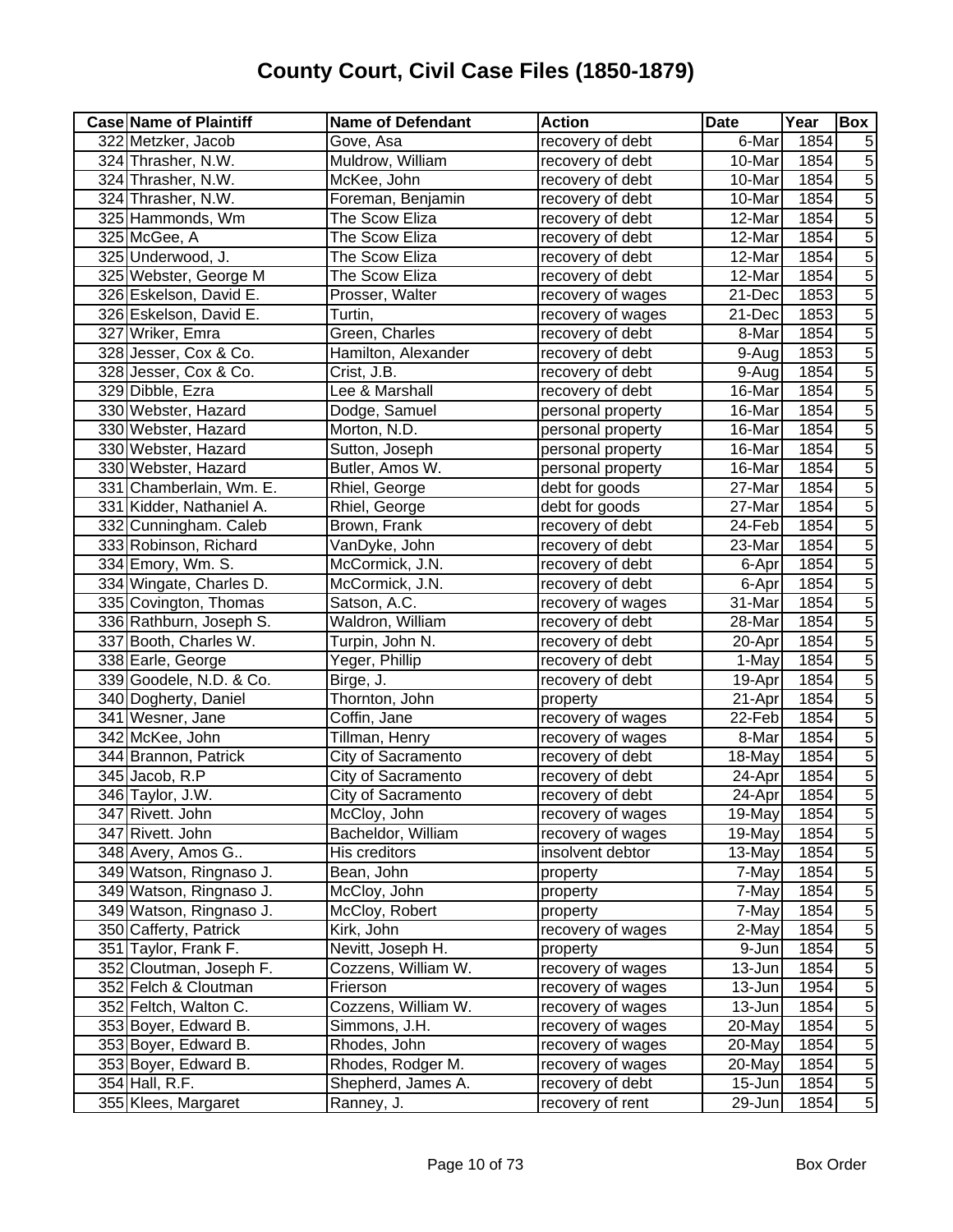# County Court, Civil Case Files (1850-1879)

| Case | Name of Plaintiff | Name of Defendant | Action | Date | Year | Box |
|---|---|---|---|---|---|---|
| 322 | Metzker, Jacob | Gove, Asa | recovery of debt | 6-Mar | 1854 | 5 |
| 324 | Thrasher, N.W. | Muldrow, William | recovery of debt | 10-Mar | 1854 | 5 |
| 324 | Thrasher, N.W. | McKee, John | recovery of debt | 10-Mar | 1854 | 5 |
| 324 | Thrasher, N.W. | Foreman, Benjamin | recovery of debt | 10-Mar | 1854 | 5 |
| 325 | Hammonds, Wm | The Scow Eliza | recovery of debt | 12-Mar | 1854 | 5 |
| 325 | McGee, A | The Scow Eliza | recovery of debt | 12-Mar | 1854 | 5 |
| 325 | Underwood, J. | The Scow Eliza | recovery of debt | 12-Mar | 1854 | 5 |
| 325 | Webster, George M | The Scow Eliza | recovery of debt | 12-Mar | 1854 | 5 |
| 326 | Eskelson, David E. | Prosser, Walter | recovery of wages | 21-Dec | 1853 | 5 |
| 326 | Eskelson, David E. | Turtin, | recovery of wages | 21-Dec | 1853 | 5 |
| 327 | Wriker, Emra | Green, Charles | recovery of debt | 8-Mar | 1854 | 5 |
| 328 | Jesser, Cox & Co. | Hamilton, Alexander | recovery of debt | 9-Aug | 1853 | 5 |
| 328 | Jesser, Cox & Co. | Crist, J.B. | recovery of debt | 9-Aug | 1854 | 5 |
| 329 | Dibble, Ezra | Lee & Marshall | recovery of debt | 16-Mar | 1854 | 5 |
| 330 | Webster, Hazard | Dodge, Samuel | personal property | 16-Mar | 1854 | 5 |
| 330 | Webster, Hazard | Morton, N.D. | personal property | 16-Mar | 1854 | 5 |
| 330 | Webster, Hazard | Sutton, Joseph | personal property | 16-Mar | 1854 | 5 |
| 330 | Webster, Hazard | Butler, Amos W. | personal property | 16-Mar | 1854 | 5 |
| 331 | Chamberlain, Wm. E. | Rhiel, George | debt for goods | 27-Mar | 1854 | 5 |
| 331 | Kidder, Nathaniel A. | Rhiel, George | debt for goods | 27-Mar | 1854 | 5 |
| 332 | Cunningham. Caleb | Brown, Frank | recovery of debt | 24-Feb | 1854 | 5 |
| 333 | Robinson, Richard | VanDyke, John | recovery of debt | 23-Mar | 1854 | 5 |
| 334 | Emory, Wm. S. | McCormick, J.N. | recovery of debt | 6-Apr | 1854 | 5 |
| 334 | Wingate, Charles D. | McCormick, J.N. | recovery of debt | 6-Apr | 1854 | 5 |
| 335 | Covington, Thomas | Satson, A.C. | recovery of wages | 31-Mar | 1854 | 5 |
| 336 | Rathburn, Joseph S. | Waldron, William | recovery of debt | 28-Mar | 1854 | 5 |
| 337 | Booth, Charles W. | Turpin, John N. | recovery of debt | 20-Apr | 1854 | 5 |
| 338 | Earle, George | Yeger, Phillip | recovery of debt | 1-May | 1854 | 5 |
| 339 | Goodele, N.D. & Co. | Birge, J. | recovery of debt | 19-Apr | 1854 | 5 |
| 340 | Dogherty, Daniel | Thornton, John | property | 21-Apr | 1854 | 5 |
| 341 | Wesner, Jane | Coffin, Jane | recovery of wages | 22-Feb | 1854 | 5 |
| 342 | McKee, John | Tillman, Henry | recovery of wages | 8-Mar | 1854 | 5 |
| 344 | Brannon, Patrick | City of Sacramento | recovery of debt | 18-May | 1854 | 5 |
| 345 | Jacob, R.P | City of Sacramento | recovery of debt | 24-Apr | 1854 | 5 |
| 346 | Taylor, J.W. | City of Sacramento | recovery of debt | 24-Apr | 1854 | 5 |
| 347 | Rivett. John | McCloy, John | recovery of wages | 19-May | 1854 | 5 |
| 347 | Rivett. John | Bacheldor, William | recovery of wages | 19-May | 1854 | 5 |
| 348 | Avery, Amos G.. | His creditors | insolvent debtor | 13-May | 1854 | 5 |
| 349 | Watson, Ringnaso J. | Bean, John | property | 7-May | 1854 | 5 |
| 349 | Watson, Ringnaso J. | McCloy, John | property | 7-May | 1854 | 5 |
| 349 | Watson, Ringnaso J. | McCloy, Robert | property | 7-May | 1854 | 5 |
| 350 | Cafferty, Patrick | Kirk, John | recovery of wages | 2-May | 1854 | 5 |
| 351 | Taylor, Frank F. | Nevitt, Joseph H. | property | 9-Jun | 1854 | 5 |
| 352 | Cloutman, Joseph F. | Cozzens, William W. | recovery of wages | 13-Jun | 1854 | 5 |
| 352 | Felch & Cloutman | Frierson | recovery of wages | 13-Jun | 1954 | 5 |
| 352 | Feltch, Walton C. | Cozzens, William W. | recovery of wages | 13-Jun | 1854 | 5 |
| 353 | Boyer, Edward B. | Simmons, J.H. | recovery of wages | 20-May | 1854 | 5 |
| 353 | Boyer, Edward B. | Rhodes, John | recovery of wages | 20-May | 1854 | 5 |
| 353 | Boyer, Edward B. | Rhodes, Rodger M. | recovery of wages | 20-May | 1854 | 5 |
| 354 | Hall, R.F. | Shepherd, James A. | recovery of debt | 15-Jun | 1854 | 5 |
| 355 | Klees, Margaret | Ranney, J. | recovery of rent | 29-Jun | 1854 | 5 |

Box Order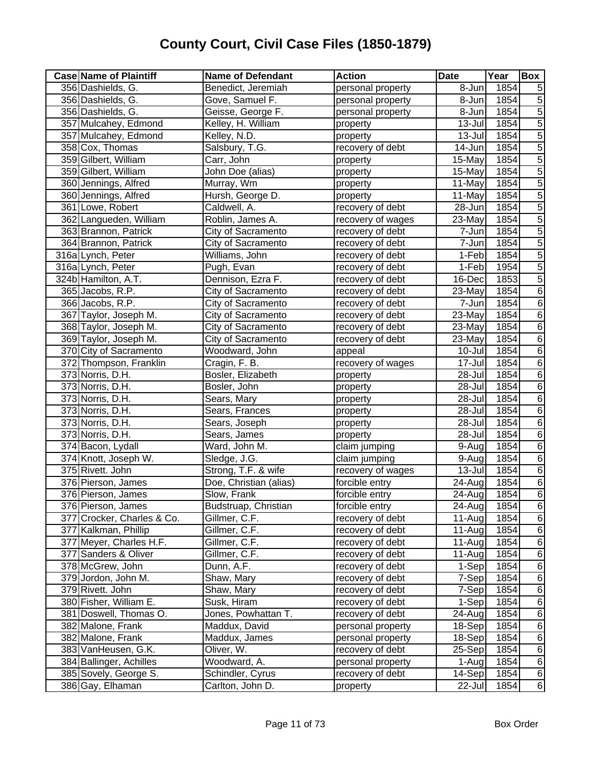# County Court, Civil Case Files (1850-1879)

| Case | Name of Plaintiff | Name of Defendant | Action | Date | Year | Box |
|---|---|---|---|---|---|---|
| 356 | Dashields, G. | Benedict, Jeremiah | personal property | 8-Jun | 1854 | 5 |
| 356 | Dashields, G. | Gove, Samuel F. | personal property | 8-Jun | 1854 | 5 |
| 356 | Dashields, G. | Geisse, George F. | personal property | 8-Jun | 1854 | 5 |
| 357 | Mulcahey, Edmond | Kelley, H. William | property | 13-Jul | 1854 | 5 |
| 357 | Mulcahey, Edmond | Kelley, N.D. | property | 13-Jul | 1854 | 5 |
| 358 | Cox, Thomas | Salsbury, T.G. | recovery of debt | 14-Jun | 1854 | 5 |
| 359 | Gilbert, William | Carr, John | property | 15-May | 1854 | 5 |
| 359 | Gilbert, William | John Doe (alias) | property | 15-May | 1854 | 5 |
| 360 | Jennings, Alfred | Murray, Wm | property | 11-May | 1854 | 5 |
| 360 | Jennings, Alfred | Hursh, George D. | property | 11-May | 1854 | 5 |
| 361 | Lowe, Robert | Caldwell, A. | recovery of debt | 28-Jun | 1854 | 5 |
| 362 | Langueden, William | Roblin, James A. | recovery of wages | 23-May | 1854 | 5 |
| 363 | Brannon, Patrick | City of Sacramento | recovery of debt | 7-Jun | 1854 | 5 |
| 364 | Brannon, Patrick | City of Sacramento | recovery of debt | 7-Jun | 1854 | 5 |
| 316a | Lynch, Peter | Williams, John | recovery of debt | 1-Feb | 1854 | 5 |
| 316a | Lynch, Peter | Pugh, Evan | recovery of debt | 1-Feb | 1954 | 5 |
| 324b | Hamilton, A.T. | Dennison, Ezra F. | recovery of debt | 16-Dec | 1853 | 5 |
| 365 | Jacobs, R.P. | City of Sacramento | recovery of debt | 23-May | 1854 | 6 |
| 366 | Jacobs, R.P. | City of Sacramento | recovery of debt | 7-Jun | 1854 | 6 |
| 367 | Taylor, Joseph M. | City of Sacramento | recovery of debt | 23-May | 1854 | 6 |
| 368 | Taylor, Joseph M. | City of Sacramento | recovery of debt | 23-May | 1854 | 6 |
| 369 | Taylor, Joseph M. | City of Sacramento | recovery of debt | 23-May | 1854 | 6 |
| 370 | City of Sacramento | Woodward, John | appeal | 10-Jul | 1854 | 6 |
| 372 | Thompson, Franklin | Cragin, F. B. | recovery of wages | 17-Jul | 1854 | 6 |
| 373 | Norris, D.H. | Bosler, Elizabeth | property | 28-Jul | 1854 | 6 |
| 373 | Norris, D.H. | Bosler, John | property | 28-Jul | 1854 | 6 |
| 373 | Norris, D.H. | Sears, Mary | property | 28-Jul | 1854 | 6 |
| 373 | Norris, D.H. | Sears, Frances | property | 28-Jul | 1854 | 6 |
| 373 | Norris, D.H. | Sears, Joseph | property | 28-Jul | 1854 | 6 |
| 373 | Norris, D.H. | Sears, James | property | 28-Jul | 1854 | 6 |
| 374 | Bacon, Lydall | Ward, John M. | claim jumping | 9-Aug | 1854 | 6 |
| 374 | Knott, Joseph W. | Sledge, J.G. | claim jumping | 9-Aug | 1854 | 6 |
| 375 | Rivett. John | Strong, T.F. & wife | recovery of wages | 13-Jul | 1854 | 6 |
| 376 | Pierson, James | Doe, Christian (alias) | forcible entry | 24-Aug | 1854 | 6 |
| 376 | Pierson, James | Slow, Frank | forcible entry | 24-Aug | 1854 | 6 |
| 376 | Pierson, James | Budstruap, Christian | forcible entry | 24-Aug | 1854 | 6 |
| 377 | Crocker, Charles & Co. | Gillmer, C.F. | recovery of debt | 11-Aug | 1854 | 6 |
| 377 | Kalkman, Phillip | Gillmer, C.F. | recovery of debt | 11-Aug | 1854 | 6 |
| 377 | Meyer, Charles H.F. | Gillmer, C.F. | recovery of debt | 11-Aug | 1854 | 6 |
| 377 | Sanders & Oliver | Gillmer, C.F. | recovery of debt | 11-Aug | 1854 | 6 |
| 378 | McGrew, John | Dunn, A.F. | recovery of debt | 1-Sep | 1854 | 6 |
| 379 | Jordon, John M. | Shaw, Mary | recovery of debt | 7-Sep | 1854 | 6 |
| 379 | Rivett. John | Shaw, Mary | recovery of debt | 7-Sep | 1854 | 6 |
| 380 | Fisher, William E. | Susk, Hiram | recovery of debt | 1-Sep | 1854 | 6 |
| 381 | Doswell, Thomas O. | Jones, Powhattan T. | recovery of debt | 24-Aug | 1854 | 6 |
| 382 | Malone, Frank | Maddux, David | personal property | 18-Sep | 1854 | 6 |
| 382 | Malone, Frank | Maddux, James | personal property | 18-Sep | 1854 | 6 |
| 383 | VanHeusen, G.K. | Oliver, W. | recovery of debt | 25-Sep | 1854 | 6 |
| 384 | Ballinger, Achilles | Woodward, A. | personal property | 1-Aug | 1854 | 6 |
| 385 | Sovely, George S. | Schindler, Cyrus | recovery of debt | 14-Sep | 1854 | 6 |
| 386 | Gay, Elhaman | Carlton, John D. | property | 22-Jul | 1854 | 6 |

Box Order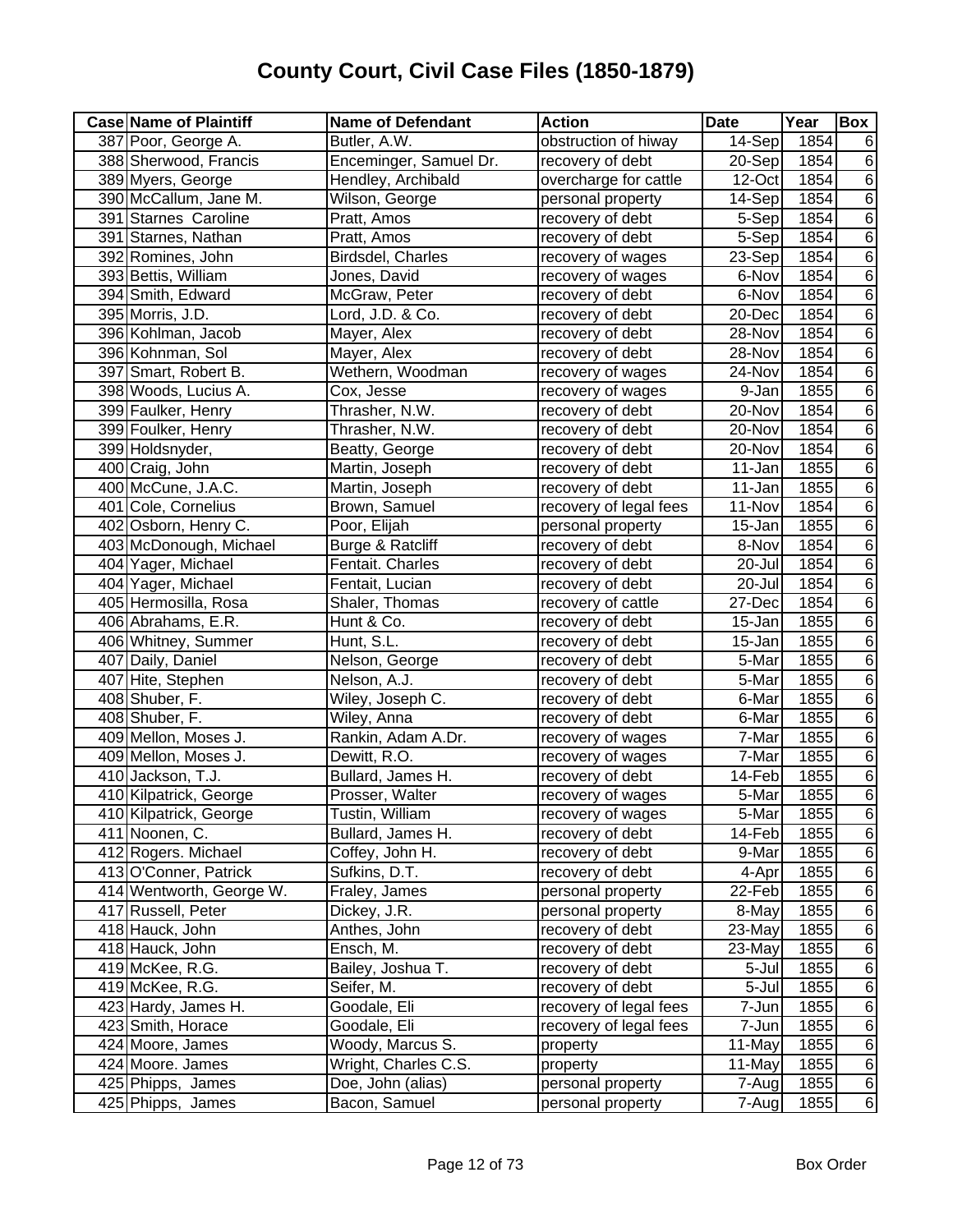# County Court, Civil Case Files (1850-1879)

| Case | Name of Plaintiff | Name of Defendant | Action | Date | Year | Box |
|---|---|---|---|---|---|---|
| 387 | Poor, George A. | Butler, A.W. | obstruction of hiway | 14-Sep | 1854 | 6 |
| 388 | Sherwood, Francis | Enceminger, Samuel Dr. | recovery of debt | 20-Sep | 1854 | 6 |
| 389 | Myers, George | Hendley, Archibald | overcharge for cattle | 12-Oct | 1854 | 6 |
| 390 | McCallum, Jane M. | Wilson, George | personal property | 14-Sep | 1854 | 6 |
| 391 | Starnes  Caroline | Pratt, Amos | recovery of debt | 5-Sep | 1854 | 6 |
| 391 | Starnes, Nathan | Pratt, Amos | recovery of debt | 5-Sep | 1854 | 6 |
| 392 | Romines, John | Birdsdel, Charles | recovery of wages | 23-Sep | 1854 | 6 |
| 393 | Bettis, William | Jones, David | recovery of wages | 6-Nov | 1854 | 6 |
| 394 | Smith, Edward | McGraw, Peter | recovery of debt | 6-Nov | 1854 | 6 |
| 395 | Morris, J.D. | Lord, J.D. & Co. | recovery of debt | 20-Dec | 1854 | 6 |
| 396 | Kohlman, Jacob | Mayer, Alex | recovery of debt | 28-Nov | 1854 | 6 |
| 396 | Kohnman, Sol | Mayer, Alex | recovery of debt | 28-Nov | 1854 | 6 |
| 397 | Smart, Robert B. | Wethern, Woodman | recovery of wages | 24-Nov | 1854 | 6 |
| 398 | Woods, Lucius A. | Cox, Jesse | recovery of wages | 9-Jan | 1855 | 6 |
| 399 | Faulker, Henry | Thrasher, N.W. | recovery of debt | 20-Nov | 1854 | 6 |
| 399 | Foulker, Henry | Thrasher, N.W. | recovery of debt | 20-Nov | 1854 | 6 |
| 399 | Holdsnyder, | Beatty, George | recovery of debt | 20-Nov | 1854 | 6 |
| 400 | Craig, John | Martin, Joseph | recovery of debt | 11-Jan | 1855 | 6 |
| 400 | McCune, J.A.C. | Martin, Joseph | recovery of debt | 11-Jan | 1855 | 6 |
| 401 | Cole, Cornelius | Brown, Samuel | recovery of legal fees | 11-Nov | 1854 | 6 |
| 402 | Osborn, Henry C. | Poor, Elijah | personal property | 15-Jan | 1855 | 6 |
| 403 | McDonough, Michael | Burge & Ratcliff | recovery of debt | 8-Nov | 1854 | 6 |
| 404 | Yager, Michael | Fentait. Charles | recovery of debt | 20-Jul | 1854 | 6 |
| 404 | Yager, Michael | Fentait, Lucian | recovery of debt | 20-Jul | 1854 | 6 |
| 405 | Hermosilla, Rosa | Shaler, Thomas | recovery of cattle | 27-Dec | 1854 | 6 |
| 406 | Abrahams, E.R. | Hunt & Co. | recovery of debt | 15-Jan | 1855 | 6 |
| 406 | Whitney, Summer | Hunt, S.L. | recovery of debt | 15-Jan | 1855 | 6 |
| 407 | Daily, Daniel | Nelson, George | recovery of debt | 5-Mar | 1855 | 6 |
| 407 | Hite, Stephen | Nelson, A.J. | recovery of debt | 5-Mar | 1855 | 6 |
| 408 | Shuber, F. | Wiley, Joseph C. | recovery of debt | 6-Mar | 1855 | 6 |
| 408 | Shuber, F. | Wiley, Anna | recovery of debt | 6-Mar | 1855 | 6 |
| 409 | Mellon, Moses J. | Rankin, Adam A.Dr. | recovery of wages | 7-Mar | 1855 | 6 |
| 409 | Mellon, Moses J. | Dewitt, R.O. | recovery of wages | 7-Mar | 1855 | 6 |
| 410 | Jackson, T.J. | Bullard, James H. | recovery of debt | 14-Feb | 1855 | 6 |
| 410 | Kilpatrick, George | Prosser, Walter | recovery of wages | 5-Mar | 1855 | 6 |
| 410 | Kilpatrick, George | Tustin, William | recovery of wages | 5-Mar | 1855 | 6 |
| 411 | Noonen, C. | Bullard, James H. | recovery of debt | 14-Feb | 1855 | 6 |
| 412 | Rogers. Michael | Coffey, John H. | recovery of debt | 9-Mar | 1855 | 6 |
| 413 | O'Conner, Patrick | Sufkins, D.T. | recovery of debt | 4-Apr | 1855 | 6 |
| 414 | Wentworth, George W. | Fraley, James | personal property | 22-Feb | 1855 | 6 |
| 417 | Russell, Peter | Dickey, J.R. | personal property | 8-May | 1855 | 6 |
| 418 | Hauck, John | Anthes, John | recovery of debt | 23-May | 1855 | 6 |
| 418 | Hauck, John | Ensch, M. | recovery of debt | 23-May | 1855 | 6 |
| 419 | McKee, R.G. | Bailey, Joshua T. | recovery of debt | 5-Jul | 1855 | 6 |
| 419 | McKee, R.G. | Seifer, M. | recovery of debt | 5-Jul | 1855 | 6 |
| 423 | Hardy, James H. | Goodale, Eli | recovery of legal fees | 7-Jun | 1855 | 6 |
| 423 | Smith, Horace | Goodale, Eli | recovery of legal fees | 7-Jun | 1855 | 6 |
| 424 | Moore, James | Woody, Marcus S. | property | 11-May | 1855 | 6 |
| 424 | Moore. James | Wright, Charles C.S. | property | 11-May | 1855 | 6 |
| 425 | Phipps,  James | Doe, John (alias) | personal property | 7-Aug | 1855 | 6 |
| 425 | Phipps,  James | Bacon, Samuel | personal property | 7-Aug | 1855 | 6 |

Box Order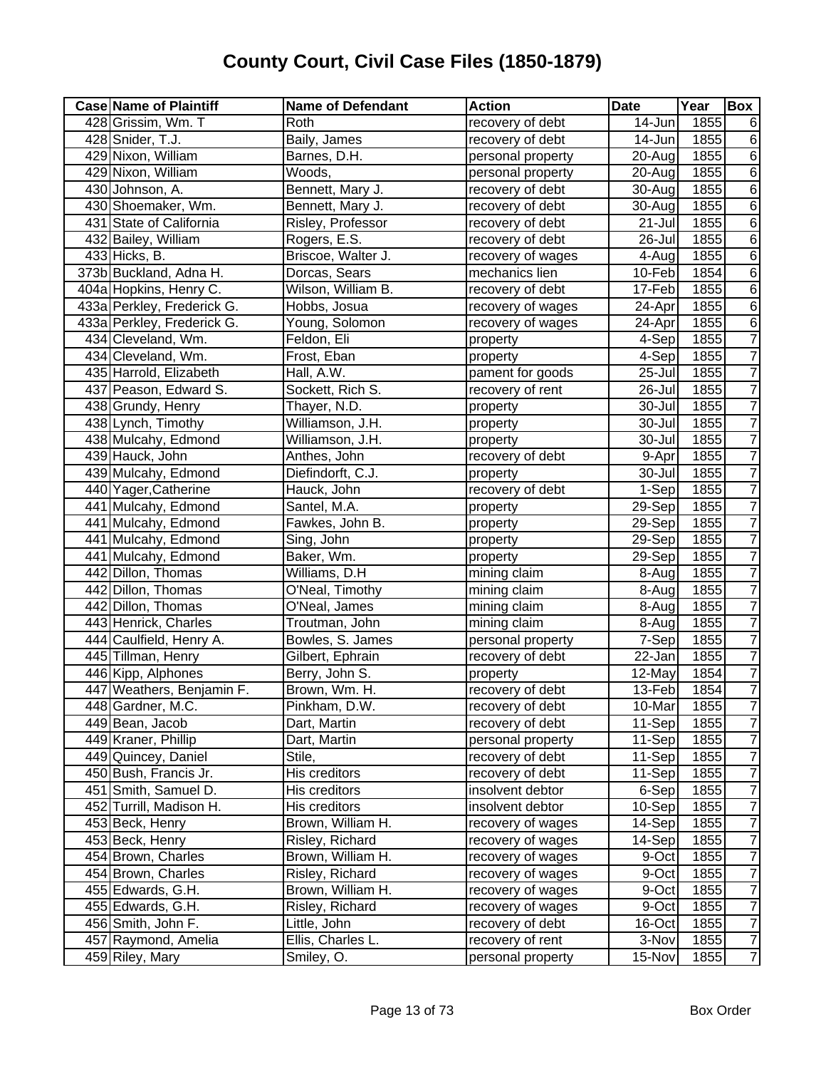# County Court, Civil Case Files (1850-1879)

| Case | Name of Plaintiff | Name of Defendant | Action | Date | Year | Box |
|---|---|---|---|---|---|---|
| 428 | Grissim, Wm. T | Roth | recovery of debt | 14-Jun | 1855 | 6 |
| 428 | Snider, T.J. | Baily, James | recovery of debt | 14-Jun | 1855 | 6 |
| 429 | Nixon, William | Barnes, D.H. | personal property | 20-Aug | 1855 | 6 |
| 429 | Nixon, William | Woods, | personal property | 20-Aug | 1855 | 6 |
| 430 | Johnson, A. | Bennett, Mary J. | recovery of debt | 30-Aug | 1855 | 6 |
| 430 | Shoemaker, Wm. | Bennett, Mary J. | recovery of debt | 30-Aug | 1855 | 6 |
| 431 | State of California | Risley, Professor | recovery of debt | 21-Jul | 1855 | 6 |
| 432 | Bailey, William | Rogers, E.S. | recovery of debt | 26-Jul | 1855 | 6 |
| 433 | Hicks, B. | Briscoe, Walter J. | recovery of wages | 4-Aug | 1855 | 6 |
| 373b | Buckland, Adna H. | Dorcas, Sears | mechanics lien | 10-Feb | 1854 | 6 |
| 404a | Hopkins, Henry C. | Wilson, William B. | recovery of debt | 17-Feb | 1855 | 6 |
| 433a | Perkley, Frederick G. | Hobbs, Josua | recovery of wages | 24-Apr | 1855 | 6 |
| 433a | Perkley, Frederick G. | Young, Solomon | recovery of wages | 24-Apr | 1855 | 6 |
| 434 | Cleveland, Wm. | Feldon, Eli | property | 4-Sep | 1855 | 7 |
| 434 | Cleveland, Wm. | Frost, Eban | property | 4-Sep | 1855 | 7 |
| 435 | Harrold, Elizabeth | Hall, A.W. | pament for goods | 25-Jul | 1855 | 7 |
| 437 | Peason, Edward S. | Sockett, Rich S. | recovery of rent | 26-Jul | 1855 | 7 |
| 438 | Grundy, Henry | Thayer, N.D. | property | 30-Jul | 1855 | 7 |
| 438 | Lynch, Timothy | Williamson, J.H. | property | 30-Jul | 1855 | 7 |
| 438 | Mulcahy, Edmond | Williamson, J.H. | property | 30-Jul | 1855 | 7 |
| 439 | Hauck, John | Anthes, John | recovery of debt | 9-Apr | 1855 | 7 |
| 439 | Mulcahy, Edmond | Diefindorft, C.J. | property | 30-Jul | 1855 | 7 |
| 440 | Yager,Catherine | Hauck, John | recovery of debt | 1-Sep | 1855 | 7 |
| 441 | Mulcahy, Edmond | Santel, M.A. | property | 29-Sep | 1855 | 7 |
| 441 | Mulcahy, Edmond | Fawkes, John B. | property | 29-Sep | 1855 | 7 |
| 441 | Mulcahy, Edmond | Sing, John | property | 29-Sep | 1855 | 7 |
| 441 | Mulcahy, Edmond | Baker, Wm. | property | 29-Sep | 1855 | 7 |
| 442 | Dillon, Thomas | Williams, D.H | mining claim | 8-Aug | 1855 | 7 |
| 442 | Dillon, Thomas | O'Neal, Timothy | mining claim | 8-Aug | 1855 | 7 |
| 442 | Dillon, Thomas | O'Neal, James | mining claim | 8-Aug | 1855 | 7 |
| 443 | Henrick, Charles | Troutman, John | mining claim | 8-Aug | 1855 | 7 |
| 444 | Caulfield, Henry A. | Bowles, S. James | personal property | 7-Sep | 1855 | 7 |
| 445 | Tillman, Henry | Gilbert, Ephrain | recovery of debt | 22-Jan | 1855 | 7 |
| 446 | Kipp, Alphones | Berry, John S. | property | 12-May | 1854 | 7 |
| 447 | Weathers, Benjamin F. | Brown, Wm. H. | recovery of debt | 13-Feb | 1854 | 7 |
| 448 | Gardner, M.C. | Pinkham, D.W. | recovery of debt | 10-Mar | 1855 | 7 |
| 449 | Bean, Jacob | Dart, Martin | recovery of debt | 11-Sep | 1855 | 7 |
| 449 | Kraner, Phillip | Dart, Martin | personal property | 11-Sep | 1855 | 7 |
| 449 | Quincey, Daniel | Stile, | recovery of debt | 11-Sep | 1855 | 7 |
| 450 | Bush, Francis Jr. | His creditors | recovery of debt | 11-Sep | 1855 | 7 |
| 451 | Smith, Samuel D. | His creditors | insolvent debtor | 6-Sep | 1855 | 7 |
| 452 | Turrill, Madison H. | His creditors | insolvent debtor | 10-Sep | 1855 | 7 |
| 453 | Beck, Henry | Brown, William H. | recovery of wages | 14-Sep | 1855 | 7 |
| 453 | Beck, Henry | Risley, Richard | recovery of wages | 14-Sep | 1855 | 7 |
| 454 | Brown, Charles | Brown, William H. | recovery of wages | 9-Oct | 1855 | 7 |
| 454 | Brown, Charles | Risley, Richard | recovery of wages | 9-Oct | 1855 | 7 |
| 455 | Edwards, G.H. | Brown, William H. | recovery of wages | 9-Oct | 1855 | 7 |
| 455 | Edwards, G.H. | Risley, Richard | recovery of wages | 9-Oct | 1855 | 7 |
| 456 | Smith, John F. | Little, John | recovery of debt | 16-Oct | 1855 | 7 |
| 457 | Raymond, Amelia | Ellis, Charles L. | recovery of rent | 3-Nov | 1855 | 7 |
| 459 | Riley, Mary | Smiley, O. | personal property | 15-Nov | 1855 | 7 |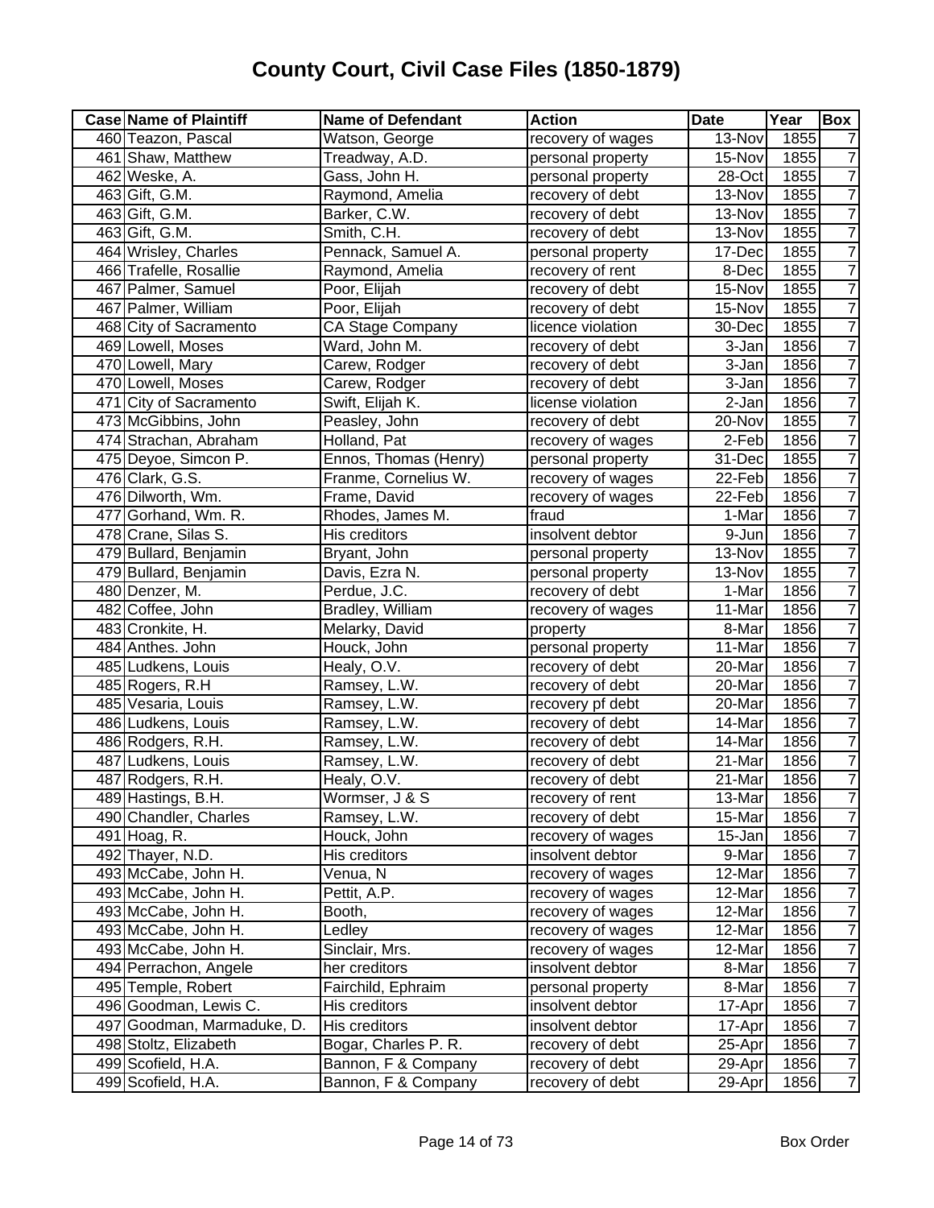# County Court, Civil Case Files (1850-1879)

| Case | Name of Plaintiff | Name of Defendant | Action | Date | Year | Box |
|---|---|---|---|---|---|---|
| 460 | Teazon, Pascal | Watson, George | recovery of wages | 13-Nov | 1855 | 7 |
| 461 | Shaw, Matthew | Treadway, A.D. | personal property | 15-Nov | 1855 | 7 |
| 462 | Weske, A. | Gass, John H. | personal property | 28-Oct | 1855 | 7 |
| 463 | Gift, G.M. | Raymond, Amelia | recovery of debt | 13-Nov | 1855 | 7 |
| 463 | Gift, G.M. | Barker, C.W. | recovery of debt | 13-Nov | 1855 | 7 |
| 463 | Gift, G.M. | Smith, C.H. | recovery of debt | 13-Nov | 1855 | 7 |
| 464 | Wrisley, Charles | Pennack, Samuel A. | personal property | 17-Dec | 1855 | 7 |
| 466 | Trafelle, Rosallie | Raymond, Amelia | recovery of rent | 8-Dec | 1855 | 7 |
| 467 | Palmer, Samuel | Poor, Elijah | recovery of debt | 15-Nov | 1855 | 7 |
| 467 | Palmer, William | Poor, Elijah | recovery of debt | 15-Nov | 1855 | 7 |
| 468 | City of Sacramento | CA Stage Company | licence violation | 30-Dec | 1855 | 7 |
| 469 | Lowell, Moses | Ward, John M. | recovery of debt | 3-Jan | 1856 | 7 |
| 470 | Lowell, Mary | Carew, Rodger | recovery of debt | 3-Jan | 1856 | 7 |
| 470 | Lowell, Moses | Carew, Rodger | recovery of debt | 3-Jan | 1856 | 7 |
| 471 | City of Sacramento | Swift, Elijah K. | license violation | 2-Jan | 1856 | 7 |
| 473 | McGibbins, John | Peasley, John | recovery of debt | 20-Nov | 1855 | 7 |
| 474 | Strachan, Abraham | Holland, Pat | recovery of wages | 2-Feb | 1856 | 7 |
| 475 | Deyoe, Simcon P. | Ennos, Thomas (Henry) | personal property | 31-Dec | 1855 | 7 |
| 476 | Clark, G.S. | Franme, Cornelius W. | recovery of wages | 22-Feb | 1856 | 7 |
| 476 | Dilworth, Wm. | Frame, David | recovery of wages | 22-Feb | 1856 | 7 |
| 477 | Gorhand, Wm. R. | Rhodes, James M. | fraud | 1-Mar | 1856 | 7 |
| 478 | Crane, Silas S. | His creditors | insolvent debtor | 9-Jun | 1856 | 7 |
| 479 | Bullard, Benjamin | Bryant, John | personal property | 13-Nov | 1855 | 7 |
| 479 | Bullard, Benjamin | Davis, Ezra N. | personal property | 13-Nov | 1855 | 7 |
| 480 | Denzer, M. | Perdue, J.C. | recovery of debt | 1-Mar | 1856 | 7 |
| 482 | Coffee, John | Bradley, William | recovery of wages | 11-Mar | 1856 | 7 |
| 483 | Cronkite, H. | Melarky, David | property | 8-Mar | 1856 | 7 |
| 484 | Anthes. John | Houck, John | personal property | 11-Mar | 1856 | 7 |
| 485 | Ludkens, Louis | Healy, O.V. | recovery of debt | 20-Mar | 1856 | 7 |
| 485 | Rogers, R.H | Ramsey, L.W. | recovery of debt | 20-Mar | 1856 | 7 |
| 485 | Vesaria, Louis | Ramsey, L.W. | recovery pf debt | 20-Mar | 1856 | 7 |
| 486 | Ludkens, Louis | Ramsey, L.W. | recovery of debt | 14-Mar | 1856 | 7 |
| 486 | Rodgers, R.H. | Ramsey, L.W. | recovery of debt | 14-Mar | 1856 | 7 |
| 487 | Ludkens, Louis | Ramsey, L.W. | recovery of debt | 21-Mar | 1856 | 7 |
| 487 | Rodgers, R.H. | Healy, O.V. | recovery of debt | 21-Mar | 1856 | 7 |
| 489 | Hastings, B.H. | Wormser, J & S | recovery of rent | 13-Mar | 1856 | 7 |
| 490 | Chandler, Charles | Ramsey, L.W. | recovery of debt | 15-Mar | 1856 | 7 |
| 491 | Hoag, R. | Houck, John | recovery of wages | 15-Jan | 1856 | 7 |
| 492 | Thayer, N.D. | His creditors | insolvent debtor | 9-Mar | 1856 | 7 |
| 493 | McCabe, John H. | Venua, N | recovery of wages | 12-Mar | 1856 | 7 |
| 493 | McCabe, John H. | Pettit, A.P. | recovery of wages | 12-Mar | 1856 | 7 |
| 493 | McCabe, John H. | Booth, | recovery of wages | 12-Mar | 1856 | 7 |
| 493 | McCabe, John H. | Ledley | recovery of wages | 12-Mar | 1856 | 7 |
| 493 | McCabe, John H. | Sinclair, Mrs. | recovery of wages | 12-Mar | 1856 | 7 |
| 494 | Perrachon, Angele | her creditors | insolvent debtor | 8-Mar | 1856 | 7 |
| 495 | Temple, Robert | Fairchild, Ephraim | personal property | 8-Mar | 1856 | 7 |
| 496 | Goodman, Lewis C. | His creditors | insolvent debtor | 17-Apr | 1856 | 7 |
| 497 | Goodman, Marmaduke, D. | His creditors | insolvent debtor | 17-Apr | 1856 | 7 |
| 498 | Stoltz, Elizabeth | Bogar, Charles P. R. | recovery of debt | 25-Apr | 1856 | 7 |
| 499 | Scofield, H.A. | Bannon, F & Company | recovery of debt | 29-Apr | 1856 | 7 |
| 499 | Scofield, H.A. | Bannon, F & Company | recovery of debt | 29-Apr | 1856 | 7 |

Box Order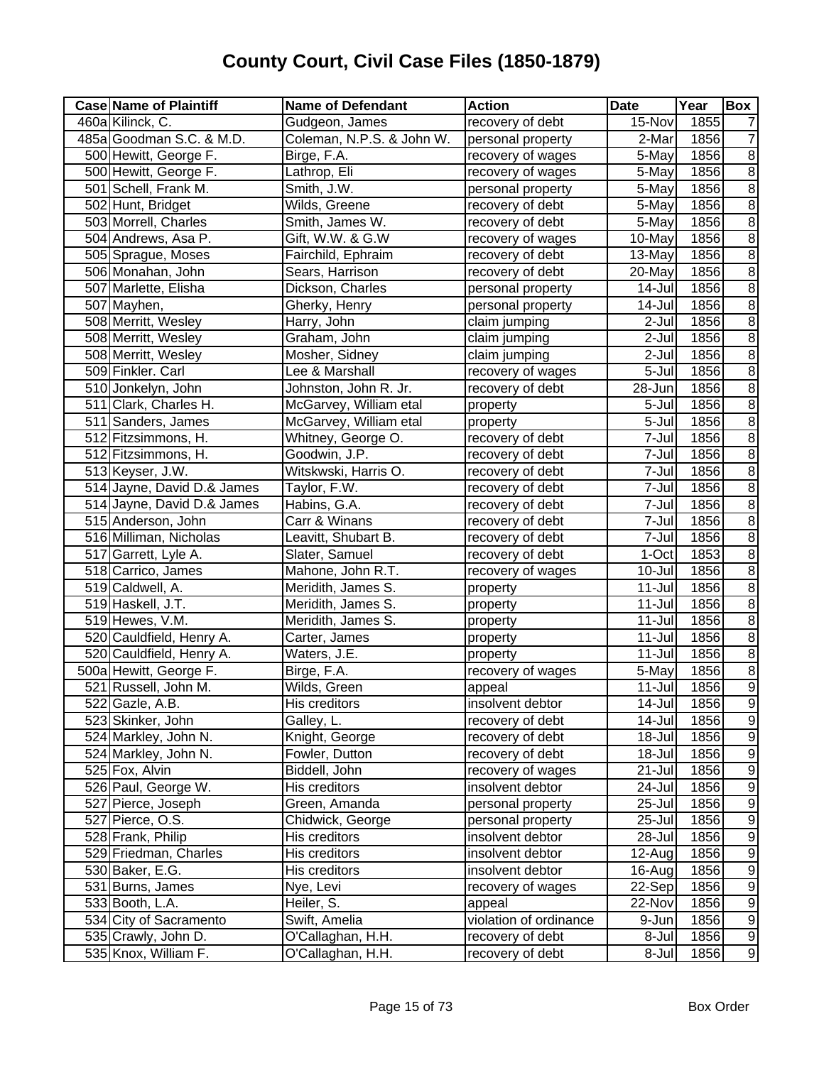# County Court, Civil Case Files (1850-1879)

| Case | Name of Plaintiff | Name of Defendant | Action | Date | Year | Box |
|---|---|---|---|---|---|---|
| 460a | Kilinck, C. | Gudgeon, James | recovery of debt | 15-Nov | 1855 | 7 |
| 485a | Goodman S.C. & M.D. | Coleman, N.P.S. & John W. | personal property | 2-Mar | 1856 | 7 |
| 500 | Hewitt, George F. | Birge, F.A. | recovery of wages | 5-May | 1856 | 8 |
| 500 | Hewitt, George F. | Lathrop, Eli | recovery of wages | 5-May | 1856 | 8 |
| 501 | Schell, Frank M. | Smith, J.W. | personal property | 5-May | 1856 | 8 |
| 502 | Hunt, Bridget | Wilds, Greene | recovery of debt | 5-May | 1856 | 8 |
| 503 | Morrell, Charles | Smith, James W. | recovery of debt | 5-May | 1856 | 8 |
| 504 | Andrews, Asa P. | Gift, W.W. & G.W | recovery of wages | 10-May | 1856 | 8 |
| 505 | Sprague, Moses | Fairchild, Ephraim | recovery of debt | 13-May | 1856 | 8 |
| 506 | Monahan, John | Sears, Harrison | recovery of debt | 20-May | 1856 | 8 |
| 507 | Marlette, Elisha | Dickson, Charles | personal property | 14-Jul | 1856 | 8 |
| 507 | Mayhen, | Gherky, Henry | personal property | 14-Jul | 1856 | 8 |
| 508 | Merritt, Wesley | Harry, John | claim jumping | 2-Jul | 1856 | 8 |
| 508 | Merritt, Wesley | Graham, John | claim jumping | 2-Jul | 1856 | 8 |
| 508 | Merritt, Wesley | Mosher, Sidney | claim jumping | 2-Jul | 1856 | 8 |
| 509 | Finkler. Carl | Lee & Marshall | recovery of wages | 5-Jul | 1856 | 8 |
| 510 | Jonkelyn, John | Johnston, John R. Jr. | recovery of debt | 28-Jun | 1856 | 8 |
| 511 | Clark, Charles H. | McGarvey, William etal | property | 5-Jul | 1856 | 8 |
| 511 | Sanders, James | McGarvey, William etal | property | 5-Jul | 1856 | 8 |
| 512 | Fitzsimmons, H. | Whitney, George O. | recovery of debt | 7-Jul | 1856 | 8 |
| 512 | Fitzsimmons, H. | Goodwin, J.P. | recovery of debt | 7-Jul | 1856 | 8 |
| 513 | Keyser, J.W. | Witskwski, Harris O. | recovery of debt | 7-Jul | 1856 | 8 |
| 514 | Jayne, David D.& James | Taylor, F.W. | recovery of debt | 7-Jul | 1856 | 8 |
| 514 | Jayne, David D.& James | Habins, G.A. | recovery of debt | 7-Jul | 1856 | 8 |
| 515 | Anderson, John | Carr & Winans | recovery of debt | 7-Jul | 1856 | 8 |
| 516 | Milliman, Nicholas | Leavitt, Shubart B. | recovery of debt | 7-Jul | 1856 | 8 |
| 517 | Garrett, Lyle A. | Slater, Samuel | recovery of debt | 1-Oct | 1853 | 8 |
| 518 | Carrico, James | Mahone, John R.T. | recovery of wages | 10-Jul | 1856 | 8 |
| 519 | Caldwell, A. | Meridith, James S. | property | 11-Jul | 1856 | 8 |
| 519 | Haskell, J.T. | Meridith, James S. | property | 11-Jul | 1856 | 8 |
| 519 | Hewes, V.M. | Meridith, James S. | property | 11-Jul | 1856 | 8 |
| 520 | Cauldfield, Henry A. | Carter, James | property | 11-Jul | 1856 | 8 |
| 520 | Cauldfield, Henry A. | Waters, J.E. | property | 11-Jul | 1856 | 8 |
| 500a | Hewitt, George F. | Birge, F.A. | recovery of wages | 5-May | 1856 | 8 |
| 521 | Russell, John M. | Wilds, Green | appeal | 11-Jul | 1856 | 9 |
| 522 | Gazle, A.B. | His creditors | insolvent debtor | 14-Jul | 1856 | 9 |
| 523 | Skinker, John | Galley, L. | recovery of debt | 14-Jul | 1856 | 9 |
| 524 | Markley, John N. | Knight, George | recovery of debt | 18-Jul | 1856 | 9 |
| 524 | Markley, John N. | Fowler, Dutton | recovery of debt | 18-Jul | 1856 | 9 |
| 525 | Fox, Alvin | Biddell, John | recovery of wages | 21-Jul | 1856 | 9 |
| 526 | Paul, George W. | His creditors | insolvent debtor | 24-Jul | 1856 | 9 |
| 527 | Pierce, Joseph | Green, Amanda | personal property | 25-Jul | 1856 | 9 |
| 527 | Pierce, O.S. | Chidwick, George | personal property | 25-Jul | 1856 | 9 |
| 528 | Frank, Philip | His creditors | insolvent debtor | 28-Jul | 1856 | 9 |
| 529 | Friedman, Charles | His creditors | insolvent debtor | 12-Aug | 1856 | 9 |
| 530 | Baker, E.G. | His creditors | insolvent debtor | 16-Aug | 1856 | 9 |
| 531 | Burns, James | Nye, Levi | recovery of wages | 22-Sep | 1856 | 9 |
| 533 | Booth, L.A. | Heiler, S. | appeal | 22-Nov | 1856 | 9 |
| 534 | City of Sacramento | Swift, Amelia | violation of ordinance | 9-Jun | 1856 | 9 |
| 535 | Crawly, John D. | O'Callaghan, H.H. | recovery of debt | 8-Jul | 1856 | 9 |
| 535 | Knox, William F. | O'Callaghan, H.H. | recovery of debt | 8-Jul | 1856 | 9 |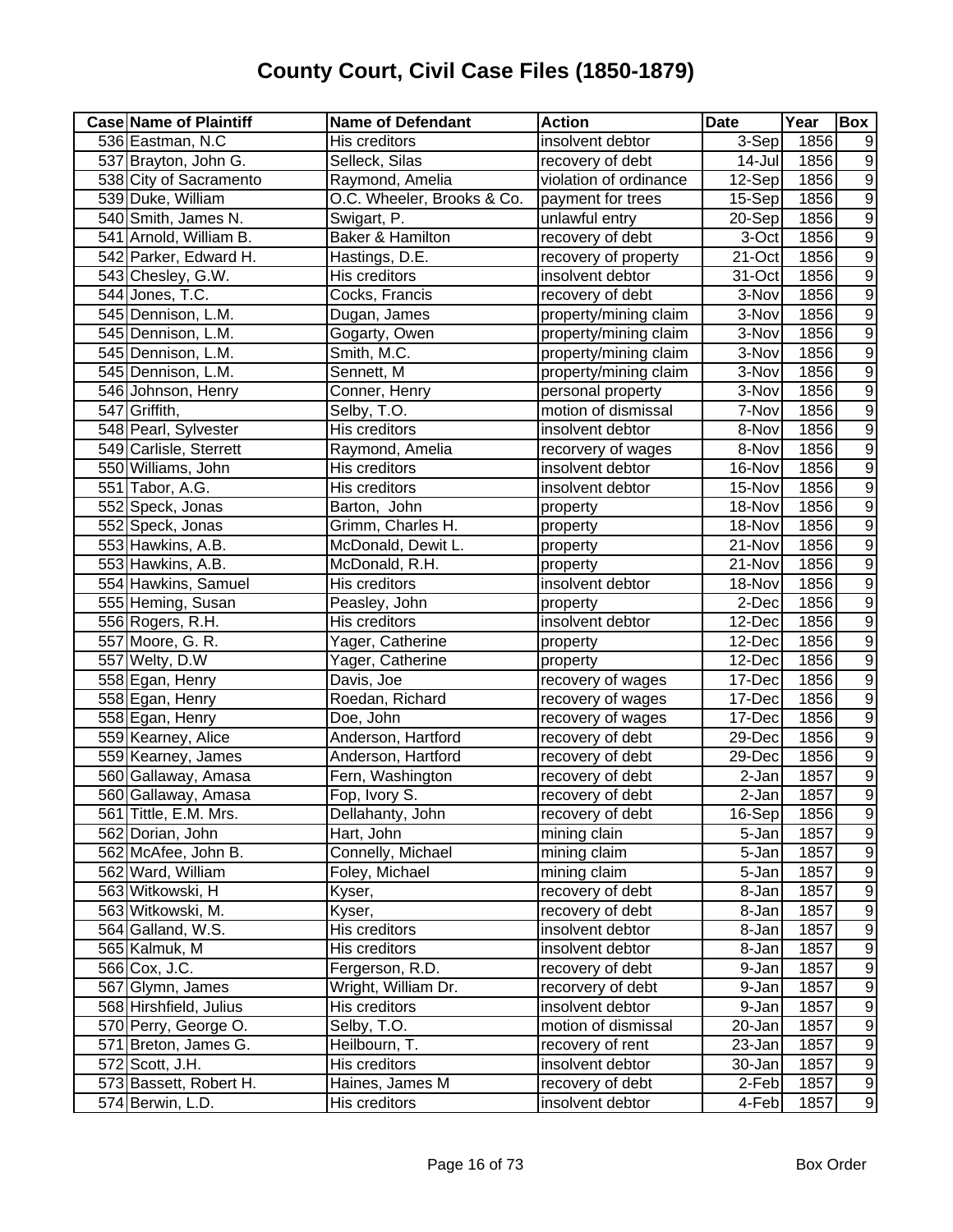# County Court, Civil Case Files (1850-1879)

| Case | Name of Plaintiff | Name of Defendant | Action | Date | Year | Box |
|---|---|---|---|---|---|---|
| 536 | Eastman, N.C | His creditors | insolvent debtor | 3-Sep | 1856 | 9 |
| 537 | Brayton, John G. | Selleck, Silas | recovery of debt | 14-Jul | 1856 | 9 |
| 538 | City of Sacramento | Raymond, Amelia | violation of ordinance | 12-Sep | 1856 | 9 |
| 539 | Duke, William | O.C. Wheeler, Brooks & Co. | payment for trees | 15-Sep | 1856 | 9 |
| 540 | Smith, James N. | Swigart, P. | unlawful entry | 20-Sep | 1856 | 9 |
| 541 | Arnold, William B. | Baker & Hamilton | recovery of debt | 3-Oct | 1856 | 9 |
| 542 | Parker, Edward H. | Hastings, D.E. | recovery of property | 21-Oct | 1856 | 9 |
| 543 | Chesley, G.W. | His creditors | insolvent debtor | 31-Oct | 1856 | 9 |
| 544 | Jones, T.C. | Cocks, Francis | recovery of debt | 3-Nov | 1856 | 9 |
| 545 | Dennison, L.M. | Dugan, James | property/mining claim | 3-Nov | 1856 | 9 |
| 545 | Dennison, L.M. | Gogarty, Owen | property/mining claim | 3-Nov | 1856 | 9 |
| 545 | Dennison, L.M. | Smith, M.C. | property/mining claim | 3-Nov | 1856 | 9 |
| 545 | Dennison, L.M. | Sennett, M | property/mining claim | 3-Nov | 1856 | 9 |
| 546 | Johnson, Henry | Conner, Henry | personal property | 3-Nov | 1856 | 9 |
| 547 | Griffith, | Selby, T.O. | motion of dismissal | 7-Nov | 1856 | 9 |
| 548 | Pearl, Sylvester | His creditors | insolvent debtor | 8-Nov | 1856 | 9 |
| 549 | Carlisle, Sterrett | Raymond, Amelia | recorvery of wages | 8-Nov | 1856 | 9 |
| 550 | Williams, John | His creditors | insolvent debtor | 16-Nov | 1856 | 9 |
| 551 | Tabor, A.G. | His creditors | insolvent debtor | 15-Nov | 1856 | 9 |
| 552 | Speck, Jonas | Barton, John | property | 18-Nov | 1856 | 9 |
| 552 | Speck, Jonas | Grimm, Charles H. | property | 18-Nov | 1856 | 9 |
| 553 | Hawkins, A.B. | McDonald, Dewit L. | property | 21-Nov | 1856 | 9 |
| 553 | Hawkins, A.B. | McDonald, R.H. | property | 21-Nov | 1856 | 9 |
| 554 | Hawkins, Samuel | His creditors | insolvent debtor | 18-Nov | 1856 | 9 |
| 555 | Heming, Susan | Peasley, John | property | 2-Dec | 1856 | 9 |
| 556 | Rogers, R.H. | His creditors | insolvent debtor | 12-Dec | 1856 | 9 |
| 557 | Moore, G. R. | Yager, Catherine | property | 12-Dec | 1856 | 9 |
| 557 | Welty, D.W | Yager, Catherine | property | 12-Dec | 1856 | 9 |
| 558 | Egan, Henry | Davis, Joe | recovery of wages | 17-Dec | 1856 | 9 |
| 558 | Egan, Henry | Roedan, Richard | recovery of wages | 17-Dec | 1856 | 9 |
| 558 | Egan, John | Doe, John | recovery of wages | 17-Dec | 1856 | 9 |
| 559 | Kearney, Alice | Anderson, Hartford | recovery of debt | 29-Dec | 1856 | 9 |
| 559 | Kearney, James | Anderson, Hartford | recovery of debt | 29-Dec | 1856 | 9 |
| 560 | Gallaway, Amasa | Fern, Washington | recovery of debt | 2-Jan | 1857 | 9 |
| 560 | Gallaway, Amasa | Fop, Ivory S. | recovery of debt | 2-Jan | 1857 | 9 |
| 561 | Tittle, E.M. Mrs. | Dellahanty, John | recovery of debt | 16-Sep | 1856 | 9 |
| 562 | Dorian, John | Hart, John | mining clain | 5-Jan | 1857 | 9 |
| 562 | McAfee, John B. | Connelly, Michael | mining claim | 5-Jan | 1857 | 9 |
| 562 | Ward, William | Foley, Michael | mining claim | 5-Jan | 1857 | 9 |
| 563 | Witkowski, H | Kyser, | recovery of debt | 8-Jan | 1857 | 9 |
| 563 | Witkowski, M. | Kyser, | recovery of debt | 8-Jan | 1857 | 9 |
| 564 | Galland, W.S. | His creditors | insolvent debtor | 8-Jan | 1857 | 9 |
| 565 | Kalmuk, M | His creditors | insolvent debtor | 8-Jan | 1857 | 9 |
| 566 | Cox, J.C. | Fergerson, R.D. | recovery of debt | 9-Jan | 1857 | 9 |
| 567 | Glymn, James | Wright, William Dr. | recorvery of debt | 9-Jan | 1857 | 9 |
| 568 | Hirshfield, Julius | His creditors | insolvent debtor | 9-Jan | 1857 | 9 |
| 570 | Perry, George O. | Selby, T.O. | motion of dismissal | 20-Jan | 1857 | 9 |
| 571 | Breton, James G. | Heilbourn, T. | recovery of rent | 23-Jan | 1857 | 9 |
| 572 | Scott, J.H. | His creditors | insolvent debtor | 30-Jan | 1857 | 9 |
| 573 | Bassett, Robert H. | Haines, James M | recovery of debt | 2-Feb | 1857 | 9 |
| 574 | Berwin, L.D. | His creditors | insolvent debtor | 4-Feb | 1857 | 9 |

Box Order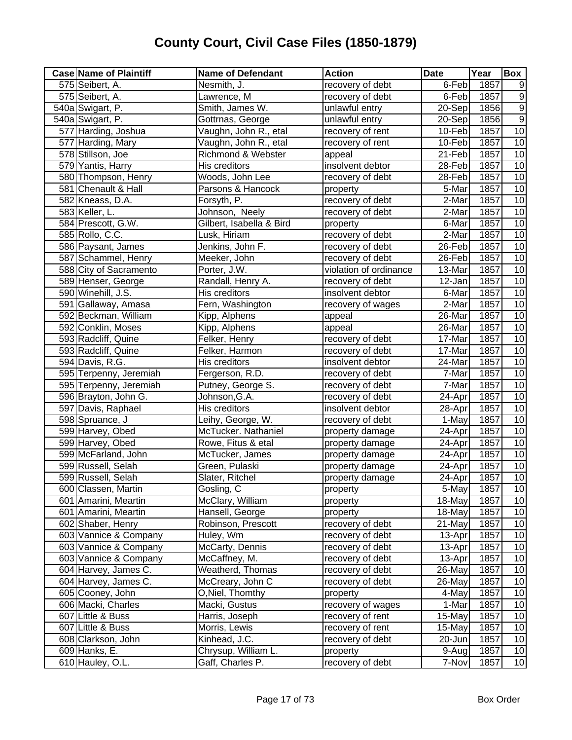# County Court, Civil Case Files (1850-1879)

| Case | Name of Plaintiff | Name of Defendant | Action | Date | Year | Box |
|---|---|---|---|---|---|---|
| 575 | Seibert, A. | Nesmith, J. | recovery of debt | 6-Feb | 1857 | 9 |
| 575 | Seibert, A. | Lawrence, M | recovery of debt | 6-Feb | 1857 | 9 |
| 540a | Swigart, P. | Smith, James W. | unlawful entry | 20-Sep | 1856 | 9 |
| 540a | Swigart, P. | Gottrnas, George | unlawful entry | 20-Sep | 1856 | 9 |
| 577 | Harding, Joshua | Vaughn, John R., etal | recovery of rent | 10-Feb | 1857 | 10 |
| 577 | Harding, Mary | Vaughn, John R., etal | recovery of rent | 10-Feb | 1857 | 10 |
| 578 | Stillson, Joe | Richmond & Webster | appeal | 21-Feb | 1857 | 10 |
| 579 | Yantis, Harry | His creditors | insolvent debtor | 28-Feb | 1857 | 10 |
| 580 | Thompson, Henry | Woods, John Lee | recovery of debt | 28-Feb | 1857 | 10 |
| 581 | Chenault & Hall | Parsons & Hancock | property | 5-Mar | 1857 | 10 |
| 582 | Kneass, D.A. | Forsyth, P. | recovery of debt | 2-Mar | 1857 | 10 |
| 583 | Keller, L. | Johnson, Neely | recovery of debt | 2-Mar | 1857 | 10 |
| 584 | Prescott, G.W. | Gilbert, Isabella & Bird | property | 6-Mar | 1857 | 10 |
| 585 | Rollo, C.C. | Lusk, Hiriam | recovery of debt | 2-Mar | 1857 | 10 |
| 586 | Paysant, James | Jenkins, John F. | recovery of debt | 26-Feb | 1857 | 10 |
| 587 | Schammel, Henry | Meeker, John | recovery of debt | 26-Feb | 1857 | 10 |
| 588 | City of Sacramento | Porter, J.W. | violation of ordinance | 13-Mar | 1857 | 10 |
| 589 | Henser, George | Randall, Henry A. | recovery of debt | 12-Jan | 1857 | 10 |
| 590 | Winehill, J.S. | His creditors | insolvent debtor | 6-Mar | 1857 | 10 |
| 591 | Gallaway, Amasa | Fern, Washington | recovery of wages | 2-Mar | 1857 | 10 |
| 592 | Beckman, William | Kipp, Alphens | appeal | 26-Mar | 1857 | 10 |
| 592 | Conklin, Moses | Kipp, Alphens | appeal | 26-Mar | 1857 | 10 |
| 593 | Radcliff, Quine | Felker, Henry | recovery of debt | 17-Mar | 1857 | 10 |
| 593 | Radcliff, Quine | Felker, Harmon | recovery of debt | 17-Mar | 1857 | 10 |
| 594 | Davis, R.G. | His creditors | insolvent debtor | 24-Mar | 1857 | 10 |
| 595 | Terpenny, Jeremiah | Fergerson, R.D. | recovery of debt | 7-Mar | 1857 | 10 |
| 595 | Terpenny, Jeremiah | Putney, George S. | recovery of debt | 7-Mar | 1857 | 10 |
| 596 | Brayton, John G. | Johnson,G.A. | recovery of debt | 24-Apr | 1857 | 10 |
| 597 | Davis, Raphael | His creditors | insolvent debtor | 28-Apr | 1857 | 10 |
| 598 | Spruance, J | Leihy, George, W. | recovery of debt | 1-May | 1857 | 10 |
| 599 | Harvey, Obed | McTucker. Nathaniel | property damage | 24-Apr | 1857 | 10 |
| 599 | Harvey, Obed | Rowe, Fitus & etal | property damage | 24-Apr | 1857 | 10 |
| 599 | McFarland, John | McTucker, James | property damage | 24-Apr | 1857 | 10 |
| 599 | Russell, Selah | Green, Pulaski | property damage | 24-Apr | 1857 | 10 |
| 599 | Russell, Selah | Slater, Ritchel | property damage | 24-Apr | 1857 | 10 |
| 600 | Classen, Martin | Gosling, C | property | 5-May | 1857 | 10 |
| 601 | Amarini, Meartin | McClary, William | property | 18-May | 1857 | 10 |
| 601 | Amarini, Meartin | Hansell, George | property | 18-May | 1857 | 10 |
| 602 | Shaber, Henry | Robinson, Prescott | recovery of debt | 21-May | 1857 | 10 |
| 603 | Vannice & Company | Huley, Wm | recovery of debt | 13-Apr | 1857 | 10 |
| 603 | Vannice & Company | McCarty, Dennis | recovery of debt | 13-Apr | 1857 | 10 |
| 603 | Vannice & Company | McCaffney, M. | recovery of debt | 13-Apr | 1857 | 10 |
| 604 | Harvey, James C. | Weatherd, Thomas | recovery of debt | 26-May | 1857 | 10 |
| 604 | Harvey, James C. | McCreary, John C | recovery of debt | 26-May | 1857 | 10 |
| 605 | Cooney, John | O,Niel, Thomthy | property | 4-May | 1857 | 10 |
| 606 | Macki, Charles | Macki, Gustus | recovery of wages | 1-Mar | 1857 | 10 |
| 607 | Little & Buss | Harris, Joseph | recovery of rent | 15-May | 1857 | 10 |
| 607 | Little & Buss | Morris, Lewis | recovery of rent | 15-May | 1857 | 10 |
| 608 | Clarkson, John | Kinhead, J.C. | recovery of debt | 20-Jun | 1857 | 10 |
| 609 | Hanks, E. | Chrysup, William L. | property | 9-Aug | 1857 | 10 |
| 610 | Hauley, O.L. | Gaff, Charles P. | recovery of debt | 7-Nov | 1857 | 10 |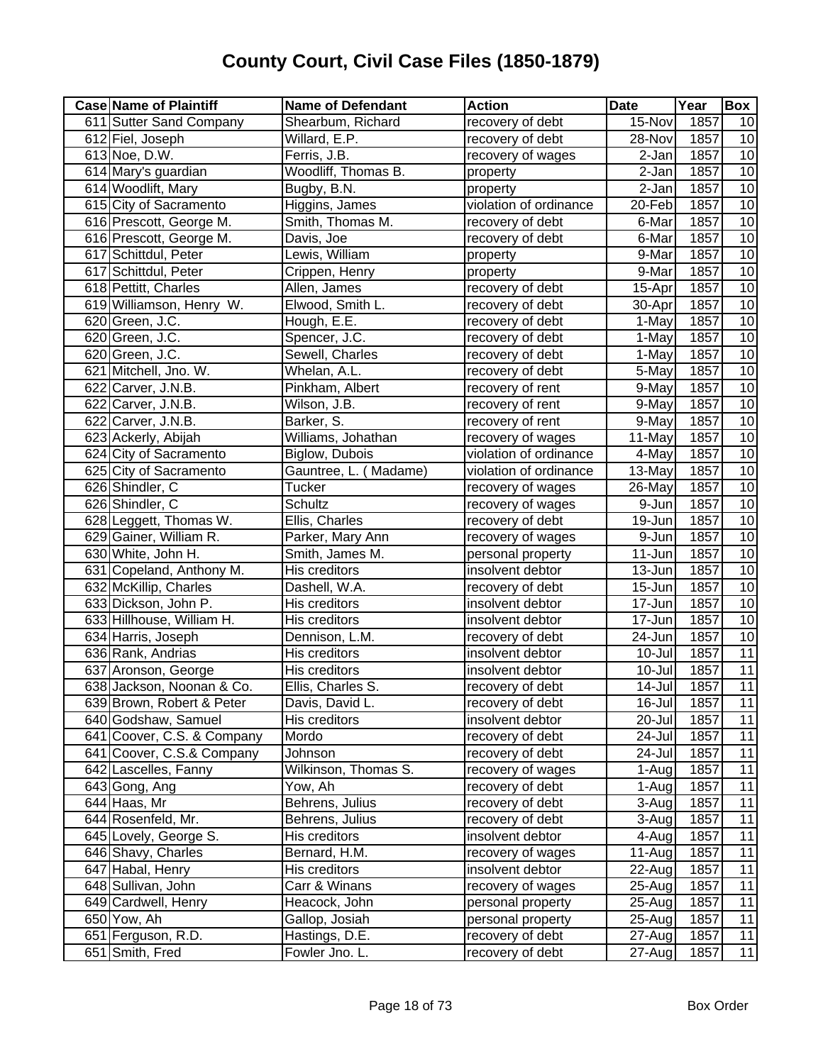# County Court, Civil Case Files (1850-1879)

| Case | Name of Plaintiff | Name of Defendant | Action | Date | Year | Box |
|---|---|---|---|---|---|---|
| 611 | Sutter Sand Company | Shearbum, Richard | recovery of debt | 15-Nov | 1857 | 10 |
| 612 | Fiel, Joseph | Willard, E.P. | recovery of debt | 28-Nov | 1857 | 10 |
| 613 | Noe, D.W. | Ferris, J.B. | recovery of wages | 2-Jan | 1857 | 10 |
| 614 | Mary's guardian | Woodliff, Thomas B. | property | 2-Jan | 1857 | 10 |
| 614 | Woodlift, Mary | Bugby, B.N. | property | 2-Jan | 1857 | 10 |
| 615 | City of Sacramento | Higgins, James | violation of ordinance | 20-Feb | 1857 | 10 |
| 616 | Prescott, George M. | Smith, Thomas M. | recovery of debt | 6-Mar | 1857 | 10 |
| 616 | Prescott, George M. | Davis, Joe | recovery of debt | 6-Mar | 1857 | 10 |
| 617 | Schittdul, Peter | Lewis, William | property | 9-Mar | 1857 | 10 |
| 617 | Schittdul, Peter | Crippen, Henry | property | 9-Mar | 1857 | 10 |
| 618 | Pettitt, Charles | Allen, James | recovery of debt | 15-Apr | 1857 | 10 |
| 619 | Williamson, Henry W. | Elwood, Smith L. | recovery of debt | 30-Apr | 1857 | 10 |
| 620 | Green, J.C. | Hough, E.E. | recovery of debt | 1-May | 1857 | 10 |
| 620 | Green, J.C. | Spencer, J.C. | recovery of debt | 1-May | 1857 | 10 |
| 620 | Green, J.C. | Sewell, Charles | recovery of debt | 1-May | 1857 | 10 |
| 621 | Mitchell, Jno. W. | Whelan, A.L. | recovery of debt | 5-May | 1857 | 10 |
| 622 | Carver, J.N.B. | Pinkham, Albert | recovery of rent | 9-May | 1857 | 10 |
| 622 | Carver, J.N.B. | Wilson, J.B. | recovery of rent | 9-May | 1857 | 10 |
| 622 | Carver, J.N.B. | Barker, S. | recovery of rent | 9-May | 1857 | 10 |
| 623 | Ackerly, Abijah | Williams, Johathan | recovery of wages | 11-May | 1857 | 10 |
| 624 | City of Sacramento | Biglow, Dubois | violation of ordinance | 4-May | 1857 | 10 |
| 625 | City of Sacramento | Gauntree, L. ( Madame) | violation of ordinance | 13-May | 1857 | 10 |
| 626 | Shindler, C | Tucker | recovery of wages | 26-May | 1857 | 10 |
| 626 | Shindler, C | Schultz | recovery of wages | 9-Jun | 1857 | 10 |
| 628 | Leggett, Thomas W. | Ellis, Charles | recovery of debt | 19-Jun | 1857 | 10 |
| 629 | Gainer, William R. | Parker, Mary Ann | recovery of wages | 9-Jun | 1857 | 10 |
| 630 | White, John H. | Smith, James M. | personal property | 11-Jun | 1857 | 10 |
| 631 | Copeland, Anthony M. | His creditors | insolvent debtor | 13-Jun | 1857 | 10 |
| 632 | McKillip, Charles | Dashell, W.A. | recovery of debt | 15-Jun | 1857 | 10 |
| 633 | Dickson, John P. | His creditors | insolvent debtor | 17-Jun | 1857 | 10 |
| 633 | Hillhouse, William H. | His creditors | insolvent debtor | 17-Jun | 1857 | 10 |
| 634 | Harris, Joseph | Dennison, L.M. | recovery of debt | 24-Jun | 1857 | 10 |
| 636 | Rank, Andrias | His creditors | insolvent debtor | 10-Jul | 1857 | 11 |
| 637 | Aronson, George | His creditors | insolvent debtor | 10-Jul | 1857 | 11 |
| 638 | Jackson, Noonan & Co. | Ellis, Charles S. | recovery of debt | 14-Jul | 1857 | 11 |
| 639 | Brown, Robert & Peter | Davis, David L. | recovery of debt | 16-Jul | 1857 | 11 |
| 640 | Godshaw, Samuel | His creditors | insolvent debtor | 20-Jul | 1857 | 11 |
| 641 | Coover, C.S. & Company | Mordo | recovery of debt | 24-Jul | 1857 | 11 |
| 641 | Coover, C.S.& Company | Johnson | recovery of debt | 24-Jul | 1857 | 11 |
| 642 | Lascelles, Fanny | Wilkinson, Thomas S. | recovery of wages | 1-Aug | 1857 | 11 |
| 643 | Gong, Ang | Yow, Ah | recovery of debt | 1-Aug | 1857 | 11 |
| 644 | Haas, Mr | Behrens, Julius | recovery of debt | 3-Aug | 1857 | 11 |
| 644 | Rosenfeld, Mr. | Behrens, Julius | recovery of debt | 3-Aug | 1857 | 11 |
| 645 | Lovely, George S. | His creditors | insolvent debtor | 4-Aug | 1857 | 11 |
| 646 | Shavy, Charles | Bernard, H.M. | recovery of wages | 11-Aug | 1857 | 11 |
| 647 | Habal, Henry | His creditors | insolvent debtor | 22-Aug | 1857 | 11 |
| 648 | Sullivan, John | Carr & Winans | recovery of wages | 25-Aug | 1857 | 11 |
| 649 | Cardwell, Henry | Heacock, John | personal property | 25-Aug | 1857 | 11 |
| 650 | Yow, Ah | Gallop, Josiah | personal property | 25-Aug | 1857 | 11 |
| 651 | Ferguson, R.D. | Hastings, D.E. | recovery of debt | 27-Aug | 1857 | 11 |
| 651 | Smith, Fred | Fowler Jno. L. | recovery of debt | 27-Aug | 1857 | 11 |

Box Order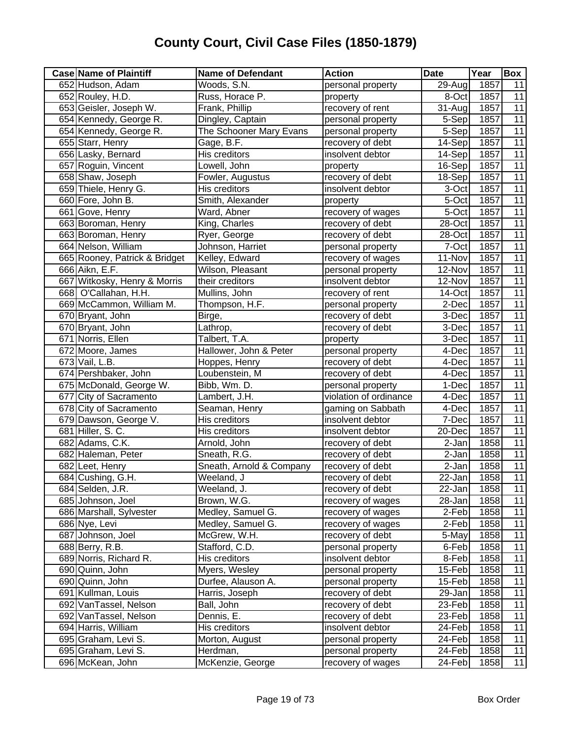# County Court, Civil Case Files (1850-1879)

| Case | Name of Plaintiff | Name of Defendant | Action | Date | Year | Box |
|---|---|---|---|---|---|---|
| 652 | Hudson, Adam | Woods, S.N. | personal property | 29-Aug | 1857 | 11 |
| 652 | Rouley, H.D. | Russ, Horace P. | property | 8-Oct | 1857 | 11 |
| 653 | Geisler, Joseph W. | Frank, Phillip | recovery of rent | 31-Aug | 1857 | 11 |
| 654 | Kennedy, George R. | Dingley, Captain | personal property | 5-Sep | 1857 | 11 |
| 654 | Kennedy, George R. | The Schooner Mary Evans | personal property | 5-Sep | 1857 | 11 |
| 655 | Starr, Henry | Gage, B.F. | recovery of debt | 14-Sep | 1857 | 11 |
| 656 | Lasky, Bernard | His creditors | insolvent debtor | 14-Sep | 1857 | 11 |
| 657 | Roguin, Vincent | Lowell, John | property | 16-Sep | 1857 | 11 |
| 658 | Shaw, Joseph | Fowler, Augustus | recovery of debt | 18-Sep | 1857 | 11 |
| 659 | Thiele, Henry G. | His creditors | insolvent debtor | 3-Oct | 1857 | 11 |
| 660 | Fore, John B. | Smith, Alexander | property | 5-Oct | 1857 | 11 |
| 661 | Gove, Henry | Ward, Abner | recovery of wages | 5-Oct | 1857 | 11 |
| 663 | Boroman, Henry | King, Charles | recovery of debt | 28-Oct | 1857 | 11 |
| 663 | Boroman, Henry | Ryer, George | recovery of debt | 28-Oct | 1857 | 11 |
| 664 | Nelson, William | Johnson, Harriet | personal property | 7-Oct | 1857 | 11 |
| 665 | Rooney, Patrick & Bridget | Kelley, Edward | recovery of wages | 11-Nov | 1857 | 11 |
| 666 | Aikn, E.F. | Wilson, Pleasant | personal property | 12-Nov | 1857 | 11 |
| 667 | Witkosky, Henry & Morris | their creditors | insolvent debtor | 12-Nov | 1857 | 11 |
| 668 | O'Callahan, H.H. | Mullins, John | recovery of rent | 14-Oct | 1857 | 11 |
| 669 | McCammon, William M. | Thompson, H.F. | personal property | 2-Dec | 1857 | 11 |
| 670 | Bryant, John | Birge, | recovery of debt | 3-Dec | 1857 | 11 |
| 670 | Bryant, John | Lathrop, | recovery of debt | 3-Dec | 1857 | 11 |
| 671 | Norris, Ellen | Talbert, T.A. | property | 3-Dec | 1857 | 11 |
| 672 | Moore, James | Hallower, John & Peter | personal property | 4-Dec | 1857 | 11 |
| 673 | Vail, L.B. | Hoppes, Henry | recovery of debt | 4-Dec | 1857 | 11 |
| 674 | Pershbaker, John | Loubenstein, M | recovery of debt | 4-Dec | 1857 | 11 |
| 675 | McDonald, George W. | Bibb, Wm. D. | personal property | 1-Dec | 1857 | 11 |
| 677 | City of Sacramento | Lambert, J.H. | violation of ordinance | 4-Dec | 1857 | 11 |
| 678 | City of Sacramento | Seaman, Henry | gaming on Sabbath | 4-Dec | 1857 | 11 |
| 679 | Dawson, George V. | His creditors | insolvent debtor | 7-Dec | 1857 | 11 |
| 681 | Hiller, S. C. | His creditors | insolvent debtor | 20-Dec | 1857 | 11 |
| 682 | Adams, C.K. | Arnold, John | recovery of debt | 2-Jan | 1858 | 11 |
| 682 | Haleman, Peter | Sneath, R.G. | recovery of debt | 2-Jan | 1858 | 11 |
| 682 | Leet, Henry | Sneath, Arnold & Company | recovery of debt | 2-Jan | 1858 | 11 |
| 684 | Cushing, G.H. | Weeland, J | recovery of debt | 22-Jan | 1858 | 11 |
| 684 | Selden, J.R. | Weeland, J. | recovery of debt | 22-Jan | 1858 | 11 |
| 685 | Johnson, Joel | Brown, W.G. | recovery of wages | 28-Jan | 1858 | 11 |
| 686 | Marshall, Sylvester | Medley, Samuel G. | recovery of wages | 2-Feb | 1858 | 11 |
| 686 | Nye, Levi | Medley, Samuel G. | recovery of wages | 2-Feb | 1858 | 11 |
| 687 | Johnson, Joel | McGrew, W.H. | recovery of debt | 5-May | 1858 | 11 |
| 688 | Berry, R.B. | Stafford, C.D. | personal property | 6-Feb | 1858 | 11 |
| 689 | Norris, Richard R. | His creditors | insolvent debtor | 8-Feb | 1858 | 11 |
| 690 | Quinn, John | Myers, Wesley | personal property | 15-Feb | 1858 | 11 |
| 690 | Quinn, John | Durfee, Alauson A. | personal property | 15-Feb | 1858 | 11 |
| 691 | Kullman, Louis | Harris, Joseph | recovery of debt | 29-Jan | 1858 | 11 |
| 692 | VanTassel, Nelson | Ball, John | recovery of debt | 23-Feb | 1858 | 11 |
| 692 | VanTassel, Nelson | Dennis, E. | recovery of debt | 23-Feb | 1858 | 11 |
| 694 | Harris, William | His creditors | insolvent debtor | 24-Feb | 1858 | 11 |
| 695 | Graham, Levi S. | Morton, August | personal property | 24-Feb | 1858 | 11 |
| 695 | Graham, Levi S. | Herdman, | personal property | 24-Feb | 1858 | 11 |
| 696 | McKean, John | McKenzie, George | recovery of wages | 24-Feb | 1858 | 11 |

Box Order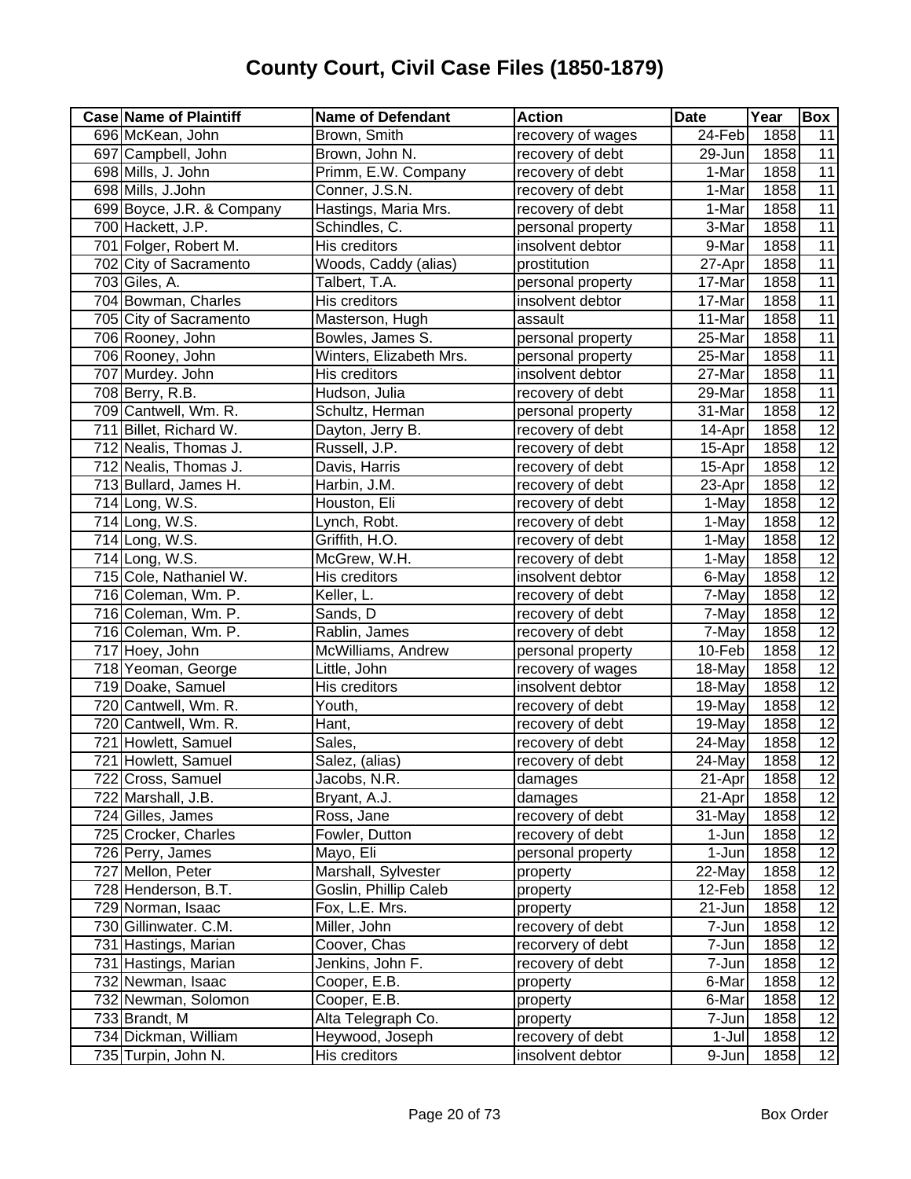# County Court, Civil Case Files (1850-1879)

| Case | Name of Plaintiff | Name of Defendant | Action | Date | Year | Box |
|---|---|---|---|---|---|---|
| 696 | McKean, John | Brown, Smith | recovery of wages | 24-Feb | 1858 | 11 |
| 697 | Campbell, John | Brown, John N. | recovery of debt | 29-Jun | 1858 | 11 |
| 698 | Mills, J. John | Primm, E.W. Company | recovery of debt | 1-Mar | 1858 | 11 |
| 698 | Mills, J.John | Conner, J.S.N. | recovery of debt | 1-Mar | 1858 | 11 |
| 699 | Boyce, J.R. & Company | Hastings, Maria Mrs. | recovery of debt | 1-Mar | 1858 | 11 |
| 700 | Hackett, J.P. | Schindles, C. | personal property | 3-Mar | 1858 | 11 |
| 701 | Folger, Robert M. | His creditors | insolvent debtor | 9-Mar | 1858 | 11 |
| 702 | City of Sacramento | Woods, Caddy (alias) | prostitution | 27-Apr | 1858 | 11 |
| 703 | Giles, A. | Talbert, T.A. | personal property | 17-Mar | 1858 | 11 |
| 704 | Bowman, Charles | His creditors | insolvent debtor | 17-Mar | 1858 | 11 |
| 705 | City of Sacramento | Masterson, Hugh | assault | 11-Mar | 1858 | 11 |
| 706 | Rooney, John | Bowles, James S. | personal property | 25-Mar | 1858 | 11 |
| 706 | Rooney, John | Winters, Elizabeth Mrs. | personal property | 25-Mar | 1858 | 11 |
| 707 | Murdey. John | His creditors | insolvent debtor | 27-Mar | 1858 | 11 |
| 708 | Berry, R.B. | Hudson, Julia | recovery of debt | 29-Mar | 1858 | 11 |
| 709 | Cantwell, Wm. R. | Schultz, Herman | personal property | 31-Mar | 1858 | 12 |
| 711 | Billet, Richard W. | Dayton, Jerry B. | recovery of debt | 14-Apr | 1858 | 12 |
| 712 | Nealis, Thomas J. | Russell, J.P. | recovery of debt | 15-Apr | 1858 | 12 |
| 712 | Nealis, Thomas J. | Davis, Harris | recovery of debt | 15-Apr | 1858 | 12 |
| 713 | Bullard, James H. | Harbin, J.M. | recovery of debt | 23-Apr | 1858 | 12 |
| 714 | Long, W.S. | Houston, Eli | recovery of debt | 1-May | 1858 | 12 |
| 714 | Long, W.S. | Lynch, Robt. | recovery of debt | 1-May | 1858 | 12 |
| 714 | Long, W.S. | Griffith, H.O. | recovery of debt | 1-May | 1858 | 12 |
| 714 | Long, W.S. | McGrew, W.H. | recovery of debt | 1-May | 1858 | 12 |
| 715 | Cole, Nathaniel W. | His creditors | insolvent debtor | 6-May | 1858 | 12 |
| 716 | Coleman, Wm. P. | Keller, L. | recovery of debt | 7-May | 1858 | 12 |
| 716 | Coleman, Wm. P. | Sands, D | recovery of debt | 7-May | 1858 | 12 |
| 716 | Coleman, Wm. P. | Rablin, James | recovery of debt | 7-May | 1858 | 12 |
| 717 | Hoey, John | McWilliams, Andrew | personal property | 10-Feb | 1858 | 12 |
| 718 | Yeoman, George | Little, John | recovery of wages | 18-May | 1858 | 12 |
| 719 | Doake, Samuel | His creditors | insolvent debtor | 18-May | 1858 | 12 |
| 720 | Cantwell, Wm. R. | Youth, | recovery of debt | 19-May | 1858 | 12 |
| 720 | Cantwell, Wm. R. | Hant, | recovery of debt | 19-May | 1858 | 12 |
| 721 | Howlett, Samuel | Sales, | recovery of debt | 24-May | 1858 | 12 |
| 721 | Howlett, Samuel | Salez, (alias) | recovery of debt | 24-May | 1858 | 12 |
| 722 | Cross, Samuel | Jacobs, N.R. | damages | 21-Apr | 1858 | 12 |
| 722 | Marshall, J.B. | Bryant, A.J. | damages | 21-Apr | 1858 | 12 |
| 724 | Gilles, James | Ross, Jane | recovery of debt | 31-May | 1858 | 12 |
| 725 | Crocker, Charles | Fowler, Dutton | recovery of debt | 1-Jun | 1858 | 12 |
| 726 | Perry, James | Mayo, Eli | personal property | 1-Jun | 1858 | 12 |
| 727 | Mellon, Peter | Marshall, Sylvester | property | 22-May | 1858 | 12 |
| 728 | Henderson, B.T. | Goslin, Phillip Caleb | property | 12-Feb | 1858 | 12 |
| 729 | Norman, Isaac | Fox, L.E. Mrs. | property | 21-Jun | 1858 | 12 |
| 730 | Gillinwater. C.M. | Miller, John | recovery of debt | 7-Jun | 1858 | 12 |
| 731 | Hastings, Marian | Coover, Chas | recorvery of debt | 7-Jun | 1858 | 12 |
| 731 | Hastings, Marian | Jenkins, John F. | recovery of debt | 7-Jun | 1858 | 12 |
| 732 | Newman, Isaac | Cooper, E.B. | property | 6-Mar | 1858 | 12 |
| 732 | Newman, Solomon | Cooper, E.B. | property | 6-Mar | 1858 | 12 |
| 733 | Brandt, M | Alta Telegraph Co. | property | 7-Jun | 1858 | 12 |
| 734 | Dickman, William | Heywood, Joseph | recovery of debt | 1-Jul | 1858 | 12 |
| 735 | Turpin, John N. | His creditors | insolvent debtor | 9-Jun | 1858 | 12 |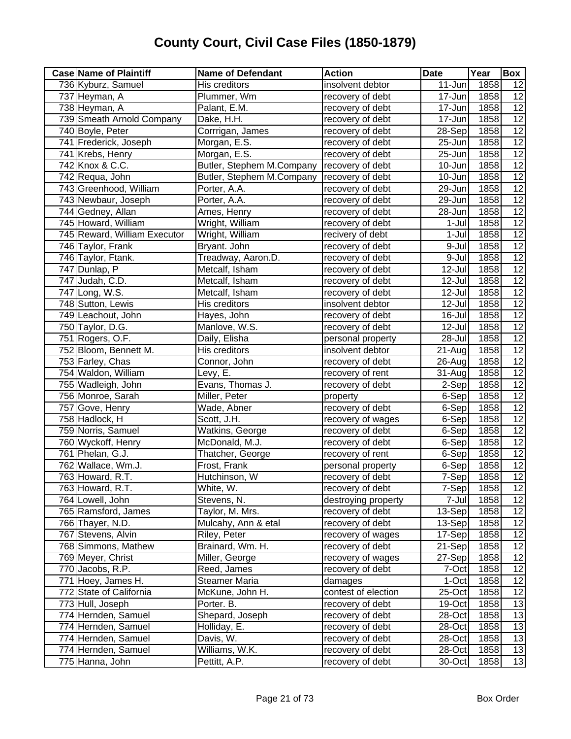# County Court, Civil Case Files (1850-1879)

| Case | Name of Plaintiff | Name of Defendant | Action | Date | Year | Box |
|---|---|---|---|---|---|---|
| 736 | Kyburz, Samuel | His creditors | insolvent debtor | 11-Jun | 1858 | 12 |
| 737 | Heyman, A | Plummer, Wm | recovery of debt | 17-Jun | 1858 | 12 |
| 738 | Heyman, A | Palant, E.M. | recovery of debt | 17-Jun | 1858 | 12 |
| 739 | Smeath Arnold Company | Dake, H.H. | recovery of debt | 17-Jun | 1858 | 12 |
| 740 | Boyle, Peter | Corrrigan, James | recovery of debt | 28-Sep | 1858 | 12 |
| 741 | Frederick, Joseph | Morgan, E.S. | recovery of debt | 25-Jun | 1858 | 12 |
| 741 | Krebs, Henry | Morgan, E.S. | recovery of debt | 25-Jun | 1858 | 12 |
| 742 | Knox & C.C. | Butler, Stephem M.Company | recovery of debt | 10-Jun | 1858 | 12 |
| 742 | Requa, John | Butler, Stephem M.Company | recovery of debt | 10-Jun | 1858 | 12 |
| 743 | Greenhood, William | Porter, A.A. | recovery of debt | 29-Jun | 1858 | 12 |
| 743 | Newbaur, Joseph | Porter, A.A. | recovery of debt | 29-Jun | 1858 | 12 |
| 744 | Gedney, Allan | Ames, Henry | recovery of debt | 28-Jun | 1858 | 12 |
| 745 | Howard, William | Wright, William | recovery of debt | 1-Jul | 1858 | 12 |
| 745 | Reward, William Executor | Wright, William | recivery of debt | 1-Jul | 1858 | 12 |
| 746 | Taylor, Frank | Bryant. John | recovery of debt | 9-Jul | 1858 | 12 |
| 746 | Taylor, Ftank. | Treadway, Aaron.D. | recovery of debt | 9-Jul | 1858 | 12 |
| 747 | Dunlap, P | Metcalf, Isham | recovery of debt | 12-Jul | 1858 | 12 |
| 747 | Judah, C.D. | Metcalf, Isham | recovery of debt | 12-Jul | 1858 | 12 |
| 747 | Long, W.S. | Metcalf, Isham | recovery of debt | 12-Jul | 1858 | 12 |
| 748 | Sutton, Lewis | His creditors | insolvent debtor | 12-Jul | 1858 | 12 |
| 749 | Leachout, John | Hayes, John | recovery of debt | 16-Jul | 1858 | 12 |
| 750 | Taylor, D.G. | Manlove, W.S. | recovery of debt | 12-Jul | 1858 | 12 |
| 751 | Rogers, O.F. | Daily, Elisha | personal property | 28-Jul | 1858 | 12 |
| 752 | Bloom, Bennett M. | His creditors | insolvent debtor | 21-Aug | 1858 | 12 |
| 753 | Farley, Chas | Connor, John | recovery of debt | 26-Aug | 1858 | 12 |
| 754 | Waldon, William | Levy, E. | recovery of rent | 31-Aug | 1858 | 12 |
| 755 | Wadleigh, John | Evans, Thomas J. | recovery of debt | 2-Sep | 1858 | 12 |
| 756 | Monroe, Sarah | Miller, Peter | property | 6-Sep | 1858 | 12 |
| 757 | Gove, Henry | Wade, Abner | recovery of debt | 6-Sep | 1858 | 12 |
| 758 | Hadlock, H | Scott, J.H. | recovery of wages | 6-Sep | 1858 | 12 |
| 759 | Norris, Samuel | Watkins, George | recovery of debt | 6-Sep | 1858 | 12 |
| 760 | Wyckoff, Henry | McDonald, M.J. | recovery of debt | 6-Sep | 1858 | 12 |
| 761 | Phelan, G.J. | Thatcher, George | recovery of rent | 6-Sep | 1858 | 12 |
| 762 | Wallace, Wm.J. | Frost, Frank | personal property | 6-Sep | 1858 | 12 |
| 763 | Howard, R.T. | Hutchinson, W | recovery of debt | 7-Sep | 1858 | 12 |
| 763 | Howard, R.T. | White, W. | recovery of debt | 7-Sep | 1858 | 12 |
| 764 | Lowell, John | Stevens, N. | destroying property | 7-Jul | 1858 | 12 |
| 765 | Ramsford, James | Taylor, M. Mrs. | recovery of debt | 13-Sep | 1858 | 12 |
| 766 | Thayer, N.D. | Mulcahy, Ann & etal | recovery of debt | 13-Sep | 1858 | 12 |
| 767 | Stevens, Alvin | Riley, Peter | recovery of wages | 17-Sep | 1858 | 12 |
| 768 | Simmons, Mathew | Brainard, Wm. H. | recovery of debt | 21-Sep | 1858 | 12 |
| 769 | Meyer, Christ | Miller, George | recovery of wages | 27-Sep | 1858 | 12 |
| 770 | Jacobs, R.P. | Reed, James | recovery of debt | 7-Oct | 1858 | 12 |
| 771 | Hoey, James H. | Steamer Maria | damages | 1-Oct | 1858 | 12 |
| 772 | State of California | McKune, John H. | contest of election | 25-Oct | 1858 | 12 |
| 773 | Hull, Joseph | Porter. B. | recovery of debt | 19-Oct | 1858 | 13 |
| 774 | Hernden, Samuel | Shepard, Joseph | recovery of debt | 28-Oct | 1858 | 13 |
| 774 | Hernden, Samuel | Holliday, E. | recovery of debt | 28-Oct | 1858 | 13 |
| 774 | Hernden, Samuel | Davis, W. | recovery of debt | 28-Oct | 1858 | 13 |
| 774 | Hernden, Samuel | Williams, W.K. | recovery of debt | 28-Oct | 1858 | 13 |
| 775 | Hanna, John | Pettitt, A.P. | recovery of debt | 30-Oct | 1858 | 13 |

Box Order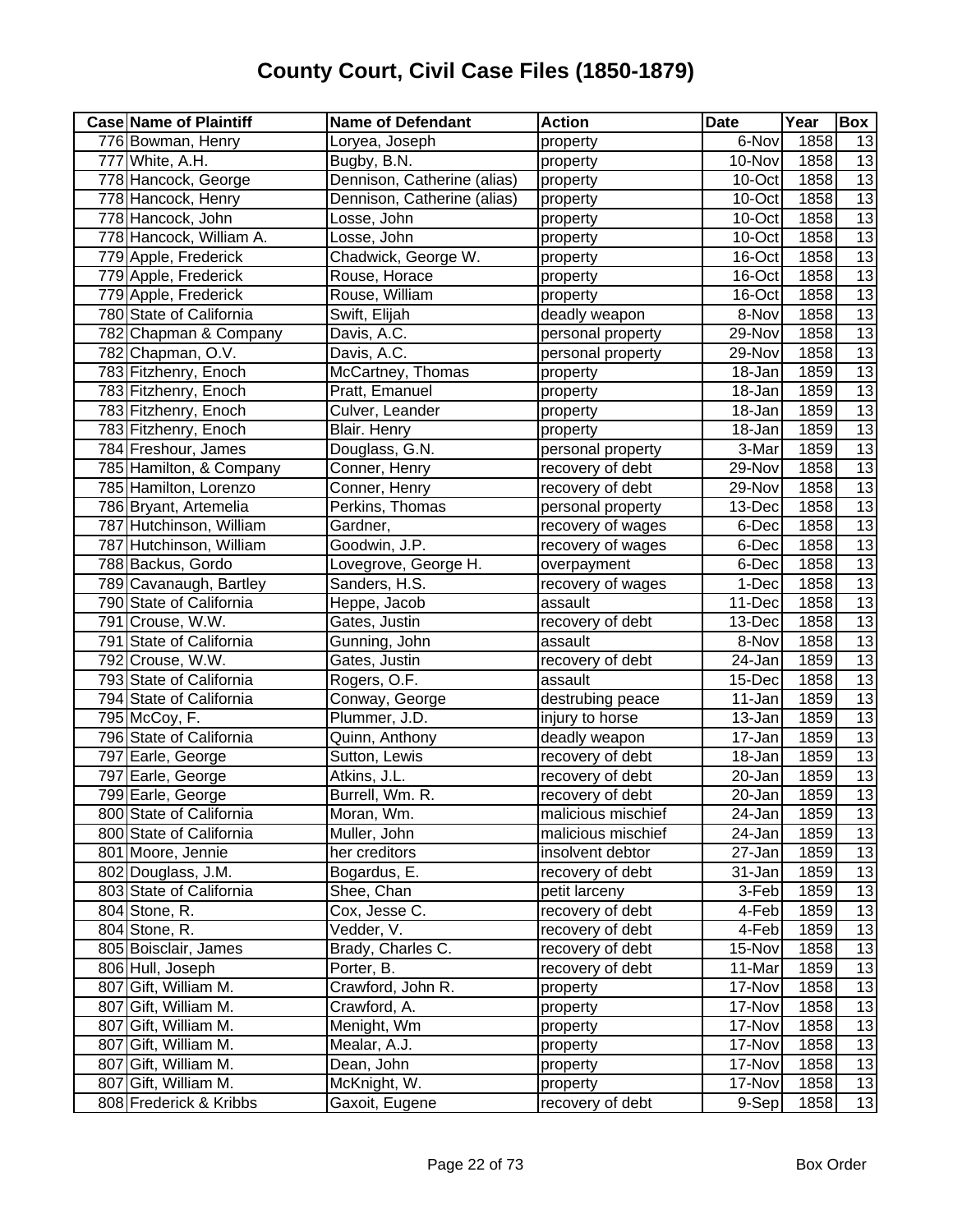# County Court, Civil Case Files (1850-1879)

| Case | Name of Plaintiff | Name of Defendant | Action | Date | Year | Box |
|---|---|---|---|---|---|---|
| 776 | Bowman, Henry | Loryea, Joseph | property | 6-Nov | 1858 | 13 |
| 777 | White, A.H. | Bugby, B.N. | property | 10-Nov | 1858 | 13 |
| 778 | Hancock, George | Dennison, Catherine (alias) | property | 10-Oct | 1858 | 13 |
| 778 | Hancock, Henry | Dennison, Catherine (alias) | property | 10-Oct | 1858 | 13 |
| 778 | Hancock, John | Losse, John | property | 10-Oct | 1858 | 13 |
| 778 | Hancock, William A. | Losse, John | property | 10-Oct | 1858 | 13 |
| 779 | Apple, Frederick | Chadwick, George W. | property | 16-Oct | 1858 | 13 |
| 779 | Apple, Frederick | Rouse, Horace | property | 16-Oct | 1858 | 13 |
| 779 | Apple, Frederick | Rouse, William | property | 16-Oct | 1858 | 13 |
| 780 | State of California | Swift, Elijah | deadly weapon | 8-Nov | 1858 | 13 |
| 782 | Chapman & Company | Davis, A.C. | personal property | 29-Nov | 1858 | 13 |
| 782 | Chapman, O.V. | Davis, A.C. | personal property | 29-Nov | 1858 | 13 |
| 783 | Fitzhenry, Enoch | McCartney, Thomas | property | 18-Jan | 1859 | 13 |
| 783 | Fitzhenry, Enoch | Pratt, Emanuel | property | 18-Jan | 1859 | 13 |
| 783 | Fitzhenry, Enoch | Culver, Leander | property | 18-Jan | 1859 | 13 |
| 783 | Fitzhenry, Enoch | Blair. Henry | property | 18-Jan | 1859 | 13 |
| 784 | Freshour, James | Douglass, G.N. | personal property | 3-Mar | 1859 | 13 |
| 785 | Hamilton, & Company | Conner, Henry | recovery of debt | 29-Nov | 1858 | 13 |
| 785 | Hamilton, Lorenzo | Conner, Henry | recovery of debt | 29-Nov | 1858 | 13 |
| 786 | Bryant, Artemelia | Perkins, Thomas | personal property | 13-Dec | 1858 | 13 |
| 787 | Hutchinson, William | Gardner, | recovery of wages | 6-Dec | 1858 | 13 |
| 787 | Hutchinson, William | Goodwin, J.P. | recovery of wages | 6-Dec | 1858 | 13 |
| 788 | Backus, Gordo | Lovegrove, George H. | overpayment | 6-Dec | 1858 | 13 |
| 789 | Cavanaugh, Bartley | Sanders, H.S. | recovery of wages | 1-Dec | 1858 | 13 |
| 790 | State of California | Heppe, Jacob | assault | 11-Dec | 1858 | 13 |
| 791 | Crouse, W.W. | Gates, Justin | recovery of debt | 13-Dec | 1858 | 13 |
| 791 | State of California | Gunning, John | assault | 8-Nov | 1858 | 13 |
| 792 | Crouse, W.W. | Gates, Justin | recovery of debt | 24-Jan | 1859 | 13 |
| 793 | State of California | Rogers, O.F. | assault | 15-Dec | 1858 | 13 |
| 794 | State of California | Conway, George | destrubing peace | 11-Jan | 1859 | 13 |
| 795 | McCoy, F. | Plummer, J.D. | injury to horse | 13-Jan | 1859 | 13 |
| 796 | State of California | Quinn, Anthony | deadly weapon | 17-Jan | 1859 | 13 |
| 797 | Earle, George | Sutton, Lewis | recovery of debt | 18-Jan | 1859 | 13 |
| 797 | Earle, George | Atkins, J.L. | recovery of debt | 20-Jan | 1859 | 13 |
| 799 | Earle, George | Burrell, Wm. R. | recovery of debt | 20-Jan | 1859 | 13 |
| 800 | State of California | Moran, Wm. | malicious mischief | 24-Jan | 1859 | 13 |
| 800 | State of California | Muller, John | malicious mischief | 24-Jan | 1859 | 13 |
| 801 | Moore, Jennie | her creditors | insolvent debtor | 27-Jan | 1859 | 13 |
| 802 | Douglass, J.M. | Bogardus, E. | recovery of debt | 31-Jan | 1859 | 13 |
| 803 | State of California | Shee, Chan | petit larceny | 3-Feb | 1859 | 13 |
| 804 | Stone, R. | Cox, Jesse C. | recovery of debt | 4-Feb | 1859 | 13 |
| 804 | Stone, R. | Vedder, V. | recovery of debt | 4-Feb | 1859 | 13 |
| 805 | Boisclair, James | Brady, Charles C. | recovery of debt | 15-Nov | 1858 | 13 |
| 806 | Hull, Joseph | Porter, B. | recovery of debt | 11-Mar | 1859 | 13 |
| 807 | Gift, William M. | Crawford, John R. | property | 17-Nov | 1858 | 13 |
| 807 | Gift, William M. | Crawford, A. | property | 17-Nov | 1858 | 13 |
| 807 | Gift, William M. | Menight, Wm | property | 17-Nov | 1858 | 13 |
| 807 | Gift, William M. | Mealar, A.J. | property | 17-Nov | 1858 | 13 |
| 807 | Gift, William M. | Dean, John | property | 17-Nov | 1858 | 13 |
| 807 | Gift, William M. | McKnight, W. | property | 17-Nov | 1858 | 13 |
| 808 | Frederick & Kribbs | Gaxoit, Eugene | recovery of debt | 9-Sep | 1858 | 13 |

Box Order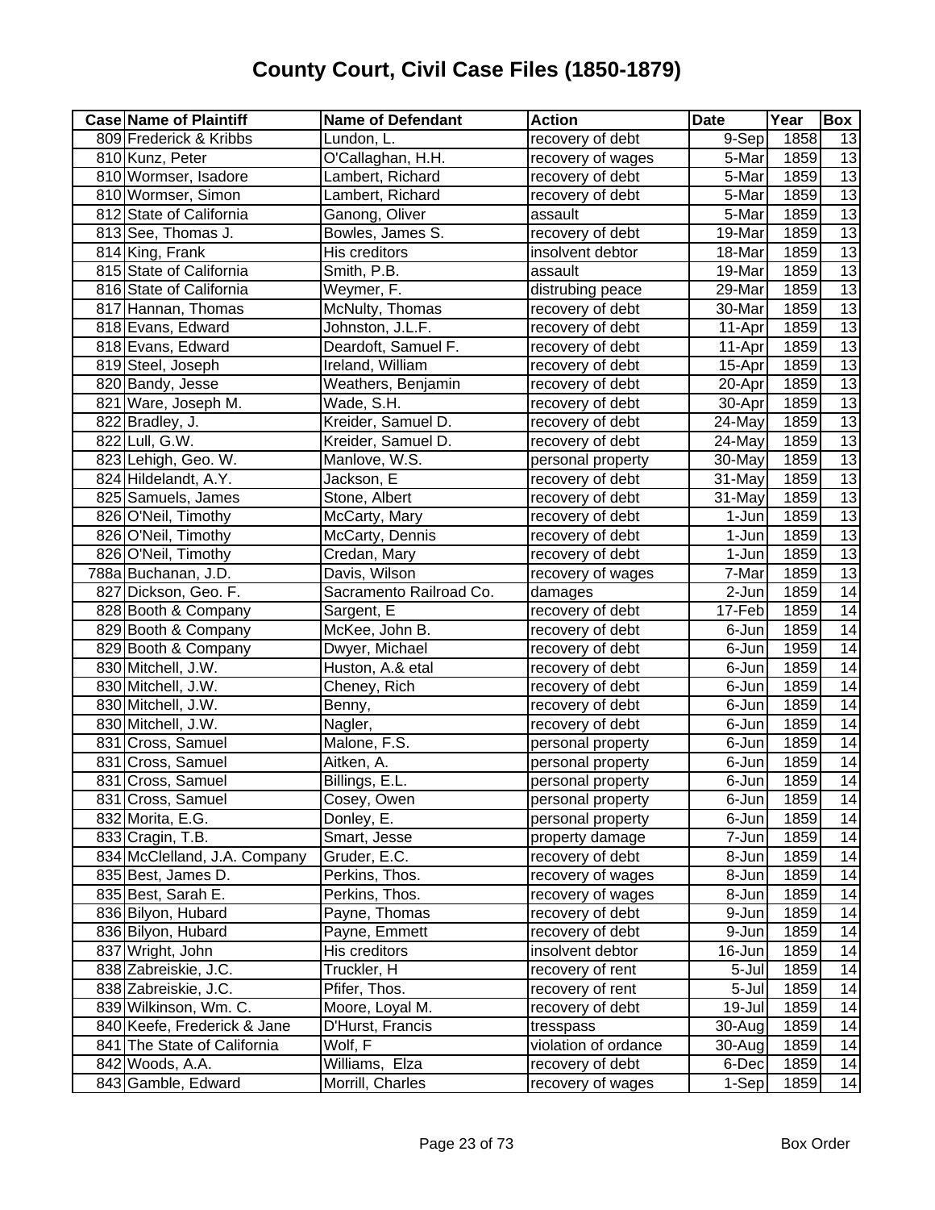# County Court, Civil Case Files (1850-1879)

| Case | Name of Plaintiff | Name of Defendant | Action | Date | Year | Box |
|---|---|---|---|---|---|---|
| 809 | Frederick & Kribbs | Lundon, L. | recovery of debt | 9-Sep | 1858 | 13 |
| 810 | Kunz, Peter | O'Callaghan, H.H. | recovery of wages | 5-Mar | 1859 | 13 |
| 810 | Wormser, Isadore | Lambert, Richard | recovery of debt | 5-Mar | 1859 | 13 |
| 810 | Wormser, Simon | Lambert, Richard | recovery of debt | 5-Mar | 1859 | 13 |
| 812 | State of California | Ganong, Oliver | assault | 5-Mar | 1859 | 13 |
| 813 | See, Thomas J. | Bowles, James S. | recovery of debt | 19-Mar | 1859 | 13 |
| 814 | King, Frank | His creditors | insolvent debtor | 18-Mar | 1859 | 13 |
| 815 | State of California | Smith, P.B. | assault | 19-Mar | 1859 | 13 |
| 816 | State of California | Weymer, F. | distrubing peace | 29-Mar | 1859 | 13 |
| 817 | Hannan, Thomas | McNulty, Thomas | recovery of debt | 30-Mar | 1859 | 13 |
| 818 | Evans, Edward | Johnston, J.L.F. | recovery of debt | 11-Apr | 1859 | 13 |
| 818 | Evans, Edward | Deardoft, Samuel F. | recovery of debt | 11-Apr | 1859 | 13 |
| 819 | Steel, Joseph | Ireland, William | recovery of debt | 15-Apr | 1859 | 13 |
| 820 | Bandy, Jesse | Weathers, Benjamin | recovery of debt | 20-Apr | 1859 | 13 |
| 821 | Ware, Joseph M. | Wade, S.H. | recovery of debt | 30-Apr | 1859 | 13 |
| 822 | Bradley, J. | Kreider, Samuel D. | recovery of debt | 24-May | 1859 | 13 |
| 822 | Lull, G.W. | Kreider, Samuel D. | recovery of debt | 24-May | 1859 | 13 |
| 823 | Lehigh, Geo. W. | Manlove, W.S. | personal property | 30-May | 1859 | 13 |
| 824 | Hildelandt, A.Y. | Jackson, E | recovery of debt | 31-May | 1859 | 13 |
| 825 | Samuels, James | Stone, Albert | recovery of debt | 31-May | 1859 | 13 |
| 826 | O'Neil, Timothy | McCarty, Mary | recovery of debt | 1-Jun | 1859 | 13 |
| 826 | O'Neil, Timothy | McCarty, Dennis | recovery of debt | 1-Jun | 1859 | 13 |
| 826 | O'Neil, Timothy | Credan, Mary | recovery of debt | 1-Jun | 1859 | 13 |
| 788a | Buchanan, J.D. | Davis, Wilson | recovery of wages | 7-Mar | 1859 | 13 |
| 827 | Dickson, Geo. F. | Sacramento Railroad Co. | damages | 2-Jun | 1859 | 14 |
| 828 | Booth & Company | Sargent, E | recovery of debt | 17-Feb | 1859 | 14 |
| 829 | Booth & Company | McKee, John B. | recovery of debt | 6-Jun | 1859 | 14 |
| 829 | Booth & Company | Dwyer, Michael | recovery of debt | 6-Jun | 1959 | 14 |
| 830 | Mitchell, J.W. | Huston, A.& etal | recovery of debt | 6-Jun | 1859 | 14 |
| 830 | Mitchell, J.W. | Cheney, Rich | recovery of debt | 6-Jun | 1859 | 14 |
| 830 | Mitchell, J.W. | Benny, | recovery of debt | 6-Jun | 1859 | 14 |
| 830 | Mitchell, J.W. | Nagler, | recovery of debt | 6-Jun | 1859 | 14 |
| 831 | Cross, Samuel | Malone, F.S. | personal property | 6-Jun | 1859 | 14 |
| 831 | Cross, Samuel | Aitken, A. | personal property | 6-Jun | 1859 | 14 |
| 831 | Cross, Samuel | Billings, E.L. | personal property | 6-Jun | 1859 | 14 |
| 831 | Cross, Samuel | Cosey, Owen | personal property | 6-Jun | 1859 | 14 |
| 832 | Morita, E.G. | Donley, E. | personal property | 6-Jun | 1859 | 14 |
| 833 | Cragin, T.B. | Smart, Jesse | property damage | 7-Jun | 1859 | 14 |
| 834 | McClelland, J.A. Company | Gruder, E.C. | recovery of debt | 8-Jun | 1859 | 14 |
| 835 | Best, James D. | Perkins, Thos. | recovery of wages | 8-Jun | 1859 | 14 |
| 835 | Best, Sarah E. | Perkins, Thos. | recovery of wages | 8-Jun | 1859 | 14 |
| 836 | Bilyon, Hubard | Payne, Thomas | recovery of debt | 9-Jun | 1859 | 14 |
| 836 | Bilyon, Hubard | Payne, Emmett | recovery of debt | 9-Jun | 1859 | 14 |
| 837 | Wright, John | His creditors | insolvent debtor | 16-Jun | 1859 | 14 |
| 838 | Zabreiskie, J.C. | Truckler, H | recovery of rent | 5-Jul | 1859 | 14 |
| 838 | Zabreiskie, J.C. | Pfifer, Thos. | recovery of rent | 5-Jul | 1859 | 14 |
| 839 | Wilkinson, Wm. C. | Moore, Loyal M. | recovery of debt | 19-Jul | 1859 | 14 |
| 840 | Keefe, Frederick & Jane | D'Hurst, Francis | tresspass | 30-Aug | 1859 | 14 |
| 841 | The State of California | Wolf, F | violation of ordance | 30-Aug | 1859 | 14 |
| 842 | Woods, A.A. | Williams, Elza | recovery of debt | 6-Dec | 1859 | 14 |
| 843 | Gamble, Edward | Morrill, Charles | recovery of wages | 1-Sep | 1859 | 14 |

Box Order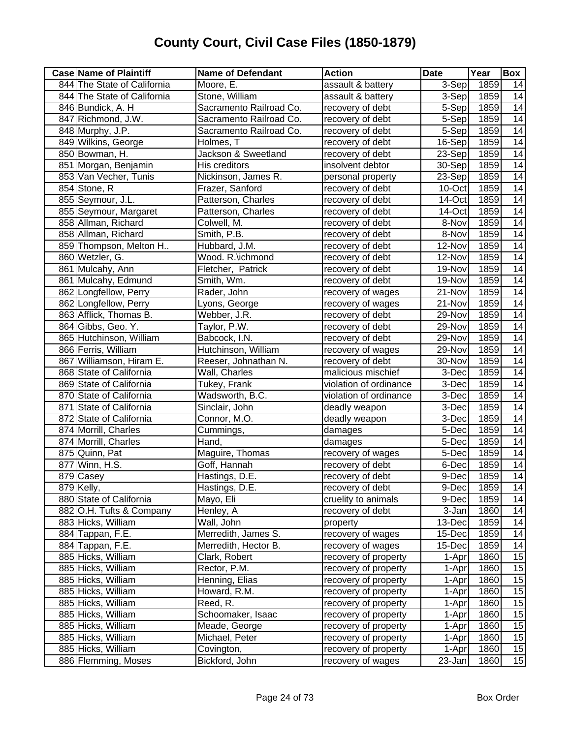# County Court, Civil Case Files (1850-1879)

| Case | Name of Plaintiff | Name of Defendant | Action | Date | Year | Box |
|---|---|---|---|---|---|---|
| 844 | The State of California | Moore, E. | assault & battery | 3-Sep | 1859 | 14 |
| 844 | The State of California | Stone, William | assault & battery | 3-Sep | 1859 | 14 |
| 846 | Bundick, A. H | Sacramento Railroad Co. | recovery of debt | 5-Sep | 1859 | 14 |
| 847 | Richmond, J.W. | Sacramento Railroad Co. | recovery of debt | 5-Sep | 1859 | 14 |
| 848 | Murphy, J.P. | Sacramento Railroad Co. | recovery of debt | 5-Sep | 1859 | 14 |
| 849 | Wilkins, George | Holmes, T | recovery of debt | 16-Sep | 1859 | 14 |
| 850 | Bowman, H. | Jackson & Sweetland | recovery of debt | 23-Sep | 1859 | 14 |
| 851 | Morgan, Benjamin | His creditors | insolvent debtor | 30-Sep | 1859 | 14 |
| 853 | Van Vecher, Tunis | Nickinson, James R. | personal property | 23-Sep | 1859 | 14 |
| 854 | Stone, R | Frazer, Sanford | recovery of debt | 10-Oct | 1859 | 14 |
| 855 | Seymour, J.L. | Patterson, Charles | recovery of debt | 14-Oct | 1859 | 14 |
| 855 | Seymour, Margaret | Patterson, Charles | recovery of debt | 14-Oct | 1859 | 14 |
| 858 | Allman, Richard | Colwell, M. | recovery of debt | 8-Nov | 1859 | 14 |
| 858 | Allman, Richard | Smith, P.B. | recovery of debt | 8-Nov | 1859 | 14 |
| 859 | Thompson, Melton H.. | Hubbard, J.M. | recovery of debt | 12-Nov | 1859 | 14 |
| 860 | Wetzler, G. | Wood. R.\ichmond | recovery of debt | 12-Nov | 1859 | 14 |
| 861 | Mulcahy, Ann | Fletcher, Patrick | recovery of debt | 19-Nov | 1859 | 14 |
| 861 | Mulcahy, Edmund | Smith, Wm. | recovery of debt | 19-Nov | 1859 | 14 |
| 862 | Longfellow, Perry | Rader, John | recovery of wages | 21-Nov | 1859 | 14 |
| 862 | Longfellow, Perry | Lyons, George | recovery of wages | 21-Nov | 1859 | 14 |
| 863 | Afflick, Thomas B. | Webber, J.R. | recovery of debt | 29-Nov | 1859 | 14 |
| 864 | Gibbs, Geo. Y. | Taylor, P.W. | recovery of debt | 29-Nov | 1859 | 14 |
| 865 | Hutchinson, William | Babcock, I.N. | recovery of debt | 29-Nov | 1859 | 14 |
| 866 | Ferris, William | Hutchinson, William | recovery of wages | 29-Nov | 1859 | 14 |
| 867 | Williamson, Hiram E. | Reeser, Johnathan N. | recovery of debt | 30-Nov | 1859 | 14 |
| 868 | State of California | Wall, Charles | malicious mischief | 3-Dec | 1859 | 14 |
| 869 | State of California | Tukey, Frank | violation of ordinance | 3-Dec | 1859 | 14 |
| 870 | State of California | Wadsworth, B.C. | violation of ordinance | 3-Dec | 1859 | 14 |
| 871 | State of California | Sinclair, John | deadly weapon | 3-Dec | 1859 | 14 |
| 872 | State of California | Connor, M.O. | deadly weapon | 3-Dec | 1859 | 14 |
| 874 | Morrill, Charles | Cummings, | damages | 5-Dec | 1859 | 14 |
| 874 | Morrill, Charles | Hand, | damages | 5-Dec | 1859 | 14 |
| 875 | Quinn, Pat | Maguire, Thomas | recovery of wages | 5-Dec | 1859 | 14 |
| 877 | Winn, H.S. | Goff, Hannah | recovery of debt | 6-Dec | 1859 | 14 |
| 879 | Casey | Hastings, D.E. | recovery of debt | 9-Dec | 1859 | 14 |
| 879 | Kelly, | Hastings, D.E. | recovery of debt | 9-Dec | 1859 | 14 |
| 880 | State of California | Mayo, Eli | cruelity to animals | 9-Dec | 1859 | 14 |
| 882 | O.H. Tufts & Company | Henley, A | recovery of debt | 3-Jan | 1860 | 14 |
| 883 | Hicks, William | Wall, John | property | 13-Dec | 1859 | 14 |
| 884 | Tappan, F.E. | Merredith, James S. | recovery of wages | 15-Dec | 1859 | 14 |
| 884 | Tappan, F.E. | Merredith, Hector B. | recovery of wages | 15-Dec | 1859 | 14 |
| 885 | Hicks, William | Clark, Robert | recovery of property | 1-Apr | 1860 | 15 |
| 885 | Hicks, William | Rector, P.M. | recovery of property | 1-Apr | 1860 | 15 |
| 885 | Hicks, William | Henning, Elias | recovery of property | 1-Apr | 1860 | 15 |
| 885 | Hicks, William | Howard, R.M. | recovery of property | 1-Apr | 1860 | 15 |
| 885 | Hicks, William | Reed, R. | recovery of property | 1-Apr | 1860 | 15 |
| 885 | Hicks, William | Schoomaker, Isaac | recovery of property | 1-Apr | 1860 | 15 |
| 885 | Hicks, William | Meade, George | recovery of property | 1-Apr | 1860 | 15 |
| 885 | Hicks, William | Michael, Peter | recovery of property | 1-Apr | 1860 | 15 |
| 885 | Hicks, William | Covington, | recovery of property | 1-Apr | 1860 | 15 |
| 886 | Flemming, Moses | Bickford, John | recovery of wages | 23-Jan | 1860 | 15 |

Box Order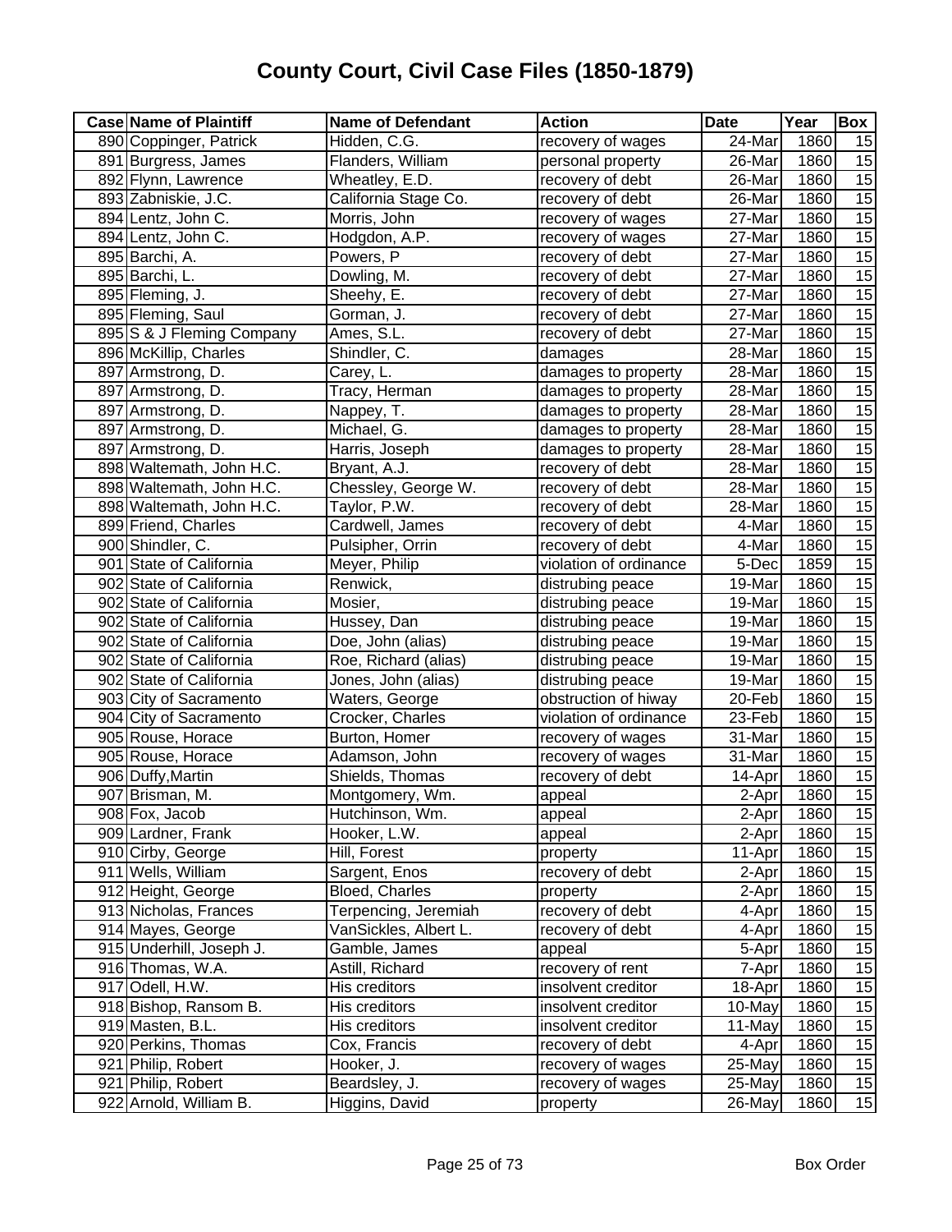# County Court, Civil Case Files (1850-1879)

| Case | Name of Plaintiff | Name of Defendant | Action | Date | Year | Box |
|---|---|---|---|---|---|---|
| 890 | Coppinger, Patrick | Hidden, C.G. | recovery of wages | 24-Mar | 1860 | 15 |
| 891 | Burgress, James | Flanders, William | personal property | 26-Mar | 1860 | 15 |
| 892 | Flynn, Lawrence | Wheatley, E.D. | recovery of debt | 26-Mar | 1860 | 15 |
| 893 | Zabniskie, J.C. | California Stage Co. | recovery of debt | 26-Mar | 1860 | 15 |
| 894 | Lentz, John C. | Morris, John | recovery of wages | 27-Mar | 1860 | 15 |
| 894 | Lentz, John C. | Hodgdon, A.P. | recovery of wages | 27-Mar | 1860 | 15 |
| 895 | Barchi, A. | Powers, P | recovery of debt | 27-Mar | 1860 | 15 |
| 895 | Barchi, L. | Dowling, M. | recovery of debt | 27-Mar | 1860 | 15 |
| 895 | Fleming, J. | Sheehy, E. | recovery of debt | 27-Mar | 1860 | 15 |
| 895 | Fleming, Saul | Gorman, J. | recovery of debt | 27-Mar | 1860 | 15 |
| 895 | S & J Fleming Company | Ames, S.L. | recovery of debt | 27-Mar | 1860 | 15 |
| 896 | McKillip, Charles | Shindler, C. | damages | 28-Mar | 1860 | 15 |
| 897 | Armstrong, D. | Carey, L. | damages to property | 28-Mar | 1860 | 15 |
| 897 | Armstrong, D. | Tracy, Herman | damages to property | 28-Mar | 1860 | 15 |
| 897 | Armstrong, D. | Nappey, T. | damages to property | 28-Mar | 1860 | 15 |
| 897 | Armstrong, D. | Michael, G. | damages to property | 28-Mar | 1860 | 15 |
| 897 | Armstrong, D. | Harris, Joseph | damages to property | 28-Mar | 1860 | 15 |
| 898 | Waltemath, John H.C. | Bryant, A.J. | recovery of debt | 28-Mar | 1860 | 15 |
| 898 | Waltemath, John H.C. | Chessley, George W. | recovery of debt | 28-Mar | 1860 | 15 |
| 898 | Waltemath, John H.C. | Taylor, P.W. | recovery of debt | 28-Mar | 1860 | 15 |
| 899 | Friend, Charles | Cardwell, James | recovery of debt | 4-Mar | 1860 | 15 |
| 900 | Shindler, C. | Pulsipher, Orrin | recovery of debt | 4-Mar | 1860 | 15 |
| 901 | State of California | Meyer, Philip | violation of ordinance | 5-Dec | 1859 | 15 |
| 902 | State of California | Renwick, | distrubing peace | 19-Mar | 1860 | 15 |
| 902 | State of California | Mosier, | distrubing peace | 19-Mar | 1860 | 15 |
| 902 | State of California | Hussey, Dan | distrubing peace | 19-Mar | 1860 | 15 |
| 902 | State of California | Doe, John (alias) | distrubing peace | 19-Mar | 1860 | 15 |
| 902 | State of California | Roe, Richard (alias) | distrubing peace | 19-Mar | 1860 | 15 |
| 902 | State of California | Jones, John (alias) | distrubing peace | 19-Mar | 1860 | 15 |
| 903 | City of Sacramento | Waters, George | obstruction of hiway | 20-Feb | 1860 | 15 |
| 904 | City of Sacramento | Crocker, Charles | violation of ordinance | 23-Feb | 1860 | 15 |
| 905 | Rouse, Horace | Burton, Homer | recovery of wages | 31-Mar | 1860 | 15 |
| 905 | Rouse, Horace | Adamson, John | recovery of wages | 31-Mar | 1860 | 15 |
| 906 | Duffy,Martin | Shields, Thomas | recovery of debt | 14-Apr | 1860 | 15 |
| 907 | Brisman, M. | Montgomery, Wm. | appeal | 2-Apr | 1860 | 15 |
| 908 | Fox, Jacob | Hutchinson, Wm. | appeal | 2-Apr | 1860 | 15 |
| 909 | Lardner, Frank | Hooker, L.W. | appeal | 2-Apr | 1860 | 15 |
| 910 | Cirby, George | Hill, Forest | property | 11-Apr | 1860 | 15 |
| 911 | Wells, William | Sargent, Enos | recovery of debt | 2-Apr | 1860 | 15 |
| 912 | Height, George | Bloed, Charles | property | 2-Apr | 1860 | 15 |
| 913 | Nicholas, Frances | Terpencing, Jeremiah | recovery of debt | 4-Apr | 1860 | 15 |
| 914 | Mayes, George | VanSickles, Albert L. | recovery of debt | 4-Apr | 1860 | 15 |
| 915 | Underhill, Joseph J. | Gamble, James | appeal | 5-Apr | 1860 | 15 |
| 916 | Thomas, W.A. | Astill, Richard | recovery of rent | 7-Apr | 1860 | 15 |
| 917 | Odell, H.W. | His creditors | insolvent creditor | 18-Apr | 1860 | 15 |
| 918 | Bishop, Ransom B. | His creditors | insolvent creditor | 10-May | 1860 | 15 |
| 919 | Masten, B.L. | His creditors | insolvent creditor | 11-May | 1860 | 15 |
| 920 | Perkins, Thomas | Cox, Francis | recovery of debt | 4-Apr | 1860 | 15 |
| 921 | Philip, Robert | Hooker, J. | recovery of wages | 25-May | 1860 | 15 |
| 921 | Philip, Robert | Beardsley, J. | recovery of wages | 25-May | 1860 | 15 |
| 922 | Arnold, William B. | Higgins, David | property | 26-May | 1860 | 15 |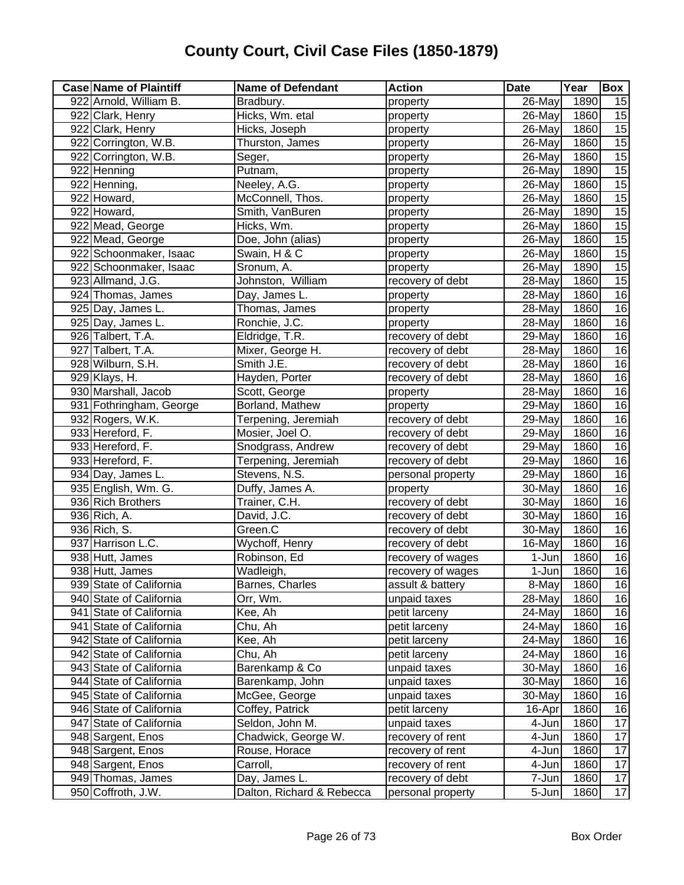# County Court, Civil Case Files (1850-1879)

| Case | Name of Plaintiff | Name of Defendant | Action | Date | Year | Box |
|---|---|---|---|---|---|---|
| 922 | Arnold, William B. | Bradbury. | property | 26-May | 1890 | 15 |
| 922 | Clark, Henry | Hicks, Wm. etal | property | 26-May | 1860 | 15 |
| 922 | Clark, Henry | Hicks, Joseph | property | 26-May | 1860 | 15 |
| 922 | Corrington, W.B. | Thurston, James | property | 26-May | 1860 | 15 |
| 922 | Corrington, W.B. | Seger, | property | 26-May | 1860 | 15 |
| 922 | Henning | Putnam, | property | 26-May | 1890 | 15 |
| 922 | Henning, | Neeley, A.G. | property | 26-May | 1860 | 15 |
| 922 | Howard, | McConnell, Thos. | property | 26-May | 1860 | 15 |
| 922 | Howard, | Smith, VanBuren | property | 26-May | 1890 | 15 |
| 922 | Mead, George | Hicks, Wm. | property | 26-May | 1860 | 15 |
| 922 | Mead, George | Doe, John (alias) | property | 26-May | 1860 | 15 |
| 922 | Schoonmaker, Isaac | Swain, H & C | property | 26-May | 1860 | 15 |
| 922 | Schoonmaker, Isaac | Sronum, A. | property | 26-May | 1890 | 15 |
| 923 | Allmand, J.G. | Johnston, William | recovery of debt | 28-May | 1860 | 15 |
| 924 | Thomas, James | Day, James L. | property | 28-May | 1860 | 16 |
| 925 | Day, James L. | Thomas, James | property | 28-May | 1860 | 16 |
| 925 | Day, James L. | Ronchie, J.C. | property | 28-May | 1860 | 16 |
| 926 | Talbert, T.A. | Eldridge, T.R. | recovery of debt | 29-May | 1860 | 16 |
| 927 | Talbert, T.A. | Mixer, George H. | recovery of debt | 28-May | 1860 | 16 |
| 928 | Wilburn, S.H. | Smith J.E. | recovery of debt | 28-May | 1860 | 16 |
| 929 | Klays, H. | Hayden, Porter | recovery of debt | 28-May | 1860 | 16 |
| 930 | Marshall, Jacob | Scott, George | property | 28-May | 1860 | 16 |
| 931 | Fothringham, George | Borland, Mathew | property | 29-May | 1860 | 16 |
| 932 | Rogers, W.K. | Terpening, Jeremiah | recovery of debt | 29-May | 1860 | 16 |
| 933 | Hereford, F. | Mosier, Joel O. | recovery of debt | 29-May | 1860 | 16 |
| 933 | Hereford, F. | Snodgrass, Andrew | recovery of debt | 29-May | 1860 | 16 |
| 933 | Hereford, F. | Terpening, Jeremiah | recovery of debt | 29-May | 1860 | 16 |
| 934 | Day, James L. | Stevens, N.S. | personal property | 29-May | 1860 | 16 |
| 935 | English, Wm. G. | Duffy, James A. | property | 30-May | 1860 | 16 |
| 936 | Rich Brothers | Trainer, C.H. | recovery of debt | 30-May | 1860 | 16 |
| 936 | Rich, A. | David, J.C. | recovery of debt | 30-May | 1860 | 16 |
| 936 | Rich, S. | Green.C | recovery of debt | 30-May | 1860 | 16 |
| 937 | Harrison L.C. | Wychoff, Henry | recovery of debt | 16-May | 1860 | 16 |
| 938 | Hutt, James | Robinson, Ed | recovery of wages | 1-Jun | 1860 | 16 |
| 938 | Hutt, James | Wadleigh, | recovery of wages | 1-Jun | 1860 | 16 |
| 939 | State of California | Barnes, Charles | assult & battery | 8-May | 1860 | 16 |
| 940 | State of California | Orr, Wm. | unpaid taxes | 28-May | 1860 | 16 |
| 941 | State of California | Kee, Ah | petit larceny | 24-May | 1860 | 16 |
| 941 | State of California | Chu, Ah | petit larceny | 24-May | 1860 | 16 |
| 942 | State of California | Kee, Ah | petit larceny | 24-May | 1860 | 16 |
| 942 | State of California | Chu, Ah | petit larceny | 24-May | 1860 | 16 |
| 943 | State of California | Barenkamp & Co | unpaid taxes | 30-May | 1860 | 16 |
| 944 | State of California | Barenkamp, John | unpaid taxes | 30-May | 1860 | 16 |
| 945 | State of California | McGee, George | unpaid taxes | 30-May | 1860 | 16 |
| 946 | State of California | Coffey, Patrick | petit larceny | 16-Apr | 1860 | 16 |
| 947 | State of California | Seldon, John M. | unpaid taxes | 4-Jun | 1860 | 17 |
| 948 | Sargent, Enos | Chadwick, George W. | recovery of rent | 4-Jun | 1860 | 17 |
| 948 | Sargent, Enos | Rouse, Horace | recovery of rent | 4-Jun | 1860 | 17 |
| 948 | Sargent, Enos | Carroll, | recovery of rent | 4-Jun | 1860 | 17 |
| 949 | Thomas, James | Day, James L. | recovery of debt | 7-Jun | 1860 | 17 |
| 950 | Coffroth, J.W. | Dalton, Richard & Rebecca | personal property | 5-Jun | 1860 | 17 |

Box Order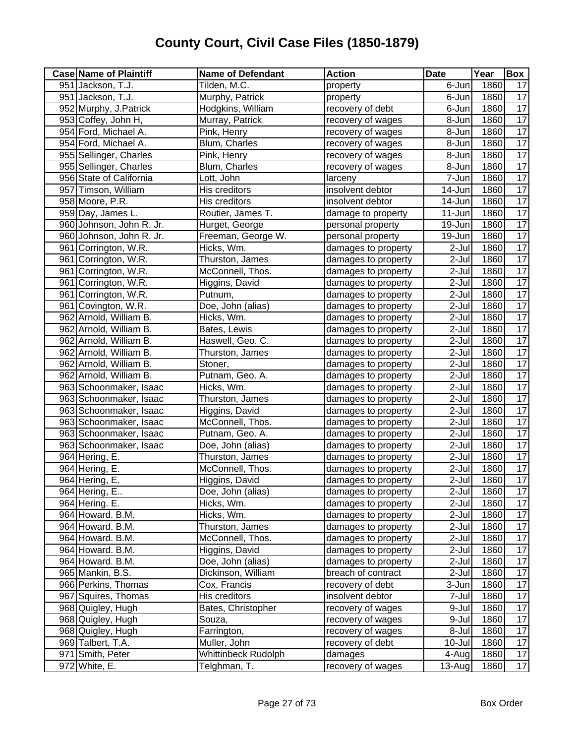# County Court, Civil Case Files (1850-1879)

| Case | Name of Plaintiff | Name of Defendant | Action | Date | Year | Box |
|---|---|---|---|---|---|---|
| 951 | Jackson, T.J. | Tilden, M.C. | property | 6-Jun | 1860 | 17 |
| 951 | Jackson, T.J. | Murphy, Patrick | property | 6-Jun | 1860 | 17 |
| 952 | Murphy, J.Patrick | Hodgkins, William | recovery of debt | 6-Jun | 1860 | 17 |
| 953 | Coffey, John H, | Murray, Patrick | recovery of wages | 8-Jun | 1860 | 17 |
| 954 | Ford, Michael A. | Pink, Henry | recovery of wages | 8-Jun | 1860 | 17 |
| 954 | Ford, Michael A. | Blum, Charles | recovery of wages | 8-Jun | 1860 | 17 |
| 955 | Sellinger, Charles | Pink, Henry | recovery of wages | 8-Jun | 1860 | 17 |
| 955 | Sellinger, Charles | Blum, Charles | recovery of wages | 8-Jun | 1860 | 17 |
| 956 | State of California | Lott, John | larceny | 7-Jun | 1860 | 17 |
| 957 | Timson, William | His creditors | insolvent debtor | 14-Jun | 1860 | 17 |
| 958 | Moore, P.R. | His creditors | insolvent debtor | 14-Jun | 1860 | 17 |
| 959 | Day, James L. | Routier, James T. | damage to property | 11-Jun | 1860 | 17 |
| 960 | Johnson, John R. Jr. | Hurget, George | personal property | 19-Jun | 1860 | 17 |
| 960 | Johnson, John R. Jr. | Freeman, George W. | personal property | 19-Jun | 1860 | 17 |
| 961 | Corrington, W.R. | Hicks, Wm. | damages to property | 2-Jul | 1860 | 17 |
| 961 | Corrington, W.R. | Thurston, James | damages to property | 2-Jul | 1860 | 17 |
| 961 | Corrington, W.R. | McConnell, Thos. | damages to property | 2-Jul | 1860 | 17 |
| 961 | Corrington, W.R. | Higgins, David | damages to property | 2-Jul | 1860 | 17 |
| 961 | Corrington, W.R. | Putnum, | damages to property | 2-Jul | 1860 | 17 |
| 961 | Covington, W.R. | Doe, John (alias) | damages to property | 2-Jul | 1860 | 17 |
| 962 | Arnold, William B. | Hicks, Wm. | damages to property | 2-Jul | 1860 | 17 |
| 962 | Arnold, William B. | Bates, Lewis | damages to property | 2-Jul | 1860 | 17 |
| 962 | Arnold, William B. | Haswell, Geo. C. | damages to property | 2-Jul | 1860 | 17 |
| 962 | Arnold, William B. | Thurston, James | damages to property | 2-Jul | 1860 | 17 |
| 962 | Arnold, William B. | Stoner, | damages to property | 2-Jul | 1860 | 17 |
| 962 | Arnold, William B. | Putnam, Geo. A. | damages to property | 2-Jul | 1860 | 17 |
| 963 | Schoonmaker, Isaac | Hicks, Wm. | damages to property | 2-Jul | 1860 | 17 |
| 963 | Schoonmaker, Isaac | Thurston, James | damages to property | 2-Jul | 1860 | 17 |
| 963 | Schoonmaker, Isaac | Higgins, David | damages to property | 2-Jul | 1860 | 17 |
| 963 | Schoonmaker, Isaac | McConnell, Thos. | damages to property | 2-Jul | 1860 | 17 |
| 963 | Schoonmaker, Isaac | Putnam, Geo. A. | damages to property | 2-Jul | 1860 | 17 |
| 963 | Schoonmaker, Isaac | Doe, John (alias) | damages to property | 2-Jul | 1860 | 17 |
| 964 | Hering, E. | Thurston, James | damages to property | 2-Jul | 1860 | 17 |
| 964 | Hering, E. | McConnell, Thos. | damages to property | 2-Jul | 1860 | 17 |
| 964 | Hering, E. | Higgins, David | damages to property | 2-Jul | 1860 | 17 |
| 964 | Hering, E.. | Doe, John (alias) | damages to property | 2-Jul | 1860 | 17 |
| 964 | Hering. E. | Hicks, Wm. | damages to property | 2-Jul | 1860 | 17 |
| 964 | Howard. B.M. | Hicks, Wm. | damages to property | 2-Jul | 1860 | 17 |
| 964 | Howard. B.M. | Thurston, James | damages to property | 2-Jul | 1860 | 17 |
| 964 | Howard. B.M. | McConnell, Thos. | damages to property | 2-Jul | 1860 | 17 |
| 964 | Howard. B.M. | Higgins, David | damages to property | 2-Jul | 1860 | 17 |
| 964 | Howard. B.M. | Doe, John (alias) | damages to property | 2-Jul | 1860 | 17 |
| 965 | Mankin, B.S. | Dickinson, William | breach of contract | 2-Jul | 1860 | 17 |
| 966 | Perkins, Thomas | Cox, Francis | recovery of debt | 3-Jun | 1860 | 17 |
| 967 | Squires, Thomas | His creditors | insolvent debtor | 7-Jul | 1860 | 17 |
| 968 | Quigley, Hugh | Bates, Christopher | recovery of wages | 9-Jul | 1860 | 17 |
| 968 | Quigley, Hugh | Souza, | recovery of wages | 9-Jul | 1860 | 17 |
| 968 | Quigley, Hugh | Farrington, | recovery of wages | 8-Jul | 1860 | 17 |
| 969 | Talbert, T.A. | Muller, John | recovery of debt | 10-Jul | 1860 | 17 |
| 971 | Smith, Peter | Whittinbeck Rudolph | damages | 4-Aug | 1860 | 17 |
| 972 | White, E. | Telghman, T. | recovery of wages | 13-Aug | 1860 | 17 |

Box Order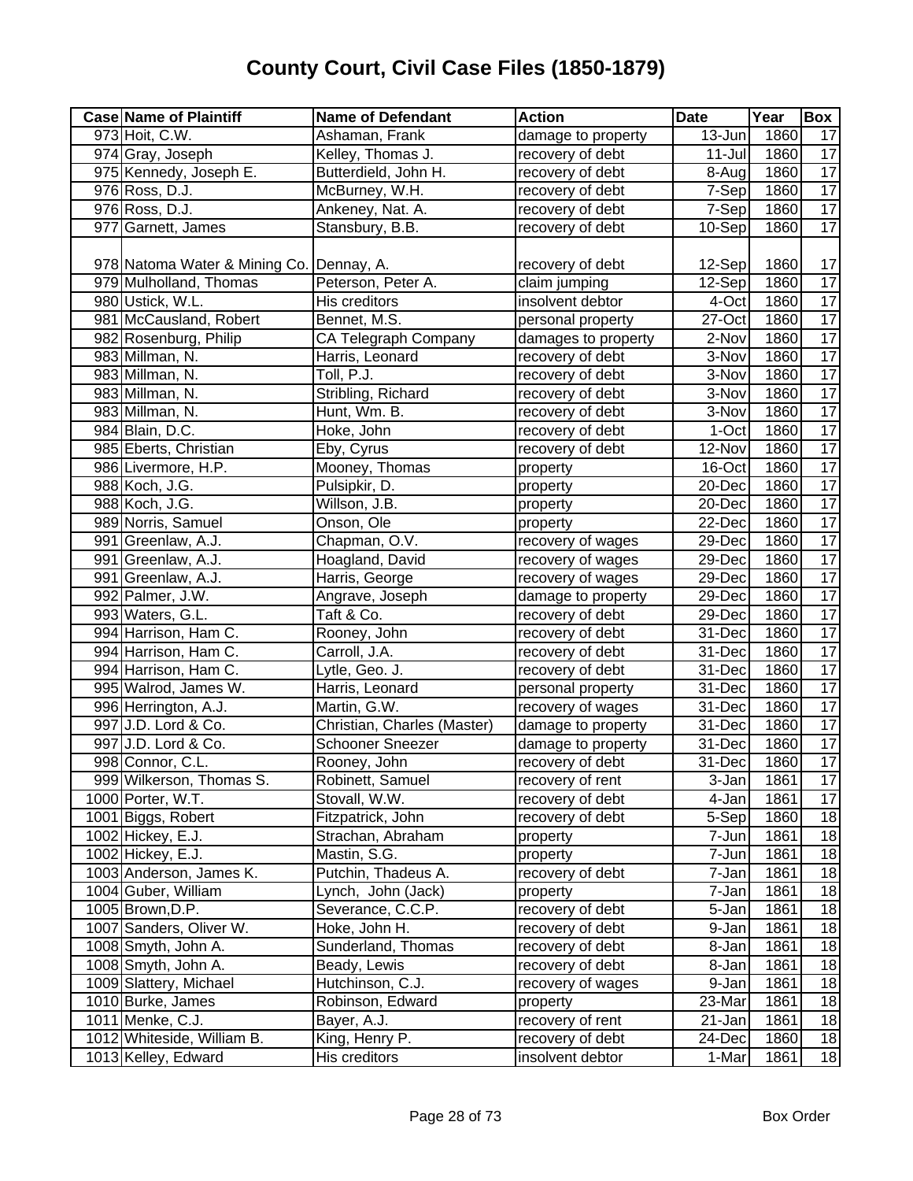# County Court, Civil Case Files (1850-1879)

| Case | Name of Plaintiff | Name of Defendant | Action | Date | Year | Box |
|---|---|---|---|---|---|---|
| 973 | Hoit, C.W. | Ashaman, Frank | damage to property | 13-Jun | 1860 | 17 |
| 974 | Gray, Joseph | Kelley, Thomas J. | recovery of debt | 11-Jul | 1860 | 17 |
| 975 | Kennedy, Joseph E. | Butterdield, John H. | recovery of debt | 8-Aug | 1860 | 17 |
| 976 | Ross, D.J. | McBurney, W.H. | recovery of debt | 7-Sep | 1860 | 17 |
| 976 | Ross, D.J. | Ankeney, Nat. A. | recovery of debt | 7-Sep | 1860 | 17 |
| 977 | Garnett, James | Stansbury, B.B. | recovery of debt | 10-Sep | 1860 | 17 |
| 978 | Natoma Water & Mining Co. | Dennay, A. | recovery of debt | 12-Sep | 1860 | 17 |
| 979 | Mulholland, Thomas | Peterson, Peter A. | claim jumping | 12-Sep | 1860 | 17 |
| 980 | Ustick, W.L. | His creditors | insolvent debtor | 4-Oct | 1860 | 17 |
| 981 | McCausland, Robert | Bennet, M.S. | personal property | 27-Oct | 1860 | 17 |
| 982 | Rosenburg, Philip | CA Telegraph Company | damages to property | 2-Nov | 1860 | 17 |
| 983 | Millman, N. | Harris, Leonard | recovery of debt | 3-Nov | 1860 | 17 |
| 983 | Millman, N. | Toll, P.J. | recovery of debt | 3-Nov | 1860 | 17 |
| 983 | Millman, N. | Stribling, Richard | recovery of debt | 3-Nov | 1860 | 17 |
| 983 | Millman, N. | Hunt, Wm. B. | recovery of debt | 3-Nov | 1860 | 17 |
| 984 | Blain, D.C. | Hoke, John | recovery of debt | 1-Oct | 1860 | 17 |
| 985 | Eberts, Christian | Eby, Cyrus | recovery of debt | 12-Nov | 1860 | 17 |
| 986 | Livermore, H.P. | Mooney, Thomas | property | 16-Oct | 1860 | 17 |
| 988 | Koch, J.G. | Pulsipkir, D. | property | 20-Dec | 1860 | 17 |
| 988 | Koch, J.G. | Willson, J.B. | property | 20-Dec | 1860 | 17 |
| 989 | Norris, Samuel | Onson, Ole | property | 22-Dec | 1860 | 17 |
| 991 | Greenlaw, A.J. | Chapman, O.V. | recovery of wages | 29-Dec | 1860 | 17 |
| 991 | Greenlaw, A.J. | Hoagland, David | recovery of wages | 29-Dec | 1860 | 17 |
| 991 | Greenlaw, A.J. | Harris, George | recovery of wages | 29-Dec | 1860 | 17 |
| 992 | Palmer, J.W. | Angrave, Joseph | damage to property | 29-Dec | 1860 | 17 |
| 993 | Waters, G.L. | Taft & Co. | recovery of debt | 29-Dec | 1860 | 17 |
| 994 | Harrison, Ham C. | Rooney, John | recovery of debt | 31-Dec | 1860 | 17 |
| 994 | Harrison, Ham C. | Carroll, J.A. | recovery of debt | 31-Dec | 1860 | 17 |
| 994 | Harrison, Ham C. | Lytle, Geo. J. | recovery of debt | 31-Dec | 1860 | 17 |
| 995 | Walrod, James W. | Harris, Leonard | personal property | 31-Dec | 1860 | 17 |
| 996 | Herrington, A.J. | Martin, G.W. | recovery of wages | 31-Dec | 1860 | 17 |
| 997 | J.D. Lord & Co. | Christian, Charles (Master) | damage to property | 31-Dec | 1860 | 17 |
| 997 | J.D. Lord & Co. | Schooner Sneezer | damage to property | 31-Dec | 1860 | 17 |
| 998 | Connor, C.L. | Rooney, John | recovery of debt | 31-Dec | 1860 | 17 |
| 999 | Wilkerson, Thomas S. | Robinett, Samuel | recovery of rent | 3-Jan | 1861 | 17 |
| 1000 | Porter, W.T. | Stovall, W.W. | recovery of debt | 4-Jan | 1861 | 17 |
| 1001 | Biggs, Robert | Fitzpatrick, John | recovery of debt | 5-Sep | 1860 | 18 |
| 1002 | Hickey, E.J. | Strachan, Abraham | property | 7-Jun | 1861 | 18 |
| 1002 | Hickey, E.J. | Mastin, S.G. | property | 7-Jun | 1861 | 18 |
| 1003 | Anderson, James K. | Putchin, Thadeus A. | recovery of debt | 7-Jan | 1861 | 18 |
| 1004 | Guber, William | Lynch, John (Jack) | property | 7-Jan | 1861 | 18 |
| 1005 | Brown,D.P. | Severance, C.C.P. | recovery of debt | 5-Jan | 1861 | 18 |
| 1007 | Sanders, Oliver W. | Hoke, John H. | recovery of debt | 9-Jan | 1861 | 18 |
| 1008 | Smyth, John A. | Sunderland, Thomas | recovery of debt | 8-Jan | 1861 | 18 |
| 1008 | Smyth, John A. | Beady, Lewis | recovery of debt | 8-Jan | 1861 | 18 |
| 1009 | Slattery, Michael | Hutchinson, C.J. | recovery of wages | 9-Jan | 1861 | 18 |
| 1010 | Burke, James | Robinson, Edward | property | 23-Mar | 1861 | 18 |
| 1011 | Menke, C.J. | Bayer, A.J. | recovery of rent | 21-Jan | 1861 | 18 |
| 1012 | Whiteside, William B. | King, Henry P. | recovery of debt | 24-Dec | 1860 | 18 |
| 1013 | Kelley, Edward | His creditors | insolvent debtor | 1-Mar | 1861 | 18 |

Box Order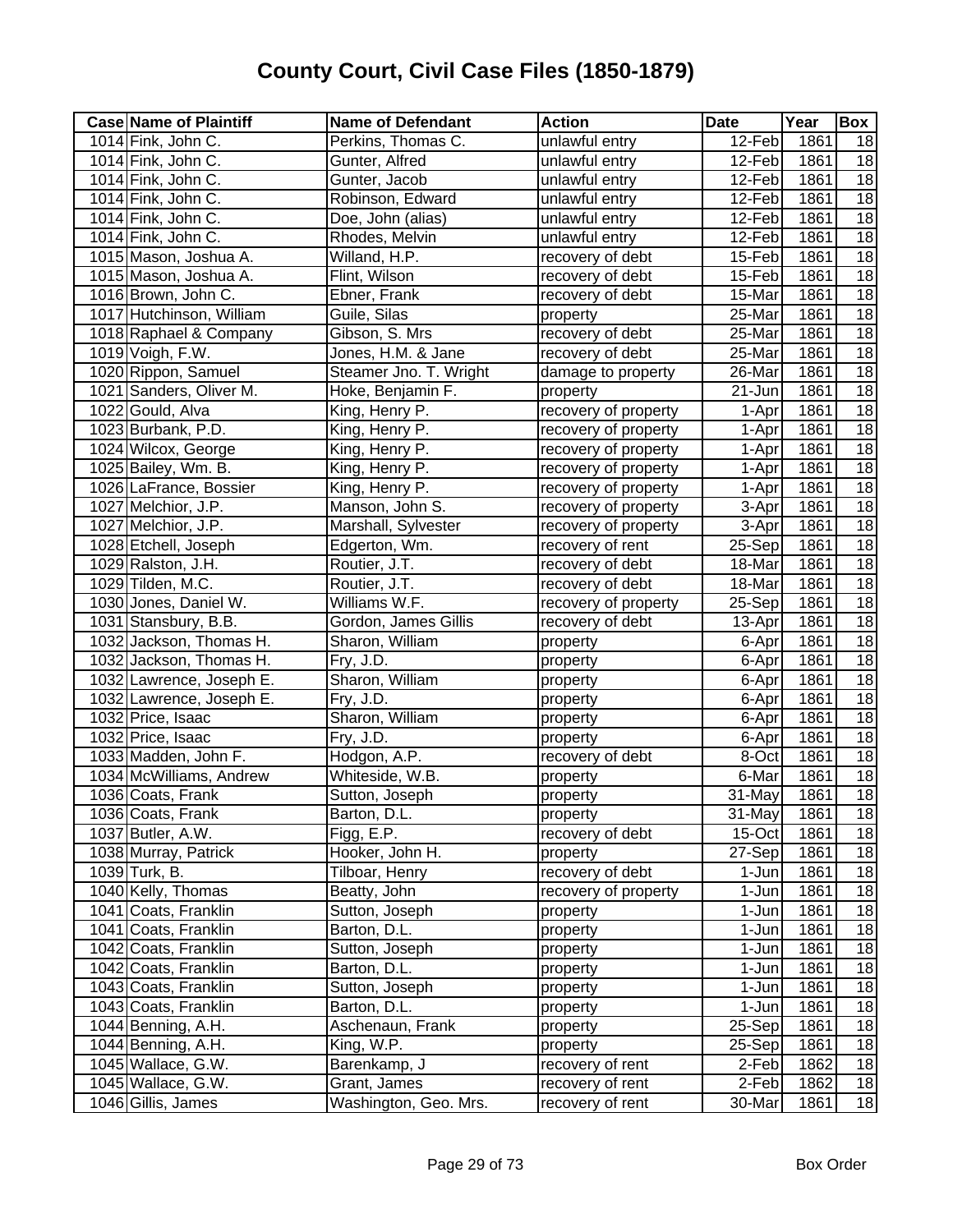# County Court, Civil Case Files (1850-1879)

| Case | Name of Plaintiff | Name of Defendant | Action | Date | Year | Box |
|---|---|---|---|---|---|---|
| 1014 | Fink, John C. | Perkins, Thomas C. | unlawful entry | 12-Feb | 1861 | 18 |
| 1014 | Fink, John C. | Gunter, Alfred | unlawful entry | 12-Feb | 1861 | 18 |
| 1014 | Fink, John C. | Gunter, Jacob | unlawful entry | 12-Feb | 1861 | 18 |
| 1014 | Fink, John C. | Robinson, Edward | unlawful entry | 12-Feb | 1861 | 18 |
| 1014 | Fink, John C. | Doe, John (alias) | unlawful entry | 12-Feb | 1861 | 18 |
| 1014 | Fink, John C. | Rhodes, Melvin | unlawful entry | 12-Feb | 1861 | 18 |
| 1015 | Mason, Joshua A. | Willand, H.P. | recovery of debt | 15-Feb | 1861 | 18 |
| 1015 | Mason, Joshua A. | Flint, Wilson | recovery of debt | 15-Feb | 1861 | 18 |
| 1016 | Brown, John C. | Ebner, Frank | recovery of debt | 15-Mar | 1861 | 18 |
| 1017 | Hutchinson, William | Guile, Silas | property | 25-Mar | 1861 | 18 |
| 1018 | Raphael & Company | Gibson, S. Mrs | recovery of debt | 25-Mar | 1861 | 18 |
| 1019 | Voigh, F.W. | Jones, H.M. & Jane | recovery of debt | 25-Mar | 1861 | 18 |
| 1020 | Rippon, Samuel | Steamer Jno. T. Wright | damage to property | 26-Mar | 1861 | 18 |
| 1021 | Sanders, Oliver M. | Hoke, Benjamin F. | property | 21-Jun | 1861 | 18 |
| 1022 | Gould, Alva | King, Henry P. | recovery of property | 1-Apr | 1861 | 18 |
| 1023 | Burbank, P.D. | King, Henry P. | recovery of property | 1-Apr | 1861 | 18 |
| 1024 | Wilcox, George | King, Henry P. | recovery of property | 1-Apr | 1861 | 18 |
| 1025 | Bailey, Wm. B. | King, Henry P. | recovery of property | 1-Apr | 1861 | 18 |
| 1026 | LaFrance, Bossier | King, Henry P. | recovery of property | 1-Apr | 1861 | 18 |
| 1027 | Melchior, J.P. | Manson, John S. | recovery of property | 3-Apr | 1861 | 18 |
| 1027 | Melchior, J.P. | Marshall, Sylvester | recovery of property | 3-Apr | 1861 | 18 |
| 1028 | Etchell, Joseph | Edgerton, Wm. | recovery of rent | 25-Sep | 1861 | 18 |
| 1029 | Ralston, J.H. | Routier, J.T. | recovery of debt | 18-Mar | 1861 | 18 |
| 1029 | Tilden, M.C. | Routier, J.T. | recovery of debt | 18-Mar | 1861 | 18 |
| 1030 | Jones, Daniel W. | Williams W.F. | recovery of property | 25-Sep | 1861 | 18 |
| 1031 | Stansbury, B.B. | Gordon, James Gillis | recovery of debt | 13-Apr | 1861 | 18 |
| 1032 | Jackson, Thomas H. | Sharon, William | property | 6-Apr | 1861 | 18 |
| 1032 | Jackson, Thomas H. | Fry, J.D. | property | 6-Apr | 1861 | 18 |
| 1032 | Lawrence, Joseph E. | Sharon, William | property | 6-Apr | 1861 | 18 |
| 1032 | Lawrence, Joseph E. | Fry, J.D. | property | 6-Apr | 1861 | 18 |
| 1032 | Price, Isaac | Sharon, William | property | 6-Apr | 1861 | 18 |
| 1032 | Price, Isaac | Fry, J.D. | property | 6-Apr | 1861 | 18 |
| 1033 | Madden, John F. | Hodgon, A.P. | recovery of debt | 8-Oct | 1861 | 18 |
| 1034 | McWilliams, Andrew | Whiteside, W.B. | property | 6-Mar | 1861 | 18 |
| 1036 | Coats, Frank | Sutton, Joseph | property | 31-May | 1861 | 18 |
| 1036 | Coats, Frank | Barton, D.L. | property | 31-May | 1861 | 18 |
| 1037 | Butler, A.W. | Figg, E.P. | recovery of debt | 15-Oct | 1861 | 18 |
| 1038 | Murray, Patrick | Hooker, John H. | property | 27-Sep | 1861 | 18 |
| 1039 | Turk, B. | Tilboar, Henry | recovery of debt | 1-Jun | 1861 | 18 |
| 1040 | Kelly, Thomas | Beatty, John | recovery of property | 1-Jun | 1861 | 18 |
| 1041 | Coats, Franklin | Sutton, Joseph | property | 1-Jun | 1861 | 18 |
| 1041 | Coats, Franklin | Barton, D.L. | property | 1-Jun | 1861 | 18 |
| 1042 | Coats, Franklin | Sutton, Joseph | property | 1-Jun | 1861 | 18 |
| 1042 | Coats, Franklin | Barton, D.L. | property | 1-Jun | 1861 | 18 |
| 1043 | Coats, Franklin | Sutton, Joseph | property | 1-Jun | 1861 | 18 |
| 1043 | Coats, Franklin | Barton, D.L. | property | 1-Jun | 1861 | 18 |
| 1044 | Benning, A.H. | Aschenaun, Frank | property | 25-Sep | 1861 | 18 |
| 1044 | Benning, A.H. | King, W.P. | property | 25-Sep | 1861 | 18 |
| 1045 | Wallace, G.W. | Barenkamp, J | recovery of rent | 2-Feb | 1862 | 18 |
| 1045 | Wallace, G.W. | Grant, James | recovery of rent | 2-Feb | 1862 | 18 |
| 1046 | Gillis, James | Washington, Geo. Mrs. | recovery of rent | 30-Mar | 1861 | 18 |

Box Order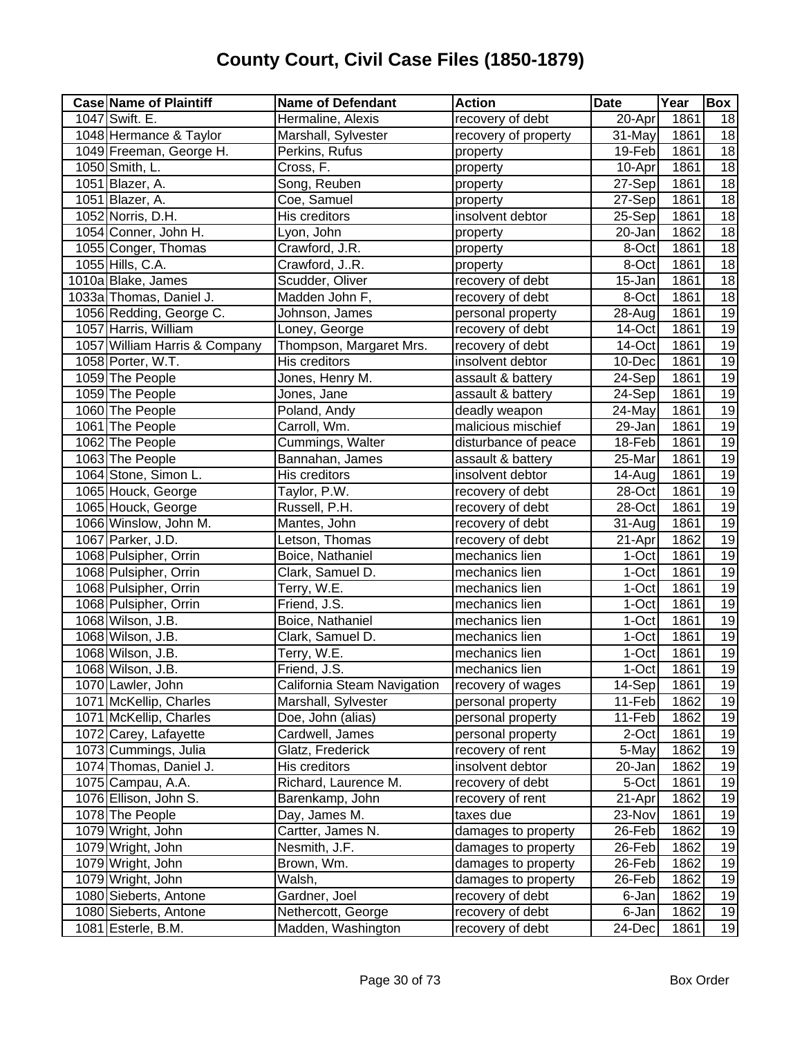# County Court, Civil Case Files (1850-1879)

| Case | Name of Plaintiff | Name of Defendant | Action | Date | Year | Box |
|---|---|---|---|---|---|---|
| 1047 | Swift. E. | Hermaline, Alexis | recovery of debt | 20-Apr | 1861 | 18 |
| 1048 | Hermance & Taylor | Marshall, Sylvester | recovery of property | 31-May | 1861 | 18 |
| 1049 | Freeman, George H. | Perkins, Rufus | property | 19-Feb | 1861 | 18 |
| 1050 | Smith, L. | Cross, F. | property | 10-Apr | 1861 | 18 |
| 1051 | Blazer, A. | Song, Reuben | property | 27-Sep | 1861 | 18 |
| 1051 | Blazer, A. | Coe, Samuel | property | 27-Sep | 1861 | 18 |
| 1052 | Norris, D.H. | His creditors | insolvent debtor | 25-Sep | 1861 | 18 |
| 1054 | Conner, John H. | Lyon, John | property | 20-Jan | 1862 | 18 |
| 1055 | Conger, Thomas | Crawford, J.R. | property | 8-Oct | 1861 | 18 |
| 1055 | Hills, C.A. | Crawford, J..R. | property | 8-Oct | 1861 | 18 |
| 1010a | Blake, James | Scudder, Oliver | recovery of debt | 15-Jan | 1861 | 18 |
| 1033a | Thomas, Daniel J. | Madden John F, | recovery of debt | 8-Oct | 1861 | 18 |
| 1056 | Redding, George C. | Johnson, James | personal property | 28-Aug | 1861 | 19 |
| 1057 | Harris, William | Loney, George | recovery of debt | 14-Oct | 1861 | 19 |
| 1057 | William Harris & Company | Thompson, Margaret Mrs. | recovery of debt | 14-Oct | 1861 | 19 |
| 1058 | Porter, W.T. | His creditors | insolvent debtor | 10-Dec | 1861 | 19 |
| 1059 | The People | Jones, Henry M. | assault & battery | 24-Sep | 1861 | 19 |
| 1059 | The People | Jones, Jane | assault & battery | 24-Sep | 1861 | 19 |
| 1060 | The People | Poland, Andy | deadly weapon | 24-May | 1861 | 19 |
| 1061 | The People | Carroll, Wm. | malicious mischief | 29-Jan | 1861 | 19 |
| 1062 | The People | Cummings, Walter | disturbance of peace | 18-Feb | 1861 | 19 |
| 1063 | The People | Bannahan, James | assault & battery | 25-Mar | 1861 | 19 |
| 1064 | Stone, Simon L. | His creditors | insolvent debtor | 14-Aug | 1861 | 19 |
| 1065 | Houck, George | Taylor, P.W. | recovery of debt | 28-Oct | 1861 | 19 |
| 1065 | Houck, George | Russell, P.H. | recovery of debt | 28-Oct | 1861 | 19 |
| 1066 | Winslow, John M. | Mantes, John | recovery of debt | 31-Aug | 1861 | 19 |
| 1067 | Parker, J.D. | Letson, Thomas | recovery of debt | 21-Apr | 1862 | 19 |
| 1068 | Pulsipher, Orrin | Boice, Nathaniel | mechanics lien | 1-Oct | 1861 | 19 |
| 1068 | Pulsipher, Orrin | Clark, Samuel D. | mechanics lien | 1-Oct | 1861 | 19 |
| 1068 | Pulsipher, Orrin | Terry, W.E. | mechanics lien | 1-Oct | 1861 | 19 |
| 1068 | Pulsipher, Orrin | Friend, J.S. | mechanics lien | 1-Oct | 1861 | 19 |
| 1068 | Wilson, J.B. | Boice, Nathaniel | mechanics lien | 1-Oct | 1861 | 19 |
| 1068 | Wilson, J.B. | Clark, Samuel D. | mechanics lien | 1-Oct | 1861 | 19 |
| 1068 | Wilson, J.B. | Terry, W.E. | mechanics lien | 1-Oct | 1861 | 19 |
| 1068 | Wilson, J.B. | Friend, J.S. | mechanics lien | 1-Oct | 1861 | 19 |
| 1070 | Lawler, John | California Steam Navigation | recovery of wages | 14-Sep | 1861 | 19 |
| 1071 | McKellip, Charles | Marshall, Sylvester | personal property | 11-Feb | 1862 | 19 |
| 1071 | McKellip, Charles | Doe, John (alias) | personal property | 11-Feb | 1862 | 19 |
| 1072 | Carey, Lafayette | Cardwell, James | personal property | 2-Oct | 1861 | 19 |
| 1073 | Cummings, Julia | Glatz, Frederick | recovery of rent | 5-May | 1862 | 19 |
| 1074 | Thomas, Daniel J. | His creditors | insolvent debtor | 20-Jan | 1862 | 19 |
| 1075 | Campau, A.A. | Richard, Laurence M. | recovery of debt | 5-Oct | 1861 | 19 |
| 1076 | Ellison, John S. | Barenkamp, John | recovery of rent | 21-Apr | 1862 | 19 |
| 1078 | The People | Day, James M. | taxes due | 23-Nov | 1861 | 19 |
| 1079 | Wright, John | Cartter, James N. | damages to property | 26-Feb | 1862 | 19 |
| 1079 | Wright, John | Nesmith, J.F. | damages to property | 26-Feb | 1862 | 19 |
| 1079 | Wright, John | Brown, Wm. | damages to property | 26-Feb | 1862 | 19 |
| 1079 | Wright, John | Walsh, | damages to property | 26-Feb | 1862 | 19 |
| 1080 | Sieberts, Antone | Gardner, Joel | recovery of debt | 6-Jan | 1862 | 19 |
| 1080 | Sieberts, Antone | Nethercott, George | recovery of debt | 6-Jan | 1862 | 19 |
| 1081 | Esterle, B.M. | Madden, Washington | recovery of debt | 24-Dec | 1861 | 19 |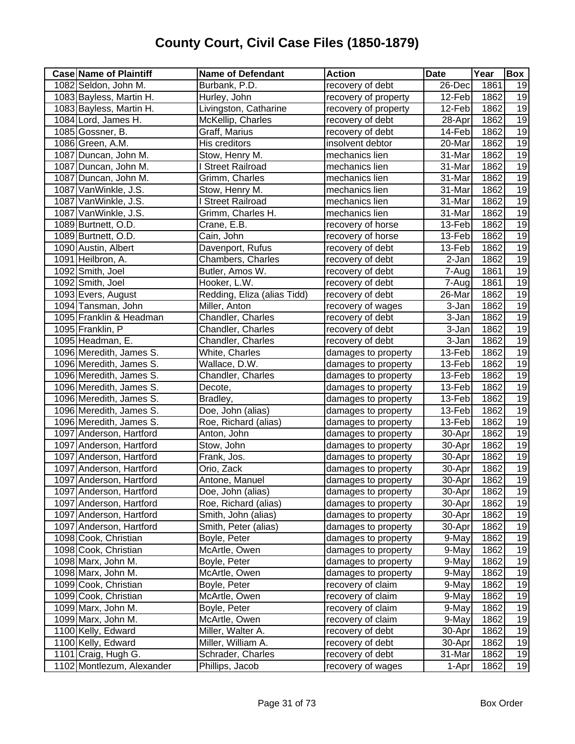# County Court, Civil Case Files (1850-1879)

| Case | Name of Plaintiff | Name of Defendant | Action | Date | Year | Box |
|---|---|---|---|---|---|---|
| 1082 | Seldon, John M. | Burbank, P.D. | recovery of debt | 26-Dec | 1861 | 19 |
| 1083 | Bayless, Martin H. | Hurley, John | recovery of property | 12-Feb | 1862 | 19 |
| 1083 | Bayless, Martin H. | Livingston, Catharine | recovery of property | 12-Feb | 1862 | 19 |
| 1084 | Lord, James H. | McKellip, Charles | recovery of debt | 28-Apr | 1862 | 19 |
| 1085 | Gossner, B. | Graff, Marius | recovery of debt | 14-Feb | 1862 | 19 |
| 1086 | Green, A.M. | His creditors | insolvent debtor | 20-Mar | 1862 | 19 |
| 1087 | Duncan, John M. | Stow, Henry M. | mechanics lien | 31-Mar | 1862 | 19 |
| 1087 | Duncan, John M. | I Street Railroad | mechanics lien | 31-Mar | 1862 | 19 |
| 1087 | Duncan, John M. | Grimm, Charles | mechanics lien | 31-Mar | 1862 | 19 |
| 1087 | VanWinkle, J.S. | Stow, Henry M. | mechanics lien | 31-Mar | 1862 | 19 |
| 1087 | VanWinkle, J.S. | I Street Railroad | mechanics lien | 31-Mar | 1862 | 19 |
| 1087 | VanWinkle, J.S. | Grimm, Charles H. | mechanics lien | 31-Mar | 1862 | 19 |
| 1089 | Burtnett, O.D. | Crane, E.B. | recovery of horse | 13-Feb | 1862 | 19 |
| 1089 | Burtnett, O.D. | Cain, John | recovery of horse | 13-Feb | 1862 | 19 |
| 1090 | Austin, Albert | Davenport, Rufus | recovery of debt | 13-Feb | 1862 | 19 |
| 1091 | Heilbron, A. | Chambers, Charles | recovery of debt | 2-Jan | 1862 | 19 |
| 1092 | Smith, Joel | Butler, Amos W. | recovery of debt | 7-Aug | 1861 | 19 |
| 1092 | Smith, Joel | Hooker, L.W. | recovery of debt | 7-Aug | 1861 | 19 |
| 1093 | Evers, August | Redding, Eliza (alias Tidd) | recovery of debt | 26-Mar | 1862 | 19 |
| 1094 | Tansman, John | Miller, Anton | recovery of wages | 3-Jan | 1862 | 19 |
| 1095 | Franklin & Headman | Chandler, Charles | recovery of debt | 3-Jan | 1862 | 19 |
| 1095 | Franklin, P | Chandler, Charles | recovery of debt | 3-Jan | 1862 | 19 |
| 1095 | Headman, E. | Chandler, Charles | recovery of debt | 3-Jan | 1862 | 19 |
| 1096 | Meredith, James S. | White, Charles | damages to property | 13-Feb | 1862 | 19 |
| 1096 | Meredith, James S. | Wallace, D.W. | damages to property | 13-Feb | 1862 | 19 |
| 1096 | Meredith, James S. | Chandler, Charles | damages to property | 13-Feb | 1862 | 19 |
| 1096 | Meredith, James S. | Decote, | damages to property | 13-Feb | 1862 | 19 |
| 1096 | Meredith, James S. | Bradley, | damages to property | 13-Feb | 1862 | 19 |
| 1096 | Meredith, James S. | Doe, John (alias) | damages to property | 13-Feb | 1862 | 19 |
| 1096 | Meredith, James S. | Roe, Richard (alias) | damages to property | 13-Feb | 1862 | 19 |
| 1097 | Anderson, Hartford | Anton, John | damages to property | 30-Apr | 1862 | 19 |
| 1097 | Anderson, Hartford | Stow, John | damages to property | 30-Apr | 1862 | 19 |
| 1097 | Anderson, Hartford | Frank, Jos. | damages to property | 30-Apr | 1862 | 19 |
| 1097 | Anderson, Hartford | Orio, Zack | damages to property | 30-Apr | 1862 | 19 |
| 1097 | Anderson, Hartford | Antone, Manuel | damages to property | 30-Apr | 1862 | 19 |
| 1097 | Anderson, Hartford | Doe, John (alias) | damages to property | 30-Apr | 1862 | 19 |
| 1097 | Anderson, Hartford | Roe, Richard (alias) | damages to property | 30-Apr | 1862 | 19 |
| 1097 | Anderson, Hartford | Smith, John (alias) | damages to property | 30-Apr | 1862 | 19 |
| 1097 | Anderson, Hartford | Smith, Peter (alias) | damages to property | 30-Apr | 1862 | 19 |
| 1098 | Cook, Christian | Boyle, Peter | damages to property | 9-May | 1862 | 19 |
| 1098 | Cook, Christian | McArtle, Owen | damages to property | 9-May | 1862 | 19 |
| 1098 | Marx, John M. | Boyle, Peter | damages to property | 9-May | 1862 | 19 |
| 1098 | Marx, John M. | McArtle, Owen | damages to property | 9-May | 1862 | 19 |
| 1099 | Cook, Christian | Boyle, Peter | recovery of claim | 9-May | 1862 | 19 |
| 1099 | Cook, Christian | McArtle, Owen | recovery of claim | 9-May | 1862 | 19 |
| 1099 | Marx, John M. | Boyle, Peter | recovery of claim | 9-May | 1862 | 19 |
| 1099 | Marx, John M. | McArtle, Owen | recovery of claim | 9-May | 1862 | 19 |
| 1100 | Kelly, Edward | Miller, Walter A. | recovery of debt | 30-Apr | 1862 | 19 |
| 1100 | Kelly, Edward | Miller, William A. | recovery of debt | 30-Apr | 1862 | 19 |
| 1101 | Craig, Hugh G. | Schrader, Charles | recovery of debt | 31-Mar | 1862 | 19 |
| 1102 | Montlezum, Alexander | Phillips, Jacob | recovery of wages | 1-Apr | 1862 | 19 |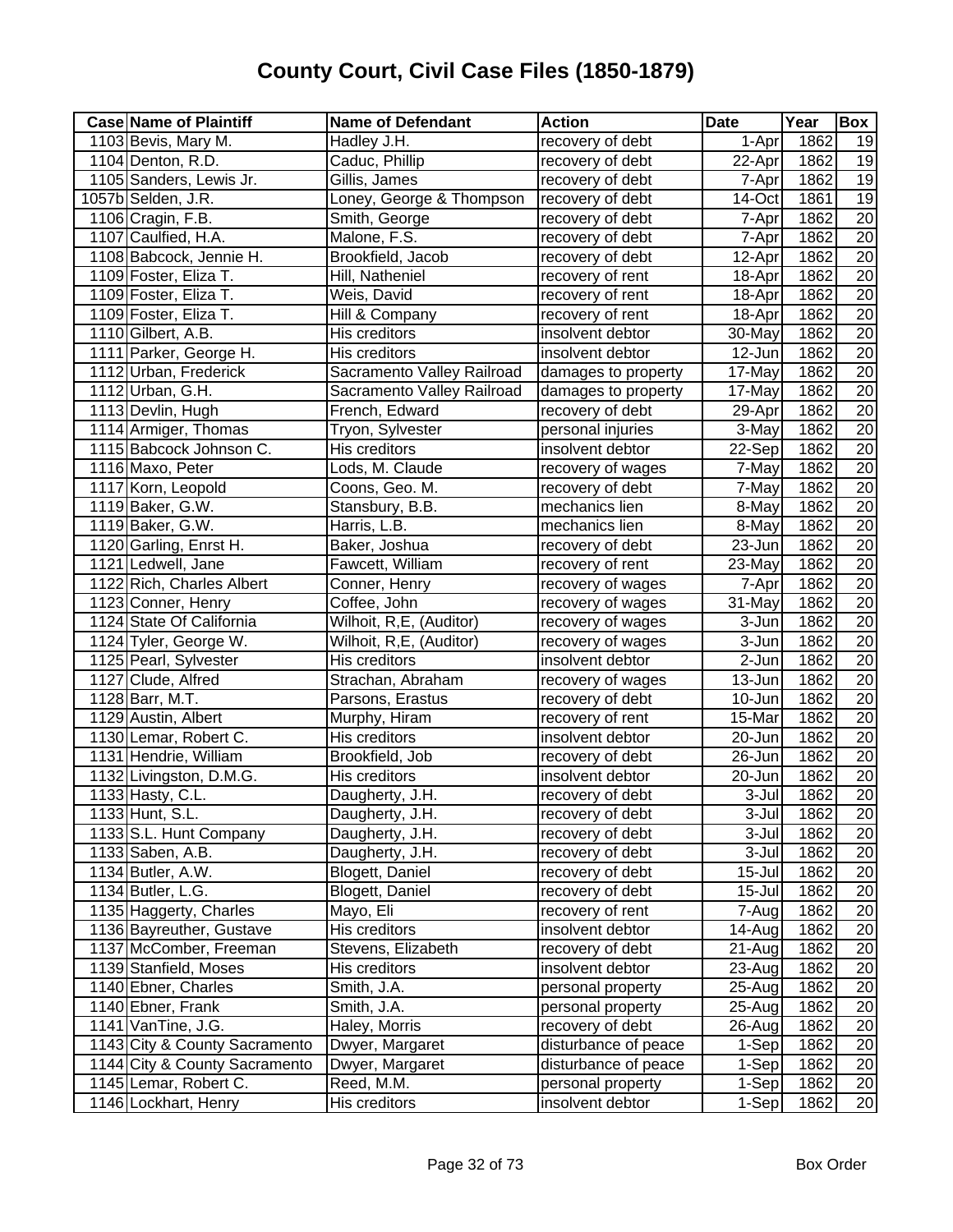# County Court, Civil Case Files (1850-1879)

| Case | Name of Plaintiff | Name of Defendant | Action | Date | Year | Box |
|---|---|---|---|---|---|---|
| 1103 | Bevis, Mary M. | Hadley J.H. | recovery of debt | 1-Apr | 1862 | 19 |
| 1104 | Denton, R.D. | Caduc, Phillip | recovery of debt | 22-Apr | 1862 | 19 |
| 1105 | Sanders, Lewis Jr. | Gillis, James | recovery of debt | 7-Apr | 1862 | 19 |
| 1057b | Selden, J.R. | Loney, George & Thompson | recovery of debt | 14-Oct | 1861 | 19 |
| 1106 | Cragin, F.B. | Smith, George | recovery of debt | 7-Apr | 1862 | 20 |
| 1107 | Caulfied, H.A. | Malone, F.S. | recovery of debt | 7-Apr | 1862 | 20 |
| 1108 | Babcock, Jennie H. | Brookfield, Jacob | recovery of debt | 12-Apr | 1862 | 20 |
| 1109 | Foster, Eliza T. | Hill, Natheniel | recovery of rent | 18-Apr | 1862 | 20 |
| 1109 | Foster, Eliza T. | Weis, David | recovery of rent | 18-Apr | 1862 | 20 |
| 1109 | Foster, Eliza T. | Hill & Company | recovery of rent | 18-Apr | 1862 | 20 |
| 1110 | Gilbert, A.B. | His creditors | insolvent debtor | 30-May | 1862 | 20 |
| 1111 | Parker, George H. | His creditors | insolvent debtor | 12-Jun | 1862 | 20 |
| 1112 | Urban, Frederick | Sacramento Valley Railroad | damages to property | 17-May | 1862 | 20 |
| 1112 | Urban, G.H. | Sacramento Valley Railroad | damages to property | 17-May | 1862 | 20 |
| 1113 | Devlin, Hugh | French, Edward | recovery of debt | 29-Apr | 1862 | 20 |
| 1114 | Armiger, Thomas | Tryon, Sylvester | personal injuries | 3-May | 1862 | 20 |
| 1115 | Babcock Johnson C. | His creditors | insolvent debtor | 22-Sep | 1862 | 20 |
| 1116 | Maxo, Peter | Lods, M. Claude | recovery of wages | 7-May | 1862 | 20 |
| 1117 | Korn, Leopold | Coons, Geo. M. | recovery of debt | 7-May | 1862 | 20 |
| 1119 | Baker, G.W. | Stansbury, B.B. | mechanics lien | 8-May | 1862 | 20 |
| 1119 | Baker, G.W. | Harris, L.B. | mechanics lien | 8-May | 1862 | 20 |
| 1120 | Garling, Enrst H. | Baker, Joshua | recovery of debt | 23-Jun | 1862 | 20 |
| 1121 | Ledwell, Jane | Fawcett, William | recovery of rent | 23-May | 1862 | 20 |
| 1122 | Rich, Charles Albert | Conner, Henry | recovery of wages | 7-Apr | 1862 | 20 |
| 1123 | Conner, Henry | Coffee, John | recovery of wages | 31-May | 1862 | 20 |
| 1124 | State Of California | Wilhoit, R,E, (Auditor) | recovery of wages | 3-Jun | 1862 | 20 |
| 1124 | Tyler, George W. | Wilhoit, R,E, (Auditor) | recovery of wages | 3-Jun | 1862 | 20 |
| 1125 | Pearl, Sylvester | His creditors | insolvent debtor | 2-Jun | 1862 | 20 |
| 1127 | Clude, Alfred | Strachan, Abraham | recovery of wages | 13-Jun | 1862 | 20 |
| 1128 | Barr, M.T. | Parsons, Erastus | recovery of debt | 10-Jun | 1862 | 20 |
| 1129 | Austin, Albert | Murphy, Hiram | recovery of rent | 15-Mar | 1862 | 20 |
| 1130 | Lemar, Robert C. | His creditors | insolvent debtor | 20-Jun | 1862 | 20 |
| 1131 | Hendrie, William | Brookfield, Job | recovery of debt | 26-Jun | 1862 | 20 |
| 1132 | Livingston, D.M.G. | His creditors | insolvent debtor | 20-Jun | 1862 | 20 |
| 1133 | Hasty, C.L. | Daugherty, J.H. | recovery of debt | 3-Jul | 1862 | 20 |
| 1133 | Hunt, S.L. | Daugherty, J.H. | recovery of debt | 3-Jul | 1862 | 20 |
| 1133 | S.L. Hunt Company | Daugherty, J.H. | recovery of debt | 3-Jul | 1862 | 20 |
| 1133 | Saben, A.B. | Daugherty, J.H. | recovery of debt | 3-Jul | 1862 | 20 |
| 1134 | Butler, A.W. | Blogett, Daniel | recovery of debt | 15-Jul | 1862 | 20 |
| 1134 | Butler, L.G. | Blogett, Daniel | recovery of debt | 15-Jul | 1862 | 20 |
| 1135 | Haggerty, Charles | Mayo, Eli | recovery of rent | 7-Aug | 1862 | 20 |
| 1136 | Bayreuther, Gustave | His creditors | insolvent debtor | 14-Aug | 1862 | 20 |
| 1137 | McComber, Freeman | Stevens, Elizabeth | recovery of debt | 21-Aug | 1862 | 20 |
| 1139 | Stanfield, Moses | His creditors | insolvent debtor | 23-Aug | 1862 | 20 |
| 1140 | Ebner, Charles | Smith, J.A. | personal property | 25-Aug | 1862 | 20 |
| 1140 | Ebner, Frank | Smith, J.A. | personal property | 25-Aug | 1862 | 20 |
| 1141 | VanTine, J.G. | Haley, Morris | recovery of debt | 26-Aug | 1862 | 20 |
| 1143 | City & County Sacramento | Dwyer, Margaret | disturbance of peace | 1-Sep | 1862 | 20 |
| 1144 | City & County Sacramento | Dwyer, Margaret | disturbance of peace | 1-Sep | 1862 | 20 |
| 1145 | Lemar, Robert C. | Reed, M.M. | personal property | 1-Sep | 1862 | 20 |
| 1146 | Lockhart, Henry | His creditors | insolvent debtor | 1-Sep | 1862 | 20 |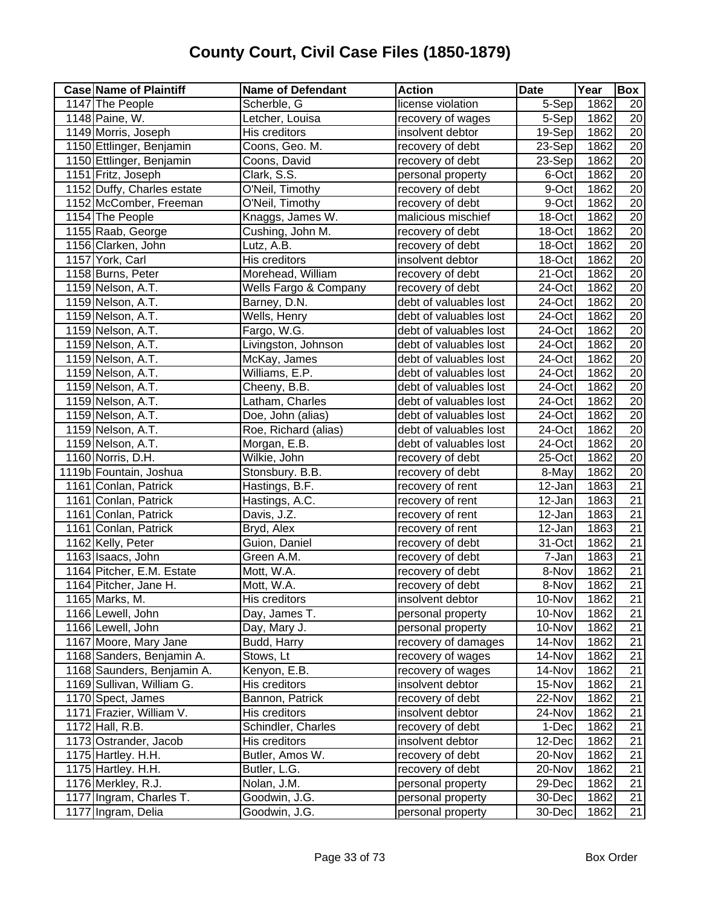# County Court, Civil Case Files (1850-1879)

| Case | Name of Plaintiff | Name of Defendant | Action | Date | Year | Box |
|---|---|---|---|---|---|---|
| 1147 | The People | Scherble, G | license violation | 5-Sep | 1862 | 20 |
| 1148 | Paine, W. | Letcher, Louisa | recovery of wages | 5-Sep | 1862 | 20 |
| 1149 | Morris, Joseph | His creditors | insolvent debtor | 19-Sep | 1862 | 20 |
| 1150 | Ettlinger, Benjamin | Coons, Geo. M. | recovery of debt | 23-Sep | 1862 | 20 |
| 1150 | Ettlinger, Benjamin | Coons, David | recovery of debt | 23-Sep | 1862 | 20 |
| 1151 | Fritz, Joseph | Clark, S.S. | personal property | 6-Oct | 1862 | 20 |
| 1152 | Duffy, Charles estate | O'Neil, Timothy | recovery of debt | 9-Oct | 1862 | 20 |
| 1152 | McComber, Freeman | O'Neil, Timothy | recovery of debt | 9-Oct | 1862 | 20 |
| 1154 | The People | Knaggs, James W. | malicious mischief | 18-Oct | 1862 | 20 |
| 1155 | Raab, George | Cushing, John M. | recovery of debt | 18-Oct | 1862 | 20 |
| 1156 | Clarken, John | Lutz, A.B. | recovery of debt | 18-Oct | 1862 | 20 |
| 1157 | York, Carl | His creditors | insolvent debtor | 18-Oct | 1862 | 20 |
| 1158 | Burns, Peter | Morehead, William | recovery of debt | 21-Oct | 1862 | 20 |
| 1159 | Nelson, A.T. | Wells Fargo & Company | recovery of debt | 24-Oct | 1862 | 20 |
| 1159 | Nelson, A.T. | Barney, D.N. | debt of valuables lost | 24-Oct | 1862 | 20 |
| 1159 | Nelson, A.T. | Wells, Henry | debt of valuables lost | 24-Oct | 1862 | 20 |
| 1159 | Nelson, A.T. | Fargo, W.G. | debt of valuables lost | 24-Oct | 1862 | 20 |
| 1159 | Nelson, A.T. | Livingston, Johnson | debt of valuables lost | 24-Oct | 1862 | 20 |
| 1159 | Nelson, A.T. | McKay, James | debt of valuables lost | 24-Oct | 1862 | 20 |
| 1159 | Nelson, A.T. | Williams, E.P. | debt of valuables lost | 24-Oct | 1862 | 20 |
| 1159 | Nelson, A.T. | Cheeny, B.B. | debt of valuables lost | 24-Oct | 1862 | 20 |
| 1159 | Nelson, A.T. | Latham, Charles | debt of valuables lost | 24-Oct | 1862 | 20 |
| 1159 | Nelson, A.T. | Doe, John (alias) | debt of valuables lost | 24-Oct | 1862 | 20 |
| 1159 | Nelson, A.T. | Roe, Richard (alias) | debt of valuables lost | 24-Oct | 1862 | 20 |
| 1159 | Nelson, A.T. | Morgan, E.B. | debt of valuables lost | 24-Oct | 1862 | 20 |
| 1160 | Norris, D.H. | Wilkie, John | recovery of debt | 25-Oct | 1862 | 20 |
| 1119b | Fountain, Joshua | Stonsbury. B.B. | recovery of debt | 8-May | 1862 | 20 |
| 1161 | Conlan, Patrick | Hastings, B.F. | recovery of rent | 12-Jan | 1863 | 21 |
| 1161 | Conlan, Patrick | Hastings, A.C. | recovery of rent | 12-Jan | 1863 | 21 |
| 1161 | Conlan, Patrick | Davis, J.Z. | recovery of rent | 12-Jan | 1863 | 21 |
| 1161 | Conlan, Patrick | Bryd, Alex | recovery of rent | 12-Jan | 1863 | 21 |
| 1162 | Kelly, Peter | Guion, Daniel | recovery of debt | 31-Oct | 1862 | 21 |
| 1163 | Isaacs, John | Green A.M. | recovery of debt | 7-Jan | 1863 | 21 |
| 1164 | Pitcher, E.M. Estate | Mott, W.A. | recovery of debt | 8-Nov | 1862 | 21 |
| 1164 | Pitcher, Jane H. | Mott, W.A. | recovery of debt | 8-Nov | 1862 | 21 |
| 1165 | Marks, M. | His creditors | insolvent debtor | 10-Nov | 1862 | 21 |
| 1166 | Lewell, John | Day, James T. | personal property | 10-Nov | 1862 | 21 |
| 1166 | Lewell, John | Day, Mary J. | personal property | 10-Nov | 1862 | 21 |
| 1167 | Moore, Mary Jane | Budd, Harry | recovery of damages | 14-Nov | 1862 | 21 |
| 1168 | Sanders, Benjamin A. | Stows, Lt | recovery of wages | 14-Nov | 1862 | 21 |
| 1168 | Saunders, Benjamin A. | Kenyon, E.B. | recovery of wages | 14-Nov | 1862 | 21 |
| 1169 | Sullivan, William G. | His creditors | insolvent debtor | 15-Nov | 1862 | 21 |
| 1170 | Spect, James | Bannon, Patrick | recovery of debt | 22-Nov | 1862 | 21 |
| 1171 | Frazier, William V. | His creditors | insolvent debtor | 24-Nov | 1862 | 21 |
| 1172 | Hall, R.B. | Schindler, Charles | recovery of debt | 1-Dec | 1862 | 21 |
| 1173 | Ostrander, Jacob | His creditors | insolvent debtor | 12-Dec | 1862 | 21 |
| 1175 | Hartley. H.H. | Butler, Amos W. | recovery of debt | 20-Nov | 1862 | 21 |
| 1175 | Hartley. H.H. | Butler, L.G. | recovery of debt | 20-Nov | 1862 | 21 |
| 1176 | Merkley, R.J. | Nolan, J.M. | personal property | 29-Dec | 1862 | 21 |
| 1177 | Ingram, Charles T. | Goodwin, J.G. | personal property | 30-Dec | 1862 | 21 |
| 1177 | Ingram, Delia | Goodwin, J.G. | personal property | 30-Dec | 1862 | 21 |

Box Order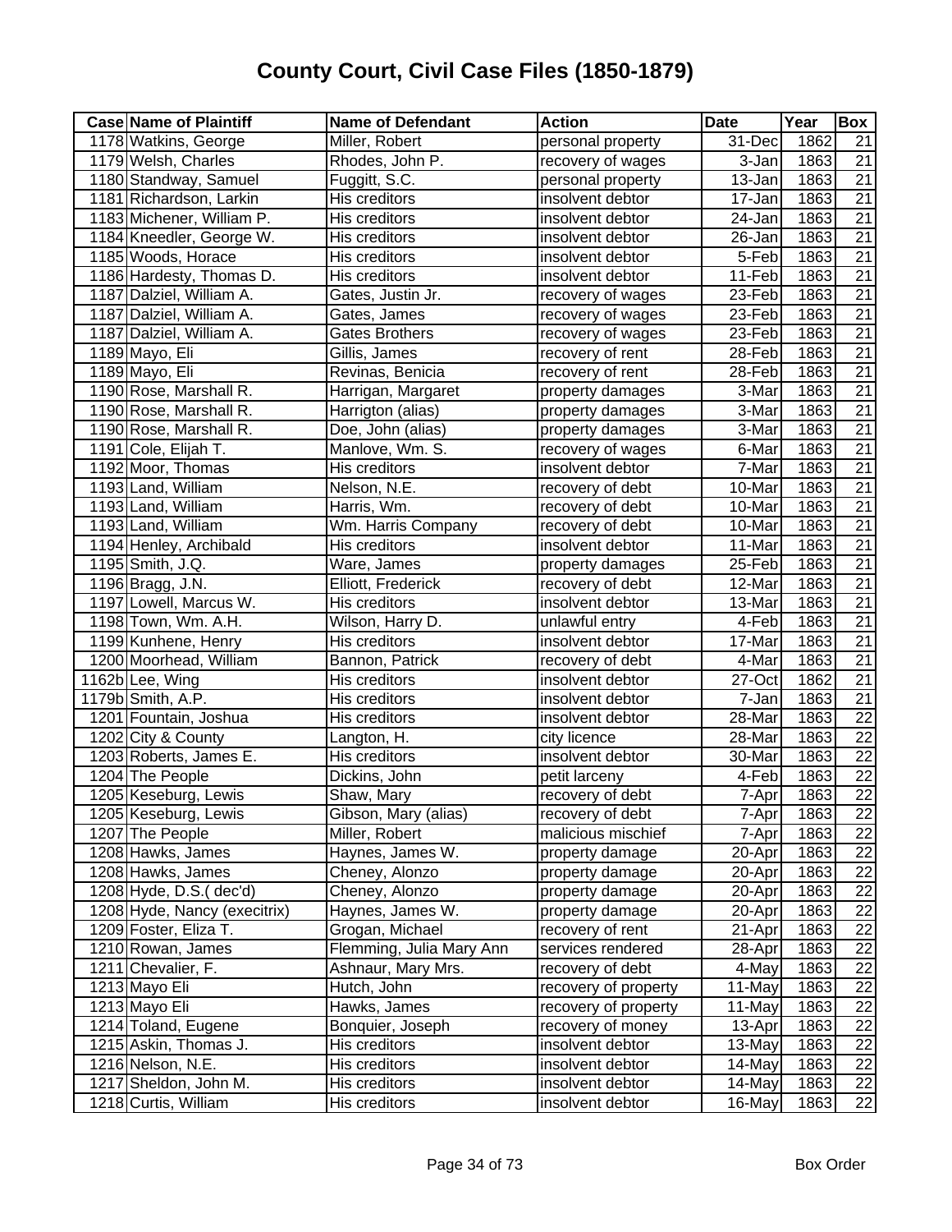# County Court, Civil Case Files (1850-1879)

| Case | Name of Plaintiff | Name of Defendant | Action | Date | Year | Box |
|---|---|---|---|---|---|---|
| 1178 | Watkins, George | Miller, Robert | personal property | 31-Dec | 1862 | 21 |
| 1179 | Welsh, Charles | Rhodes, John P. | recovery of wages | 3-Jan | 1863 | 21 |
| 1180 | Standway, Samuel | Fuggitt, S.C. | personal property | 13-Jan | 1863 | 21 |
| 1181 | Richardson, Larkin | His creditors | insolvent debtor | 17-Jan | 1863 | 21 |
| 1183 | Michener, William P. | His creditors | insolvent debtor | 24-Jan | 1863 | 21 |
| 1184 | Kneedler, George W. | His creditors | insolvent debtor | 26-Jan | 1863 | 21 |
| 1185 | Woods, Horace | His creditors | insolvent debtor | 5-Feb | 1863 | 21 |
| 1186 | Hardesty, Thomas D. | His creditors | insolvent debtor | 11-Feb | 1863 | 21 |
| 1187 | Dalziel, William A. | Gates, Justin Jr. | recovery of wages | 23-Feb | 1863 | 21 |
| 1187 | Dalziel, William A. | Gates, James | recovery of wages | 23-Feb | 1863 | 21 |
| 1187 | Dalziel, William A. | Gates Brothers | recovery of wages | 23-Feb | 1863 | 21 |
| 1189 | Mayo, Eli | Gillis, James | recovery of rent | 28-Feb | 1863 | 21 |
| 1189 | Mayo, Eli | Revinas, Benicia | recovery of rent | 28-Feb | 1863 | 21 |
| 1190 | Rose, Marshall R. | Harrigan, Margaret | property damages | 3-Mar | 1863 | 21 |
| 1190 | Rose, Marshall R. | Harrigton (alias) | property damages | 3-Mar | 1863 | 21 |
| 1190 | Rose, Marshall R. | Doe, John (alias) | property damages | 3-Mar | 1863 | 21 |
| 1191 | Cole, Elijah T. | Manlove, Wm. S. | recovery of wages | 6-Mar | 1863 | 21 |
| 1192 | Moor, Thomas | His creditors | insolvent debtor | 7-Mar | 1863 | 21 |
| 1193 | Land, William | Nelson, N.E. | recovery of debt | 10-Mar | 1863 | 21 |
| 1193 | Land, William | Harris, Wm. | recovery of debt | 10-Mar | 1863 | 21 |
| 1193 | Land, William | Wm. Harris Company | recovery of debt | 10-Mar | 1863 | 21 |
| 1194 | Henley, Archibald | His creditors | insolvent debtor | 11-Mar | 1863 | 21 |
| 1195 | Smith, J.Q. | Ware, James | property damages | 25-Feb | 1863 | 21 |
| 1196 | Bragg, J.N. | Elliott, Frederick | recovery of debt | 12-Mar | 1863 | 21 |
| 1197 | Lowell, Marcus W. | His creditors | insolvent debtor | 13-Mar | 1863 | 21 |
| 1198 | Town, Wm. A.H. | Wilson, Harry D. | unlawful entry | 4-Feb | 1863 | 21 |
| 1199 | Kunhene, Henry | His creditors | insolvent debtor | 17-Mar | 1863 | 21 |
| 1200 | Moorhead, William | Bannon, Patrick | recovery of debt | 4-Mar | 1863 | 21 |
| 1162b | Lee, Wing | His creditors | insolvent debtor | 27-Oct | 1862 | 21 |
| 1179b | Smith, A.P. | His creditors | insolvent debtor | 7-Jan | 1863 | 21 |
| 1201 | Fountain, Joshua | His creditors | insolvent debtor | 28-Mar | 1863 | 22 |
| 1202 | City & County | Langton, H. | city licence | 28-Mar | 1863 | 22 |
| 1203 | Roberts, James E. | His creditors | insolvent debtor | 30-Mar | 1863 | 22 |
| 1204 | The People | Dickins, John | petit larceny | 4-Feb | 1863 | 22 |
| 1205 | Keseburg, Lewis | Shaw, Mary | recovery of debt | 7-Apr | 1863 | 22 |
| 1205 | Keseburg, Lewis | Gibson, Mary (alias) | recovery of debt | 7-Apr | 1863 | 22 |
| 1207 | The People | Miller, Robert | malicious mischief | 7-Apr | 1863 | 22 |
| 1208 | Hawks, James | Haynes, James W. | property damage | 20-Apr | 1863 | 22 |
| 1208 | Hawks, James | Cheney, Alonzo | property damage | 20-Apr | 1863 | 22 |
| 1208 | Hyde, D.S.( dec'd) | Cheney, Alonzo | property damage | 20-Apr | 1863 | 22 |
| 1208 | Hyde, Nancy (execitrix) | Haynes, James W. | property damage | 20-Apr | 1863 | 22 |
| 1209 | Foster, Eliza T. | Grogan, Michael | recovery of rent | 21-Apr | 1863 | 22 |
| 1210 | Rowan, James | Flemming, Julia Mary Ann | services rendered | 28-Apr | 1863 | 22 |
| 1211 | Chevalier, F. | Ashnaur, Mary Mrs. | recovery of debt | 4-May | 1863 | 22 |
| 1213 | Mayo Eli | Hutch, John | recovery of property | 11-May | 1863 | 22 |
| 1213 | Mayo Eli | Hawks, James | recovery of property | 11-May | 1863 | 22 |
| 1214 | Toland, Eugene | Bonquier, Joseph | recovery of money | 13-Apr | 1863 | 22 |
| 1215 | Askin, Thomas J. | His creditors | insolvent debtor | 13-May | 1863 | 22 |
| 1216 | Nelson, N.E. | His creditors | insolvent debtor | 14-May | 1863 | 22 |
| 1217 | Sheldon, John M. | His creditors | insolvent debtor | 14-May | 1863 | 22 |
| 1218 | Curtis, William | His creditors | insolvent debtor | 16-May | 1863 | 22 |

Box Order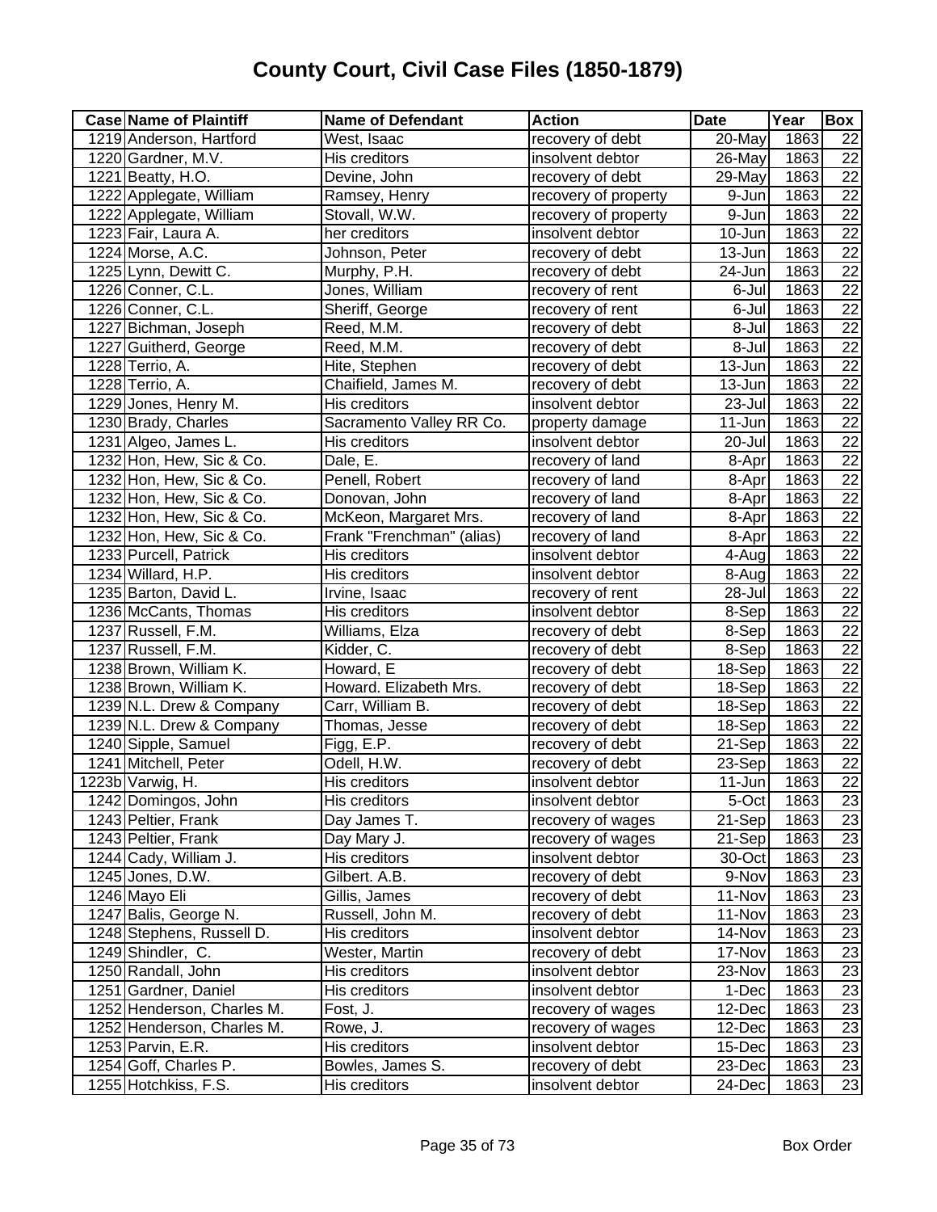# County Court, Civil Case Files (1850-1879)

| Case | Name of Plaintiff | Name of Defendant | Action | Date | Year | Box |
|---|---|---|---|---|---|---|
| 1219 | Anderson, Hartford | West, Isaac | recovery of debt | 20-May | 1863 | 22 |
| 1220 | Gardner, M.V. | His creditors | insolvent debtor | 26-May | 1863 | 22 |
| 1221 | Beatty, H.O. | Devine, John | recovery of debt | 29-May | 1863 | 22 |
| 1222 | Applegate, William | Ramsey, Henry | recovery of property | 9-Jun | 1863 | 22 |
| 1222 | Applegate, William | Stovall, W.W. | recovery of property | 9-Jun | 1863 | 22 |
| 1223 | Fair, Laura A. | her creditors | insolvent debtor | 10-Jun | 1863 | 22 |
| 1224 | Morse, A.C. | Johnson, Peter | recovery of debt | 13-Jun | 1863 | 22 |
| 1225 | Lynn, Dewitt C. | Murphy, P.H. | recovery of debt | 24-Jun | 1863 | 22 |
| 1226 | Conner, C.L. | Jones, William | recovery of rent | 6-Jul | 1863 | 22 |
| 1226 | Conner, C.L. | Sheriff, George | recovery of rent | 6-Jul | 1863 | 22 |
| 1227 | Bichman, Joseph | Reed, M.M. | recovery of debt | 8-Jul | 1863 | 22 |
| 1227 | Guitherd, George | Reed, M.M. | recovery of debt | 8-Jul | 1863 | 22 |
| 1228 | Terrio, A. | Hite, Stephen | recovery of debt | 13-Jun | 1863 | 22 |
| 1228 | Terrio, A. | Chaifield, James M. | recovery of debt | 13-Jun | 1863 | 22 |
| 1229 | Jones, Henry M. | His creditors | insolvent debtor | 23-Jul | 1863 | 22 |
| 1230 | Brady, Charles | Sacramento Valley RR Co. | property damage | 11-Jun | 1863 | 22 |
| 1231 | Algeo, James L. | His creditors | insolvent debtor | 20-Jul | 1863 | 22 |
| 1232 | Hon, Hew, Sic & Co. | Dale, E. | recovery of land | 8-Apr | 1863 | 22 |
| 1232 | Hon, Hew, Sic & Co. | Penell, Robert | recovery of land | 8-Apr | 1863 | 22 |
| 1232 | Hon, Hew, Sic & Co. | Donovan, John | recovery of land | 8-Apr | 1863 | 22 |
| 1232 | Hon, Hew, Sic & Co. | McKeon, Margaret Mrs. | recovery of land | 8-Apr | 1863 | 22 |
| 1232 | Hon, Hew, Sic & Co. | Frank "Frenchman" (alias) | recovery of land | 8-Apr | 1863 | 22 |
| 1233 | Purcell, Patrick | His creditors | insolvent debtor | 4-Aug | 1863 | 22 |
| 1234 | Willard, H.P. | His creditors | insolvent debtor | 8-Aug | 1863 | 22 |
| 1235 | Barton, David L. | Irvine, Isaac | recovery of rent | 28-Jul | 1863 | 22 |
| 1236 | McCants, Thomas | His creditors | insolvent debtor | 8-Sep | 1863 | 22 |
| 1237 | Russell, F.M. | Williams, Elza | recovery of debt | 8-Sep | 1863 | 22 |
| 1237 | Russell, F.M. | Kidder, C. | recovery of debt | 8-Sep | 1863 | 22 |
| 1238 | Brown, William K. | Howard, E | recovery of debt | 18-Sep | 1863 | 22 |
| 1238 | Brown, William K. | Howard. Elizabeth Mrs. | recovery of debt | 18-Sep | 1863 | 22 |
| 1239 | N.L. Drew & Company | Carr, William B. | recovery of debt | 18-Sep | 1863 | 22 |
| 1239 | N.L. Drew & Company | Thomas, Jesse | recovery of debt | 18-Sep | 1863 | 22 |
| 1240 | Sipple, Samuel | Figg, E.P. | recovery of debt | 21-Sep | 1863 | 22 |
| 1241 | Mitchell, Peter | Odell, H.W. | recovery of debt | 23-Sep | 1863 | 22 |
| 1223b | Varwig, H. | His creditors | insolvent debtor | 11-Jun | 1863 | 22 |
| 1242 | Domingos, John | His creditors | insolvent debtor | 5-Oct | 1863 | 23 |
| 1243 | Peltier, Frank | Day James T. | recovery of wages | 21-Sep | 1863 | 23 |
| 1243 | Peltier, Frank | Day Mary J. | recovery of wages | 21-Sep | 1863 | 23 |
| 1244 | Cady, William J. | His creditors | insolvent debtor | 30-Oct | 1863 | 23 |
| 1245 | Jones, D.W. | Gilbert. A.B. | recovery of debt | 9-Nov | 1863 | 23 |
| 1246 | Mayo Eli | Gillis, James | recovery of debt | 11-Nov | 1863 | 23 |
| 1247 | Balis, George N. | Russell, John M. | recovery of debt | 11-Nov | 1863 | 23 |
| 1248 | Stephens, Russell D. | His creditors | insolvent debtor | 14-Nov | 1863 | 23 |
| 1249 | Shindler, C. | Wester, Martin | recovery of debt | 17-Nov | 1863 | 23 |
| 1250 | Randall, John | His creditors | insolvent debtor | 23-Nov | 1863 | 23 |
| 1251 | Gardner, Daniel | His creditors | insolvent debtor | 1-Dec | 1863 | 23 |
| 1252 | Henderson, Charles M. | Fost, J. | recovery of wages | 12-Dec | 1863 | 23 |
| 1252 | Henderson, Charles M. | Rowe, J. | recovery of wages | 12-Dec | 1863 | 23 |
| 1253 | Parvin, E.R. | His creditors | insolvent debtor | 15-Dec | 1863 | 23 |
| 1254 | Goff, Charles P. | Bowles, James S. | recovery of debt | 23-Dec | 1863 | 23 |
| 1255 | Hotchkiss, F.S. | His creditors | insolvent debtor | 24-Dec | 1863 | 23 |

Box Order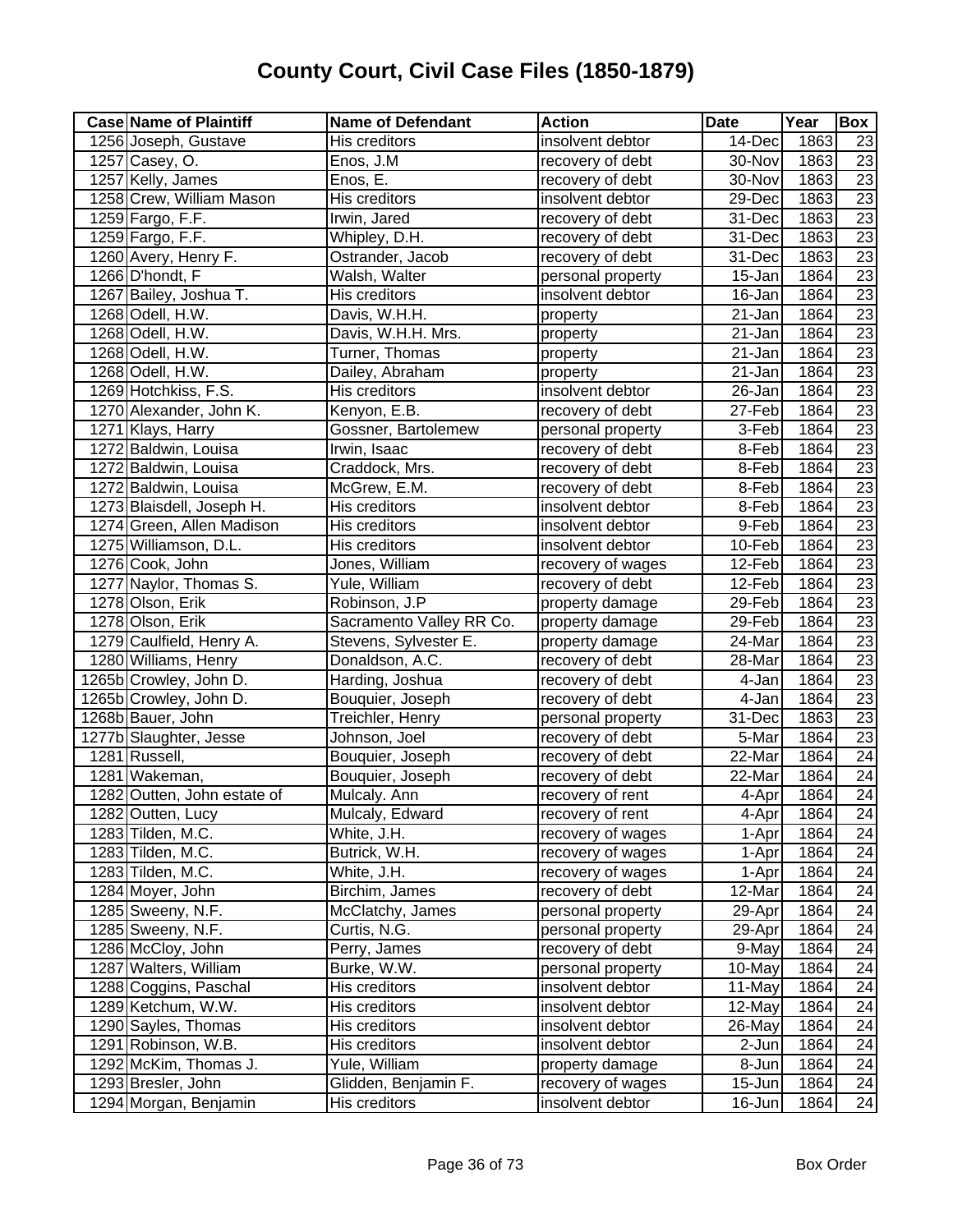# County Court, Civil Case Files (1850-1879)

| Case | Name of Plaintiff | Name of Defendant | Action | Date | Year | Box |
|---|---|---|---|---|---|---|
| 1256 | Joseph, Gustave | His creditors | insolvent debtor | 14-Dec | 1863 | 23 |
| 1257 | Casey, O. | Enos, J.M | recovery of debt | 30-Nov | 1863 | 23 |
| 1257 | Kelly, James | Enos, E. | recovery of debt | 30-Nov | 1863 | 23 |
| 1258 | Crew, William Mason | His creditors | insolvent debtor | 29-Dec | 1863 | 23 |
| 1259 | Fargo, F.F. | Irwin, Jared | recovery of debt | 31-Dec | 1863 | 23 |
| 1259 | Fargo, F.F. | Whipley, D.H. | recovery of debt | 31-Dec | 1863 | 23 |
| 1260 | Avery, Henry F. | Ostrander, Jacob | recovery of debt | 31-Dec | 1863 | 23 |
| 1266 | D'hondt, F | Walsh, Walter | personal property | 15-Jan | 1864 | 23 |
| 1267 | Bailey, Joshua T. | His creditors | insolvent debtor | 16-Jan | 1864 | 23 |
| 1268 | Odell, H.W. | Davis, W.H.H. | property | 21-Jan | 1864 | 23 |
| 1268 | Odell, H.W. | Davis, W.H.H. Mrs. | property | 21-Jan | 1864 | 23 |
| 1268 | Odell, H.W. | Turner, Thomas | property | 21-Jan | 1864 | 23 |
| 1268 | Odell, H.W. | Dailey, Abraham | property | 21-Jan | 1864 | 23 |
| 1269 | Hotchkiss, F.S. | His creditors | insolvent debtor | 26-Jan | 1864 | 23 |
| 1270 | Alexander, John K. | Kenyon, E.B. | recovery of debt | 27-Feb | 1864 | 23 |
| 1271 | Klays, Harry | Gossner, Bartolemew | personal property | 3-Feb | 1864 | 23 |
| 1272 | Baldwin, Louisa | Irwin, Isaac | recovery of debt | 8-Feb | 1864 | 23 |
| 1272 | Baldwin, Louisa | Craddock, Mrs. | recovery of debt | 8-Feb | 1864 | 23 |
| 1272 | Baldwin, Louisa | McGrew, E.M. | recovery of debt | 8-Feb | 1864 | 23 |
| 1273 | Blaisdell, Joseph H. | His creditors | insolvent debtor | 8-Feb | 1864 | 23 |
| 1274 | Green, Allen Madison | His creditors | insolvent debtor | 9-Feb | 1864 | 23 |
| 1275 | Williamson, D.L. | His creditors | insolvent debtor | 10-Feb | 1864 | 23 |
| 1276 | Cook, John | Jones, William | recovery of wages | 12-Feb | 1864 | 23 |
| 1277 | Naylor, Thomas S. | Yule, William | recovery of debt | 12-Feb | 1864 | 23 |
| 1278 | Olson, Erik | Robinson, J.P | property damage | 29-Feb | 1864 | 23 |
| 1278 | Olson, Erik | Sacramento Valley RR Co. | property damage | 29-Feb | 1864 | 23 |
| 1279 | Caulfield, Henry A. | Stevens, Sylvester E. | property damage | 24-Mar | 1864 | 23 |
| 1280 | Williams, Henry | Donaldson, A.C. | recovery of debt | 28-Mar | 1864 | 23 |
| 1265b | Crowley, John D. | Harding, Joshua | recovery of debt | 4-Jan | 1864 | 23 |
| 1265b | Crowley, John D. | Bouquier, Joseph | recovery of debt | 4-Jan | 1864 | 23 |
| 1268b | Bauer, John | Treichler, Henry | personal property | 31-Dec | 1863 | 23 |
| 1277b | Slaughter, Jesse | Johnson, Joel | recovery of debt | 5-Mar | 1864 | 23 |
| 1281 | Russell, | Bouquier, Joseph | recovery of debt | 22-Mar | 1864 | 24 |
| 1281 | Wakeman, | Bouquier, Joseph | recovery of debt | 22-Mar | 1864 | 24 |
| 1282 | Outten, John estate of | Mulcaly. Ann | recovery of rent | 4-Apr | 1864 | 24 |
| 1282 | Outten, Lucy | Mulcaly, Edward | recovery of rent | 4-Apr | 1864 | 24 |
| 1283 | Tilden, M.C. | White, J.H. | recovery of wages | 1-Apr | 1864 | 24 |
| 1283 | Tilden, M.C. | Butrick, W.H. | recovery of wages | 1-Apr | 1864 | 24 |
| 1283 | Tilden, M.C. | White, J.H. | recovery of wages | 1-Apr | 1864 | 24 |
| 1284 | Moyer, John | Birchim, James | recovery of debt | 12-Mar | 1864 | 24 |
| 1285 | Sweeny, N.F. | McClatchy, James | personal property | 29-Apr | 1864 | 24 |
| 1285 | Sweeny, N.F. | Curtis, N.G. | personal property | 29-Apr | 1864 | 24 |
| 1286 | McCloy, John | Perry, James | recovery of debt | 9-May | 1864 | 24 |
| 1287 | Walters, William | Burke, W.W. | personal property | 10-May | 1864 | 24 |
| 1288 | Coggins, Paschal | His creditors | insolvent debtor | 11-May | 1864 | 24 |
| 1289 | Ketchum, W.W. | His creditors | insolvent debtor | 12-May | 1864 | 24 |
| 1290 | Sayles, Thomas | His creditors | insolvent debtor | 26-May | 1864 | 24 |
| 1291 | Robinson, W.B. | His creditors | insolvent debtor | 2-Jun | 1864 | 24 |
| 1292 | McKim, Thomas J. | Yule, William | property damage | 8-Jun | 1864 | 24 |
| 1293 | Bresler, John | Glidden, Benjamin F. | recovery of wages | 15-Jun | 1864 | 24 |
| 1294 | Morgan, Benjamin | His creditors | insolvent debtor | 16-Jun | 1864 | 24 |

Box Order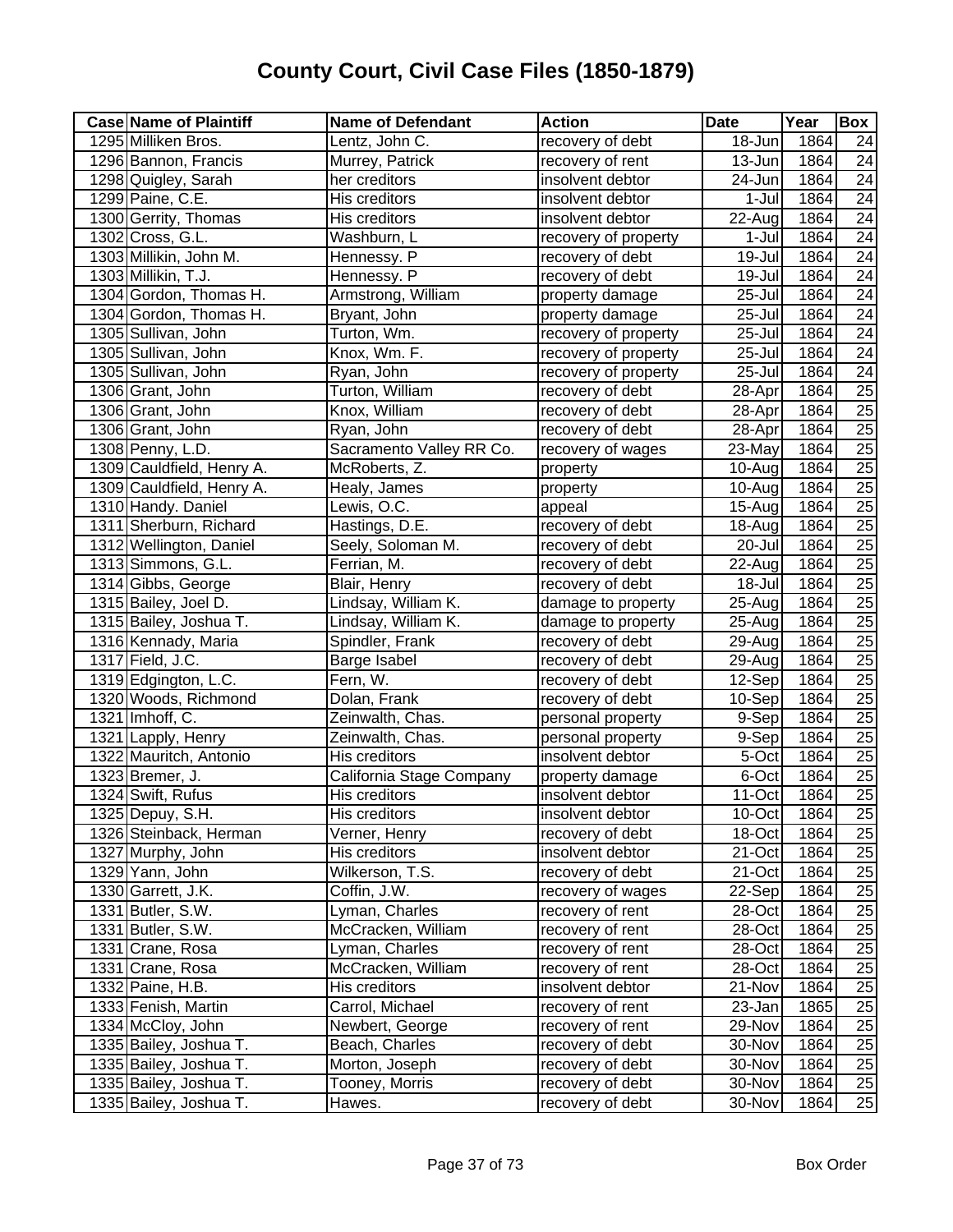# County Court, Civil Case Files (1850-1879)

| Case | Name of Plaintiff | Name of Defendant | Action | Date | Year | Box |
|---|---|---|---|---|---|---|
| 1295 | Milliken Bros. | Lentz, John C. | recovery of debt | 18-Jun | 1864 | 24 |
| 1296 | Bannon, Francis | Murrey, Patrick | recovery of rent | 13-Jun | 1864 | 24 |
| 1298 | Quigley, Sarah | her creditors | insolvent debtor | 24-Jun | 1864 | 24 |
| 1299 | Paine, C.E. | His creditors | insolvent debtor | 1-Jul | 1864 | 24 |
| 1300 | Gerrity, Thomas | His creditors | insolvent debtor | 22-Aug | 1864 | 24 |
| 1302 | Cross, G.L. | Washburn, L | recovery of property | 1-Jul | 1864 | 24 |
| 1303 | Millikin, John M. | Hennessy. P | recovery of debt | 19-Jul | 1864 | 24 |
| 1303 | Millikin, T.J. | Hennessy. P | recovery of debt | 19-Jul | 1864 | 24 |
| 1304 | Gordon, Thomas H. | Armstrong, William | property damage | 25-Jul | 1864 | 24 |
| 1304 | Gordon, Thomas H. | Bryant, John | property damage | 25-Jul | 1864 | 24 |
| 1305 | Sullivan, John | Turton, Wm. | recovery of property | 25-Jul | 1864 | 24 |
| 1305 | Sullivan, John | Knox, Wm. F. | recovery of property | 25-Jul | 1864 | 24 |
| 1305 | Sullivan, John | Ryan, John | recovery of property | 25-Jul | 1864 | 24 |
| 1306 | Grant, John | Turton, William | recovery of debt | 28-Apr | 1864 | 25 |
| 1306 | Grant, John | Knox, William | recovery of debt | 28-Apr | 1864 | 25 |
| 1306 | Grant, John | Ryan, John | recovery of debt | 28-Apr | 1864 | 25 |
| 1308 | Penny, L.D. | Sacramento Valley RR Co. | recovery of wages | 23-May | 1864 | 25 |
| 1309 | Cauldfield, Henry A. | McRoberts, Z. | property | 10-Aug | 1864 | 25 |
| 1309 | Cauldfield, Henry A. | Healy, James | property | 10-Aug | 1864 | 25 |
| 1310 | Handy. Daniel | Lewis, O.C. | appeal | 15-Aug | 1864 | 25 |
| 1311 | Sherburn, Richard | Hastings, D.E. | recovery of debt | 18-Aug | 1864 | 25 |
| 1312 | Wellington, Daniel | Seely, Soloman M. | recovery of debt | 20-Jul | 1864 | 25 |
| 1313 | Simmons, G.L. | Ferrian, M. | recovery of debt | 22-Aug | 1864 | 25 |
| 1314 | Gibbs, George | Blair, Henry | recovery of debt | 18-Jul | 1864 | 25 |
| 1315 | Bailey, Joel D. | Lindsay, William K. | damage to property | 25-Aug | 1864 | 25 |
| 1315 | Bailey, Joshua T. | Lindsay, William K. | damage to property | 25-Aug | 1864 | 25 |
| 1316 | Kennady, Maria | Spindler, Frank | recovery of debt | 29-Aug | 1864 | 25 |
| 1317 | Field, J.C. | Barge Isabel | recovery of debt | 29-Aug | 1864 | 25 |
| 1319 | Edgington, L.C. | Fern, W. | recovery of debt | 12-Sep | 1864 | 25 |
| 1320 | Woods, Richmond | Dolan, Frank | recovery of debt | 10-Sep | 1864 | 25 |
| 1321 | Imhoff, C. | Zeinwalth, Chas. | personal property | 9-Sep | 1864 | 25 |
| 1321 | Lapply, Henry | Zeinwalth, Chas. | personal property | 9-Sep | 1864 | 25 |
| 1322 | Mauritch, Antonio | His creditors | insolvent debtor | 5-Oct | 1864 | 25 |
| 1323 | Bremer, J. | California Stage Company | property damage | 6-Oct | 1864 | 25 |
| 1324 | Swift, Rufus | His creditors | insolvent debtor | 11-Oct | 1864 | 25 |
| 1325 | Depuy, S.H. | His creditors | insolvent debtor | 10-Oct | 1864 | 25 |
| 1326 | Steinback, Herman | Verner, Henry | recovery of debt | 18-Oct | 1864 | 25 |
| 1327 | Murphy, John | His creditors | insolvent debtor | 21-Oct | 1864 | 25 |
| 1329 | Yann, John | Wilkerson, T.S. | recovery of debt | 21-Oct | 1864 | 25 |
| 1330 | Garrett, J.K. | Coffin, J.W. | recovery of wages | 22-Sep | 1864 | 25 |
| 1331 | Butler, S.W. | Lyman, Charles | recovery of rent | 28-Oct | 1864 | 25 |
| 1331 | Butler, S.W. | McCracken, William | recovery of rent | 28-Oct | 1864 | 25 |
| 1331 | Crane, Rosa | Lyman, Charles | recovery of rent | 28-Oct | 1864 | 25 |
| 1331 | Crane, Rosa | McCracken, William | recovery of rent | 28-Oct | 1864 | 25 |
| 1332 | Paine, H.B. | His creditors | insolvent debtor | 21-Nov | 1864 | 25 |
| 1333 | Fenish, Martin | Carrol, Michael | recovery of rent | 23-Jan | 1865 | 25 |
| 1334 | McCloy, John | Newbert, George | recovery of rent | 29-Nov | 1864 | 25 |
| 1335 | Bailey, Joshua T. | Beach, Charles | recovery of debt | 30-Nov | 1864 | 25 |
| 1335 | Bailey, Joshua T. | Morton, Joseph | recovery of debt | 30-Nov | 1864 | 25 |
| 1335 | Bailey, Joshua T. | Tooney, Morris | recovery of debt | 30-Nov | 1864 | 25 |
| 1335 | Bailey, Joshua T. | Hawes. | recovery of debt | 30-Nov | 1864 | 25 |

Box Order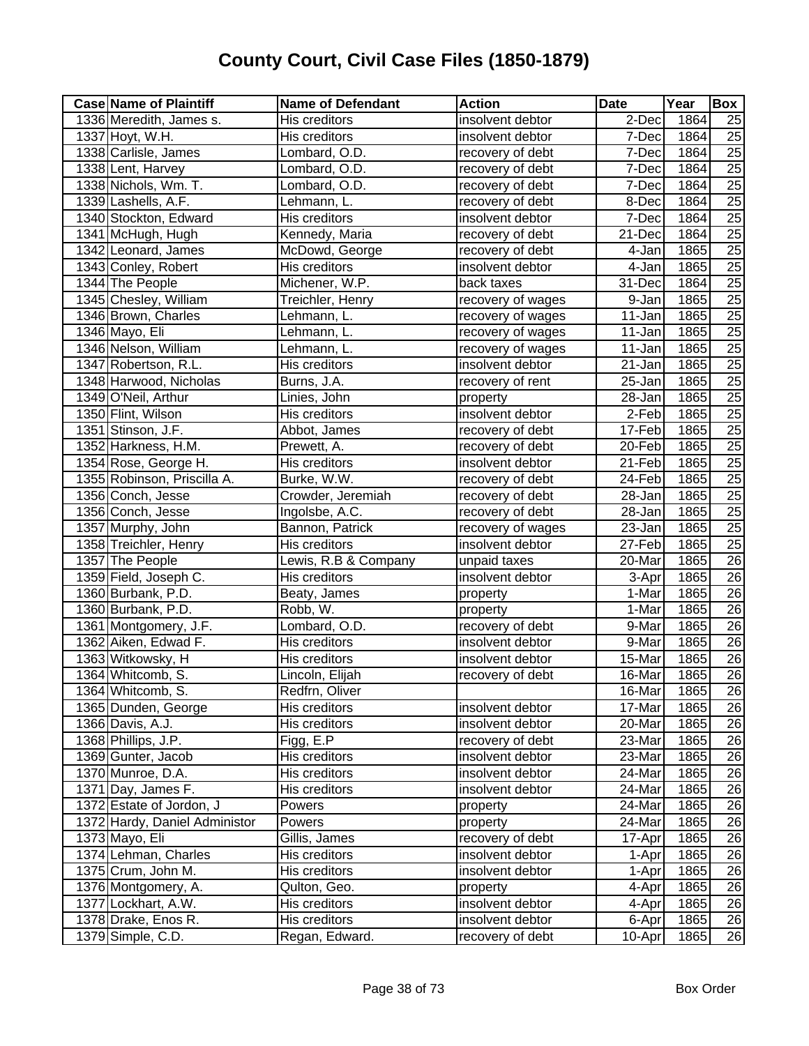# County Court, Civil Case Files (1850-1879)

| Case | Name of Plaintiff | Name of Defendant | Action | Date | Year | Box |
|---|---|---|---|---|---|---|
| 1336 | Meredith, James s. | His creditors | insolvent debtor | 2-Dec | 1864 | 25 |
| 1337 | Hoyt, W.H. | His creditors | insolvent debtor | 7-Dec | 1864 | 25 |
| 1338 | Carlisle, James | Lombard, O.D. | recovery of debt | 7-Dec | 1864 | 25 |
| 1338 | Lent, Harvey | Lombard, O.D. | recovery of debt | 7-Dec | 1864 | 25 |
| 1338 | Nichols, Wm. T. | Lombard, O.D. | recovery of debt | 7-Dec | 1864 | 25 |
| 1339 | Lashells, A.F. | Lehmann, L. | recovery of debt | 8-Dec | 1864 | 25 |
| 1340 | Stockton, Edward | His creditors | insolvent debtor | 7-Dec | 1864 | 25 |
| 1341 | McHugh, Hugh | Kennedy, Maria | recovery of debt | 21-Dec | 1864 | 25 |
| 1342 | Leonard, James | McDowd, George | recovery of debt | 4-Jan | 1865 | 25 |
| 1343 | Conley, Robert | His creditors | insolvent debtor | 4-Jan | 1865 | 25 |
| 1344 | The People | Michener, W.P. | back taxes | 31-Dec | 1864 | 25 |
| 1345 | Chesley, William | Treichler, Henry | recovery of wages | 9-Jan | 1865 | 25 |
| 1346 | Brown, Charles | Lehmann, L. | recovery of wages | 11-Jan | 1865 | 25 |
| 1346 | Mayo, Eli | Lehmann, L. | recovery of wages | 11-Jan | 1865 | 25 |
| 1346 | Nelson, William | Lehmann, L. | recovery of wages | 11-Jan | 1865 | 25 |
| 1347 | Robertson, R.L. | His creditors | insolvent debtor | 21-Jan | 1865 | 25 |
| 1348 | Harwood, Nicholas | Burns, J.A. | recovery of rent | 25-Jan | 1865 | 25 |
| 1349 | O'Neil, Arthur | Linies, John | property | 28-Jan | 1865 | 25 |
| 1350 | Flint, Wilson | His creditors | insolvent debtor | 2-Feb | 1865 | 25 |
| 1351 | Stinson, J.F. | Abbot, James | recovery of debt | 17-Feb | 1865 | 25 |
| 1352 | Harkness, H.M. | Prewett, A. | recovery of debt | 20-Feb | 1865 | 25 |
| 1354 | Rose, George H. | His creditors | insolvent debtor | 21-Feb | 1865 | 25 |
| 1355 | Robinson, Priscilla A. | Burke, W.W. | recovery of debt | 24-Feb | 1865 | 25 |
| 1356 | Conch, Jesse | Crowder, Jeremiah | recovery of debt | 28-Jan | 1865 | 25 |
| 1356 | Conch, Jesse | Ingolsbe, A.C. | recovery of debt | 28-Jan | 1865 | 25 |
| 1357 | Murphy, John | Bannon, Patrick | recovery of wages | 23-Jan | 1865 | 25 |
| 1358 | Treichler, Henry | His creditors | insolvent debtor | 27-Feb | 1865 | 25 |
| 1357 | The People | Lewis, R.B & Company | unpaid taxes | 20-Mar | 1865 | 26 |
| 1359 | Field, Joseph C. | His creditors | insolvent debtor | 3-Apr | 1865 | 26 |
| 1360 | Burbank, P.D. | Beaty, James | property | 1-Mar | 1865 | 26 |
| 1360 | Burbank, P.D. | Robb, W. | property | 1-Mar | 1865 | 26 |
| 1361 | Montgomery, J.F. | Lombard, O.D. | recovery of debt | 9-Mar | 1865 | 26 |
| 1362 | Aiken, Edwad F. | His creditors | insolvent debtor | 9-Mar | 1865 | 26 |
| 1363 | Witkowsky, H | His creditors | insolvent debtor | 15-Mar | 1865 | 26 |
| 1364 | Whitcomb, S. | Lincoln, Elijah | recovery of debt | 16-Mar | 1865 | 26 |
| 1364 | Whitcomb, S. | Redfrn, Oliver | | 16-Mar | 1865 | 26 |
| 1365 | Dunden, George | His creditors | insolvent debtor | 17-Mar | 1865 | 26 |
| 1366 | Davis, A.J. | His creditors | insolvent debtor | 20-Mar | 1865 | 26 |
| 1368 | Phillips, J.P. | Figg, E.P | recovery of debt | 23-Mar | 1865 | 26 |
| 1369 | Gunter, Jacob | His creditors | insolvent debtor | 23-Mar | 1865 | 26 |
| 1370 | Munroe, D.A. | His creditors | insolvent debtor | 24-Mar | 1865 | 26 |
| 1371 | Day, James F. | His creditors | insolvent debtor | 24-Mar | 1865 | 26 |
| 1372 | Estate of Jordon, J | Powers | property | 24-Mar | 1865 | 26 |
| 1372 | Hardy, Daniel Administor | Powers | property | 24-Mar | 1865 | 26 |
| 1373 | Mayo, Eli | Gillis, James | recovery of debt | 17-Apr | 1865 | 26 |
| 1374 | Lehman, Charles | His creditors | insolvent debtor | 1-Apr | 1865 | 26 |
| 1375 | Crum, John M. | His creditors | insolvent debtor | 1-Apr | 1865 | 26 |
| 1376 | Montgomery, A. | Qulton, Geo. | property | 4-Apr | 1865 | 26 |
| 1377 | Lockhart, A.W. | His creditors | insolvent debtor | 4-Apr | 1865 | 26 |
| 1378 | Drake, Enos R. | His creditors | insolvent debtor | 6-Apr | 1865 | 26 |
| 1379 | Simple, C.D. | Regan, Edward. | recovery of debt | 10-Apr | 1865 | 26 |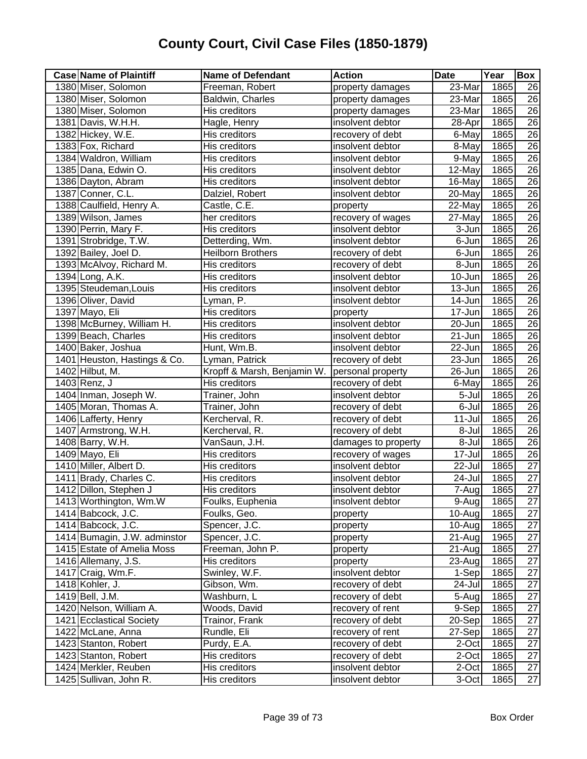# County Court, Civil Case Files (1850-1879)

| Case | Name of Plaintiff | Name of Defendant | Action | Date | Year | Box |
|---|---|---|---|---|---|---|
| 1380 | Miser, Solomon | Freeman, Robert | property damages | 23-Mar | 1865 | 26 |
| 1380 | Miser, Solomon | Baldwin, Charles | property damages | 23-Mar | 1865 | 26 |
| 1380 | Miser, Solomon | His creditors | property damages | 23-Mar | 1865 | 26 |
| 1381 | Davis, W.H.H. | Hagle, Henry | insolvent debtor | 28-Apr | 1865 | 26 |
| 1382 | Hickey, W.E. | His creditors | recovery of debt | 6-May | 1865 | 26 |
| 1383 | Fox, Richard | His creditors | insolvent debtor | 8-May | 1865 | 26 |
| 1384 | Waldron, William | His creditors | insolvent debtor | 9-May | 1865 | 26 |
| 1385 | Dana, Edwin O. | His creditors | insolvent debtor | 12-May | 1865 | 26 |
| 1386 | Dayton, Abram | His creditors | insolvent debtor | 16-May | 1865 | 26 |
| 1387 | Conner, C.L. | Dalziel, Robert | insolvent debtor | 20-May | 1865 | 26 |
| 1388 | Caulfield, Henry A. | Castle, C.E. | property | 22-May | 1865 | 26 |
| 1389 | Wilson, James | her creditors | recovery of wages | 27-May | 1865 | 26 |
| 1390 | Perrin, Mary F. | His creditors | insolvent debtor | 3-Jun | 1865 | 26 |
| 1391 | Strobridge, T.W. | Detterding, Wm. | insolvent debtor | 6-Jun | 1865 | 26 |
| 1392 | Bailey, Joel D. | Heilborn Brothers | recovery of debt | 6-Jun | 1865 | 26 |
| 1393 | McAlvoy, Richard M. | His creditors | recovery of debt | 8-Jun | 1865 | 26 |
| 1394 | Long, A.K. | His creditors | insolvent debtor | 10-Jun | 1865 | 26 |
| 1395 | Steudeman,Louis | His creditors | insolvent debtor | 13-Jun | 1865 | 26 |
| 1396 | Oliver, David | Lyman, P. | insolvent debtor | 14-Jun | 1865 | 26 |
| 1397 | Mayo, Eli | His creditors | property | 17-Jun | 1865 | 26 |
| 1398 | McBurney, William H. | His creditors | insolvent debtor | 20-Jun | 1865 | 26 |
| 1399 | Beach, Charles | His creditors | insolvent debtor | 21-Jun | 1865 | 26 |
| 1400 | Baker, Joshua | Hunt, Wm.B. | insolvent debtor | 22-Jun | 1865 | 26 |
| 1401 | Heuston, Hastings & Co. | Lyman, Patrick | recovery of debt | 23-Jun | 1865 | 26 |
| 1402 | Hilbut, M. | Kropff & Marsh, Benjamin W. | personal property | 26-Jun | 1865 | 26 |
| 1403 | Renz, J | His creditors | recovery of debt | 6-May | 1865 | 26 |
| 1404 | Inman, Joseph W. | Trainer, John | insolvent debtor | 5-Jul | 1865 | 26 |
| 1405 | Moran, Thomas A. | Trainer, John | recovery of debt | 6-Jul | 1865 | 26 |
| 1406 | Lafferty, Henry | Kercherval, R. | recovery of debt | 11-Jul | 1865 | 26 |
| 1407 | Armstrong, W.H. | Kercherval, R. | recovery of debt | 8-Jul | 1865 | 26 |
| 1408 | Barry, W.H. | VanSaun, J.H. | damages to property | 8-Jul | 1865 | 26 |
| 1409 | Mayo, Eli | His creditors | recovery of wages | 17-Jul | 1865 | 26 |
| 1410 | Miller, Albert D. | His creditors | insolvent debtor | 22-Jul | 1865 | 27 |
| 1411 | Brady, Charles C. | His creditors | insolvent debtor | 24-Jul | 1865 | 27 |
| 1412 | Dillon, Stephen J | His creditors | insolvent debtor | 7-Aug | 1865 | 27 |
| 1413 | Worthington, Wm.W | Foulks, Euphenia | insolvent debtor | 9-Aug | 1865 | 27 |
| 1414 | Babcock, J.C. | Foulks, Geo. | property | 10-Aug | 1865 | 27 |
| 1414 | Babcock, J.C. | Spencer, J.C. | property | 10-Aug | 1865 | 27 |
| 1414 | Bumagin, J.W. adminstor | Spencer, J.C. | property | 21-Aug | 1965 | 27 |
| 1415 | Estate of Amelia Moss | Freeman, John P. | property | 21-Aug | 1865 | 27 |
| 1416 | Allemany, J.S. | His creditors | property | 23-Aug | 1865 | 27 |
| 1417 | Craig, Wm.F. | Swinley, W.F. | insolvent debtor | 1-Sep | 1865 | 27 |
| 1418 | Kohler, J. | Gibson, Wm. | recovery of debt | 24-Jul | 1865 | 27 |
| 1419 | Bell, J.M. | Washburn, L | recovery of debt | 5-Aug | 1865 | 27 |
| 1420 | Nelson, William A. | Woods, David | recovery of rent | 9-Sep | 1865 | 27 |
| 1421 | Ecclastical Society | Trainor, Frank | recovery of debt | 20-Sep | 1865 | 27 |
| 1422 | McLane, Anna | Rundle, Eli | recovery of rent | 27-Sep | 1865 | 27 |
| 1423 | Stanton, Robert | Purdy, E.A. | recovery of debt | 2-Oct | 1865 | 27 |
| 1423 | Stanton, Robert | His creditors | recovery of debt | 2-Oct | 1865 | 27 |
| 1424 | Merkler, Reuben | His creditors | insolvent debtor | 2-Oct | 1865 | 27 |
| 1425 | Sullivan, John R. | His creditors | insolvent debtor | 3-Oct | 1865 | 27 |

Box Order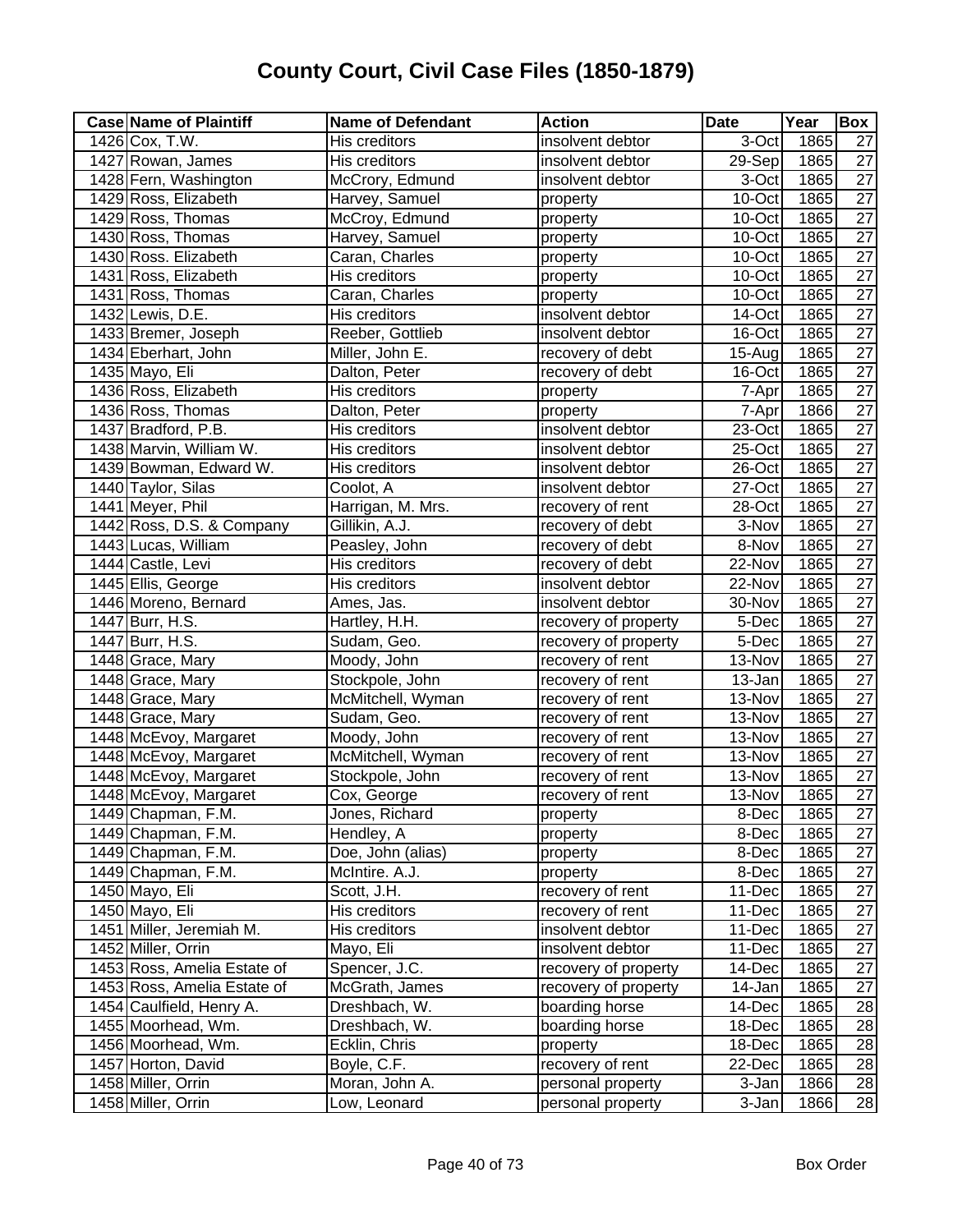# County Court, Civil Case Files (1850-1879)

| Case | Name of Plaintiff | Name of Defendant | Action | Date | Year | Box |
|---|---|---|---|---|---|---|
| 1426 | Cox, T.W. | His creditors | insolvent debtor | 3-Oct | 1865 | 27 |
| 1427 | Rowan, James | His creditors | insolvent debtor | 29-Sep | 1865 | 27 |
| 1428 | Fern, Washington | McCrory, Edmund | insolvent debtor | 3-Oct | 1865 | 27 |
| 1429 | Ross, Elizabeth | Harvey, Samuel | property | 10-Oct | 1865 | 27 |
| 1429 | Ross, Thomas | McCroy, Edmund | property | 10-Oct | 1865 | 27 |
| 1430 | Ross, Thomas | Harvey, Samuel | property | 10-Oct | 1865 | 27 |
| 1430 | Ross. Elizabeth | Caran, Charles | property | 10-Oct | 1865 | 27 |
| 1431 | Ross, Elizabeth | His creditors | property | 10-Oct | 1865 | 27 |
| 1431 | Ross, Thomas | Caran, Charles | property | 10-Oct | 1865 | 27 |
| 1432 | Lewis, D.E. | His creditors | insolvent debtor | 14-Oct | 1865 | 27 |
| 1433 | Bremer, Joseph | Reeber, Gottlieb | insolvent debtor | 16-Oct | 1865 | 27 |
| 1434 | Eberhart, John | Miller, John E. | recovery of debt | 15-Aug | 1865 | 27 |
| 1435 | Mayo, Eli | Dalton, Peter | recovery of debt | 16-Oct | 1865 | 27 |
| 1436 | Ross, Elizabeth | His creditors | property | 7-Apr | 1865 | 27 |
| 1436 | Ross, Thomas | Dalton, Peter | property | 7-Apr | 1866 | 27 |
| 1437 | Bradford, P.B. | His creditors | insolvent debtor | 23-Oct | 1865 | 27 |
| 1438 | Marvin, William W. | His creditors | insolvent debtor | 25-Oct | 1865 | 27 |
| 1439 | Bowman, Edward W. | His creditors | insolvent debtor | 26-Oct | 1865 | 27 |
| 1440 | Taylor, Silas | Coolot, A | insolvent debtor | 27-Oct | 1865 | 27 |
| 1441 | Meyer, Phil | Harrigan, M. Mrs. | recovery of rent | 28-Oct | 1865 | 27 |
| 1442 | Ross, D.S. & Company | Gillikin, A.J. | recovery of debt | 3-Nov | 1865 | 27 |
| 1443 | Lucas, William | Peasley, John | recovery of debt | 8-Nov | 1865 | 27 |
| 1444 | Castle, Levi | His creditors | recovery of debt | 22-Nov | 1865 | 27 |
| 1445 | Ellis, George | His creditors | insolvent debtor | 22-Nov | 1865 | 27 |
| 1446 | Moreno, Bernard | Ames, Jas. | insolvent debtor | 30-Nov | 1865 | 27 |
| 1447 | Burr, H.S. | Hartley, H.H. | recovery of property | 5-Dec | 1865 | 27 |
| 1447 | Burr, H.S. | Sudam, Geo. | recovery of property | 5-Dec | 1865 | 27 |
| 1448 | Grace, Mary | Moody, John | recovery of rent | 13-Nov | 1865 | 27 |
| 1448 | Grace, Mary | Stockpole, John | recovery of rent | 13-Jan | 1865 | 27 |
| 1448 | Grace, Mary | McMitchell, Wyman | recovery of rent | 13-Nov | 1865 | 27 |
| 1448 | Grace, Mary | Sudam, Geo. | recovery of rent | 13-Nov | 1865 | 27 |
| 1448 | McEvoy, Margaret | Moody, John | recovery of rent | 13-Nov | 1865 | 27 |
| 1448 | McEvoy, Margaret | McMitchell, Wyman | recovery of rent | 13-Nov | 1865 | 27 |
| 1448 | McEvoy, Margaret | Stockpole, John | recovery of rent | 13-Nov | 1865 | 27 |
| 1448 | McEvoy, Margaret | Cox, George | recovery of rent | 13-Nov | 1865 | 27 |
| 1449 | Chapman, F.M. | Jones, Richard | property | 8-Dec | 1865 | 27 |
| 1449 | Chapman, F.M. | Hendley, A | property | 8-Dec | 1865 | 27 |
| 1449 | Chapman, F.M. | Doe, John (alias) | property | 8-Dec | 1865 | 27 |
| 1449 | Chapman, F.M. | McIntire. A.J. | property | 8-Dec | 1865 | 27 |
| 1450 | Mayo, Eli | Scott, J.H. | recovery of rent | 11-Dec | 1865 | 27 |
| 1450 | Mayo, Eli | His creditors | recovery of rent | 11-Dec | 1865 | 27 |
| 1451 | Miller, Jeremiah M. | His creditors | insolvent debtor | 11-Dec | 1865 | 27 |
| 1452 | Miller, Orrin | Mayo, Eli | insolvent debtor | 11-Dec | 1865 | 27 |
| 1453 | Ross, Amelia Estate of | Spencer, J.C. | recovery of property | 14-Dec | 1865 | 27 |
| 1453 | Ross, Amelia Estate of | McGrath, James | recovery of property | 14-Jan | 1865 | 27 |
| 1454 | Caulfield, Henry A. | Dreshbach, W. | boarding horse | 14-Dec | 1865 | 28 |
| 1455 | Moorhead, Wm. | Dreshbach, W. | boarding horse | 18-Dec | 1865 | 28 |
| 1456 | Moorhead, Wm. | Ecklin, Chris | property | 18-Dec | 1865 | 28 |
| 1457 | Horton, David | Boyle, C.F. | recovery of rent | 22-Dec | 1865 | 28 |
| 1458 | Miller, Orrin | Moran, John A. | personal property | 3-Jan | 1866 | 28 |
| 1458 | Miller, Orrin | Low, Leonard | personal property | 3-Jan | 1866 | 28 |

Box Order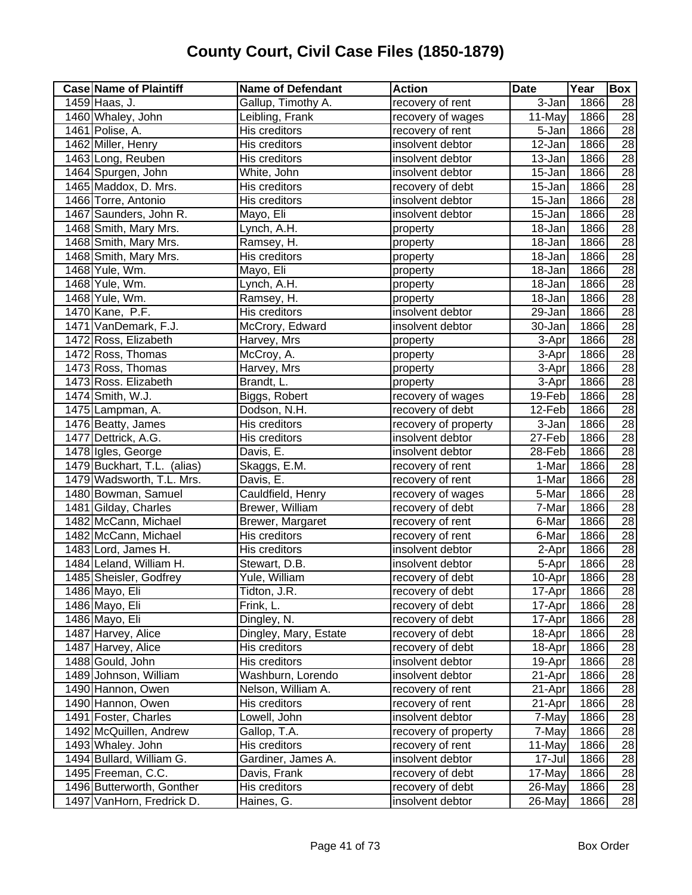# County Court, Civil Case Files (1850-1879)

| Case | Name of Plaintiff | Name of Defendant | Action | Date | Year | Box |
|---|---|---|---|---|---|---|
| 1459 | Haas, J. | Gallup, Timothy A. | recovery of rent | 3-Jan | 1866 | 28 |
| 1460 | Whaley, John | Leibling, Frank | recovery of wages | 11-May | 1866 | 28 |
| 1461 | Polise, A. | His creditors | recovery of rent | 5-Jan | 1866 | 28 |
| 1462 | Miller, Henry | His creditors | insolvent debtor | 12-Jan | 1866 | 28 |
| 1463 | Long, Reuben | His creditors | insolvent debtor | 13-Jan | 1866 | 28 |
| 1464 | Spurgen, John | White, John | insolvent debtor | 15-Jan | 1866 | 28 |
| 1465 | Maddox, D. Mrs. | His creditors | recovery of debt | 15-Jan | 1866 | 28 |
| 1466 | Torre, Antonio | His creditors | insolvent debtor | 15-Jan | 1866 | 28 |
| 1467 | Saunders, John R. | Mayo, Eli | insolvent debtor | 15-Jan | 1866 | 28 |
| 1468 | Smith, Mary Mrs. | Lynch, A.H. | property | 18-Jan | 1866 | 28 |
| 1468 | Smith, Mary Mrs. | Ramsey, H. | property | 18-Jan | 1866 | 28 |
| 1468 | Smith, Mary Mrs. | His creditors | property | 18-Jan | 1866 | 28 |
| 1468 | Yule, Wm. | Mayo, Eli | property | 18-Jan | 1866 | 28 |
| 1468 | Yule, Wm. | Lynch, A.H. | property | 18-Jan | 1866 | 28 |
| 1468 | Yule, Wm. | Ramsey, H. | property | 18-Jan | 1866 | 28 |
| 1470 | Kane, P.F. | His creditors | insolvent debtor | 29-Jan | 1866 | 28 |
| 1471 | VanDemark, F.J. | McCrory, Edward | insolvent debtor | 30-Jan | 1866 | 28 |
| 1472 | Ross, Elizabeth | Harvey, Mrs | property | 3-Apr | 1866 | 28 |
| 1472 | Ross, Thomas | McCroy, A. | property | 3-Apr | 1866 | 28 |
| 1473 | Ross, Thomas | Harvey, Mrs | property | 3-Apr | 1866 | 28 |
| 1473 | Ross. Elizabeth | Brandt, L. | property | 3-Apr | 1866 | 28 |
| 1474 | Smith, W.J. | Biggs, Robert | recovery of wages | 19-Feb | 1866 | 28 |
| 1475 | Lampman, A. | Dodson, N.H. | recovery of debt | 12-Feb | 1866 | 28 |
| 1476 | Beatty, James | His creditors | recovery of property | 3-Jan | 1866 | 28 |
| 1477 | Dettrick, A.G. | His creditors | insolvent debtor | 27-Feb | 1866 | 28 |
| 1478 | Igles, George | Davis, E. | insolvent debtor | 28-Feb | 1866 | 28 |
| 1479 | Buckhart, T.L. (alias) | Skaggs, E.M. | recovery of rent | 1-Mar | 1866 | 28 |
| 1479 | Wadsworth, T.L. Mrs. | Davis, E. | recovery of rent | 1-Mar | 1866 | 28 |
| 1480 | Bowman, Samuel | Cauldfield, Henry | recovery of wages | 5-Mar | 1866 | 28 |
| 1481 | Gilday, Charles | Brewer, William | recovery of debt | 7-Mar | 1866 | 28 |
| 1482 | McCann, Michael | Brewer, Margaret | recovery of rent | 6-Mar | 1866 | 28 |
| 1482 | McCann, Michael | His creditors | recovery of rent | 6-Mar | 1866 | 28 |
| 1483 | Lord, James H. | His creditors | insolvent debtor | 2-Apr | 1866 | 28 |
| 1484 | Leland, William H. | Stewart, D.B. | insolvent debtor | 5-Apr | 1866 | 28 |
| 1485 | Sheisler, Godfrey | Yule, William | recovery of debt | 10-Apr | 1866 | 28 |
| 1486 | Mayo, Eli | Tidton, J.R. | recovery of debt | 17-Apr | 1866 | 28 |
| 1486 | Mayo, Eli | Frink, L. | recovery of debt | 17-Apr | 1866 | 28 |
| 1486 | Mayo, Eli | Dingley, N. | recovery of debt | 17-Apr | 1866 | 28 |
| 1487 | Harvey, Alice | Dingley, Mary, Estate | recovery of debt | 18-Apr | 1866 | 28 |
| 1487 | Harvey, Alice | His creditors | recovery of debt | 18-Apr | 1866 | 28 |
| 1488 | Gould, John | His creditors | insolvent debtor | 19-Apr | 1866 | 28 |
| 1489 | Johnson, William | Washburn, Lorendo | insolvent debtor | 21-Apr | 1866 | 28 |
| 1490 | Hannon, Owen | Nelson, William A. | recovery of rent | 21-Apr | 1866 | 28 |
| 1490 | Hannon, Owen | His creditors | recovery of rent | 21-Apr | 1866 | 28 |
| 1491 | Foster, Charles | Lowell, John | insolvent debtor | 7-May | 1866 | 28 |
| 1492 | McQuillen, Andrew | Gallop, T.A. | recovery of property | 7-May | 1866 | 28 |
| 1493 | Whaley. John | His creditors | recovery of rent | 11-May | 1866 | 28 |
| 1494 | Bullard, William G. | Gardiner, James A. | insolvent debtor | 17-Jul | 1866 | 28 |
| 1495 | Freeman, C.C. | Davis, Frank | recovery of debt | 17-May | 1866 | 28 |
| 1496 | Butterworth, Gonther | His creditors | recovery of debt | 26-May | 1866 | 28 |
| 1497 | VanHorn, Fredrick D. | Haines, G. | insolvent debtor | 26-May | 1866 | 28 |

Box Order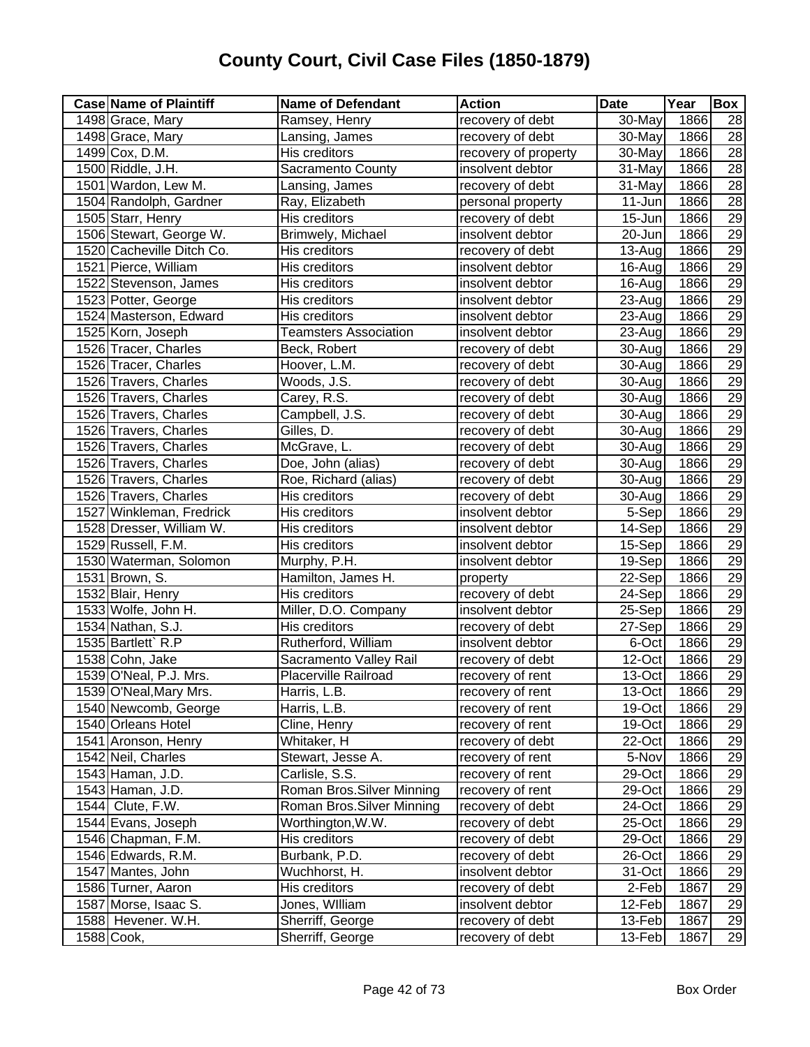# County Court, Civil Case Files (1850-1879)

| Case | Name of Plaintiff | Name of Defendant | Action | Date | Year | Box |
|---|---|---|---|---|---|---|
| 1498 | Grace, Mary | Ramsey, Henry | recovery of debt | 30-May | 1866 | 28 |
| 1498 | Grace, Mary | Lansing, James | recovery of debt | 30-May | 1866 | 28 |
| 1499 | Cox, D.M. | His creditors | recovery of property | 30-May | 1866 | 28 |
| 1500 | Riddle, J.H. | Sacramento County | insolvent debtor | 31-May | 1866 | 28 |
| 1501 | Wardon, Lew M. | Lansing, James | recovery of debt | 31-May | 1866 | 28 |
| 1504 | Randolph, Gardner | Ray, Elizabeth | personal property | 11-Jun | 1866 | 28 |
| 1505 | Starr, Henry | His creditors | recovery of debt | 15-Jun | 1866 | 29 |
| 1506 | Stewart, George W. | Brimwely, Michael | insolvent debtor | 20-Jun | 1866 | 29 |
| 1520 | Cacheville Ditch Co. | His creditors | recovery of debt | 13-Aug | 1866 | 29 |
| 1521 | Pierce, William | His creditors | insolvent debtor | 16-Aug | 1866 | 29 |
| 1522 | Stevenson, James | His creditors | insolvent debtor | 16-Aug | 1866 | 29 |
| 1523 | Potter, George | His creditors | insolvent debtor | 23-Aug | 1866 | 29 |
| 1524 | Masterson, Edward | His creditors | insolvent debtor | 23-Aug | 1866 | 29 |
| 1525 | Korn, Joseph | Teamsters Association | insolvent debtor | 23-Aug | 1866 | 29 |
| 1526 | Tracer, Charles | Beck, Robert | recovery of debt | 30-Aug | 1866 | 29 |
| 1526 | Tracer, Charles | Hoover, L.M. | recovery of debt | 30-Aug | 1866 | 29 |
| 1526 | Travers, Charles | Woods, J.S. | recovery of debt | 30-Aug | 1866 | 29 |
| 1526 | Travers, Charles | Carey, R.S. | recovery of debt | 30-Aug | 1866 | 29 |
| 1526 | Travers, Charles | Campbell, J.S. | recovery of debt | 30-Aug | 1866 | 29 |
| 1526 | Travers, Charles | Gilles, D. | recovery of debt | 30-Aug | 1866 | 29 |
| 1526 | Travers, Charles | McGrave, L. | recovery of debt | 30-Aug | 1866 | 29 |
| 1526 | Travers, Charles | Doe, John (alias) | recovery of debt | 30-Aug | 1866 | 29 |
| 1526 | Travers, Charles | Roe, Richard (alias) | recovery of debt | 30-Aug | 1866 | 29 |
| 1526 | Travers, Charles | His creditors | recovery of debt | 30-Aug | 1866 | 29 |
| 1527 | Winkleman, Fredrick | His creditors | insolvent debtor | 5-Sep | 1866 | 29 |
| 1528 | Dresser, William W. | His creditors | insolvent debtor | 14-Sep | 1866 | 29 |
| 1529 | Russell, F.M. | His creditors | insolvent debtor | 15-Sep | 1866 | 29 |
| 1530 | Waterman, Solomon | Murphy, P.H. | insolvent debtor | 19-Sep | 1866 | 29 |
| 1531 | Brown, S. | Hamilton, James H. | property | 22-Sep | 1866 | 29 |
| 1532 | Blair, Henry | His creditors | recovery of debt | 24-Sep | 1866 | 29 |
| 1533 | Wolfe, John H. | Miller, D.O. Company | insolvent debtor | 25-Sep | 1866 | 29 |
| 1534 | Nathan, S.J. | His creditors | recovery of debt | 27-Sep | 1866 | 29 |
| 1535 | Bartlett` R.P | Rutherford, William | insolvent debtor | 6-Oct | 1866 | 29 |
| 1538 | Cohn, Jake | Sacramento Valley Rail | recovery of debt | 12-Oct | 1866 | 29 |
| 1539 | O'Neal, P.J. Mrs. | Placerville Railroad | recovery of rent | 13-Oct | 1866 | 29 |
| 1539 | O'Neal,Mary Mrs. | Harris, L.B. | recovery of rent | 13-Oct | 1866 | 29 |
| 1540 | Newcomb, George | Harris, L.B. | recovery of rent | 19-Oct | 1866 | 29 |
| 1540 | Orleans Hotel | Cline, Henry | recovery of rent | 19-Oct | 1866 | 29 |
| 1541 | Aronson, Henry | Whitaker, H | recovery of debt | 22-Oct | 1866 | 29 |
| 1542 | Neil, Charles | Stewart, Jesse A. | recovery of rent | 5-Nov | 1866 | 29 |
| 1543 | Haman, J.D. | Carlisle, S.S. | recovery of rent | 29-Oct | 1866 | 29 |
| 1543 | Haman, J.D. | Roman Bros.Silver Minning | recovery of rent | 29-Oct | 1866 | 29 |
| 1544 | Clute, F.W. | Roman Bros.Silver Minning | recovery of debt | 24-Oct | 1866 | 29 |
| 1544 | Evans, Joseph | Worthington,W.W. | recovery of debt | 25-Oct | 1866 | 29 |
| 1546 | Chapman, F.M. | His creditors | recovery of debt | 29-Oct | 1866 | 29 |
| 1546 | Edwards, R.M. | Burbank, P.D. | recovery of debt | 26-Oct | 1866 | 29 |
| 1547 | Mantes, John | Wuchhorst, H. | insolvent debtor | 31-Oct | 1866 | 29 |
| 1586 | Turner, Aaron | His creditors | recovery of debt | 2-Feb | 1867 | 29 |
| 1587 | Morse, Isaac S. | Jones, WIlliam | insolvent debtor | 12-Feb | 1867 | 29 |
| 1588 | Hevener. W.H. | Sherriff, George | recovery of debt | 13-Feb | 1867 | 29 |
| 1588 | Cook, | Sherriff, George | recovery of debt | 13-Feb | 1867 | 29 |

Box Order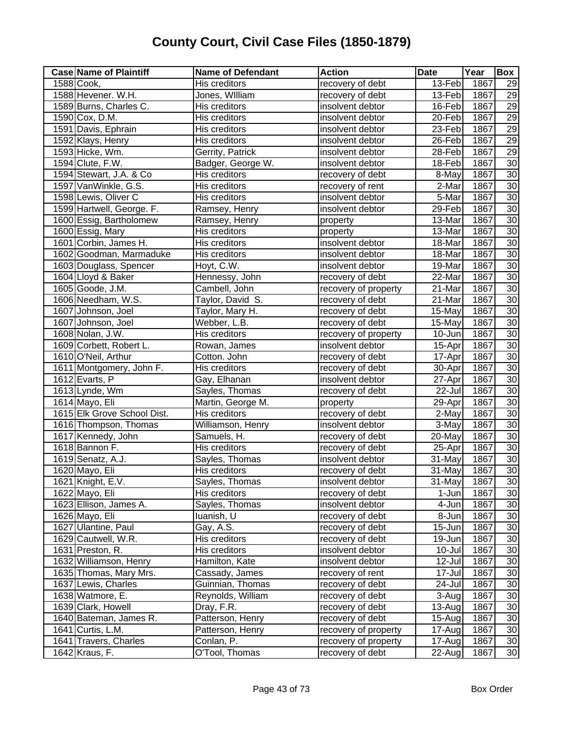# County Court, Civil Case Files (1850-1879)

| Case | Name of Plaintiff | Name of Defendant | Action | Date | Year | Box |
|---|---|---|---|---|---|---|
| 1588 | Cook, | His creditors | recovery of debt | 13-Feb | 1867 | 29 |
| 1588 | Hevener. W.H. | Jones, WIlliam | recovery of debt | 13-Feb | 1867 | 29 |
| 1589 | Burns, Charles C. | His creditors | insolvent debtor | 16-Feb | 1867 | 29 |
| 1590 | Cox, D.M. | His creditors | insolvent debtor | 20-Feb | 1867 | 29 |
| 1591 | Davis, Ephrain | His creditors | insolvent debtor | 23-Feb | 1867 | 29 |
| 1592 | Klays, Henry | His creditors | insolvent debtor | 26-Feb | 1867 | 29 |
| 1593 | Hicke, Wm. | Gerrity, Patrick | insolvent debtor | 28-Feb | 1867 | 29 |
| 1594 | Clute, F.W. | Badger, George W. | insolvent debtor | 18-Feb | 1867 | 30 |
| 1594 | Stewart, J.A. & Co | His creditors | recovery of debt | 8-May | 1867 | 30 |
| 1597 | VanWinkle, G.S. | His creditors | recovery of rent | 2-Mar | 1867 | 30 |
| 1598 | Lewis, Oliver C | His creditors | insolvent debtor | 5-Mar | 1867 | 30 |
| 1599 | Hartwell, George. F. | Ramsey, Henry | insolvent debtor | 29-Feb | 1867 | 30 |
| 1600 | Essig, Bartholomew | Ramsey, Henry | property | 13-Mar | 1867 | 30 |
| 1600 | Essig, Mary | His creditors | property | 13-Mar | 1867 | 30 |
| 1601 | Corbin, James H. | His creditors | insolvent debtor | 18-Mar | 1867 | 30 |
| 1602 | Goodman, Marmaduke | His creditors | insolvent debtor | 18-Mar | 1867 | 30 |
| 1603 | Douglass, Spencer | Hoyt, C.W. | insolvent debtor | 19-Mar | 1867 | 30 |
| 1604 | Lloyd & Baker | Hennessy, John | recovery of debt | 22-Mar | 1867 | 30 |
| 1605 | Goode, J.M. | Cambell, John | recovery of property | 21-Mar | 1867 | 30 |
| 1606 | Needham, W.S. | Taylor, David S. | recovery of debt | 21-Mar | 1867 | 30 |
| 1607 | Johnson, Joel | Taylor, Mary H. | recovery of debt | 15-May | 1867 | 30 |
| 1607 | Johnson, Joel | Webber, L.B. | recovery of debt | 15-May | 1867 | 30 |
| 1608 | Nolan, J.W. | His creditors | recovery of property | 10-Jun | 1867 | 30 |
| 1609 | Corbett, Robert L. | Rowan, James | insolvent debtor | 15-Apr | 1867 | 30 |
| 1610 | O'Neil, Arthur | Cotton. John | recovery of debt | 17-Apr | 1867 | 30 |
| 1611 | Montgomery, John F. | His creditors | recovery of debt | 30-Apr | 1867 | 30 |
| 1612 | Evarts, P | Gay, Elhanan | insolvent debtor | 27-Apr | 1867 | 30 |
| 1613 | Lynde, Wm | Sayles, Thomas | recovery of debt | 22-Jul | 1867 | 30 |
| 1614 | Mayo, Eli | Martin, George M. | property | 29-Apr | 1867 | 30 |
| 1615 | Elk Grove School Dist. | His creditors | recovery of debt | 2-May | 1867 | 30 |
| 1616 | Thompson, Thomas | Williamson, Henry | insolvent debtor | 3-May | 1867 | 30 |
| 1617 | Kennedy, John | Samuels, H. | recovery of debt | 20-May | 1867 | 30 |
| 1618 | Bannon F. | His creditors | recovery of debt | 25-Apr | 1867 | 30 |
| 1619 | Senatz, A.J. | Sayles, Thomas | insolvent debtor | 31-May | 1867 | 30 |
| 1620 | Mayo, Eli | His creditors | recovery of debt | 31-May | 1867 | 30 |
| 1621 | Knight, E.V. | Sayles, Thomas | insolvent debtor | 31-May | 1867 | 30 |
| 1622 | Mayo, Eli | His creditors | recovery of debt | 1-Jun | 1867 | 30 |
| 1623 | Ellison, James A. | Sayles, Thomas | insolvent debtor | 4-Jun | 1867 | 30 |
| 1626 | Mayo, Eli | Iuanish, U | recovery of debt | 8-Jun | 1867 | 30 |
| 1627 | Ulantine, Paul | Gay, A.S. | recovery of debt | 15-Jun | 1867 | 30 |
| 1629 | Cautwell, W.R. | His creditors | recovery of debt | 19-Jun | 1867 | 30 |
| 1631 | Preston, R. | His creditors | insolvent debtor | 10-Jul | 1867 | 30 |
| 1632 | Williamson, Henry | Hamilton, Kate | insolvent debtor | 12-Jul | 1867 | 30 |
| 1635 | Thomas, Mary Mrs. | Cassady, James | recovery of rent | 17-Jul | 1867 | 30 |
| 1637 | Lewis, Charles | Guinnian, Thomas | recovery of debt | 24-Jul | 1867 | 30 |
| 1638 | Watmore, E. | Reynolds, William | recovery of debt | 3-Aug | 1867 | 30 |
| 1639 | Clark, Howell | Dray, F.R. | recovery of debt | 13-Aug | 1867 | 30 |
| 1640 | Bateman, James R. | Patterson, Henry | recovery of debt | 15-Aug | 1867 | 30 |
| 1641 | Curtis, L.M. | Patterson, Henry | recovery of property | 17-Aug | 1867 | 30 |
| 1641 | Travers, Charles | Conlan, P. | recovery of property | 17-Aug | 1867 | 30 |
| 1642 | Kraus, F. | O'Tool, Thomas | recovery of debt | 22-Aug | 1867 | 30 |

Box Order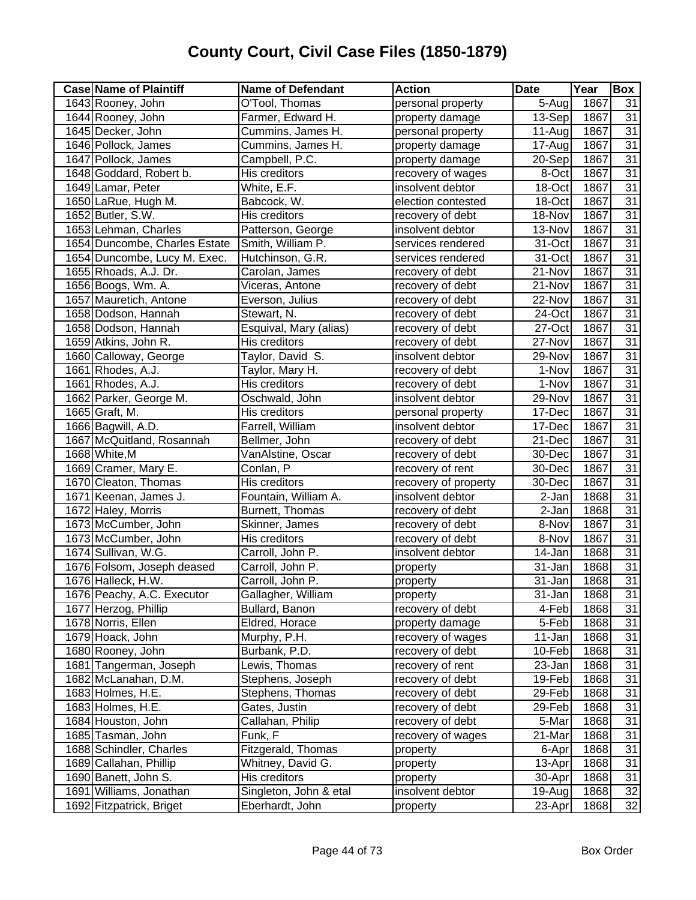# County Court, Civil Case Files (1850-1879)

| Case | Name of Plaintiff | Name of Defendant | Action | Date | Year | Box |
|---|---|---|---|---|---|---|
| 1643 | Rooney, John | O'Tool, Thomas | personal property | 5-Aug | 1867 | 31 |
| 1644 | Rooney, John | Farmer, Edward H. | property damage | 13-Sep | 1867 | 31 |
| 1645 | Decker, John | Cummins, James H. | personal property | 11-Aug | 1867 | 31 |
| 1646 | Pollock, James | Cummins, James H. | property damage | 17-Aug | 1867 | 31 |
| 1647 | Pollock, James | Campbell, P.C. | property damage | 20-Sep | 1867 | 31 |
| 1648 | Goddard, Robert b. | His creditors | recovery of wages | 8-Oct | 1867 | 31 |
| 1649 | Lamar, Peter | White, E.F. | insolvent debtor | 18-Oct | 1867 | 31 |
| 1650 | LaRue, Hugh M. | Babcock, W. | election contested | 18-Oct | 1867 | 31 |
| 1652 | Butler, S.W. | His creditors | recovery of debt | 18-Nov | 1867 | 31 |
| 1653 | Lehman, Charles | Patterson, George | insolvent debtor | 13-Nov | 1867 | 31 |
| 1654 | Duncombe, Charles Estate | Smith, William P. | services rendered | 31-Oct | 1867 | 31 |
| 1654 | Duncombe, Lucy M. Exec. | Hutchinson, G.R. | services rendered | 31-Oct | 1867 | 31 |
| 1655 | Rhoads, A.J. Dr. | Carolan, James | recovery of debt | 21-Nov | 1867 | 31 |
| 1656 | Boogs, Wm. A. | Viceras, Antone | recovery of debt | 21-Nov | 1867 | 31 |
| 1657 | Mauretich, Antone | Everson, Julius | recovery of debt | 22-Nov | 1867 | 31 |
| 1658 | Dodson, Hannah | Stewart, N. | recovery of debt | 24-Oct | 1867 | 31 |
| 1658 | Dodson, Hannah | Esquival, Mary (alias) | recovery of debt | 27-Oct | 1867 | 31 |
| 1659 | Atkins, John R. | His creditors | recovery of debt | 27-Nov | 1867 | 31 |
| 1660 | Calloway, George | Taylor, David S. | insolvent debtor | 29-Nov | 1867 | 31 |
| 1661 | Rhodes, A.J. | Taylor, Mary H. | recovery of debt | 1-Nov | 1867 | 31 |
| 1661 | Rhodes, A.J. | His creditors | recovery of debt | 1-Nov | 1867 | 31 |
| 1662 | Parker, George M. | Oschwald, John | insolvent debtor | 29-Nov | 1867 | 31 |
| 1665 | Graft, M. | His creditors | personal property | 17-Dec | 1867 | 31 |
| 1666 | Bagwill, A.D. | Farrell, William | insolvent debtor | 17-Dec | 1867 | 31 |
| 1667 | McQuitland, Rosannah | Bellmer, John | recovery of debt | 21-Dec | 1867 | 31 |
| 1668 | White,M | VanAlstine, Oscar | recovery of debt | 30-Dec | 1867 | 31 |
| 1669 | Cramer, Mary E. | Conlan, P | recovery of rent | 30-Dec | 1867 | 31 |
| 1670 | Cleaton, Thomas | His creditors | recovery of property | 30-Dec | 1867 | 31 |
| 1671 | Keenan, James J. | Fountain, William A. | insolvent debtor | 2-Jan | 1868 | 31 |
| 1672 | Haley, Morris | Burnett, Thomas | recovery of debt | 2-Jan | 1868 | 31 |
| 1673 | McCumber, John | Skinner, James | recovery of debt | 8-Nov | 1867 | 31 |
| 1673 | McCumber, John | His creditors | recovery of debt | 8-Nov | 1867 | 31 |
| 1674 | Sullivan, W.G. | Carroll, John P. | insolvent debtor | 14-Jan | 1868 | 31 |
| 1676 | Folsom, Joseph deased | Carroll, John P. | property | 31-Jan | 1868 | 31 |
| 1676 | Halleck, H.W. | Carroll, John P. | property | 31-Jan | 1868 | 31 |
| 1676 | Peachy, A.C. Executor | Gallagher, William | property | 31-Jan | 1868 | 31 |
| 1677 | Herzog, Phillip | Bullard, Banon | recovery of debt | 4-Feb | 1868 | 31 |
| 1678 | Norris, Ellen | Eldred, Horace | property damage | 5-Feb | 1868 | 31 |
| 1679 | Hoack, John | Murphy, P.H. | recovery of wages | 11-Jan | 1868 | 31 |
| 1680 | Rooney, John | Burbank, P.D. | recovery of debt | 10-Feb | 1868 | 31 |
| 1681 | Tangerman, Joseph | Lewis, Thomas | recovery of rent | 23-Jan | 1868 | 31 |
| 1682 | McLanahan, D.M. | Stephens, Joseph | recovery of debt | 19-Feb | 1868 | 31 |
| 1683 | Holmes, H.E. | Stephens, Thomas | recovery of debt | 29-Feb | 1868 | 31 |
| 1683 | Holmes, H.E. | Gates, Justin | recovery of debt | 29-Feb | 1868 | 31 |
| 1684 | Houston, John | Callahan, Philip | recovery of debt | 5-Mar | 1868 | 31 |
| 1685 | Tasman, John | Funk, F | recovery of wages | 21-Mar | 1868 | 31 |
| 1688 | Schindler, Charles | Fitzgerald, Thomas | property | 6-Apr | 1868 | 31 |
| 1689 | Callahan, Phillip | Whitney, David G. | property | 13-Apr | 1868 | 31 |
| 1690 | Banett, John S. | His creditors | property | 30-Apr | 1868 | 31 |
| 1691 | Williams, Jonathan | Singleton, John & etal | insolvent debtor | 19-Aug | 1868 | 32 |
| 1692 | Fitzpatrick, Briget | Eberhardt, John | property | 23-Apr | 1868 | 32 |

Box Order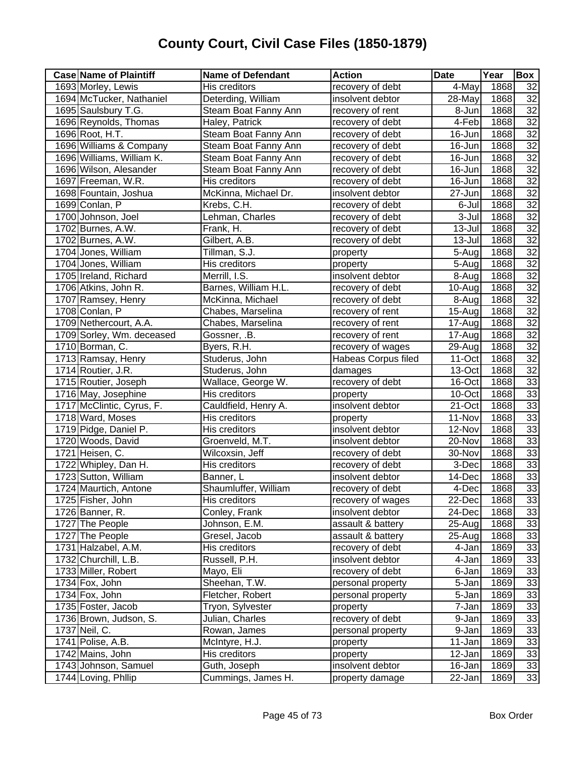# County Court, Civil Case Files (1850-1879)

| Case | Name of Plaintiff | Name of Defendant | Action | Date | Year | Box |
|---|---|---|---|---|---|---|
| 1693 | Morley, Lewis | His creditors | recovery of debt | 4-May | 1868 | 32 |
| 1694 | McTucker, Nathaniel | Deterding, William | insolvent debtor | 28-May | 1868 | 32 |
| 1695 | Saulsbury T.G. | Steam Boat Fanny Ann | recovery of rent | 8-Jun | 1868 | 32 |
| 1696 | Reynolds, Thomas | Haley, Patrick | recovery of debt | 4-Feb | 1868 | 32 |
| 1696 | Root, H.T. | Steam Boat Fanny Ann | recovery of debt | 16-Jun | 1868 | 32 |
| 1696 | Williams & Company | Steam Boat Fanny Ann | recovery of debt | 16-Jun | 1868 | 32 |
| 1696 | Williams, William K. | Steam Boat Fanny Ann | recovery of debt | 16-Jun | 1868 | 32 |
| 1696 | Wilson, Alesander | Steam Boat Fanny Ann | recovery of debt | 16-Jun | 1868 | 32 |
| 1697 | Freeman, W.R. | His creditors | recovery of debt | 16-Jun | 1868 | 32 |
| 1698 | Fountain, Joshua | McKinna, Michael Dr. | insolvent debtor | 27-Jun | 1868 | 32 |
| 1699 | Conlan, P | Krebs, C.H. | recovery of debt | 6-Jul | 1868 | 32 |
| 1700 | Johnson, Joel | Lehman, Charles | recovery of debt | 3-Jul | 1868 | 32 |
| 1702 | Burnes, A.W. | Frank, H. | recovery of debt | 13-Jul | 1868 | 32 |
| 1702 | Burnes, A.W. | Gilbert, A.B. | recovery of debt | 13-Jul | 1868 | 32 |
| 1704 | Jones, William | Tillman, S.J. | property | 5-Aug | 1868 | 32 |
| 1704 | Jones, William | His creditors | property | 5-Aug | 1868 | 32 |
| 1705 | Ireland, Richard | Merrill, I.S. | insolvent debtor | 8-Aug | 1868 | 32 |
| 1706 | Atkins, John R. | Barnes, William H.L. | recovery of debt | 10-Aug | 1868 | 32 |
| 1707 | Ramsey, Henry | McKinna, Michael | recovery of debt | 8-Aug | 1868 | 32 |
| 1708 | Conlan, P | Chabes, Marselina | recovery of rent | 15-Aug | 1868 | 32 |
| 1709 | Nethercourt, A.A. | Chabes, Marselina | recovery of rent | 17-Aug | 1868 | 32 |
| 1709 | Sorley, Wm. deceased | Gossner, .B. | recovery of rent | 17-Aug | 1868 | 32 |
| 1710 | Borman, C. | Byers, R.H. | recovery of wages | 29-Aug | 1868 | 32 |
| 1713 | Ramsay, Henry | Studerus, John | Habeas Corpus filed | 11-Oct | 1868 | 32 |
| 1714 | Routier, J.R. | Studerus, John | damages | 13-Oct | 1868 | 32 |
| 1715 | Routier, Joseph | Wallace, George W. | recovery of debt | 16-Oct | 1868 | 33 |
| 1716 | May, Josephine | His creditors | property | 10-Oct | 1868 | 33 |
| 1717 | McClintic, Cyrus, F. | Cauldfield, Henry A. | insolvent debtor | 21-Oct | 1868 | 33 |
| 1718 | Ward, Moses | His creditors | property | 11-Nov | 1868 | 33 |
| 1719 | Pidge, Daniel P. | His creditors | insolvent debtor | 12-Nov | 1868 | 33 |
| 1720 | Woods, David | Groenveld, M.T. | insolvent debtor | 20-Nov | 1868 | 33 |
| 1721 | Heisen, C. | Wilcoxsin, Jeff | recovery of debt | 30-Nov | 1868 | 33 |
| 1722 | Whipley, Dan H. | His creditors | recovery of debt | 3-Dec | 1868 | 33 |
| 1723 | Sutton, William | Banner, L | insolvent debtor | 14-Dec | 1868 | 33 |
| 1724 | Maurtich, Antone | Shaumluffer, William | recovery of debt | 4-Dec | 1868 | 33 |
| 1725 | Fisher, John | His creditors | recovery of wages | 22-Dec | 1868 | 33 |
| 1726 | Banner, R. | Conley, Frank | insolvent debtor | 24-Dec | 1868 | 33 |
| 1727 | The People | Johnson, E.M. | assault & battery | 25-Aug | 1868 | 33 |
| 1727 | The People | Gresel, Jacob | assault & battery | 25-Aug | 1868 | 33 |
| 1731 | Halzabel, A.M. | His creditors | recovery of debt | 4-Jan | 1869 | 33 |
| 1732 | Churchill, L.B. | Russell, P.H. | insolvent debtor | 4-Jan | 1869 | 33 |
| 1733 | Miller, Robert | Mayo, Eli | recovery of debt | 6-Jan | 1869 | 33 |
| 1734 | Fox, John | Sheehan, T.W. | personal property | 5-Jan | 1869 | 33 |
| 1734 | Fox, John | Fletcher, Robert | personal property | 5-Jan | 1869 | 33 |
| 1735 | Foster, Jacob | Tryon, Sylvester | property | 7-Jan | 1869 | 33 |
| 1736 | Brown, Judson, S. | Julian, Charles | recovery of debt | 9-Jan | 1869 | 33 |
| 1737 | Neil, C. | Rowan, James | personal property | 9-Jan | 1869 | 33 |
| 1741 | Polise, A.B. | McIntyre, H.J. | property | 11-Jan | 1869 | 33 |
| 1742 | Mains, John | His creditors | property | 12-Jan | 1869 | 33 |
| 1743 | Johnson, Samuel | Guth, Joseph | insolvent debtor | 16-Jan | 1869 | 33 |
| 1744 | Loving, Phllip | Cummings, James H. | property damage | 22-Jan | 1869 | 33 |

Box Order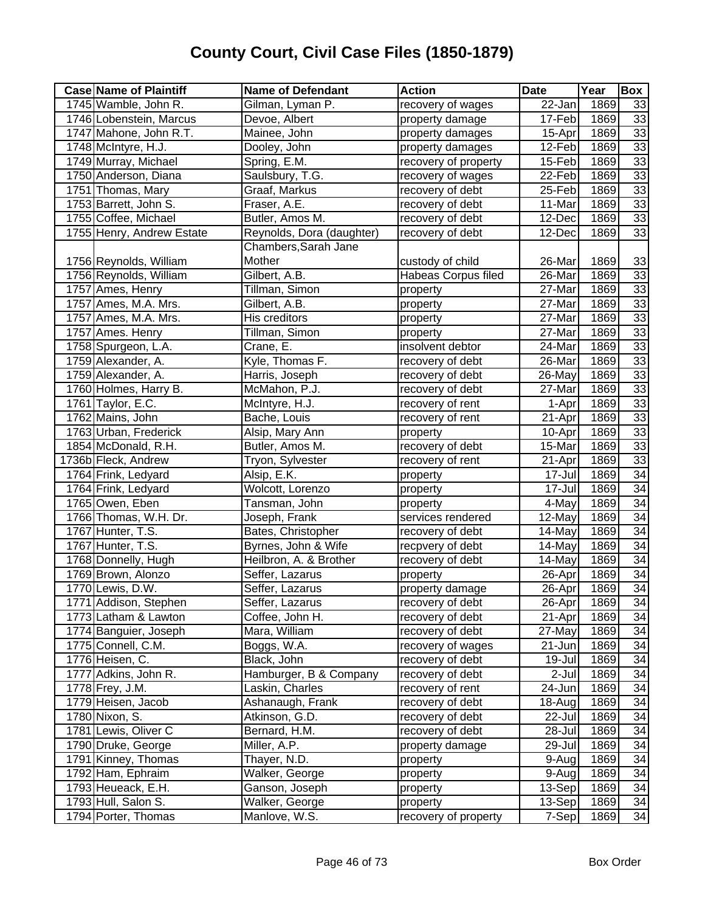# County Court, Civil Case Files (1850-1879)

| Case | Name of Plaintiff | Name of Defendant | Action | Date | Year | Box |
|---|---|---|---|---|---|---|
| 1745 | Wamble, John R. | Gilman, Lyman P. | recovery of wages | 22-Jan | 1869 | 33 |
| 1746 | Lobenstein, Marcus | Devoe, Albert | property damage | 17-Feb | 1869 | 33 |
| 1747 | Mahone, John R.T. | Mainee, John | property damages | 15-Apr | 1869 | 33 |
| 1748 | McIntyre, H.J. | Dooley, John | property damages | 12-Feb | 1869 | 33 |
| 1749 | Murray, Michael | Spring, E.M. | recovery of property | 15-Feb | 1869 | 33 |
| 1750 | Anderson, Diana | Saulsbury, T.G. | recovery of wages | 22-Feb | 1869 | 33 |
| 1751 | Thomas, Mary | Graaf, Markus | recovery of debt | 25-Feb | 1869 | 33 |
| 1753 | Barrett, John S. | Fraser, A.E. | recovery of debt | 11-Mar | 1869 | 33 |
| 1755 | Coffee, Michael | Butler, Amos M. | recovery of debt | 12-Dec | 1869 | 33 |
| 1755 | Henry, Andrew Estate | Reynolds, Dora (daughter) | recovery of debt | 12-Dec | 1869 | 33 |
| 1756 | Reynolds, William | Chambers,Sarah Jane Mother | custody of child | 26-Mar | 1869 | 33 |
| 1756 | Reynolds, William | Gilbert, A.B. | Habeas Corpus filed | 26-Mar | 1869 | 33 |
| 1757 | Ames, Henry | Tillman, Simon | property | 27-Mar | 1869 | 33 |
| 1757 | Ames, M.A. Mrs. | Gilbert, A.B. | property | 27-Mar | 1869 | 33 |
| 1757 | Ames, M.A. Mrs. | His creditors | property | 27-Mar | 1869 | 33 |
| 1757 | Ames. Henry | Tillman, Simon | property | 27-Mar | 1869 | 33 |
| 1758 | Spurgeon, L.A. | Crane, E. | insolvent debtor | 24-Mar | 1869 | 33 |
| 1759 | Alexander, A. | Kyle, Thomas F. | recovery of debt | 26-Mar | 1869 | 33 |
| 1759 | Alexander, A. | Harris, Joseph | recovery of debt | 26-May | 1869 | 33 |
| 1760 | Holmes, Harry B. | McMahon, P.J. | recovery of debt | 27-Mar | 1869 | 33 |
| 1761 | Taylor, E.C. | McIntyre, H.J. | recovery of rent | 1-Apr | 1869 | 33 |
| 1762 | Mains, John | Bache, Louis | recovery of rent | 21-Apr | 1869 | 33 |
| 1763 | Urban, Frederick | Alsip, Mary Ann | property | 10-Apr | 1869 | 33 |
| 1854 | McDonald, R.H. | Butler, Amos M. | recovery of debt | 15-Mar | 1869 | 33 |
| 1736b | Fleck, Andrew | Tryon, Sylvester | recovery of rent | 21-Apr | 1869 | 33 |
| 1764 | Frink, Ledyard | Alsip, E.K. | property | 17-Jul | 1869 | 34 |
| 1764 | Frink, Ledyard | Wolcott, Lorenzo | property | 17-Jul | 1869 | 34 |
| 1765 | Owen, Eben | Tansman, John | property | 4-May | 1869 | 34 |
| 1766 | Thomas, W.H. Dr. | Joseph, Frank | services rendered | 12-May | 1869 | 34 |
| 1767 | Hunter, T.S. | Bates, Christopher | recovery of debt | 14-May | 1869 | 34 |
| 1767 | Hunter, T.S. | Byrnes, John & Wife | recpvery of debt | 14-May | 1869 | 34 |
| 1768 | Donnelly, Hugh | Heilbron, A. & Brother | recovery of debt | 14-May | 1869 | 34 |
| 1769 | Brown, Alonzo | Seffer, Lazarus | property | 26-Apr | 1869 | 34 |
| 1770 | Lewis, D.W. | Seffer, Lazarus | property damage | 26-Apr | 1869 | 34 |
| 1771 | Addison, Stephen | Seffer, Lazarus | recovery of debt | 26-Apr | 1869 | 34 |
| 1773 | Latham & Lawton | Coffee, John H. | recovery of debt | 21-Apr | 1869 | 34 |
| 1774 | Banguier, Joseph | Mara, William | recovery of debt | 27-May | 1869 | 34 |
| 1775 | Connell, C.M. | Boggs, W.A. | recovery of wages | 21-Jun | 1869 | 34 |
| 1776 | Heisen, C. | Black, John | recovery of debt | 19-Jul | 1869 | 34 |
| 1777 | Adkins, John R. | Hamburger, B & Company | recovery of debt | 2-Jul | 1869 | 34 |
| 1778 | Frey, J.M. | Laskin, Charles | recovery of rent | 24-Jun | 1869 | 34 |
| 1779 | Heisen, Jacob | Ashanaugh, Frank | recovery of debt | 18-Aug | 1869 | 34 |
| 1780 | Nixon, S. | Atkinson, G.D. | recovery of debt | 22-Jul | 1869 | 34 |
| 1781 | Lewis, Oliver C | Bernard, H.M. | recovery of debt | 28-Jul | 1869 | 34 |
| 1790 | Druke, George | Miller, A.P. | property damage | 29-Jul | 1869 | 34 |
| 1791 | Kinney, Thomas | Thayer, N.D. | property | 9-Aug | 1869 | 34 |
| 1792 | Ham, Ephraim | Walker, George | property | 9-Aug | 1869 | 34 |
| 1793 | Heueack, E.H. | Ganson, Joseph | property | 13-Sep | 1869 | 34 |
| 1793 | Hull, Salon S. | Walker, George | property | 13-Sep | 1869 | 34 |
| 1794 | Porter, Thomas | Manlove, W.S. | recovery of property | 7-Sep | 1869 | 34 |

Box Order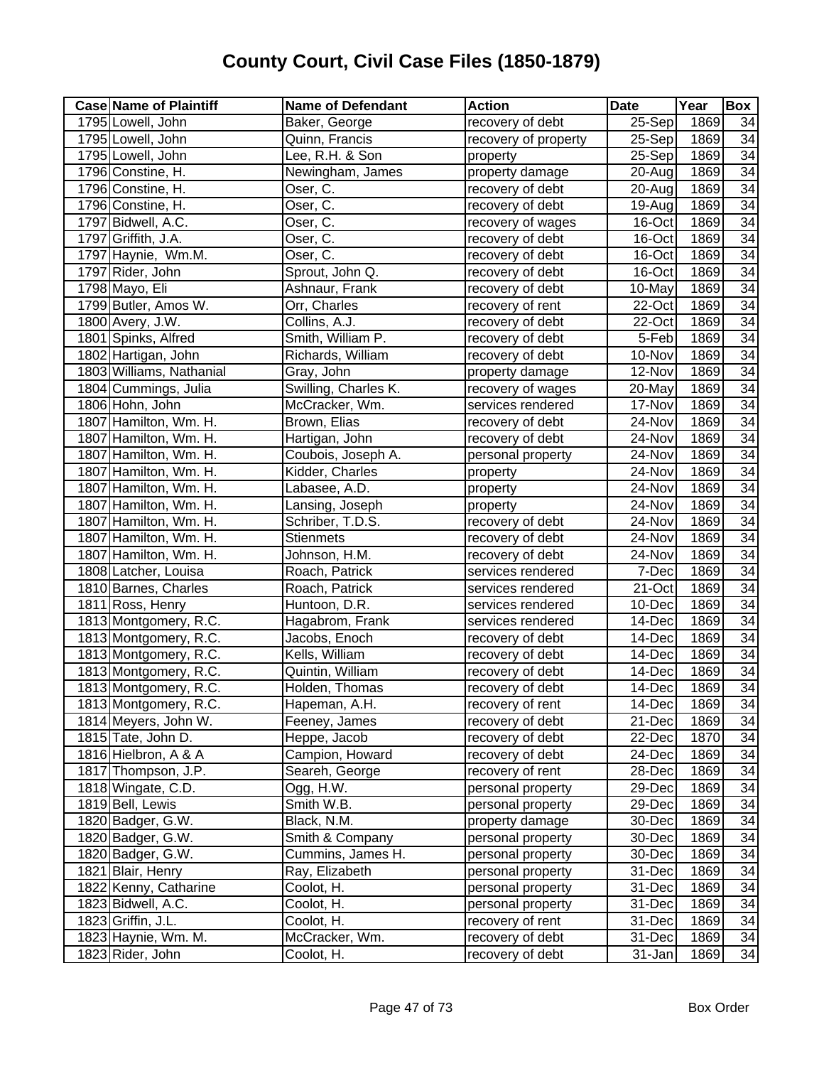# County Court, Civil Case Files (1850-1879)

| Case | Name of Plaintiff | Name of Defendant | Action | Date | Year | Box |
|---|---|---|---|---|---|---|
| 1795 | Lowell, John | Baker, George | recovery of debt | 25-Sep | 1869 | 34 |
| 1795 | Lowell, John | Quinn, Francis | recovery of property | 25-Sep | 1869 | 34 |
| 1795 | Lowell, John | Lee, R.H. & Son | property | 25-Sep | 1869 | 34 |
| 1796 | Constine, H. | Newingham, James | property damage | 20-Aug | 1869 | 34 |
| 1796 | Constine, H. | Oser, C. | recovery of debt | 20-Aug | 1869 | 34 |
| 1796 | Constine, H. | Oser, C. | recovery of debt | 19-Aug | 1869 | 34 |
| 1797 | Bidwell, A.C. | Oser, C. | recovery of wages | 16-Oct | 1869 | 34 |
| 1797 | Griffith, J.A. | Oser, C. | recovery of debt | 16-Oct | 1869 | 34 |
| 1797 | Haynie, Wm.M. | Oser, C. | recovery of debt | 16-Oct | 1869 | 34 |
| 1797 | Rider, John | Sprout, John Q. | recovery of debt | 16-Oct | 1869 | 34 |
| 1798 | Mayo, Eli | Ashnaur, Frank | recovery of debt | 10-May | 1869 | 34 |
| 1799 | Butler, Amos W. | Orr, Charles | recovery of rent | 22-Oct | 1869 | 34 |
| 1800 | Avery, J.W. | Collins, A.J. | recovery of debt | 22-Oct | 1869 | 34 |
| 1801 | Spinks, Alfred | Smith, William P. | recovery of debt | 5-Feb | 1869 | 34 |
| 1802 | Hartigan, John | Richards, William | recovery of debt | 10-Nov | 1869 | 34 |
| 1803 | Williams, Nathanial | Gray, John | property damage | 12-Nov | 1869 | 34 |
| 1804 | Cummings, Julia | Swilling, Charles K. | recovery of wages | 20-May | 1869 | 34 |
| 1806 | Hohn, John | McCracker, Wm. | services rendered | 17-Nov | 1869 | 34 |
| 1807 | Hamilton, Wm. H. | Brown, Elias | recovery of debt | 24-Nov | 1869 | 34 |
| 1807 | Hamilton, Wm. H. | Hartigan, John | recovery of debt | 24-Nov | 1869 | 34 |
| 1807 | Hamilton, Wm. H. | Coubois, Joseph A. | personal property | 24-Nov | 1869 | 34 |
| 1807 | Hamilton, Wm. H. | Kidder, Charles | property | 24-Nov | 1869 | 34 |
| 1807 | Hamilton, Wm. H. | Labasee, A.D. | property | 24-Nov | 1869 | 34 |
| 1807 | Hamilton, Wm. H. | Lansing, Joseph | property | 24-Nov | 1869 | 34 |
| 1807 | Hamilton, Wm. H. | Schriber, T.D.S. | recovery of debt | 24-Nov | 1869 | 34 |
| 1807 | Hamilton, Wm. H. | Stienmets | recovery of debt | 24-Nov | 1869 | 34 |
| 1807 | Hamilton, Wm. H. | Johnson, H.M. | recovery of debt | 24-Nov | 1869 | 34 |
| 1808 | Latcher, Louisa | Roach, Patrick | services rendered | 7-Dec | 1869 | 34 |
| 1810 | Barnes, Charles | Roach, Patrick | services rendered | 21-Oct | 1869 | 34 |
| 1811 | Ross, Henry | Huntoon, D.R. | services rendered | 10-Dec | 1869 | 34 |
| 1813 | Montgomery, R.C. | Hagabrom, Frank | services rendered | 14-Dec | 1869 | 34 |
| 1813 | Montgomery, R.C. | Jacobs, Enoch | recovery of debt | 14-Dec | 1869 | 34 |
| 1813 | Montgomery, R.C. | Kells, William | recovery of debt | 14-Dec | 1869 | 34 |
| 1813 | Montgomery, R.C. | Quintin, William | recovery of debt | 14-Dec | 1869 | 34 |
| 1813 | Montgomery, R.C. | Holden, Thomas | recovery of debt | 14-Dec | 1869 | 34 |
| 1813 | Montgomery, R.C. | Hapeman, A.H. | recovery of rent | 14-Dec | 1869 | 34 |
| 1814 | Meyers, John W. | Feeney, James | recovery of debt | 21-Dec | 1869 | 34 |
| 1815 | Tate, John D. | Heppe, Jacob | recovery of debt | 22-Dec | 1870 | 34 |
| 1816 | Hielbron, A & A | Campion, Howard | recovery of debt | 24-Dec | 1869 | 34 |
| 1817 | Thompson, J.P. | Seareh, George | recovery of rent | 28-Dec | 1869 | 34 |
| 1818 | Wingate, C.D. | Ogg, H.W. | personal property | 29-Dec | 1869 | 34 |
| 1819 | Bell, Lewis | Smith W.B. | personal property | 29-Dec | 1869 | 34 |
| 1820 | Badger, G.W. | Black, N.M. | property damage | 30-Dec | 1869 | 34 |
| 1820 | Badger, G.W. | Smith & Company | personal property | 30-Dec | 1869 | 34 |
| 1820 | Badger, G.W. | Cummins, James H. | personal property | 30-Dec | 1869 | 34 |
| 1821 | Blair, Henry | Ray, Elizabeth | personal property | 31-Dec | 1869 | 34 |
| 1822 | Kenny, Catharine | Coolot, H. | personal property | 31-Dec | 1869 | 34 |
| 1823 | Bidwell, A.C. | Coolot, H. | personal property | 31-Dec | 1869 | 34 |
| 1823 | Griffin, J.L. | Coolot, H. | recovery of rent | 31-Dec | 1869 | 34 |
| 1823 | Haynie, Wm. M. | McCracker, Wm. | recovery of debt | 31-Dec | 1869 | 34 |
| 1823 | Rider, John | Coolot, H. | recovery of debt | 31-Jan | 1869 | 34 |

Box Order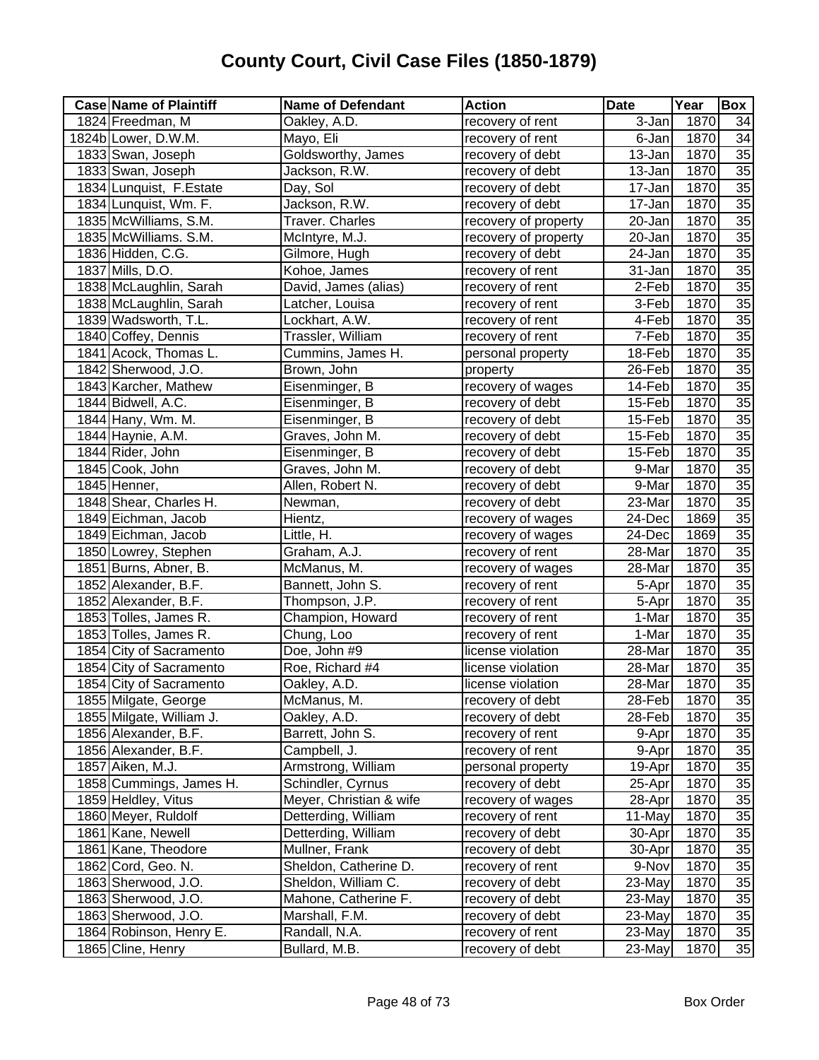# County Court, Civil Case Files (1850-1879)

| Case | Name of Plaintiff | Name of Defendant | Action | Date | Year | Box |
|---|---|---|---|---|---|---|
| 1824 | Freedman, M | Oakley, A.D. | recovery of rent | 3-Jan | 1870 | 34 |
| 1824b | Lower, D.W.M. | Mayo, Eli | recovery of rent | 6-Jan | 1870 | 34 |
| 1833 | Swan, Joseph | Goldsworthy, James | recovery of debt | 13-Jan | 1870 | 35 |
| 1833 | Swan, Joseph | Jackson, R.W. | recovery of debt | 13-Jan | 1870 | 35 |
| 1834 | Lunquist,  F.Estate | Day, Sol | recovery of debt | 17-Jan | 1870 | 35 |
| 1834 | Lunquist, Wm. F. | Jackson, R.W. | recovery of debt | 17-Jan | 1870 | 35 |
| 1835 | McWilliams, S.M. | Traver. Charles | recovery of property | 20-Jan | 1870 | 35 |
| 1835 | McWilliams. S.M. | McIntyre, M.J. | recovery of property | 20-Jan | 1870 | 35 |
| 1836 | Hidden, C.G. | Gilmore, Hugh | recovery of debt | 24-Jan | 1870 | 35 |
| 1837 | Mills, D.O. | Kohoe, James | recovery of rent | 31-Jan | 1870 | 35 |
| 1838 | McLaughlin, Sarah | David, James (alias) | recovery of rent | 2-Feb | 1870 | 35 |
| 1838 | McLaughlin, Sarah | Latcher, Louisa | recovery of rent | 3-Feb | 1870 | 35 |
| 1839 | Wadsworth, T.L. | Lockhart, A.W. | recovery of rent | 4-Feb | 1870 | 35 |
| 1840 | Coffey, Dennis | Trassler, William | recovery of rent | 7-Feb | 1870 | 35 |
| 1841 | Acock, Thomas L. | Cummins, James H. | personal property | 18-Feb | 1870 | 35 |
| 1842 | Sherwood, J.O. | Brown, John | property | 26-Feb | 1870 | 35 |
| 1843 | Karcher, Mathew | Eisenminger, B | recovery of wages | 14-Feb | 1870 | 35 |
| 1844 | Bidwell, A.C. | Eisenminger, B | recovery of debt | 15-Feb | 1870 | 35 |
| 1844 | Hany, Wm. M. | Eisenminger, B | recovery of debt | 15-Feb | 1870 | 35 |
| 1844 | Haynie, A.M. | Graves, John M. | recovery of debt | 15-Feb | 1870 | 35 |
| 1844 | Rider, John | Eisenminger, B | recovery of debt | 15-Feb | 1870 | 35 |
| 1845 | Cook, John | Graves, John M. | recovery of debt | 9-Mar | 1870 | 35 |
| 1845 | Henner, | Allen, Robert N. | recovery of debt | 9-Mar | 1870 | 35 |
| 1848 | Shear, Charles H. | Newman, | recovery of debt | 23-Mar | 1870 | 35 |
| 1849 | Eichman, Jacob | Hientz, | recovery of wages | 24-Dec | 1869 | 35 |
| 1849 | Eichman, Jacob | Little, H. | recovery of wages | 24-Dec | 1869 | 35 |
| 1850 | Lowrey, Stephen | Graham, A.J. | recovery of rent | 28-Mar | 1870 | 35 |
| 1851 | Burns, Abner, B. | McManus, M. | recovery of wages | 28-Mar | 1870 | 35 |
| 1852 | Alexander, B.F. | Bannett, John S. | recovery of rent | 5-Apr | 1870 | 35 |
| 1852 | Alexander, B.F. | Thompson, J.P. | recovery of rent | 5-Apr | 1870 | 35 |
| 1853 | Tolles, James R. | Champion, Howard | recovery of rent | 1-Mar | 1870 | 35 |
| 1853 | Tolles, James R. | Chung, Loo | recovery of rent | 1-Mar | 1870 | 35 |
| 1854 | City of Sacramento | Doe, John #9 | license violation | 28-Mar | 1870 | 35 |
| 1854 | City of Sacramento | Roe, Richard #4 | license violation | 28-Mar | 1870 | 35 |
| 1854 | City of Sacramento | Oakley, A.D. | license violation | 28-Mar | 1870 | 35 |
| 1855 | Milgate, George | McManus, M. | recovery of debt | 28-Feb | 1870 | 35 |
| 1855 | Milgate, William J. | Oakley, A.D. | recovery of debt | 28-Feb | 1870 | 35 |
| 1856 | Alexander, B.F. | Barrett, John S. | recovery of rent | 9-Apr | 1870 | 35 |
| 1856 | Alexander, B.F. | Campbell, J. | recovery of rent | 9-Apr | 1870 | 35 |
| 1857 | Aiken, M.J. | Armstrong, William | personal property | 19-Apr | 1870 | 35 |
| 1858 | Cummings, James H. | Schindler, Cyrnus | recovery of debt | 25-Apr | 1870 | 35 |
| 1859 | Heldley, Vitus | Meyer, Christian & wife | recovery of wages | 28-Apr | 1870 | 35 |
| 1860 | Meyer, Ruldolf | Detterding, William | recovery of rent | 11-May | 1870 | 35 |
| 1861 | Kane, Newell | Detterding, William | recovery of debt | 30-Apr | 1870 | 35 |
| 1861 | Kane, Theodore | Mullner, Frank | recovery of debt | 30-Apr | 1870 | 35 |
| 1862 | Cord, Geo. N. | Sheldon, Catherine D. | recovery of rent | 9-Nov | 1870 | 35 |
| 1863 | Sherwood, J.O. | Sheldon, William C. | recovery of debt | 23-May | 1870 | 35 |
| 1863 | Sherwood, J.O. | Mahone, Catherine F. | recovery of debt | 23-May | 1870 | 35 |
| 1863 | Sherwood, J.O. | Marshall, F.M. | recovery of debt | 23-May | 1870 | 35 |
| 1864 | Robinson, Henry E. | Randall, N.A. | recovery of rent | 23-May | 1870 | 35 |
| 1865 | Cline, Henry | Bullard, M.B. | recovery of debt | 23-May | 1870 | 35 |

Box Order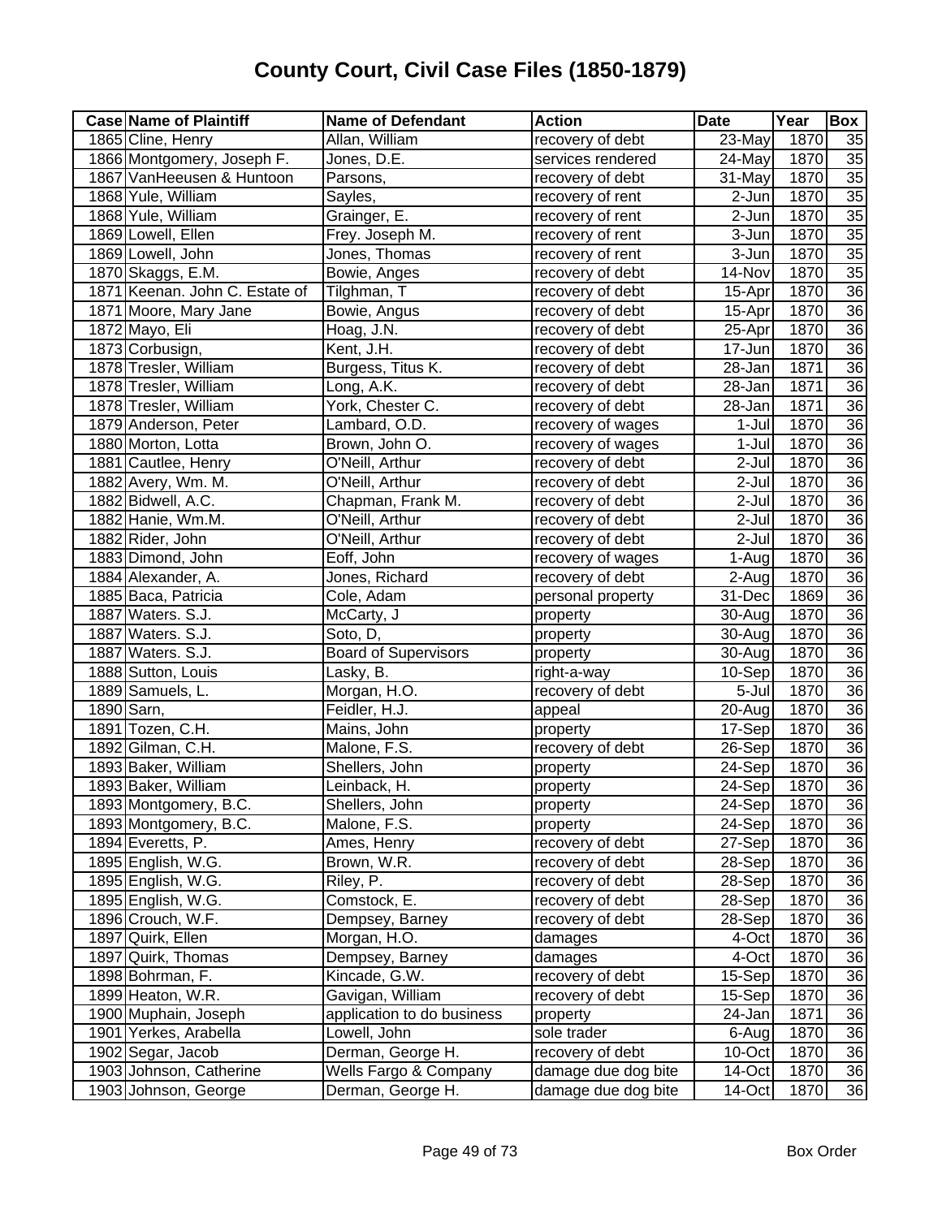# County Court, Civil Case Files (1850-1879)

| Case | Name of Plaintiff | Name of Defendant | Action | Date | Year | Box |
|---|---|---|---|---|---|---|
| 1865 | Cline, Henry | Allan, William | recovery of debt | 23-May | 1870 | 35 |
| 1866 | Montgomery, Joseph F. | Jones, D.E. | services rendered | 24-May | 1870 | 35 |
| 1867 | VanHeeusen & Huntoon | Parsons, | recovery of debt | 31-May | 1870 | 35 |
| 1868 | Yule, William | Sayles, | recovery of rent | 2-Jun | 1870 | 35 |
| 1868 | Yule, William | Grainger, E. | recovery of rent | 2-Jun | 1870 | 35 |
| 1869 | Lowell, Ellen | Frey. Joseph M. | recovery of rent | 3-Jun | 1870 | 35 |
| 1869 | Lowell, John | Jones, Thomas | recovery of rent | 3-Jun | 1870 | 35 |
| 1870 | Skaggs, E.M. | Bowie, Anges | recovery of debt | 14-Nov | 1870 | 35 |
| 1871 | Keenan. John C. Estate of | Tilghman, T | recovery of debt | 15-Apr | 1870 | 36 |
| 1871 | Moore, Mary Jane | Bowie, Angus | recovery of debt | 15-Apr | 1870 | 36 |
| 1872 | Mayo, Eli | Hoag, J.N. | recovery of debt | 25-Apr | 1870 | 36 |
| 1873 | Corbusign, | Kent, J.H. | recovery of debt | 17-Jun | 1870 | 36 |
| 1878 | Tresler, William | Burgess, Titus K. | recovery of debt | 28-Jan | 1871 | 36 |
| 1878 | Tresler, William | Long, A.K. | recovery of debt | 28-Jan | 1871 | 36 |
| 1878 | Tresler, William | York, Chester C. | recovery of debt | 28-Jan | 1871 | 36 |
| 1879 | Anderson, Peter | Lambard, O.D. | recovery of wages | 1-Jul | 1870 | 36 |
| 1880 | Morton, Lotta | Brown, John O. | recovery of wages | 1-Jul | 1870 | 36 |
| 1881 | Cautlee, Henry | O'Neill, Arthur | recovery of debt | 2-Jul | 1870 | 36 |
| 1882 | Avery, Wm. M. | O'Neill, Arthur | recovery of debt | 2-Jul | 1870 | 36 |
| 1882 | Bidwell, A.C. | Chapman, Frank M. | recovery of debt | 2-Jul | 1870 | 36 |
| 1882 | Hanie, Wm.M. | O'Neill, Arthur | recovery of debt | 2-Jul | 1870 | 36 |
| 1882 | Rider, John | O'Neill, Arthur | recovery of debt | 2-Jul | 1870 | 36 |
| 1883 | Dimond, John | Eoff, John | recovery of wages | 1-Aug | 1870 | 36 |
| 1884 | Alexander, A. | Jones, Richard | recovery of debt | 2-Aug | 1870 | 36 |
| 1885 | Baca, Patricia | Cole, Adam | personal property | 31-Dec | 1869 | 36 |
| 1887 | Waters. S.J. | McCarty, J | property | 30-Aug | 1870 | 36 |
| 1887 | Waters. S.J. | Soto, D, | property | 30-Aug | 1870 | 36 |
| 1887 | Waters. S.J. | Board of Supervisors | property | 30-Aug | 1870 | 36 |
| 1888 | Sutton, Louis | Lasky, B. | right-a-way | 10-Sep | 1870 | 36 |
| 1889 | Samuels, L. | Morgan, H.O. | recovery of debt | 5-Jul | 1870 | 36 |
| 1890 | Sarn, | Feidler, H.J. | appeal | 20-Aug | 1870 | 36 |
| 1891 | Tozen, C.H. | Mains, John | property | 17-Sep | 1870 | 36 |
| 1892 | Gilman, C.H. | Malone, F.S. | recovery of debt | 26-Sep | 1870 | 36 |
| 1893 | Baker, William | Shellers, John | property | 24-Sep | 1870 | 36 |
| 1893 | Baker, William | Leinback, H. | property | 24-Sep | 1870 | 36 |
| 1893 | Montgomery, B.C. | Shellers, John | property | 24-Sep | 1870 | 36 |
| 1893 | Montgomery, B.C. | Malone, F.S. | property | 24-Sep | 1870 | 36 |
| 1894 | Everetts, P. | Ames, Henry | recovery of debt | 27-Sep | 1870 | 36 |
| 1895 | English, W.G. | Brown, W.R. | recovery of debt | 28-Sep | 1870 | 36 |
| 1895 | English, W.G. | Riley, P. | recovery of debt | 28-Sep | 1870 | 36 |
| 1895 | English, W.G. | Comstock, E. | recovery of debt | 28-Sep | 1870 | 36 |
| 1896 | Crouch, W.F. | Dempsey, Barney | recovery of debt | 28-Sep | 1870 | 36 |
| 1897 | Quirk, Ellen | Morgan, H.O. | damages | 4-Oct | 1870 | 36 |
| 1897 | Quirk, Thomas | Dempsey, Barney | damages | 4-Oct | 1870 | 36 |
| 1898 | Bohrman, F. | Kincade, G.W. | recovery of debt | 15-Sep | 1870 | 36 |
| 1899 | Heaton, W.R. | Gavigan, William | recovery of debt | 15-Sep | 1870 | 36 |
| 1900 | Muphain, Joseph | application to do business | property | 24-Jan | 1871 | 36 |
| 1901 | Yerkes, Arabella | Lowell, John | sole trader | 6-Aug | 1870 | 36 |
| 1902 | Segar, Jacob | Derman, George H. | recovery of debt | 10-Oct | 1870 | 36 |
| 1903 | Johnson, Catherine | Wells Fargo & Company | damage due dog bite | 14-Oct | 1870 | 36 |
| 1903 | Johnson, George | Derman, George H. | damage due dog bite | 14-Oct | 1870 | 36 |

Box Order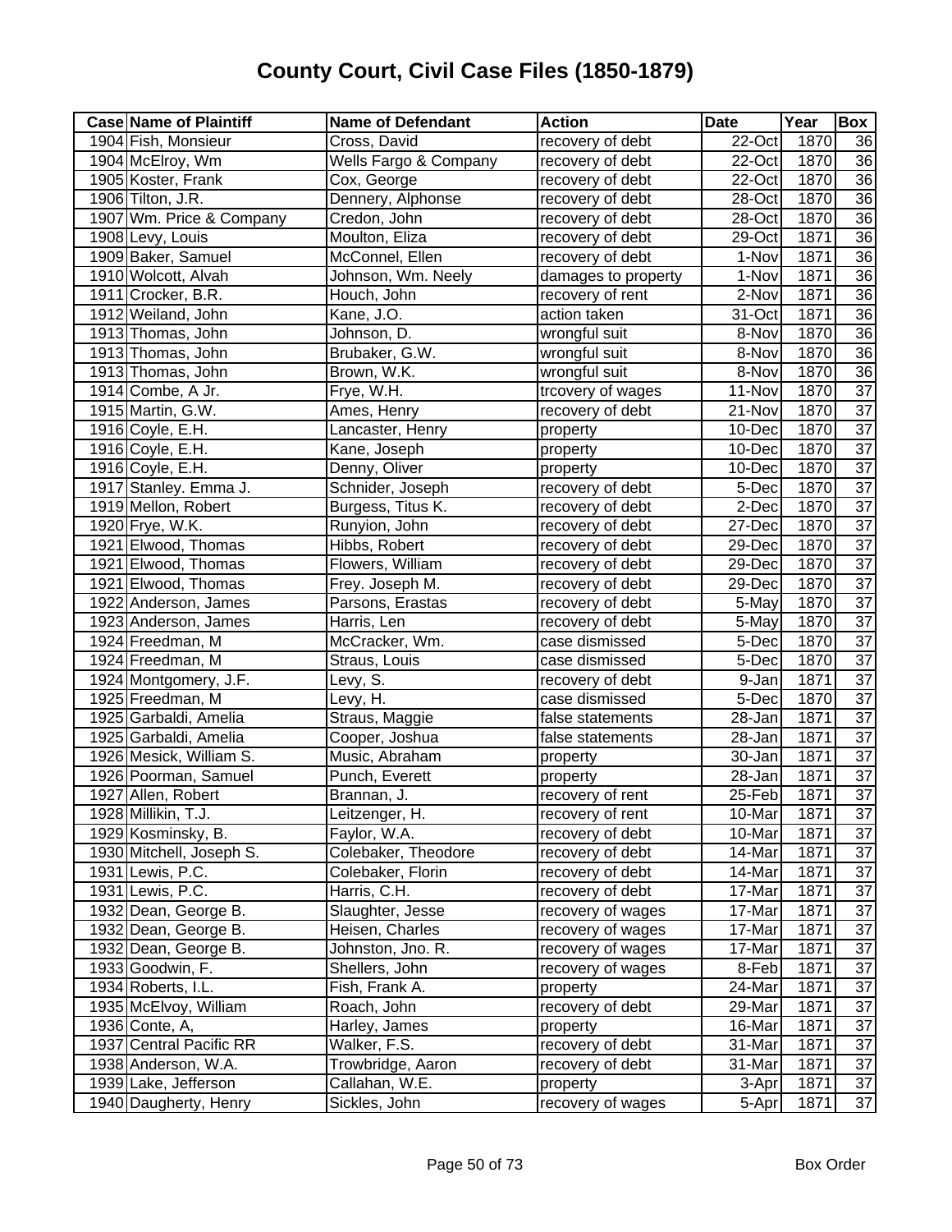# County Court, Civil Case Files (1850-1879)

| Case | Name of Plaintiff | Name of Defendant | Action | Date | Year | Box |
|---|---|---|---|---|---|---|
| 1904 | Fish, Monsieur | Cross, David | recovery of debt | 22-Oct | 1870 | 36 |
| 1904 | McElroy, Wm | Wells Fargo & Company | recovery of debt | 22-Oct | 1870 | 36 |
| 1905 | Koster, Frank | Cox, George | recovery of debt | 22-Oct | 1870 | 36 |
| 1906 | Tilton, J.R. | Dennery, Alphonse | recovery of debt | 28-Oct | 1870 | 36 |
| 1907 | Wm. Price & Company | Credon, John | recovery of debt | 28-Oct | 1870 | 36 |
| 1908 | Levy, Louis | Moulton, Eliza | recovery of debt | 29-Oct | 1871 | 36 |
| 1909 | Baker, Samuel | McConnel, Ellen | recovery of debt | 1-Nov | 1871 | 36 |
| 1910 | Wolcott, Alvah | Johnson, Wm. Neely | damages to property | 1-Nov | 1871 | 36 |
| 1911 | Crocker, B.R. | Houch, John | recovery of rent | 2-Nov | 1871 | 36 |
| 1912 | Weiland, John | Kane, J.O. | action taken | 31-Oct | 1871 | 36 |
| 1913 | Thomas, John | Johnson, D. | wrongful suit | 8-Nov | 1870 | 36 |
| 1913 | Thomas, John | Brubaker, G.W. | wrongful suit | 8-Nov | 1870 | 36 |
| 1913 | Thomas, John | Brown, W.K. | wrongful suit | 8-Nov | 1870 | 36 |
| 1914 | Combe, A Jr. | Frye, W.H. | trcovery of wages | 11-Nov | 1870 | 37 |
| 1915 | Martin, G.W. | Ames, Henry | recovery of debt | 21-Nov | 1870 | 37 |
| 1916 | Coyle, E.H. | Lancaster, Henry | property | 10-Dec | 1870 | 37 |
| 1916 | Coyle, E.H. | Kane, Joseph | property | 10-Dec | 1870 | 37 |
| 1916 | Coyle, E.H. | Denny, Oliver | property | 10-Dec | 1870 | 37 |
| 1917 | Stanley. Emma J. | Schnider, Joseph | recovery of debt | 5-Dec | 1870 | 37 |
| 1919 | Mellon, Robert | Burgess, Titus K. | recovery of debt | 2-Dec | 1870 | 37 |
| 1920 | Frye, W.K. | Runyion, John | recovery of debt | 27-Dec | 1870 | 37 |
| 1921 | Elwood, Thomas | Hibbs, Robert | recovery of debt | 29-Dec | 1870 | 37 |
| 1921 | Elwood, Thomas | Flowers, William | recovery of debt | 29-Dec | 1870 | 37 |
| 1921 | Elwood, Thomas | Frey. Joseph M. | recovery of debt | 29-Dec | 1870 | 37 |
| 1922 | Anderson, James | Parsons, Erastas | recovery of debt | 5-May | 1870 | 37 |
| 1923 | Anderson, James | Harris, Len | recovery of debt | 5-May | 1870 | 37 |
| 1924 | Freedman, M | McCracker, Wm. | case dismissed | 5-Dec | 1870 | 37 |
| 1924 | Freedman, M | Straus, Louis | case dismissed | 5-Dec | 1870 | 37 |
| 1924 | Montgomery, J.F. | Levy, S. | recovery of debt | 9-Jan | 1871 | 37 |
| 1925 | Freedman, M | Levy, H. | case dismissed | 5-Dec | 1870 | 37 |
| 1925 | Garbaldi, Amelia | Straus, Maggie | false statements | 28-Jan | 1871 | 37 |
| 1925 | Garbaldi, Amelia | Cooper, Joshua | false statements | 28-Jan | 1871 | 37 |
| 1926 | Mesick, William S. | Music, Abraham | property | 30-Jan | 1871 | 37 |
| 1926 | Poorman, Samuel | Punch, Everett | property | 28-Jan | 1871 | 37 |
| 1927 | Allen, Robert | Brannan, J. | recovery of rent | 25-Feb | 1871 | 37 |
| 1928 | Millikin, T.J. | Leitzenger, H. | recovery of rent | 10-Mar | 1871 | 37 |
| 1929 | Kosminsky, B. | Faylor, W.A. | recovery of debt | 10-Mar | 1871 | 37 |
| 1930 | Mitchell, Joseph S. | Colebaker, Theodore | recovery of debt | 14-Mar | 1871 | 37 |
| 1931 | Lewis, P.C. | Colebaker, Florin | recovery of debt | 14-Mar | 1871 | 37 |
| 1931 | Lewis, P.C. | Harris, C.H. | recovery of debt | 17-Mar | 1871 | 37 |
| 1932 | Dean, George B. | Slaughter, Jesse | recovery of wages | 17-Mar | 1871 | 37 |
| 1932 | Dean, George B. | Heisen, Charles | recovery of wages | 17-Mar | 1871 | 37 |
| 1932 | Dean, George B. | Johnston, Jno. R. | recovery of wages | 17-Mar | 1871 | 37 |
| 1933 | Goodwin, F. | Shellers, John | recovery of wages | 8-Feb | 1871 | 37 |
| 1934 | Roberts, I.L. | Fish, Frank A. | property | 24-Mar | 1871 | 37 |
| 1935 | McElvoy, William | Roach, John | recovery of debt | 29-Mar | 1871 | 37 |
| 1936 | Conte, A, | Harley, James | property | 16-Mar | 1871 | 37 |
| 1937 | Central Pacific RR | Walker, F.S. | recovery of debt | 31-Mar | 1871 | 37 |
| 1938 | Anderson, W.A. | Trowbridge, Aaron | recovery of debt | 31-Mar | 1871 | 37 |
| 1939 | Lake, Jefferson | Callahan, W.E. | property | 3-Apr | 1871 | 37 |
| 1940 | Daugherty, Henry | Sickles, John | recovery of wages | 5-Apr | 1871 | 37 |

Box Order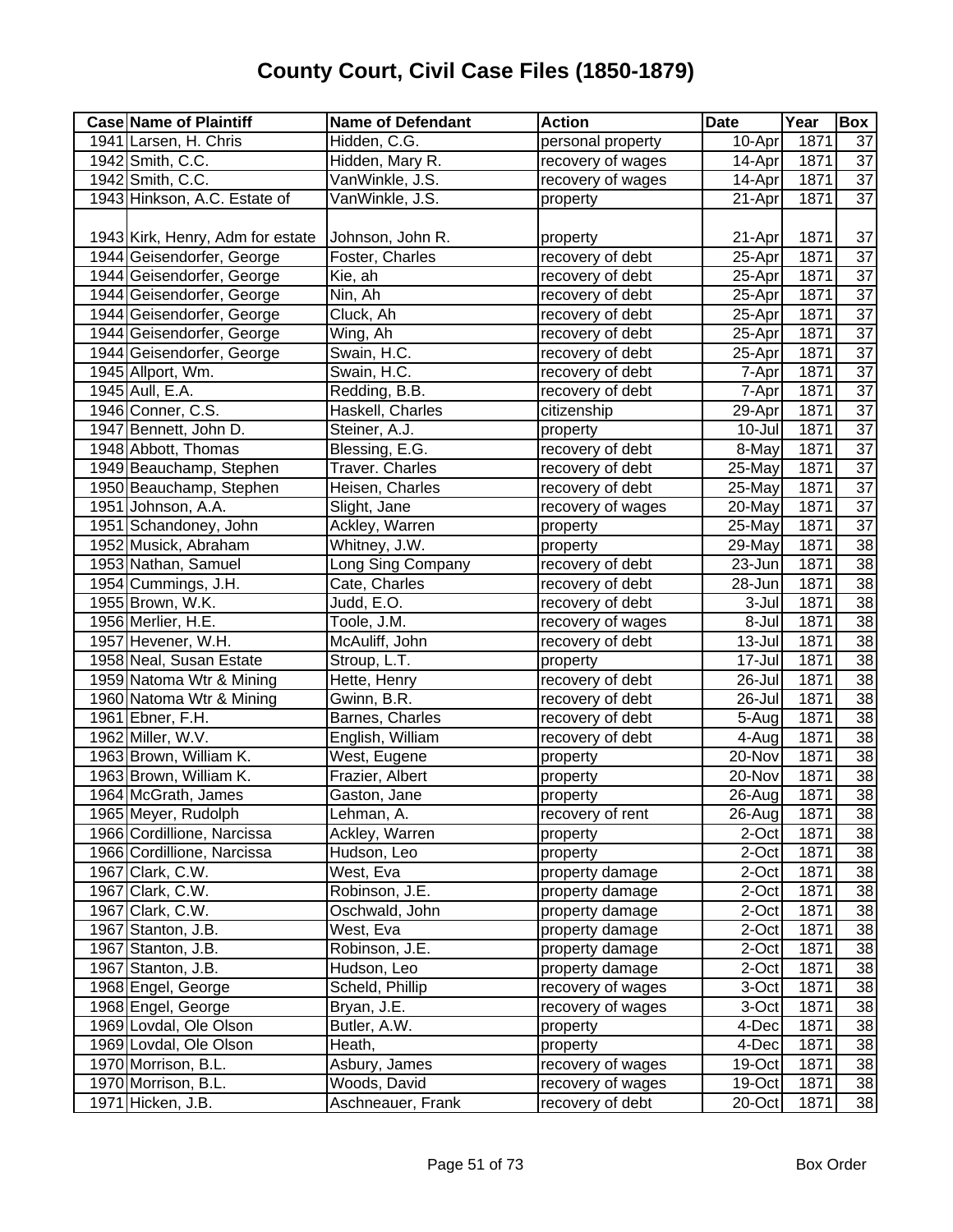# County Court, Civil Case Files (1850-1879)

| Case | Name of Plaintiff | Name of Defendant | Action | Date | Year | Box |
|---|---|---|---|---|---|---|
| 1941 | Larsen, H. Chris | Hidden, C.G. | personal property | 10-Apr | 1871 | 37 |
| 1942 | Smith, C.C. | Hidden, Mary R. | recovery of wages | 14-Apr | 1871 | 37 |
| 1942 | Smith, C.C. | VanWinkle, J.S. | recovery of wages | 14-Apr | 1871 | 37 |
| 1943 | Hinkson, A.C. Estate of | VanWinkle, J.S. | property | 21-Apr | 1871 | 37 |
| 1943 | Kirk, Henry, Adm for estate | Johnson, John R. | property | 21-Apr | 1871 | 37 |
| 1944 | Geisendorfer, George | Foster, Charles | recovery of debt | 25-Apr | 1871 | 37 |
| 1944 | Geisendorfer, George | Kie, ah | recovery of debt | 25-Apr | 1871 | 37 |
| 1944 | Geisendorfer, George | Nin, Ah | recovery of debt | 25-Apr | 1871 | 37 |
| 1944 | Geisendorfer, George | Cluck, Ah | recovery of debt | 25-Apr | 1871 | 37 |
| 1944 | Geisendorfer, George | Wing, Ah | recovery of debt | 25-Apr | 1871 | 37 |
| 1944 | Geisendorfer, George | Swain, H.C. | recovery of debt | 25-Apr | 1871 | 37 |
| 1945 | Allport, Wm. | Swain, H.C. | recovery of debt | 7-Apr | 1871 | 37 |
| 1945 | Aull, E.A. | Redding, B.B. | recovery of debt | 7-Apr | 1871 | 37 |
| 1946 | Conner, C.S. | Haskell, Charles | citizenship | 29-Apr | 1871 | 37 |
| 1947 | Bennett, John D. | Steiner, A.J. | property | 10-Jul | 1871 | 37 |
| 1948 | Abbott, Thomas | Blessing, E.G. | recovery of debt | 8-May | 1871 | 37 |
| 1949 | Beauchamp, Stephen | Traver. Charles | recovery of debt | 25-May | 1871 | 37 |
| 1950 | Beauchamp, Stephen | Heisen, Charles | recovery of debt | 25-May | 1871 | 37 |
| 1951 | Johnson, A.A. | Slight, Jane | recovery of wages | 20-May | 1871 | 37 |
| 1951 | Schandoney, John | Ackley, Warren | property | 25-May | 1871 | 37 |
| 1952 | Musick, Abraham | Whitney, J.W. | property | 29-May | 1871 | 38 |
| 1953 | Nathan, Samuel | Long Sing Company | recovery of debt | 23-Jun | 1871 | 38 |
| 1954 | Cummings, J.H. | Cate, Charles | recovery of debt | 28-Jun | 1871 | 38 |
| 1955 | Brown, W.K. | Judd, E.O. | recovery of debt | 3-Jul | 1871 | 38 |
| 1956 | Merlier, H.E. | Toole, J.M. | recovery of wages | 8-Jul | 1871 | 38 |
| 1957 | Hevener, W.H. | McAuliff, John | recovery of debt | 13-Jul | 1871 | 38 |
| 1958 | Neal, Susan Estate | Stroup, L.T. | property | 17-Jul | 1871 | 38 |
| 1959 | Natoma Wtr & Mining | Hette, Henry | recovery of debt | 26-Jul | 1871 | 38 |
| 1960 | Natoma Wtr & Mining | Gwinn, B.R. | recovery of debt | 26-Jul | 1871 | 38 |
| 1961 | Ebner, F.H. | Barnes, Charles | recovery of debt | 5-Aug | 1871 | 38 |
| 1962 | Miller, W.V. | English, William | recovery of debt | 4-Aug | 1871 | 38 |
| 1963 | Brown, William K. | West, Eugene | property | 20-Nov | 1871 | 38 |
| 1963 | Brown, William K. | Frazier, Albert | property | 20-Nov | 1871 | 38 |
| 1964 | McGrath, James | Gaston, Jane | property | 26-Aug | 1871 | 38 |
| 1965 | Meyer, Rudolph | Lehman, A. | recovery of rent | 26-Aug | 1871 | 38 |
| 1966 | Cordillione, Narcissa | Ackley, Warren | property | 2-Oct | 1871 | 38 |
| 1966 | Cordillione, Narcissa | Hudson, Leo | property | 2-Oct | 1871 | 38 |
| 1967 | Clark, C.W. | West, Eva | property damage | 2-Oct | 1871 | 38 |
| 1967 | Clark, C.W. | Robinson, J.E. | property damage | 2-Oct | 1871 | 38 |
| 1967 | Clark, C.W. | Oschwald, John | property damage | 2-Oct | 1871 | 38 |
| 1967 | Stanton, J.B. | West, Eva | property damage | 2-Oct | 1871 | 38 |
| 1967 | Stanton, J.B. | Robinson, J.E. | property damage | 2-Oct | 1871 | 38 |
| 1967 | Stanton, J.B. | Hudson, Leo | property damage | 2-Oct | 1871 | 38 |
| 1968 | Engel, George | Scheld, Phillip | recovery of wages | 3-Oct | 1871 | 38 |
| 1968 | Engel, George | Bryan, J.E. | recovery of wages | 3-Oct | 1871 | 38 |
| 1969 | Lovdal, Ole Olson | Butler, A.W. | property | 4-Dec | 1871 | 38 |
| 1969 | Lovdal, Ole Olson | Heath, | property | 4-Dec | 1871 | 38 |
| 1970 | Morrison, B.L. | Asbury, James | recovery of wages | 19-Oct | 1871 | 38 |
| 1970 | Morrison, B.L. | Woods, David | recovery of wages | 19-Oct | 1871 | 38 |
| 1971 | Hicken, J.B. | Aschneauer, Frank | recovery of debt | 20-Oct | 1871 | 38 |

Box Order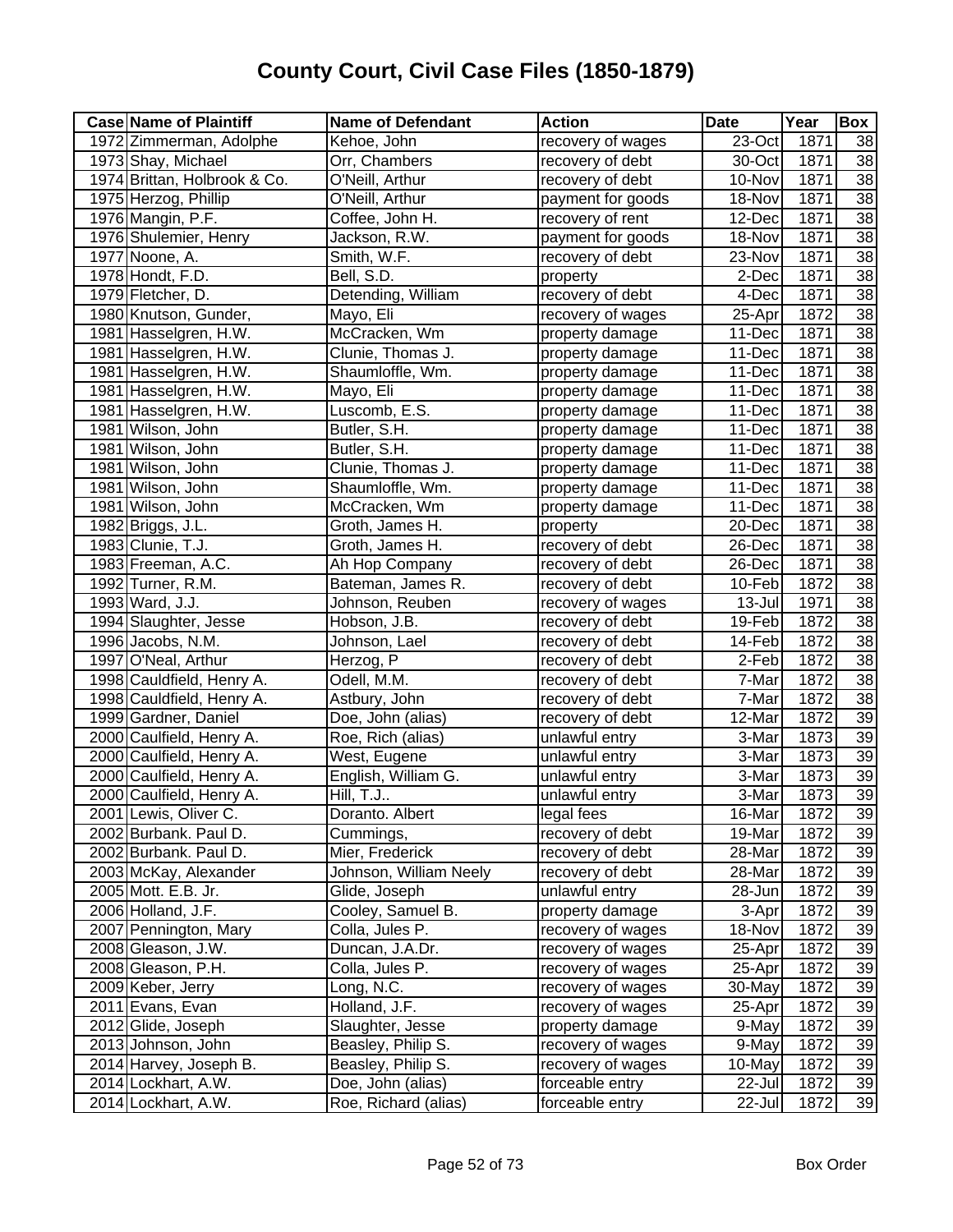# County Court, Civil Case Files (1850-1879)

| Case | Name of Plaintiff | Name of Defendant | Action | Date | Year | Box |
|---|---|---|---|---|---|---|
| 1972 | Zimmerman, Adolphe | Kehoe, John | recovery of wages | 23-Oct | 1871 | 38 |
| 1973 | Shay, Michael | Orr, Chambers | recovery of debt | 30-Oct | 1871 | 38 |
| 1974 | Brittan, Holbrook & Co. | O'Neill, Arthur | recovery of debt | 10-Nov | 1871 | 38 |
| 1975 | Herzog, Phillip | O'Neill, Arthur | payment for goods | 18-Nov | 1871 | 38 |
| 1976 | Mangin, P.F. | Coffee, John H. | recovery of rent | 12-Dec | 1871 | 38 |
| 1976 | Shulemier, Henry | Jackson, R.W. | payment for goods | 18-Nov | 1871 | 38 |
| 1977 | Noone, A. | Smith, W.F. | recovery of debt | 23-Nov | 1871 | 38 |
| 1978 | Hondt, F.D. | Bell, S.D. | property | 2-Dec | 1871 | 38 |
| 1979 | Fletcher, D. | Detending, William | recovery of debt | 4-Dec | 1871 | 38 |
| 1980 | Knutson, Gunder, | Mayo, Eli | recovery of wages | 25-Apr | 1872 | 38 |
| 1981 | Hasselgren, H.W. | McCracken, Wm | property damage | 11-Dec | 1871 | 38 |
| 1981 | Hasselgren, H.W. | Clunie, Thomas J. | property damage | 11-Dec | 1871 | 38 |
| 1981 | Hasselgren, H.W. | Shaumloffle, Wm. | property damage | 11-Dec | 1871 | 38 |
| 1981 | Hasselgren, H.W. | Mayo, Eli | property damage | 11-Dec | 1871 | 38 |
| 1981 | Hasselgren, H.W. | Luscomb, E.S. | property damage | 11-Dec | 1871 | 38 |
| 1981 | Wilson, John | Butler, S.H. | property damage | 11-Dec | 1871 | 38 |
| 1981 | Wilson, John | Butler, S.H. | property damage | 11-Dec | 1871 | 38 |
| 1981 | Wilson, John | Clunie, Thomas J. | property damage | 11-Dec | 1871 | 38 |
| 1981 | Wilson, John | Shaumloffle, Wm. | property damage | 11-Dec | 1871 | 38 |
| 1981 | Wilson, John | McCracken, Wm | property damage | 11-Dec | 1871 | 38 |
| 1982 | Briggs, J.L. | Groth, James H. | property | 20-Dec | 1871 | 38 |
| 1983 | Clunie, T.J. | Groth, James H. | recovery of debt | 26-Dec | 1871 | 38 |
| 1983 | Freeman, A.C. | Ah Hop Company | recovery of debt | 26-Dec | 1871 | 38 |
| 1992 | Turner, R.M. | Bateman, James R. | recovery of debt | 10-Feb | 1872 | 38 |
| 1993 | Ward, J.J. | Johnson, Reuben | recovery of wages | 13-Jul | 1971 | 38 |
| 1994 | Slaughter, Jesse | Hobson, J.B. | recovery of debt | 19-Feb | 1872 | 38 |
| 1996 | Jacobs, N.M. | Johnson, Lael | recovery of debt | 14-Feb | 1872 | 38 |
| 1997 | O'Neal, Arthur | Herzog, P | recovery of debt | 2-Feb | 1872 | 38 |
| 1998 | Cauldfield, Henry A. | Odell, M.M. | recovery of debt | 7-Mar | 1872 | 38 |
| 1998 | Cauldfield, Henry A. | Astbury, John | recovery of debt | 7-Mar | 1872 | 38 |
| 1999 | Gardner, Daniel | Doe, John (alias) | recovery of debt | 12-Mar | 1872 | 39 |
| 2000 | Caulfield, Henry A. | Roe, Rich (alias) | unlawful entry | 3-Mar | 1873 | 39 |
| 2000 | Caulfield, Henry A. | West, Eugene | unlawful entry | 3-Mar | 1873 | 39 |
| 2000 | Caulfield, Henry A. | English, William G. | unlawful entry | 3-Mar | 1873 | 39 |
| 2000 | Caulfield, Henry A. | Hill, T.J.. | unlawful entry | 3-Mar | 1873 | 39 |
| 2001 | Lewis, Oliver C. | Doranto. Albert | legal fees | 16-Mar | 1872 | 39 |
| 2002 | Burbank. Paul D. | Cummings, | recovery of debt | 19-Mar | 1872 | 39 |
| 2002 | Burbank. Paul D. | Mier, Frederick | recovery of debt | 28-Mar | 1872 | 39 |
| 2003 | McKay, Alexander | Johnson, William Neely | recovery of debt | 28-Mar | 1872 | 39 |
| 2005 | Mott. E.B. Jr. | Glide, Joseph | unlawful entry | 28-Jun | 1872 | 39 |
| 2006 | Holland, J.F. | Cooley, Samuel B. | property damage | 3-Apr | 1872 | 39 |
| 2007 | Pennington, Mary | Colla, Jules P. | recovery of wages | 18-Nov | 1872 | 39 |
| 2008 | Gleason, J.W. | Duncan, J.A.Dr. | recovery of wages | 25-Apr | 1872 | 39 |
| 2008 | Gleason, P.H. | Colla, Jules P. | recovery of wages | 25-Apr | 1872 | 39 |
| 2009 | Keber, Jerry | Long, N.C. | recovery of wages | 30-May | 1872 | 39 |
| 2011 | Evans, Evan | Holland, J.F. | recovery of wages | 25-Apr | 1872 | 39 |
| 2012 | Glide, Joseph | Slaughter, Jesse | property damage | 9-May | 1872 | 39 |
| 2013 | Johnson, John | Beasley, Philip S. | recovery of wages | 9-May | 1872 | 39 |
| 2014 | Harvey, Joseph B. | Beasley, Philip S. | recovery of wages | 10-May | 1872 | 39 |
| 2014 | Lockhart, A.W. | Doe, John (alias) | forceable entry | 22-Jul | 1872 | 39 |
| 2014 | Lockhart, A.W. | Roe, Richard (alias) | forceable entry | 22-Jul | 1872 | 39 |

Box Order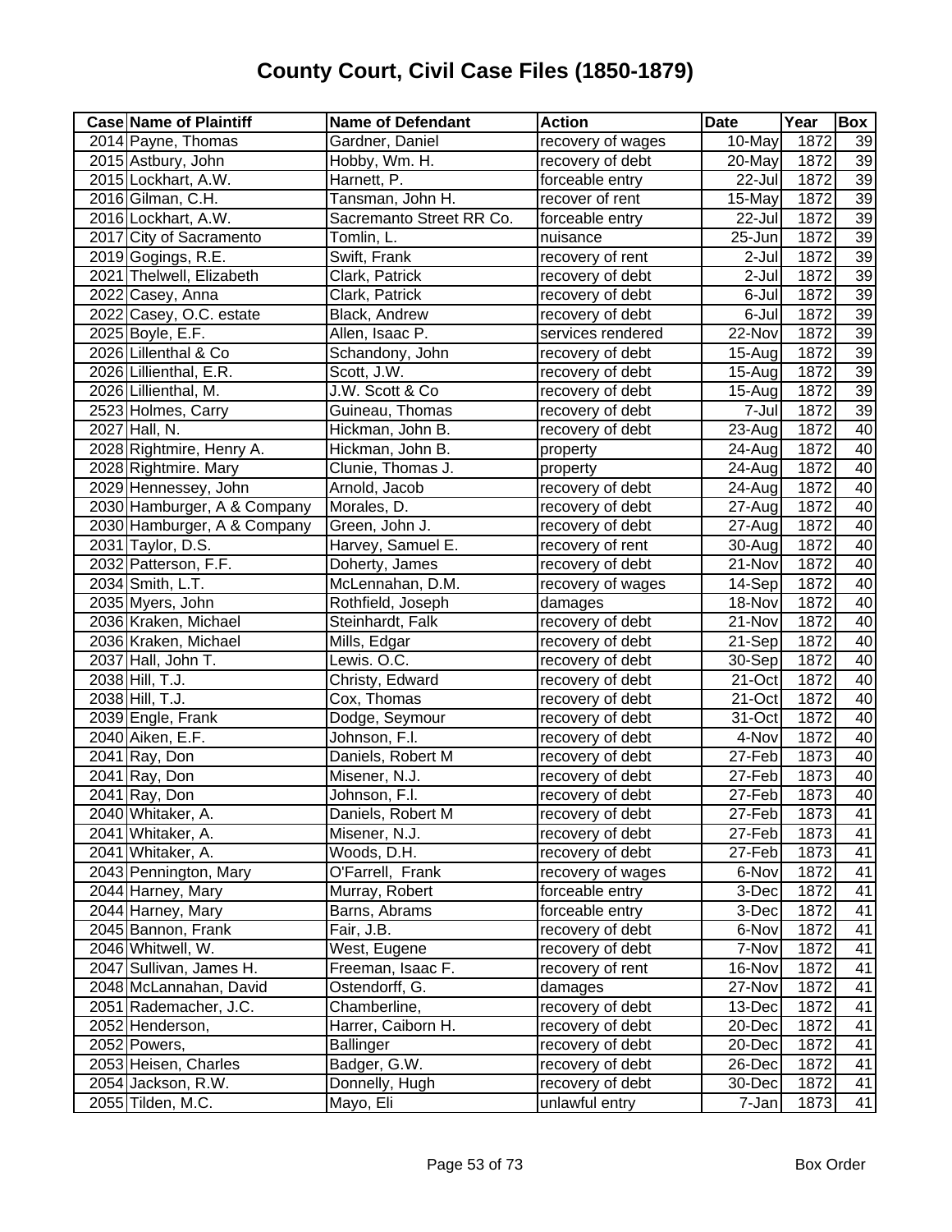# County Court, Civil Case Files (1850-1879)

| Case | Name of Plaintiff | Name of Defendant | Action | Date | Year | Box |
|---|---|---|---|---|---|---|
| 2014 | Payne, Thomas | Gardner, Daniel | recovery of wages | 10-May | 1872 | 39 |
| 2015 | Astbury, John | Hobby, Wm. H. | recovery of debt | 20-May | 1872 | 39 |
| 2015 | Lockhart, A.W. | Harnett, P. | forceable entry | 22-Jul | 1872 | 39 |
| 2016 | Gilman, C.H. | Tansman, John H. | recover of rent | 15-May | 1872 | 39 |
| 2016 | Lockhart, A.W. | Sacremanto Street RR Co. | forceable entry | 22-Jul | 1872 | 39 |
| 2017 | City of Sacramento | Tomlin, L. | nuisance | 25-Jun | 1872 | 39 |
| 2019 | Gogings, R.E. | Swift, Frank | recovery of rent | 2-Jul | 1872 | 39 |
| 2021 | Thelwell, Elizabeth | Clark, Patrick | recovery of debt | 2-Jul | 1872 | 39 |
| 2022 | Casey, Anna | Clark, Patrick | recovery of debt | 6-Jul | 1872 | 39 |
| 2022 | Casey, O.C. estate | Black, Andrew | recovery of debt | 6-Jul | 1872 | 39 |
| 2025 | Boyle, E.F. | Allen, Isaac P. | services rendered | 22-Nov | 1872 | 39 |
| 2026 | Lillenthal & Co | Schandony, John | recovery of debt | 15-Aug | 1872 | 39 |
| 2026 | Lillienthal, E.R. | Scott, J.W. | recovery of debt | 15-Aug | 1872 | 39 |
| 2026 | Lillienthal, M. | J.W. Scott & Co | recovery of debt | 15-Aug | 1872 | 39 |
| 2523 | Holmes, Carry | Guineau, Thomas | recovery of debt | 7-Jul | 1872 | 39 |
| 2027 | Hall, N. | Hickman, John B. | recovery of debt | 23-Aug | 1872 | 40 |
| 2028 | Rightmire, Henry A. | Hickman, John B. | property | 24-Aug | 1872 | 40 |
| 2028 | Rightmire. Mary | Clunie, Thomas J. | property | 24-Aug | 1872 | 40 |
| 2029 | Hennessey, John | Arnold, Jacob | recovery of debt | 24-Aug | 1872 | 40 |
| 2030 | Hamburger, A & Company | Morales, D. | recovery of debt | 27-Aug | 1872 | 40 |
| 2030 | Hamburger, A & Company | Green, John J. | recovery of debt | 27-Aug | 1872 | 40 |
| 2031 | Taylor, D.S. | Harvey, Samuel E. | recovery of rent | 30-Aug | 1872 | 40 |
| 2032 | Patterson, F.F. | Doherty, James | recovery of debt | 21-Nov | 1872 | 40 |
| 2034 | Smith, L.T. | McLennahan, D.M. | recovery of wages | 14-Sep | 1872 | 40 |
| 2035 | Myers, John | Rothfield, Joseph | damages | 18-Nov | 1872 | 40 |
| 2036 | Kraken, Michael | Steinhardt, Falk | recovery of debt | 21-Nov | 1872 | 40 |
| 2036 | Kraken, Michael | Mills, Edgar | recovery of debt | 21-Sep | 1872 | 40 |
| 2037 | Hall, John T. | Lewis. O.C. | recovery of debt | 30-Sep | 1872 | 40 |
| 2038 | Hill, T.J. | Christy, Edward | recovery of debt | 21-Oct | 1872 | 40 |
| 2038 | Hill, T.J. | Cox, Thomas | recovery of debt | 21-Oct | 1872 | 40 |
| 2039 | Engle, Frank | Dodge, Seymour | recovery of debt | 31-Oct | 1872 | 40 |
| 2040 | Aiken, E.F. | Johnson, F.l. | recovery of debt | 4-Nov | 1872 | 40 |
| 2041 | Ray, Don | Daniels, Robert M | recovery of debt | 27-Feb | 1873 | 40 |
| 2041 | Ray, Don | Misener, N.J. | recovery of debt | 27-Feb | 1873 | 40 |
| 2041 | Ray, Don | Johnson, F.l. | recovery of debt | 27-Feb | 1873 | 40 |
| 2040 | Whitaker, A. | Daniels, Robert M | recovery of debt | 27-Feb | 1873 | 41 |
| 2041 | Whitaker, A. | Misener, N.J. | recovery of debt | 27-Feb | 1873 | 41 |
| 2041 | Whitaker, A. | Woods, D.H. | recovery of debt | 27-Feb | 1873 | 41 |
| 2043 | Pennington, Mary | O'Farrell, Frank | recovery of wages | 6-Nov | 1872 | 41 |
| 2044 | Harney, Mary | Murray, Robert | forceable entry | 3-Dec | 1872 | 41 |
| 2044 | Harney, Mary | Barns, Abrams | forceable entry | 3-Dec | 1872 | 41 |
| 2045 | Bannon, Frank | Fair, J.B. | recovery of debt | 6-Nov | 1872 | 41 |
| 2046 | Whitwell, W. | West, Eugene | recovery of debt | 7-Nov | 1872 | 41 |
| 2047 | Sullivan, James H. | Freeman, Isaac F. | recovery of rent | 16-Nov | 1872 | 41 |
| 2048 | McLannahan, David | Ostendorff, G. | damages | 27-Nov | 1872 | 41 |
| 2051 | Rademacher, J.C. | Chamberline, | recovery of debt | 13-Dec | 1872 | 41 |
| 2052 | Henderson, | Harrer, Caiborn H. | recovery of debt | 20-Dec | 1872 | 41 |
| 2052 | Powers, | Ballinger | recovery of debt | 20-Dec | 1872 | 41 |
| 2053 | Heisen, Charles | Badger, G.W. | recovery of debt | 26-Dec | 1872 | 41 |
| 2054 | Jackson, R.W. | Donnelly, Hugh | recovery of debt | 30-Dec | 1872 | 41 |
| 2055 | Tilden, M.C. | Mayo, Eli | unlawful entry | 7-Jan | 1873 | 41 |

Box Order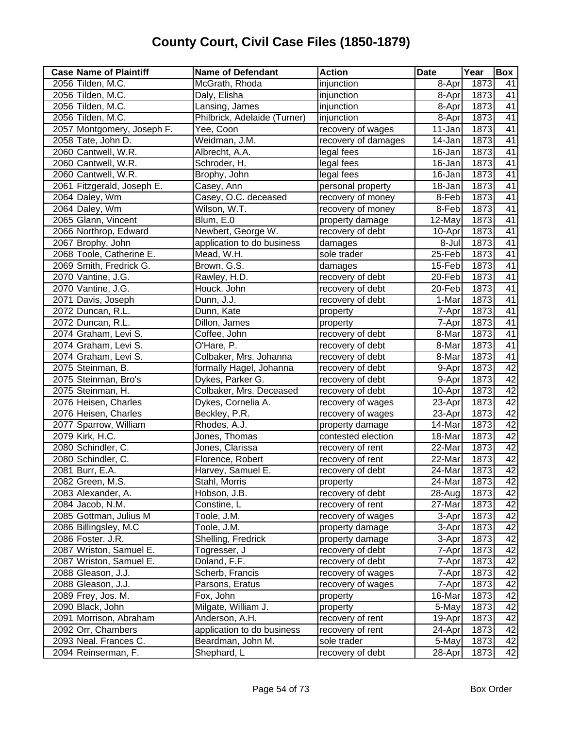# County Court, Civil Case Files (1850-1879)

| Case | Name of Plaintiff | Name of Defendant | Action | Date | Year | Box |
|---|---|---|---|---|---|---|
| 2056 | Tilden, M.C. | McGrath, Rhoda | injunction | 8-Apr | 1873 | 41 |
| 2056 | Tilden, M.C. | Daly, Elisha | injunction | 8-Apr | 1873 | 41 |
| 2056 | Tilden, M.C. | Lansing, James | injunction | 8-Apr | 1873 | 41 |
| 2056 | Tilden, M.C. | Philbrick, Adelaide (Turner) | injunction | 8-Apr | 1873 | 41 |
| 2057 | Montgomery, Joseph F. | Yee, Coon | recovery of wages | 11-Jan | 1873 | 41 |
| 2058 | Tate, John D. | Weidman, J.M. | recovery of damages | 14-Jan | 1873 | 41 |
| 2060 | Cantwell, W.R. | Albrecht, A.A. | legal fees | 16-Jan | 1873 | 41 |
| 2060 | Cantwell, W.R. | Schroder, H. | legal fees | 16-Jan | 1873 | 41 |
| 2060 | Cantwell, W.R. | Brophy, John | legal fees | 16-Jan | 1873 | 41 |
| 2061 | Fitzgerald, Joseph E. | Casey, Ann | personal property | 18-Jan | 1873 | 41 |
| 2064 | Daley, Wm | Casey, O.C. deceased | recovery of money | 8-Feb | 1873 | 41 |
| 2064 | Daley, Wm | Wilson, W.T. | recovery of money | 8-Feb | 1873 | 41 |
| 2065 | Glann, Vincent | Blum, E.0 | property damage | 12-May | 1873 | 41 |
| 2066 | Northrop, Edward | Newbert, George W. | recovery of debt | 10-Apr | 1873 | 41 |
| 2067 | Brophy, John | application to do business | damages | 8-Jul | 1873 | 41 |
| 2068 | Toole, Catherine E. | Mead, W.H. | sole trader | 25-Feb | 1873 | 41 |
| 2069 | Smith, Fredrick G. | Brown, G.S. | damages | 15-Feb | 1873 | 41 |
| 2070 | Vantine, J.G. | Rawley, H.D. | recovery of debt | 20-Feb | 1873 | 41 |
| 2070 | Vantine, J.G. | Houck. John | recovery of debt | 20-Feb | 1873 | 41 |
| 2071 | Davis, Joseph | Dunn, J.J. | recovery of debt | 1-Mar | 1873 | 41 |
| 2072 | Duncan, R.L. | Dunn, Kate | property | 7-Apr | 1873 | 41 |
| 2072 | Duncan, R.L. | Dillon, James | property | 7-Apr | 1873 | 41 |
| 2074 | Graham, Levi S. | Coffee, John | recovery of debt | 8-Mar | 1873 | 41 |
| 2074 | Graham, Levi S. | O'Hare, P. | recovery of debt | 8-Mar | 1873 | 41 |
| 2074 | Graham, Levi S. | Colbaker, Mrs. Johanna | recovery of debt | 8-Mar | 1873 | 41 |
| 2075 | Steinman, B. | formally Hagel, Johanna | recovery of debt | 9-Apr | 1873 | 42 |
| 2075 | Steinman, Bro's | Dykes, Parker G. | recovery of debt | 9-Apr | 1873 | 42 |
| 2075 | Steinman, H. | Colbaker, Mrs. Deceased | recovery of debt | 10-Apr | 1873 | 42 |
| 2076 | Heisen, Charles | Dykes, Cornelia A. | recovery of wages | 23-Apr | 1873 | 42 |
| 2076 | Heisen, Charles | Beckley, P.R. | recovery of wages | 23-Apr | 1873 | 42 |
| 2077 | Sparrow, William | Rhodes, A.J. | property damage | 14-Mar | 1873 | 42 |
| 2079 | Kirk, H.C. | Jones, Thomas | contested election | 18-Mar | 1873 | 42 |
| 2080 | Schindler, C. | Jones, Clarissa | recovery of rent | 22-Mar | 1873 | 42 |
| 2080 | Schindler, C. | Florence, Robert | recovery of rent | 22-Mar | 1873 | 42 |
| 2081 | Burr, E.A. | Harvey, Samuel E. | recovery of debt | 24-Mar | 1873 | 42 |
| 2082 | Green, M.S. | Stahl, Morris | property | 24-Mar | 1873 | 42 |
| 2083 | Alexander, A. | Hobson, J.B. | recovery of debt | 28-Aug | 1873 | 42 |
| 2084 | Jacob, N.M. | Constine, L | recovery of rent | 27-Mar | 1873 | 42 |
| 2085 | Gottman, Julius M | Toole, J.M. | recovery of wages | 3-Apr | 1873 | 42 |
| 2086 | Billingsley, M.C | Toole, J.M. | property damage | 3-Apr | 1873 | 42 |
| 2086 | Foster. J.R. | Shelling, Fredrick | property damage | 3-Apr | 1873 | 42 |
| 2087 | Wriston, Samuel E. | Togresser, J | recovery of debt | 7-Apr | 1873 | 42 |
| 2087 | Wriston, Samuel E. | Doland, F.F. | recovery of debt | 7-Apr | 1873 | 42 |
| 2088 | Gleason, J.J. | Scherb, Francis | recovery of wages | 7-Apr | 1873 | 42 |
| 2088 | Gleason, J.J. | Parsons, Eratus | recovery of wages | 7-Apr | 1873 | 42 |
| 2089 | Frey, Jos. M. | Fox, John | property | 16-Mar | 1873 | 42 |
| 2090 | Black, John | Milgate, William J. | property | 5-May | 1873 | 42 |
| 2091 | Morrison, Abraham | Anderson, A.H. | recovery of rent | 19-Apr | 1873 | 42 |
| 2092 | Orr, Chambers | application to do business | recovery of rent | 24-Apr | 1873 | 42 |
| 2093 | Neal. Frances C. | Beardman, John M. | sole trader | 5-May | 1873 | 42 |
| 2094 | Reinserman, F. | Shephard, L | recovery of debt | 28-Apr | 1873 | 42 |

Box Order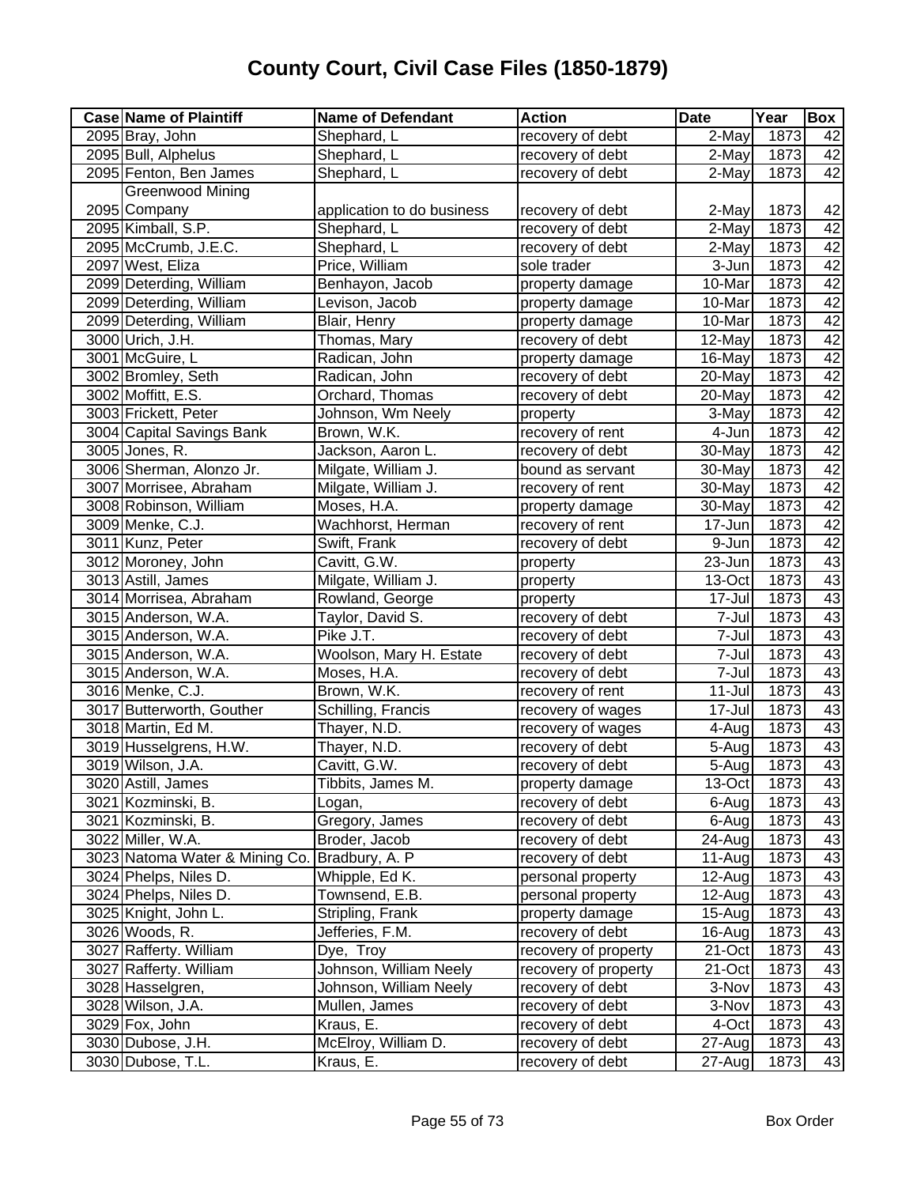# County Court, Civil Case Files (1850-1879)

| Case | Name of Plaintiff | Name of Defendant | Action | Date | Year | Box |
|---|---|---|---|---|---|---|
| 2095 | Bray, John | Shephard, L | recovery of debt | 2-May | 1873 | 42 |
| 2095 | Bull, Alphelus | Shephard, L | recovery of debt | 2-May | 1873 | 42 |
| 2095 | Fenton, Ben James | Shephard, L | recovery of debt | 2-May | 1873 | 42 |
| 2095 | Greenwood Mining Company | application to do business | recovery of debt | 2-May | 1873 | 42 |
| 2095 | Kimball, S.P. | Shephard, L | recovery of debt | 2-May | 1873 | 42 |
| 2095 | McCrumb, J.E.C. | Shephard, L | recovery of debt | 2-May | 1873 | 42 |
| 2097 | West, Eliza | Price, William | sole trader | 3-Jun | 1873 | 42 |
| 2099 | Deterding, William | Benhayon, Jacob | property damage | 10-Mar | 1873 | 42 |
| 2099 | Deterding, William | Levison, Jacob | property damage | 10-Mar | 1873 | 42 |
| 2099 | Deterding, William | Blair, Henry | property damage | 10-Mar | 1873 | 42 |
| 3000 | Urich, J.H. | Thomas, Mary | recovery of debt | 12-May | 1873 | 42 |
| 3001 | McGuire, L | Radican, John | property damage | 16-May | 1873 | 42 |
| 3002 | Bromley, Seth | Radican, John | recovery of debt | 20-May | 1873 | 42 |
| 3002 | Moffitt, E.S. | Orchard, Thomas | recovery of debt | 20-May | 1873 | 42 |
| 3003 | Frickett, Peter | Johnson, Wm Neely | property | 3-May | 1873 | 42 |
| 3004 | Capital Savings Bank | Brown, W.K. | recovery of rent | 4-Jun | 1873 | 42 |
| 3005 | Jones, R. | Jackson, Aaron L. | recovery of debt | 30-May | 1873 | 42 |
| 3006 | Sherman, Alonzo Jr. | Milgate, William J. | bound as servant | 30-May | 1873 | 42 |
| 3007 | Morrisee, Abraham | Milgate, William J. | recovery of rent | 30-May | 1873 | 42 |
| 3008 | Robinson, William | Moses, H.A. | property damage | 30-May | 1873 | 42 |
| 3009 | Menke, C.J. | Wachhorst, Herman | recovery of rent | 17-Jun | 1873 | 42 |
| 3011 | Kunz, Peter | Swift, Frank | recovery of debt | 9-Jun | 1873 | 42 |
| 3012 | Moroney, John | Cavitt, G.W. | property | 23-Jun | 1873 | 43 |
| 3013 | Astill, James | Milgate, William J. | property | 13-Oct | 1873 | 43 |
| 3014 | Morrisea, Abraham | Rowland, George | property | 17-Jul | 1873 | 43 |
| 3015 | Anderson, W.A. | Taylor, David S. | recovery of debt | 7-Jul | 1873 | 43 |
| 3015 | Anderson, W.A. | Pike J.T. | recovery of debt | 7-Jul | 1873 | 43 |
| 3015 | Anderson, W.A. | Woolson, Mary H. Estate | recovery of debt | 7-Jul | 1873 | 43 |
| 3015 | Anderson, W.A. | Moses, H.A. | recovery of debt | 7-Jul | 1873 | 43 |
| 3016 | Menke, C.J. | Brown, W.K. | recovery of rent | 11-Jul | 1873 | 43 |
| 3017 | Butterworth, Gouther | Schilling, Francis | recovery of wages | 17-Jul | 1873 | 43 |
| 3018 | Martin, Ed M. | Thayer, N.D. | recovery of wages | 4-Aug | 1873 | 43 |
| 3019 | Husselgrens, H.W. | Thayer, N.D. | recovery of debt | 5-Aug | 1873 | 43 |
| 3019 | Wilson, J.A. | Cavitt, G.W. | recovery of debt | 5-Aug | 1873 | 43 |
| 3020 | Astill, James | Tibbits, James M. | property damage | 13-Oct | 1873 | 43 |
| 3021 | Kozminski, B. | Logan, | recovery of debt | 6-Aug | 1873 | 43 |
| 3021 | Kozminski, B. | Gregory, James | recovery of debt | 6-Aug | 1873 | 43 |
| 3022 | Miller, W.A. | Broder, Jacob | recovery of debt | 24-Aug | 1873 | 43 |
| 3023 | Natoma Water & Mining Co. | Bradbury, A. P | recovery of debt | 11-Aug | 1873 | 43 |
| 3024 | Phelps, Niles D. | Whipple, Ed K. | personal property | 12-Aug | 1873 | 43 |
| 3024 | Phelps, Niles D. | Townsend, E.B. | personal property | 12-Aug | 1873 | 43 |
| 3025 | Knight, John L. | Stripling, Frank | property damage | 15-Aug | 1873 | 43 |
| 3026 | Woods, R. | Jefferies, F.M. | recovery of debt | 16-Aug | 1873 | 43 |
| 3027 | Rafferty. William | Dye, Troy | recovery of property | 21-Oct | 1873 | 43 |
| 3027 | Rafferty. William | Johnson, William Neely | recovery of property | 21-Oct | 1873 | 43 |
| 3028 | Hasselgren, | Johnson, William Neely | recovery of debt | 3-Nov | 1873 | 43 |
| 3028 | Wilson, J.A. | Mullen, James | recovery of debt | 3-Nov | 1873 | 43 |
| 3029 | Fox, John | Kraus, E. | recovery of debt | 4-Oct | 1873 | 43 |
| 3030 | Dubose, J.H. | McElroy, William D. | recovery of debt | 27-Aug | 1873 | 43 |
| 3030 | Dubose, T.L. | Kraus, E. | recovery of debt | 27-Aug | 1873 | 43 |

Box Order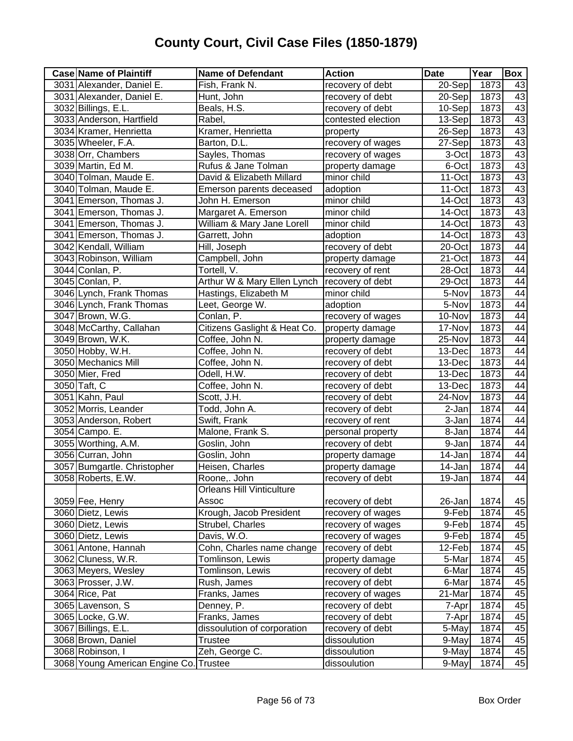# County Court, Civil Case Files (1850-1879)

| Case | Name of Plaintiff | Name of Defendant | Action | Date | Year | Box |
|---|---|---|---|---|---|---|
| 3031 | Alexander, Daniel E. | Fish, Frank N. | recovery of debt | 20-Sep | 1873 | 43 |
| 3031 | Alexander, Daniel E. | Hunt, John | recovery of debt | 20-Sep | 1873 | 43 |
| 3032 | Billings, E.L. | Beals, H.S. | recovery of debt | 10-Sep | 1873 | 43 |
| 3033 | Anderson, Hartfield | Rabel, | contested election | 13-Sep | 1873 | 43 |
| 3034 | Kramer, Henrietta | Kramer, Henrietta | property | 26-Sep | 1873 | 43 |
| 3035 | Wheeler, F.A. | Barton, D.L. | recovery of wages | 27-Sep | 1873 | 43 |
| 3038 | Orr, Chambers | Sayles, Thomas | recovery of wages | 3-Oct | 1873 | 43 |
| 3039 | Martin, Ed M. | Rufus & Jane Tolman | property damage | 6-Oct | 1873 | 43 |
| 3040 | Tolman, Maude E. | David & Elizabeth Millard | minor child | 11-Oct | 1873 | 43 |
| 3040 | Tolman, Maude E. | Emerson parents deceased | adoption | 11-Oct | 1873 | 43 |
| 3041 | Emerson, Thomas J. | John H. Emerson | minor child | 14-Oct | 1873 | 43 |
| 3041 | Emerson, Thomas J. | Margaret A. Emerson | minor child | 14-Oct | 1873 | 43 |
| 3041 | Emerson, Thomas J. | William & Mary Jane Lorell | minor child | 14-Oct | 1873 | 43 |
| 3041 | Emerson, Thomas J. | Garrett, John | adoption | 14-Oct | 1873 | 43 |
| 3042 | Kendall, William | Hill, Joseph | recovery of debt | 20-Oct | 1873 | 44 |
| 3043 | Robinson, William | Campbell, John | property damage | 21-Oct | 1873 | 44 |
| 3044 | Conlan, P. | Tortell, V. | recovery of rent | 28-Oct | 1873 | 44 |
| 3045 | Conlan, P. | Arthur W & Mary Ellen Lynch | recovery of debt | 29-Oct | 1873 | 44 |
| 3046 | Lynch, Frank Thomas | Hastings, Elizabeth M | minor child | 5-Nov | 1873 | 44 |
| 3046 | Lynch, Frank Thomas | Leet, George W. | adoption | 5-Nov | 1873 | 44 |
| 3047 | Brown, W.G. | Conlan, P. | recovery of wages | 10-Nov | 1873 | 44 |
| 3048 | McCarthy, Callahan | Citizens Gaslight & Heat Co. | property damage | 17-Nov | 1873 | 44 |
| 3049 | Brown, W.K. | Coffee, John N. | property damage | 25-Nov | 1873 | 44 |
| 3050 | Hobby, W.H. | Coffee, John N. | recovery of debt | 13-Dec | 1873 | 44 |
| 3050 | Mechanics Mill | Coffee, John N. | recovery of debt | 13-Dec | 1873 | 44 |
| 3050 | Mier, Fred | Odell, H.W. | recovery of debt | 13-Dec | 1873 | 44 |
| 3050 | Taft, C | Coffee, John N. | recovery of debt | 13-Dec | 1873 | 44 |
| 3051 | Kahn, Paul | Scott, J.H. | recovery of debt | 24-Nov | 1873 | 44 |
| 3052 | Morris, Leander | Todd, John A. | recovery of debt | 2-Jan | 1874 | 44 |
| 3053 | Anderson, Robert | Swift, Frank | recovery of rent | 3-Jan | 1874 | 44 |
| 3054 | Campo. E. | Malone, Frank S. | personal property | 8-Jan | 1874 | 44 |
| 3055 | Worthing, A.M. | Goslin, John | recovery of debt | 9-Jan | 1874 | 44 |
| 3056 | Curran, John | Goslin, John | property damage | 14-Jan | 1874 | 44 |
| 3057 | Bumgartle. Christopher | Heisen, Charles | property damage | 14-Jan | 1874 | 44 |
| 3058 | Roberts, E.W. | Roone,. John | recovery of debt | 19-Jan | 1874 | 44 |
| 3059 | Fee, Henry | Orleans Hill Vinticulture Assoc | recovery of debt | 26-Jan | 1874 | 45 |
| 3060 | Dietz, Lewis | Krough, Jacob President | recovery of wages | 9-Feb | 1874 | 45 |
| 3060 | Dietz, Lewis | Strubel, Charles | recovery of wages | 9-Feb | 1874 | 45 |
| 3060 | Dietz, Lewis | Davis, W.O. | recovery of wages | 9-Feb | 1874 | 45 |
| 3061 | Antone, Hannah | Cohn, Charles name change | recovery of debt | 12-Feb | 1874 | 45 |
| 3062 | Cluness, W.R. | Tomlinson, Lewis | property damage | 5-Mar | 1874 | 45 |
| 3063 | Meyers, Wesley | Tomlinson, Lewis | recovery of debt | 6-Mar | 1874 | 45 |
| 3063 | Prosser, J.W. | Rush, James | recovery of debt | 6-Mar | 1874 | 45 |
| 3064 | Rice, Pat | Franks, James | recovery of wages | 21-Mar | 1874 | 45 |
| 3065 | Lavenson, S | Denney, P. | recovery of debt | 7-Apr | 1874 | 45 |
| 3065 | Locke, G.W. | Franks, James | recovery of debt | 7-Apr | 1874 | 45 |
| 3067 | Billings, E.L. | dissoulution of corporation | recovery of debt | 5-May | 1874 | 45 |
| 3068 | Brown, Daniel | Trustee | dissoulution | 9-May | 1874 | 45 |
| 3068 | Robinson, I | Zeh, George C. | dissoulution | 9-May | 1874 | 45 |
| 3068 | Young American Engine Co. | Trustee | dissoulution | 9-May | 1874 | 45 |

Box Order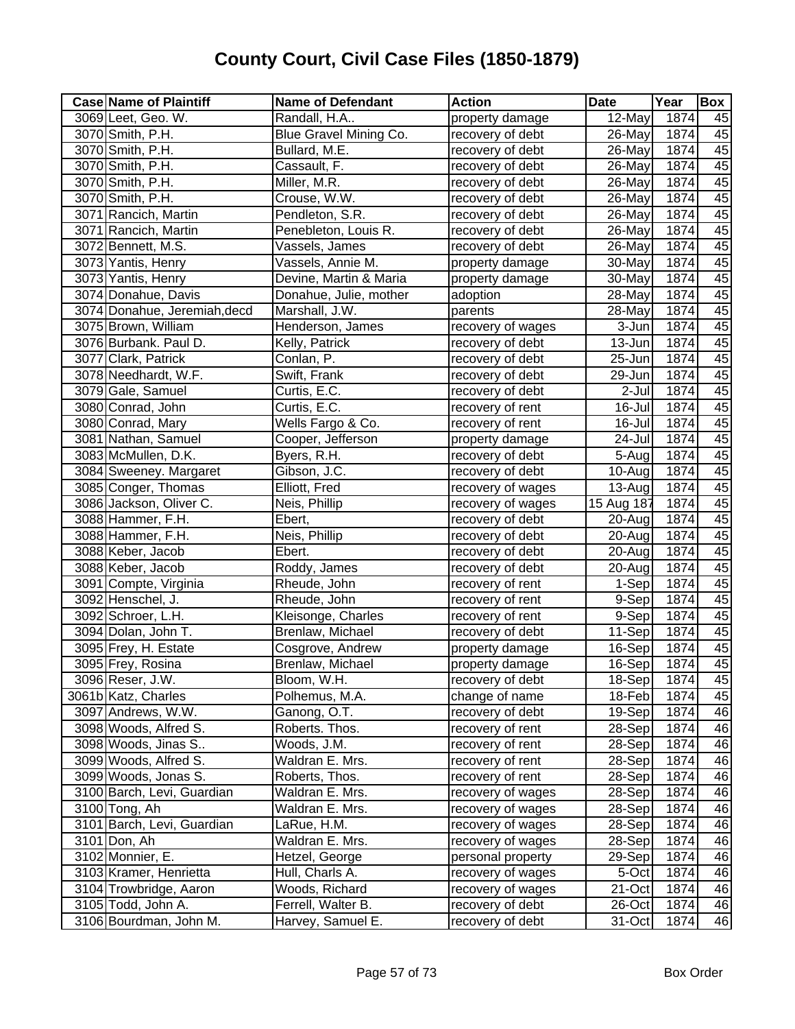# County Court, Civil Case Files (1850-1879)

| Case | Name of Plaintiff | Name of Defendant | Action | Date | Year | Box |
|---|---|---|---|---|---|---|
| 3069 | Leet, Geo. W. | Randall, H.A.. | property damage | 12-May | 1874 | 45 |
| 3070 | Smith, P.H. | Blue Gravel Mining Co. | recovery of debt | 26-May | 1874 | 45 |
| 3070 | Smith, P.H. | Bullard, M.E. | recovery of debt | 26-May | 1874 | 45 |
| 3070 | Smith, P.H. | Cassault, F. | recovery of debt | 26-May | 1874 | 45 |
| 3070 | Smith, P.H. | Miller, M.R. | recovery of debt | 26-May | 1874 | 45 |
| 3070 | Smith, P.H. | Crouse, W.W. | recovery of debt | 26-May | 1874 | 45 |
| 3071 | Rancich, Martin | Pendleton, S.R. | recovery of debt | 26-May | 1874 | 45 |
| 3071 | Rancich, Martin | Penebleton, Louis R. | recovery of debt | 26-May | 1874 | 45 |
| 3072 | Bennett, M.S. | Vassels, James | recovery of debt | 26-May | 1874 | 45 |
| 3073 | Yantis, Henry | Vassels, Annie M. | property damage | 30-May | 1874 | 45 |
| 3073 | Yantis, Henry | Devine, Martin & Maria | property damage | 30-May | 1874 | 45 |
| 3074 | Donahue, Davis | Donahue, Julie, mother | adoption | 28-May | 1874 | 45 |
| 3074 | Donahue, Jeremiah,decd | Marshall, J.W. | parents | 28-May | 1874 | 45 |
| 3075 | Brown, William | Henderson, James | recovery of wages | 3-Jun | 1874 | 45 |
| 3076 | Burbank. Paul D. | Kelly, Patrick | recovery of debt | 13-Jun | 1874 | 45 |
| 3077 | Clark, Patrick | Conlan, P. | recovery of debt | 25-Jun | 1874 | 45 |
| 3078 | Needhardt, W.F. | Swift, Frank | recovery of debt | 29-Jun | 1874 | 45 |
| 3079 | Gale, Samuel | Curtis, E.C. | recovery of debt | 2-Jul | 1874 | 45 |
| 3080 | Conrad, John | Curtis, E.C. | recovery of rent | 16-Jul | 1874 | 45 |
| 3080 | Conrad, Mary | Wells Fargo & Co. | recovery of rent | 16-Jul | 1874 | 45 |
| 3081 | Nathan, Samuel | Cooper, Jefferson | property damage | 24-Jul | 1874 | 45 |
| 3083 | McMullen, D.K. | Byers, R.H. | recovery of debt | 5-Aug | 1874 | 45 |
| 3084 | Sweeney. Margaret | Gibson, J.C. | recovery of debt | 10-Aug | 1874 | 45 |
| 3085 | Conger, Thomas | Elliott, Fred | recovery of wages | 13-Aug | 1874 | 45 |
| 3086 | Jackson, Oliver C. | Neis, Phillip | recovery of wages | 15 Aug 187 | 1874 | 45 |
| 3088 | Hammer, F.H. | Ebert, | recovery of debt | 20-Aug | 1874 | 45 |
| 3088 | Hammer, F.H. | Neis, Phillip | recovery of debt | 20-Aug | 1874 | 45 |
| 3088 | Keber, Jacob | Ebert. | recovery of debt | 20-Aug | 1874 | 45 |
| 3088 | Keber, Jacob | Roddy, James | recovery of debt | 20-Aug | 1874 | 45 |
| 3091 | Compte, Virginia | Rheude, John | recovery of rent | 1-Sep | 1874 | 45 |
| 3092 | Henschel, J. | Rheude, John | recovery of rent | 9-Sep | 1874 | 45 |
| 3092 | Schroer, L.H. | Kleisonge, Charles | recovery of rent | 9-Sep | 1874 | 45 |
| 3094 | Dolan, John T. | Brenlaw, Michael | recovery of debt | 11-Sep | 1874 | 45 |
| 3095 | Frey, H. Estate | Cosgrove, Andrew | property damage | 16-Sep | 1874 | 45 |
| 3095 | Frey, Rosina | Brenlaw, Michael | property damage | 16-Sep | 1874 | 45 |
| 3096 | Reser, J.W. | Bloom, W.H. | recovery of debt | 18-Sep | 1874 | 45 |
| 3061b | Katz, Charles | Polhemus, M.A. | change of name | 18-Feb | 1874 | 45 |
| 3097 | Andrews, W.W. | Ganong, O.T. | recovery of debt | 19-Sep | 1874 | 46 |
| 3098 | Woods, Alfred S. | Roberts. Thos. | recovery of rent | 28-Sep | 1874 | 46 |
| 3098 | Woods, Jinas S.. | Woods, J.M. | recovery of rent | 28-Sep | 1874 | 46 |
| 3099 | Woods, Alfred S. | Waldran E. Mrs. | recovery of rent | 28-Sep | 1874 | 46 |
| 3099 | Woods, Jonas S. | Roberts, Thos. | recovery of rent | 28-Sep | 1874 | 46 |
| 3100 | Barch, Levi, Guardian | Waldran E. Mrs. | recovery of wages | 28-Sep | 1874 | 46 |
| 3100 | Tong, Ah | Waldran E. Mrs. | recovery of wages | 28-Sep | 1874 | 46 |
| 3101 | Barch, Levi, Guardian | LaRue, H.M. | recovery of wages | 28-Sep | 1874 | 46 |
| 3101 | Don, Ah | Waldran E. Mrs. | recovery of wages | 28-Sep | 1874 | 46 |
| 3102 | Monnier, E. | Hetzel, George | personal property | 29-Sep | 1874 | 46 |
| 3103 | Kramer, Henrietta | Hull, Charls A. | recovery of wages | 5-Oct | 1874 | 46 |
| 3104 | Trowbridge, Aaron | Woods, Richard | recovery of wages | 21-Oct | 1874 | 46 |
| 3105 | Todd, John A. | Ferrell, Walter B. | recovery of debt | 26-Oct | 1874 | 46 |
| 3106 | Bourdman, John M. | Harvey, Samuel E. | recovery of debt | 31-Oct | 1874 | 46 |

Box Order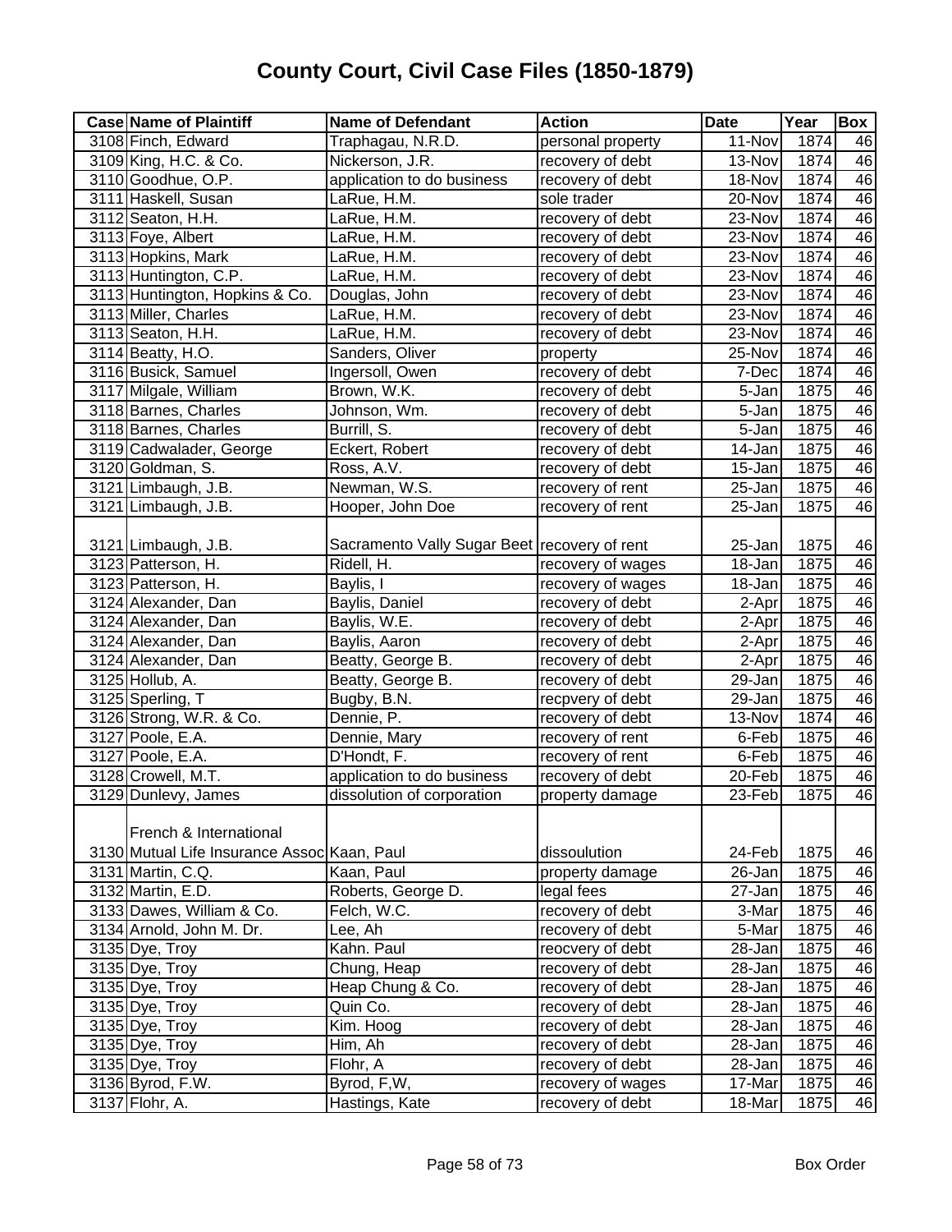# County Court, Civil Case Files (1850-1879)

| Case | Name of Plaintiff | Name of Defendant | Action | Date | Year | Box |
|---|---|---|---|---|---|---|
| 3108 | Finch, Edward | Traphagau, N.R.D. | personal property | 11-Nov | 1874 | 46 |
| 3109 | King, H.C. & Co. | Nickerson, J.R. | recovery of debt | 13-Nov | 1874 | 46 |
| 3110 | Goodhue, O.P. | application to do business | recovery of debt | 18-Nov | 1874 | 46 |
| 3111 | Haskell, Susan | LaRue, H.M. | sole trader | 20-Nov | 1874 | 46 |
| 3112 | Seaton, H.H. | LaRue, H.M. | recovery of debt | 23-Nov | 1874 | 46 |
| 3113 | Foye, Albert | LaRue, H.M. | recovery of debt | 23-Nov | 1874 | 46 |
| 3113 | Hopkins, Mark | LaRue, H.M. | recovery of debt | 23-Nov | 1874 | 46 |
| 3113 | Huntington, C.P. | LaRue, H.M. | recovery of debt | 23-Nov | 1874 | 46 |
| 3113 | Huntington, Hopkins & Co. | Douglas, John | recovery of debt | 23-Nov | 1874 | 46 |
| 3113 | Miller, Charles | LaRue, H.M. | recovery of debt | 23-Nov | 1874 | 46 |
| 3113 | Seaton, H.H. | LaRue, H.M. | recovery of debt | 23-Nov | 1874 | 46 |
| 3114 | Beatty, H.O. | Sanders, Oliver | property | 25-Nov | 1874 | 46 |
| 3116 | Busick, Samuel | Ingersoll, Owen | recovery of debt | 7-Dec | 1874 | 46 |
| 3117 | Milgale, William | Brown, W.K. | recovery of debt | 5-Jan | 1875 | 46 |
| 3118 | Barnes, Charles | Johnson, Wm. | recovery of debt | 5-Jan | 1875 | 46 |
| 3118 | Barnes, Charles | Burrill, S. | recovery of debt | 5-Jan | 1875 | 46 |
| 3119 | Cadwalader, George | Eckert, Robert | recovery of debt | 14-Jan | 1875 | 46 |
| 3120 | Goldman, S. | Ross, A.V. | recovery of debt | 15-Jan | 1875 | 46 |
| 3121 | Limbaugh, J.B. | Newman, W.S. | recovery of rent | 25-Jan | 1875 | 46 |
| 3121 | Limbaugh, J.B. | Hooper, John Doe | recovery of rent | 25-Jan | 1875 | 46 |
| 3121 | Limbaugh, J.B. | Sacramento Vally Sugar Beet | recovery of rent | 25-Jan | 1875 | 46 |
| 3123 | Patterson, H. | Ridell, H. | recovery of wages | 18-Jan | 1875 | 46 |
| 3123 | Patterson, H. | Baylis, I | recovery of wages | 18-Jan | 1875 | 46 |
| 3124 | Alexander, Dan | Baylis, Daniel | recovery of debt | 2-Apr | 1875 | 46 |
| 3124 | Alexander, Dan | Baylis, W.E. | recovery of debt | 2-Apr | 1875 | 46 |
| 3124 | Alexander, Dan | Baylis, Aaron | recovery of debt | 2-Apr | 1875 | 46 |
| 3124 | Alexander, Dan | Beatty, George B. | recovery of debt | 2-Apr | 1875 | 46 |
| 3125 | Hollub, A. | Beatty, George B. | recovery of debt | 29-Jan | 1875 | 46 |
| 3125 | Sperling, T | Bugby, B.N. | recpvery of debt | 29-Jan | 1875 | 46 |
| 3126 | Strong, W.R. & Co. | Dennie, P. | recovery of debt | 13-Nov | 1874 | 46 |
| 3127 | Poole, E.A. | Dennie, Mary | recovery of rent | 6-Feb | 1875 | 46 |
| 3127 | Poole, E.A. | D'Hondt, F. | recovery of rent | 6-Feb | 1875 | 46 |
| 3128 | Crowell, M.T. | application to do business | recovery of debt | 20-Feb | 1875 | 46 |
| 3129 | Dunlevy, James | dissolution of corporation | property damage | 23-Feb | 1875 | 46 |
| 3130 | French & International Mutual Life Insurance Assoc | Kaan, Paul | dissoulution | 24-Feb | 1875 | 46 |
| 3131 | Martin, C.Q. | Kaan, Paul | property damage | 26-Jan | 1875 | 46 |
| 3132 | Martin, E.D. | Roberts, George D. | legal fees | 27-Jan | 1875 | 46 |
| 3133 | Dawes, William & Co. | Felch, W.C. | recovery of debt | 3-Mar | 1875 | 46 |
| 3134 | Arnold, John M. Dr. | Lee, Ah | recovery of debt | 5-Mar | 1875 | 46 |
| 3135 | Dye, Troy | Kahn. Paul | reocvery of debt | 28-Jan | 1875 | 46 |
| 3135 | Dye, Troy | Chung, Heap | recovery of debt | 28-Jan | 1875 | 46 |
| 3135 | Dye, Troy | Heap Chung & Co. | recovery of debt | 28-Jan | 1875 | 46 |
| 3135 | Dye, Troy | Quin Co. | recovery of debt | 28-Jan | 1875 | 46 |
| 3135 | Dye, Troy | Kim. Hoog | recovery of debt | 28-Jan | 1875 | 46 |
| 3135 | Dye, Troy | Him, Ah | recovery of debt | 28-Jan | 1875 | 46 |
| 3135 | Dye, Troy | Flohr, A | recovery of debt | 28-Jan | 1875 | 46 |
| 3136 | Byrod, F.W. | Byrod, F,W, | recovery of wages | 17-Mar | 1875 | 46 |
| 3137 | Flohr, A. | Hastings, Kate | recovery of debt | 18-Mar | 1875 | 46 |

Box Order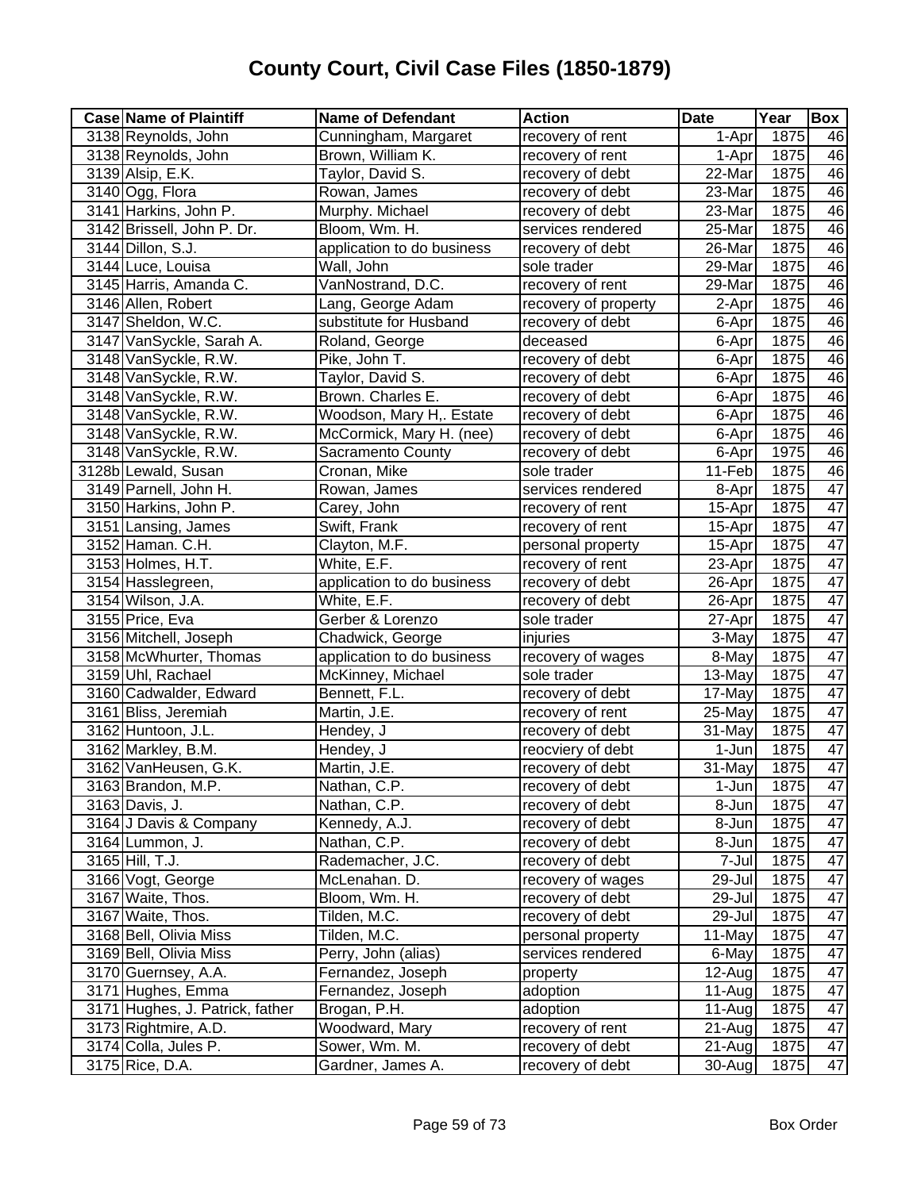# County Court, Civil Case Files (1850-1879)

| Case | Name of Plaintiff | Name of Defendant | Action | Date | Year | Box |
|---|---|---|---|---|---|---|
| 3138 | Reynolds, John | Cunningham, Margaret | recovery of rent | 1-Apr | 1875 | 46 |
| 3138 | Reynolds, John | Brown, William K. | recovery of rent | 1-Apr | 1875 | 46 |
| 3139 | Alsip, E.K. | Taylor, David S. | recovery of debt | 22-Mar | 1875 | 46 |
| 3140 | Ogg, Flora | Rowan, James | recovery of debt | 23-Mar | 1875 | 46 |
| 3141 | Harkins, John P. | Murphy. Michael | recovery of debt | 23-Mar | 1875 | 46 |
| 3142 | Brissell, John P. Dr. | Bloom, Wm. H. | services rendered | 25-Mar | 1875 | 46 |
| 3144 | Dillon, S.J. | application to do business | recovery of debt | 26-Mar | 1875 | 46 |
| 3144 | Luce, Louisa | Wall, John | sole trader | 29-Mar | 1875 | 46 |
| 3145 | Harris, Amanda C. | VanNostrand, D.C. | recovery of rent | 29-Mar | 1875 | 46 |
| 3146 | Allen, Robert | Lang, George Adam | recovery of property | 2-Apr | 1875 | 46 |
| 3147 | Sheldon, W.C. | substitute for Husband | recovery of debt | 6-Apr | 1875 | 46 |
| 3147 | VanSyckle, Sarah A. | Roland, George | deceased | 6-Apr | 1875 | 46 |
| 3148 | VanSyckle, R.W. | Pike, John T. | recovery of debt | 6-Apr | 1875 | 46 |
| 3148 | VanSyckle, R.W. | Taylor, David S. | recovery of debt | 6-Apr | 1875 | 46 |
| 3148 | VanSyckle, R.W. | Brown. Charles E. | recovery of debt | 6-Apr | 1875 | 46 |
| 3148 | VanSyckle, R.W. | Woodson, Mary H,. Estate | recovery of debt | 6-Apr | 1875 | 46 |
| 3148 | VanSyckle, R.W. | McCormick, Mary H. (nee) | recovery of debt | 6-Apr | 1875 | 46 |
| 3148 | VanSyckle, R.W. | Sacramento County | recovery of debt | 6-Apr | 1975 | 46 |
| 3128b | Lewald, Susan | Cronan, Mike | sole trader | 11-Feb | 1875 | 46 |
| 3149 | Parnell, John H. | Rowan, James | services rendered | 8-Apr | 1875 | 47 |
| 3150 | Harkins, John P. | Carey, John | recovery of rent | 15-Apr | 1875 | 47 |
| 3151 | Lansing, James | Swift, Frank | recovery of rent | 15-Apr | 1875 | 47 |
| 3152 | Haman. C.H. | Clayton, M.F. | personal property | 15-Apr | 1875 | 47 |
| 3153 | Holmes, H.T. | White, E.F. | recovery of rent | 23-Apr | 1875 | 47 |
| 3154 | Hasslegreen, | application to do business | recovery of debt | 26-Apr | 1875 | 47 |
| 3154 | Wilson, J.A. | White, E.F. | recovery of debt | 26-Apr | 1875 | 47 |
| 3155 | Price, Eva | Gerber & Lorenzo | sole trader | 27-Apr | 1875 | 47 |
| 3156 | Mitchell, Joseph | Chadwick, George | injuries | 3-May | 1875 | 47 |
| 3158 | McWhurter, Thomas | application to do business | recovery of wages | 8-May | 1875 | 47 |
| 3159 | Uhl, Rachael | McKinney, Michael | sole trader | 13-May | 1875 | 47 |
| 3160 | Cadwalder, Edward | Bennett, F.L. | recovery of debt | 17-May | 1875 | 47 |
| 3161 | Bliss, Jeremiah | Martin, J.E. | recovery of rent | 25-May | 1875 | 47 |
| 3162 | Huntoon, J.L. | Hendey, J | recovery of debt | 31-May | 1875 | 47 |
| 3162 | Markley, B.M. | Hendey, J | reocviery of debt | 1-Jun | 1875 | 47 |
| 3162 | VanHeusen, G.K. | Martin, J.E. | recovery of debt | 31-May | 1875 | 47 |
| 3163 | Brandon, M.P. | Nathan, C.P. | recovery of debt | 1-Jun | 1875 | 47 |
| 3163 | Davis, J. | Nathan, C.P. | recovery of debt | 8-Jun | 1875 | 47 |
| 3164 | J Davis & Company | Kennedy, A.J. | recovery of debt | 8-Jun | 1875 | 47 |
| 3164 | Lummon, J. | Nathan, C.P. | recovery of debt | 8-Jun | 1875 | 47 |
| 3165 | Hill, T.J. | Rademacher, J.C. | recovery of debt | 7-Jul | 1875 | 47 |
| 3166 | Vogt, George | McLenahan. D. | recovery of wages | 29-Jul | 1875 | 47 |
| 3167 | Waite, Thos. | Bloom, Wm. H. | recovery of debt | 29-Jul | 1875 | 47 |
| 3167 | Waite, Thos. | Tilden, M.C. | recovery of debt | 29-Jul | 1875 | 47 |
| 3168 | Bell, Olivia Miss | Tilden, M.C. | personal property | 11-May | 1875 | 47 |
| 3169 | Bell, Olivia Miss | Perry, John (alias) | services rendered | 6-May | 1875 | 47 |
| 3170 | Guernsey, A.A. | Fernandez, Joseph | property | 12-Aug | 1875 | 47 |
| 3171 | Hughes, Emma | Fernandez, Joseph | adoption | 11-Aug | 1875 | 47 |
| 3171 | Hughes, J. Patrick, father | Brogan, P.H. | adoption | 11-Aug | 1875 | 47 |
| 3173 | Rightmire, A.D. | Woodward, Mary | recovery of rent | 21-Aug | 1875 | 47 |
| 3174 | Colla, Jules P. | Sower, Wm. M. | recovery of debt | 21-Aug | 1875 | 47 |
| 3175 | Rice, D.A. | Gardner, James A. | recovery of debt | 30-Aug | 1875 | 47 |

Box Order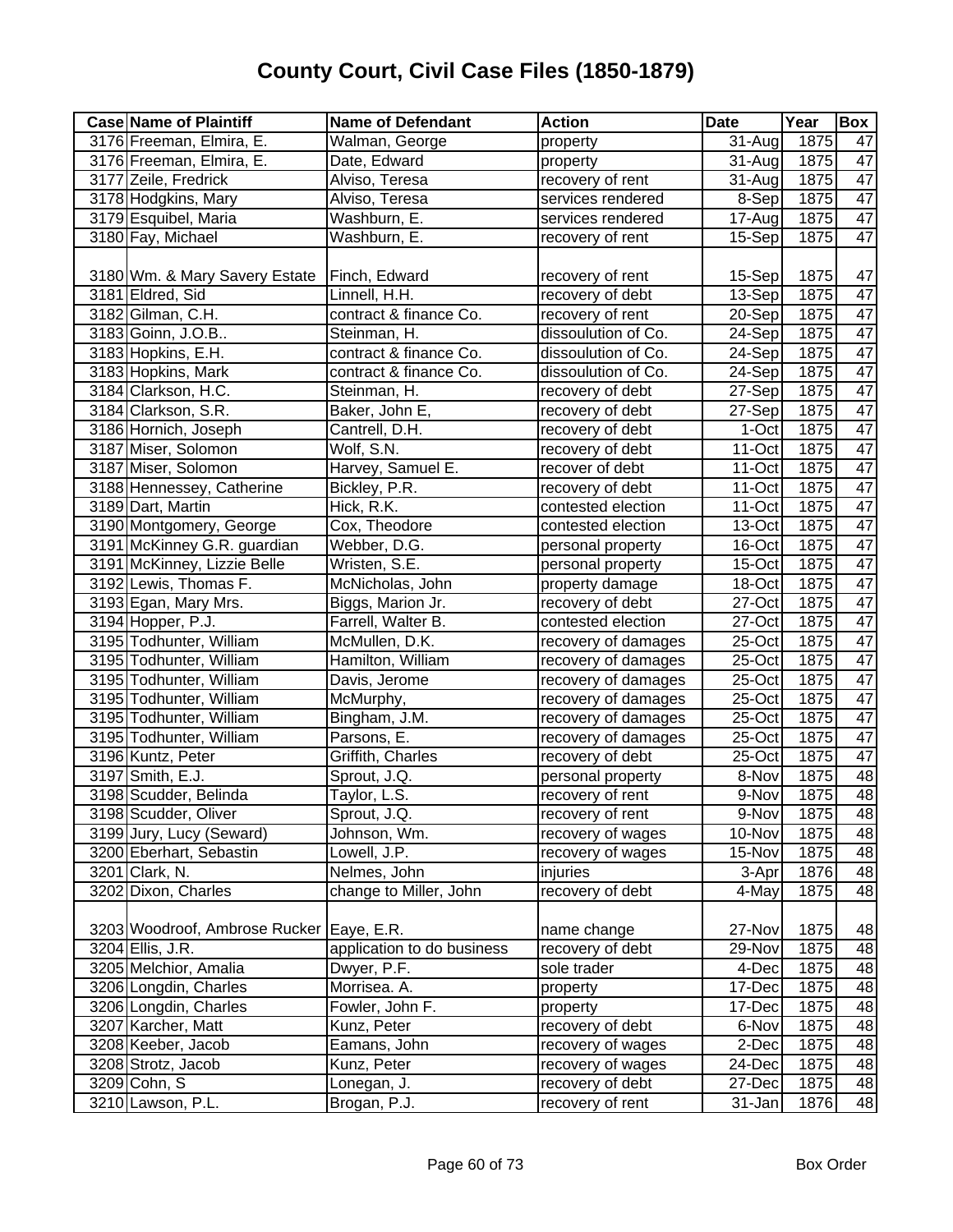# County Court, Civil Case Files (1850-1879)

| Case | Name of Plaintiff | Name of Defendant | Action | Date | Year | Box |
|---|---|---|---|---|---|---|
| 3176 | Freeman, Elmira, E. | Walman, George | property | 31-Aug | 1875 | 47 |
| 3176 | Freeman, Elmira, E. | Date, Edward | property | 31-Aug | 1875 | 47 |
| 3177 | Zeile, Fredrick | Alviso, Teresa | recovery of rent | 31-Aug | 1875 | 47 |
| 3178 | Hodgkins, Mary | Alviso, Teresa | services rendered | 8-Sep | 1875 | 47 |
| 3179 | Esquibel, Maria | Washburn, E. | services rendered | 17-Aug | 1875 | 47 |
| 3180 | Fay, Michael | Washburn, E. | recovery of rent | 15-Sep | 1875 | 47 |
| 3180 | Wm. & Mary Savery Estate | Finch, Edward | recovery of rent | 15-Sep | 1875 | 47 |
| 3181 | Eldred, Sid | Linnell, H.H. | recovery of debt | 13-Sep | 1875 | 47 |
| 3182 | Gilman, C.H. | contract & finance Co. | recovery of rent | 20-Sep | 1875 | 47 |
| 3183 | Goinn, J.O.B.. | Steinman, H. | dissoulution of Co. | 24-Sep | 1875 | 47 |
| 3183 | Hopkins, E.H. | contract & finance Co. | dissoulution of Co. | 24-Sep | 1875 | 47 |
| 3183 | Hopkins, Mark | contract & finance Co. | dissoulution of Co. | 24-Sep | 1875 | 47 |
| 3184 | Clarkson, H.C. | Steinman, H. | recovery of debt | 27-Sep | 1875 | 47 |
| 3184 | Clarkson, S.R. | Baker, John E, | recovery of debt | 27-Sep | 1875 | 47 |
| 3186 | Hornich, Joseph | Cantrell, D.H. | recovery of debt | 1-Oct | 1875 | 47 |
| 3187 | Miser, Solomon | Wolf, S.N. | recovery of debt | 11-Oct | 1875 | 47 |
| 3187 | Miser, Solomon | Harvey, Samuel E. | recover of debt | 11-Oct | 1875 | 47 |
| 3188 | Hennessey, Catherine | Bickley, P.R. | recovery of debt | 11-Oct | 1875 | 47 |
| 3189 | Dart, Martin | Hick, R.K. | contested election | 11-Oct | 1875 | 47 |
| 3190 | Montgomery, George | Cox, Theodore | contested election | 13-Oct | 1875 | 47 |
| 3191 | McKinney G.R. guardian | Webber, D.G. | personal property | 16-Oct | 1875 | 47 |
| 3191 | McKinney, Lizzie Belle | Wristen, S.E. | personal property | 15-Oct | 1875 | 47 |
| 3192 | Lewis, Thomas F. | McNicholas, John | property damage | 18-Oct | 1875 | 47 |
| 3193 | Egan, Mary Mrs. | Biggs, Marion Jr. | recovery of debt | 27-Oct | 1875 | 47 |
| 3194 | Hopper, P.J. | Farrell, Walter B. | contested election | 27-Oct | 1875 | 47 |
| 3195 | Todhunter, William | McMullen, D.K. | recovery of damages | 25-Oct | 1875 | 47 |
| 3195 | Todhunter, William | Hamilton, William | recovery of damages | 25-Oct | 1875 | 47 |
| 3195 | Todhunter, William | Davis, Jerome | recovery of damages | 25-Oct | 1875 | 47 |
| 3195 | Todhunter, William | McMurphy, | recovery of damages | 25-Oct | 1875 | 47 |
| 3195 | Todhunter, William | Bingham, J.M. | recovery of damages | 25-Oct | 1875 | 47 |
| 3195 | Todhunter, William | Parsons, E. | recovery of damages | 25-Oct | 1875 | 47 |
| 3196 | Kuntz, Peter | Griffith, Charles | recovery of debt | 25-Oct | 1875 | 47 |
| 3197 | Smith, E.J. | Sprout, J.Q. | personal property | 8-Nov | 1875 | 48 |
| 3198 | Scudder, Belinda | Taylor, L.S. | recovery of rent | 9-Nov | 1875 | 48 |
| 3198 | Scudder, Oliver | Sprout, J.Q. | recovery of rent | 9-Nov | 1875 | 48 |
| 3199 | Jury, Lucy (Seward) | Johnson, Wm. | recovery of wages | 10-Nov | 1875 | 48 |
| 3200 | Eberhart, Sebastin | Lowell, J.P. | recovery of wages | 15-Nov | 1875 | 48 |
| 3201 | Clark, N. | Nelmes, John | injuries | 3-Apr | 1876 | 48 |
| 3202 | Dixon, Charles | change to Miller, John | recovery of debt | 4-May | 1875 | 48 |
| 3203 | Woodroof, Ambrose Rucker | Eaye, E.R. | name change | 27-Nov | 1875 | 48 |
| 3204 | Ellis, J.R. | application to do business | recovery of debt | 29-Nov | 1875 | 48 |
| 3205 | Melchior, Amalia | Dwyer, P.F. | sole trader | 4-Dec | 1875 | 48 |
| 3206 | Longdin, Charles | Morrisea. A. | property | 17-Dec | 1875 | 48 |
| 3206 | Longdin, Charles | Fowler, John F. | property | 17-Dec | 1875 | 48 |
| 3207 | Karcher, Matt | Kunz, Peter | recovery of debt | 6-Nov | 1875 | 48 |
| 3208 | Keeber, Jacob | Eamans, John | recovery of wages | 2-Dec | 1875 | 48 |
| 3208 | Strotz, Jacob | Kunz, Peter | recovery of wages | 24-Dec | 1875 | 48 |
| 3209 | Cohn, S | Lonegan, J. | recovery of debt | 27-Dec | 1875 | 48 |
| 3210 | Lawson, P.L. | Brogan, P.J. | recovery of rent | 31-Jan | 1876 | 48 |

Box Order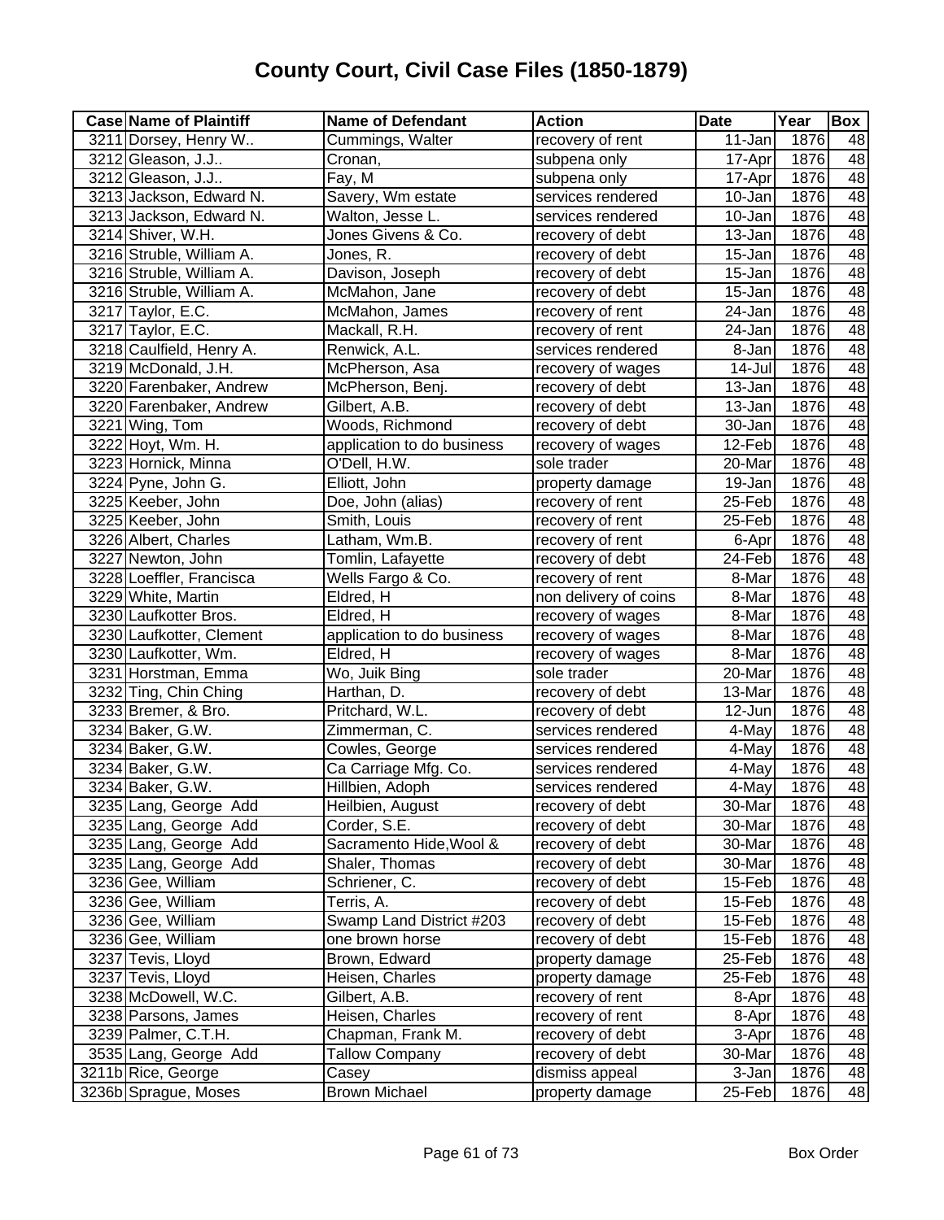# County Court, Civil Case Files (1850-1879)

| Case | Name of Plaintiff | Name of Defendant | Action | Date | Year | Box |
|---|---|---|---|---|---|---|
| 3211 | Dorsey, Henry W.. | Cummings, Walter | recovery of rent | 11-Jan | 1876 | 48 |
| 3212 | Gleason, J.J.. | Cronan, | subpena only | 17-Apr | 1876 | 48 |
| 3212 | Gleason, J.J.. | Fay, M | subpena only | 17-Apr | 1876 | 48 |
| 3213 | Jackson, Edward N. | Savery, Wm estate | services rendered | 10-Jan | 1876 | 48 |
| 3213 | Jackson, Edward N. | Walton, Jesse L. | services rendered | 10-Jan | 1876 | 48 |
| 3214 | Shiver, W.H. | Jones Givens & Co. | recovery of debt | 13-Jan | 1876 | 48 |
| 3216 | Struble, William A. | Jones, R. | recovery of debt | 15-Jan | 1876 | 48 |
| 3216 | Struble, William A. | Davison, Joseph | recovery of debt | 15-Jan | 1876 | 48 |
| 3216 | Struble, William A. | McMahon, Jane | recovery of debt | 15-Jan | 1876 | 48 |
| 3217 | Taylor, E.C. | McMahon, James | recovery of rent | 24-Jan | 1876 | 48 |
| 3217 | Taylor, E.C. | Mackall, R.H. | recovery of rent | 24-Jan | 1876 | 48 |
| 3218 | Caulfield, Henry A. | Renwick, A.L. | services rendered | 8-Jan | 1876 | 48 |
| 3219 | McDonald, J.H. | McPherson, Asa | recovery of wages | 14-Jul | 1876 | 48 |
| 3220 | Farenbaker, Andrew | McPherson, Benj. | recovery of debt | 13-Jan | 1876 | 48 |
| 3220 | Farenbaker, Andrew | Gilbert, A.B. | recovery of debt | 13-Jan | 1876 | 48 |
| 3221 | Wing, Tom | Woods, Richmond | recovery of debt | 30-Jan | 1876 | 48 |
| 3222 | Hoyt, Wm. H. | application to do business | recovery of wages | 12-Feb | 1876 | 48 |
| 3223 | Hornick, Minna | O'Dell, H.W. | sole trader | 20-Mar | 1876 | 48 |
| 3224 | Pyne, John G. | Elliott, John | property damage | 19-Jan | 1876 | 48 |
| 3225 | Keeber, John | Doe, John (alias) | recovery of rent | 25-Feb | 1876 | 48 |
| 3225 | Keeber, John | Smith, Louis | recovery of rent | 25-Feb | 1876 | 48 |
| 3226 | Albert, Charles | Latham, Wm.B. | recovery of rent | 6-Apr | 1876 | 48 |
| 3227 | Newton, John | Tomlin, Lafayette | recovery of debt | 24-Feb | 1876 | 48 |
| 3228 | Loeffler, Francisca | Wells Fargo & Co. | recovery of rent | 8-Mar | 1876 | 48 |
| 3229 | White, Martin | Eldred, H | non delivery of coins | 8-Mar | 1876 | 48 |
| 3230 | Laufkotter Bros. | Eldred, H | recovery of wages | 8-Mar | 1876 | 48 |
| 3230 | Laufkotter, Clement | application to do business | recovery of wages | 8-Mar | 1876 | 48 |
| 3230 | Laufkotter, Wm. | Eldred, H | recovery of wages | 8-Mar | 1876 | 48 |
| 3231 | Horstman, Emma | Wo, Juik Bing | sole trader | 20-Mar | 1876 | 48 |
| 3232 | Ting, Chin Ching | Harthan, D. | recovery of debt | 13-Mar | 1876 | 48 |
| 3233 | Bremer, & Bro. | Pritchard, W.L. | recovery of debt | 12-Jun | 1876 | 48 |
| 3234 | Baker, G.W. | Zimmerman, C. | services rendered | 4-May | 1876 | 48 |
| 3234 | Baker, G.W. | Cowles, George | services rendered | 4-May | 1876 | 48 |
| 3234 | Baker, G.W. | Ca Carriage Mfg. Co. | services rendered | 4-May | 1876 | 48 |
| 3234 | Baker, G.W. | Hillbien, Adoph | services rendered | 4-May | 1876 | 48 |
| 3235 | Lang, George Add | Heilbien, August | recovery of debt | 30-Mar | 1876 | 48 |
| 3235 | Lang, George Add | Corder, S.E. | recovery of debt | 30-Mar | 1876 | 48 |
| 3235 | Lang, George Add | Sacramento Hide,Wool & | recovery of debt | 30-Mar | 1876 | 48 |
| 3235 | Lang, George Add | Shaler, Thomas | recovery of debt | 30-Mar | 1876 | 48 |
| 3236 | Gee, William | Schriener, C. | recovery of debt | 15-Feb | 1876 | 48 |
| 3236 | Gee, William | Terris, A. | recovery of debt | 15-Feb | 1876 | 48 |
| 3236 | Gee, William | Swamp Land District #203 | recovery of debt | 15-Feb | 1876 | 48 |
| 3236 | Gee, William | one brown horse | recovery of debt | 15-Feb | 1876 | 48 |
| 3237 | Tevis, Lloyd | Brown, Edward | property damage | 25-Feb | 1876 | 48 |
| 3237 | Tevis, Lloyd | Heisen, Charles | property damage | 25-Feb | 1876 | 48 |
| 3238 | McDowell, W.C. | Gilbert, A.B. | recovery of rent | 8-Apr | 1876 | 48 |
| 3238 | Parsons, James | Heisen, Charles | recovery of rent | 8-Apr | 1876 | 48 |
| 3239 | Palmer, C.T.H. | Chapman, Frank M. | recovery of debt | 3-Apr | 1876 | 48 |
| 3535 | Lang, George Add | Tallow Company | recovery of debt | 30-Mar | 1876 | 48 |
| 3211b | Rice, George | Casey | dismiss appeal | 3-Jan | 1876 | 48 |
| 3236b | Sprague, Moses | Brown Michael | property damage | 25-Feb | 1876 | 48 |

Box Order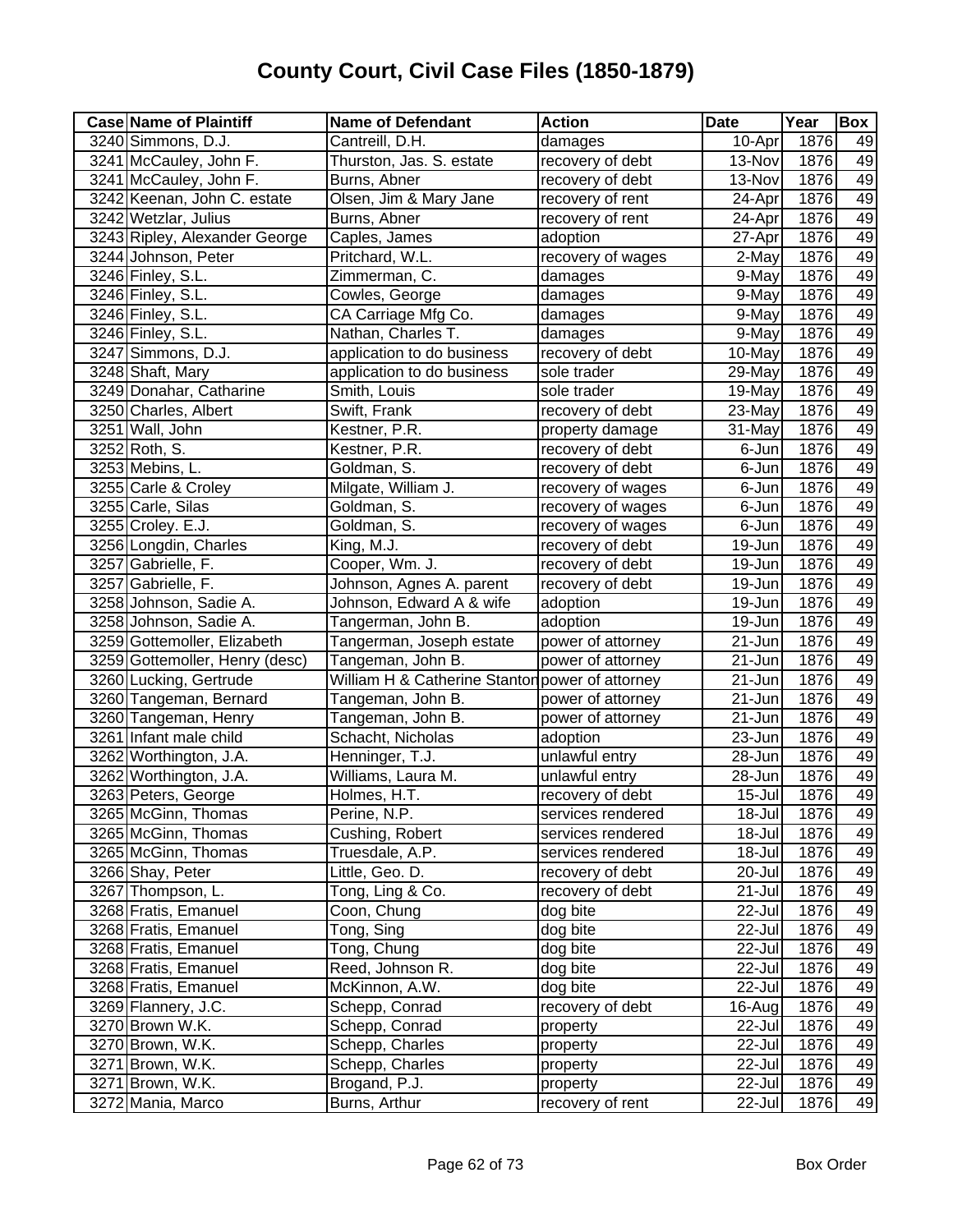# County Court, Civil Case Files (1850-1879)

| Case | Name of Plaintiff | Name of Defendant | Action | Date | Year | Box |
|---|---|---|---|---|---|---|
| 3240 | Simmons, D.J. | Cantreill, D.H. | damages | 10-Apr | 1876 | 49 |
| 3241 | McCauley, John F. | Thurston, Jas. S. estate | recovery of debt | 13-Nov | 1876 | 49 |
| 3241 | McCauley, John F. | Burns, Abner | recovery of debt | 13-Nov | 1876 | 49 |
| 3242 | Keenan, John C. estate | Olsen, Jim & Mary Jane | recovery of rent | 24-Apr | 1876 | 49 |
| 3242 | Wetzlar, Julius | Burns, Abner | recovery of rent | 24-Apr | 1876 | 49 |
| 3243 | Ripley, Alexander George | Caples, James | adoption | 27-Apr | 1876 | 49 |
| 3244 | Johnson, Peter | Pritchard, W.L. | recovery of wages | 2-May | 1876 | 49 |
| 3246 | Finley, S.L. | Zimmerman, C. | damages | 9-May | 1876 | 49 |
| 3246 | Finley, S.L. | Cowles, George | damages | 9-May | 1876 | 49 |
| 3246 | Finley, S.L. | CA Carriage Mfg Co. | damages | 9-May | 1876 | 49 |
| 3246 | Finley, S.L. | Nathan, Charles T. | damages | 9-May | 1876 | 49 |
| 3247 | Simmons, D.J. | application to do business | recovery of debt | 10-May | 1876 | 49 |
| 3248 | Shaft, Mary | application to do business | sole trader | 29-May | 1876 | 49 |
| 3249 | Donahar, Catharine | Smith, Louis | sole trader | 19-May | 1876 | 49 |
| 3250 | Charles, Albert | Swift, Frank | recovery of debt | 23-May | 1876 | 49 |
| 3251 | Wall, John | Kestner, P.R. | property damage | 31-May | 1876 | 49 |
| 3252 | Roth, S. | Kestner, P.R. | recovery of debt | 6-Jun | 1876 | 49 |
| 3253 | Mebins, L. | Goldman, S. | recovery of debt | 6-Jun | 1876 | 49 |
| 3255 | Carle & Croley | Milgate, William J. | recovery of wages | 6-Jun | 1876 | 49 |
| 3255 | Carle, Silas | Goldman, S. | recovery of wages | 6-Jun | 1876 | 49 |
| 3255 | Croley. E.J. | Goldman, S. | recovery of wages | 6-Jun | 1876 | 49 |
| 3256 | Longdin, Charles | King, M.J. | recovery of debt | 19-Jun | 1876 | 49 |
| 3257 | Gabrielle, F. | Cooper, Wm. J. | recovery of debt | 19-Jun | 1876 | 49 |
| 3257 | Gabrielle, F. | Johnson, Agnes A. parent | recovery of debt | 19-Jun | 1876 | 49 |
| 3258 | Johnson, Sadie A. | Johnson, Edward A & wife | adoption | 19-Jun | 1876 | 49 |
| 3258 | Johnson, Sadie A. | Tangerman, John B. | adoption | 19-Jun | 1876 | 49 |
| 3259 | Gottemoller, Elizabeth | Tangerman, Joseph estate | power of attorney | 21-Jun | 1876 | 49 |
| 3259 | Gottemoller, Henry (desc) | Tangeman, John B. | power of attorney | 21-Jun | 1876 | 49 |
| 3260 | Lucking, Gertrude | William H & Catherine Stanton | power of attorney | 21-Jun | 1876 | 49 |
| 3260 | Tangeman, Bernard | Tangeman, John B. | power of attorney | 21-Jun | 1876 | 49 |
| 3260 | Tangeman, Henry | Tangeman, John B. | power of attorney | 21-Jun | 1876 | 49 |
| 3261 | Infant male child | Schacht, Nicholas | adoption | 23-Jun | 1876 | 49 |
| 3262 | Worthington, J.A. | Henninger, T.J. | unlawful entry | 28-Jun | 1876 | 49 |
| 3262 | Worthington, J.A. | Williams, Laura M. | unlawful entry | 28-Jun | 1876 | 49 |
| 3263 | Peters, George | Holmes, H.T. | recovery of debt | 15-Jul | 1876 | 49 |
| 3265 | McGinn, Thomas | Perine, N.P. | services rendered | 18-Jul | 1876 | 49 |
| 3265 | McGinn, Thomas | Cushing, Robert | services rendered | 18-Jul | 1876 | 49 |
| 3265 | McGinn, Thomas | Truesdale, A.P. | services rendered | 18-Jul | 1876 | 49 |
| 3266 | Shay, Peter | Little, Geo. D. | recovery of debt | 20-Jul | 1876 | 49 |
| 3267 | Thompson, L. | Tong, Ling & Co. | recovery of debt | 21-Jul | 1876 | 49 |
| 3268 | Fratis, Emanuel | Coon, Chung | dog bite | 22-Jul | 1876 | 49 |
| 3268 | Fratis, Emanuel | Tong, Sing | dog bite | 22-Jul | 1876 | 49 |
| 3268 | Fratis, Emanuel | Tong, Chung | dog bite | 22-Jul | 1876 | 49 |
| 3268 | Fratis, Emanuel | Reed, Johnson R. | dog bite | 22-Jul | 1876 | 49 |
| 3268 | Fratis, Emanuel | McKinnon, A.W. | dog bite | 22-Jul | 1876 | 49 |
| 3269 | Flannery, J.C. | Schepp, Conrad | recovery of debt | 16-Aug | 1876 | 49 |
| 3270 | Brown W.K. | Schepp, Conrad | property | 22-Jul | 1876 | 49 |
| 3270 | Brown, W.K. | Schepp, Charles | property | 22-Jul | 1876 | 49 |
| 3271 | Brown, W.K. | Schepp, Charles | property | 22-Jul | 1876 | 49 |
| 3271 | Brown, W.K. | Brogand, P.J. | property | 22-Jul | 1876 | 49 |
| 3272 | Mania, Marco | Burns, Arthur | recovery of rent | 22-Jul | 1876 | 49 |

Box Order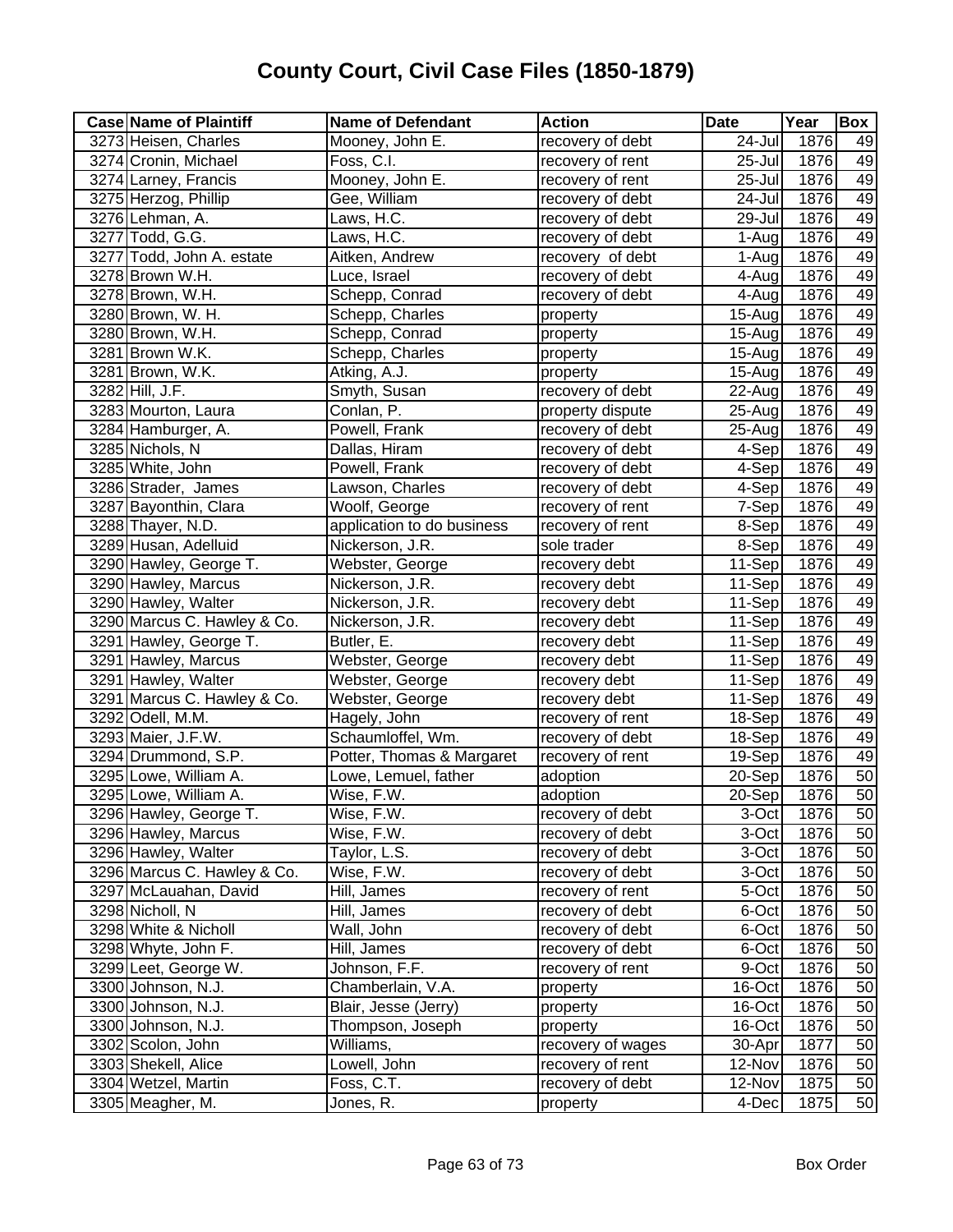# County Court, Civil Case Files (1850-1879)

| Case | Name of Plaintiff | Name of Defendant | Action | Date | Year | Box |
|---|---|---|---|---|---|---|
| 3273 | Heisen, Charles | Mooney, John E. | recovery of debt | 24-Jul | 1876 | 49 |
| 3274 | Cronin, Michael | Foss, C.I. | recovery of rent | 25-Jul | 1876 | 49 |
| 3274 | Larney, Francis | Mooney, John E. | recovery of rent | 25-Jul | 1876 | 49 |
| 3275 | Herzog, Phillip | Gee, William | recovery of debt | 24-Jul | 1876 | 49 |
| 3276 | Lehman, A. | Laws, H.C. | recovery of debt | 29-Jul | 1876 | 49 |
| 3277 | Todd, G.G. | Laws, H.C. | recovery of debt | 1-Aug | 1876 | 49 |
| 3277 | Todd, John A. estate | Aitken, Andrew | recovery of debt | 1-Aug | 1876 | 49 |
| 3278 | Brown W.H. | Luce, Israel | recovery of debt | 4-Aug | 1876 | 49 |
| 3278 | Brown, W.H. | Schepp, Conrad | recovery of debt | 4-Aug | 1876 | 49 |
| 3280 | Brown, W. H. | Schepp, Charles | property | 15-Aug | 1876 | 49 |
| 3280 | Brown, W.H. | Schepp, Conrad | property | 15-Aug | 1876 | 49 |
| 3281 | Brown W.K. | Schepp, Charles | property | 15-Aug | 1876 | 49 |
| 3281 | Brown, W.K. | Atking, A.J. | property | 15-Aug | 1876 | 49 |
| 3282 | Hill, J.F. | Smyth, Susan | recovery of debt | 22-Aug | 1876 | 49 |
| 3283 | Mourton, Laura | Conlan, P. | property dispute | 25-Aug | 1876 | 49 |
| 3284 | Hamburger, A. | Powell, Frank | recovery of debt | 25-Aug | 1876 | 49 |
| 3285 | Nichols, N | Dallas, Hiram | recovery of debt | 4-Sep | 1876 | 49 |
| 3285 | White, John | Powell, Frank | recovery of debt | 4-Sep | 1876 | 49 |
| 3286 | Strader, James | Lawson, Charles | recovery of debt | 4-Sep | 1876 | 49 |
| 3287 | Bayonthin, Clara | Woolf, George | recovery of rent | 7-Sep | 1876 | 49 |
| 3288 | Thayer, N.D. | application to do business | recovery of rent | 8-Sep | 1876 | 49 |
| 3289 | Husan, Adelluid | Nickerson, J.R. | sole trader | 8-Sep | 1876 | 49 |
| 3290 | Hawley, George T. | Webster, George | recovery debt | 11-Sep | 1876 | 49 |
| 3290 | Hawley, Marcus | Nickerson, J.R. | recovery debt | 11-Sep | 1876 | 49 |
| 3290 | Hawley, Walter | Nickerson, J.R. | recovery debt | 11-Sep | 1876 | 49 |
| 3290 | Marcus C. Hawley & Co. | Nickerson, J.R. | recovery debt | 11-Sep | 1876 | 49 |
| 3291 | Hawley, George T. | Butler, E. | recovery debt | 11-Sep | 1876 | 49 |
| 3291 | Hawley, Marcus | Webster, George | recovery debt | 11-Sep | 1876 | 49 |
| 3291 | Hawley, Walter | Webster, George | recovery debt | 11-Sep | 1876 | 49 |
| 3291 | Marcus C. Hawley & Co. | Webster, George | recovery debt | 11-Sep | 1876 | 49 |
| 3292 | Odell, M.M. | Hagely, John | recovery of rent | 18-Sep | 1876 | 49 |
| 3293 | Maier, J.F.W. | Schaumloffel, Wm. | recovery of debt | 18-Sep | 1876 | 49 |
| 3294 | Drummond, S.P. | Potter, Thomas & Margaret | recovery of rent | 19-Sep | 1876 | 49 |
| 3295 | Lowe, William A. | Lowe, Lemuel, father | adoption | 20-Sep | 1876 | 50 |
| 3295 | Lowe, William A. | Wise, F.W. | adoption | 20-Sep | 1876 | 50 |
| 3296 | Hawley, George T. | Wise, F.W. | recovery of debt | 3-Oct | 1876 | 50 |
| 3296 | Hawley, Marcus | Wise, F.W. | recovery of debt | 3-Oct | 1876 | 50 |
| 3296 | Hawley, Walter | Taylor, L.S. | recovery of debt | 3-Oct | 1876 | 50 |
| 3296 | Marcus C. Hawley & Co. | Wise, F.W. | recovery of debt | 3-Oct | 1876 | 50 |
| 3297 | McLauahan, David | Hill, James | recovery of rent | 5-Oct | 1876 | 50 |
| 3298 | Nicholl, N | Hill, James | recovery of debt | 6-Oct | 1876 | 50 |
| 3298 | White & Nicholl | Wall, John | recovery of debt | 6-Oct | 1876 | 50 |
| 3298 | Whyte, John F. | Hill, James | recovery of debt | 6-Oct | 1876 | 50 |
| 3299 | Leet, George W. | Johnson, F.F. | recovery of rent | 9-Oct | 1876 | 50 |
| 3300 | Johnson, N.J. | Chamberlain, V.A. | property | 16-Oct | 1876 | 50 |
| 3300 | Johnson, N.J. | Blair, Jesse (Jerry) | property | 16-Oct | 1876 | 50 |
| 3300 | Johnson, N.J. | Thompson, Joseph | property | 16-Oct | 1876 | 50 |
| 3302 | Scolon, John | Williams, | recovery of wages | 30-Apr | 1877 | 50 |
| 3303 | Shekell, Alice | Lowell, John | recovery of rent | 12-Nov | 1876 | 50 |
| 3304 | Wetzel, Martin | Foss, C.T. | recovery of debt | 12-Nov | 1875 | 50 |
| 3305 | Meagher, M. | Jones, R. | property | 4-Dec | 1875 | 50 |

Box Order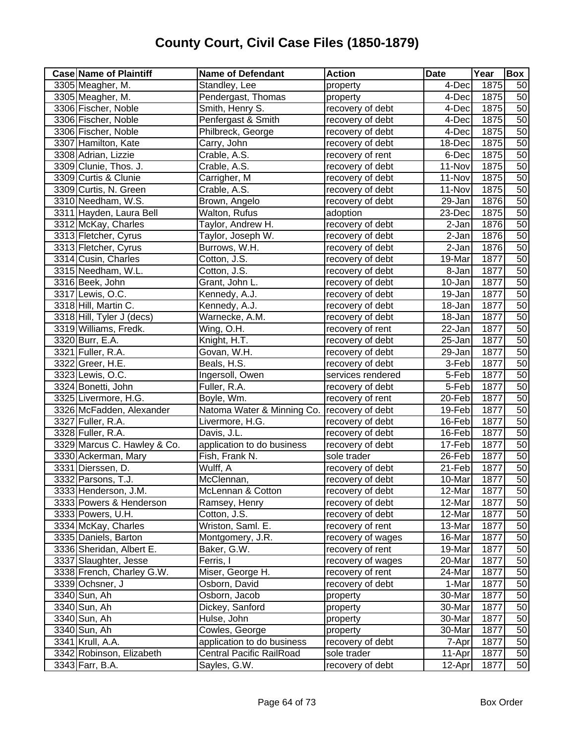# County Court, Civil Case Files (1850-1879)

| Case | Name of Plaintiff | Name of Defendant | Action | Date | Year | Box |
|---|---|---|---|---|---|---|
| 3305 | Meagher, M. | Standley, Lee | property | 4-Dec | 1875 | 50 |
| 3305 | Meagher, M. | Pendergast, Thomas | property | 4-Dec | 1875 | 50 |
| 3306 | Fischer, Noble | Smith, Henry S. | recovery of debt | 4-Dec | 1875 | 50 |
| 3306 | Fischer, Noble | Penfergast & Smith | recovery of debt | 4-Dec | 1875 | 50 |
| 3306 | Fischer, Noble | Philbreck, George | recovery of debt | 4-Dec | 1875 | 50 |
| 3307 | Hamilton, Kate | Carry, John | recovery of debt | 18-Dec | 1875 | 50 |
| 3308 | Adrian, Lizzie | Crable, A.S. | recovery of rent | 6-Dec | 1875 | 50 |
| 3309 | Clunie, Thos. J. | Crable, A.S. | recovery of debt | 11-Nov | 1875 | 50 |
| 3309 | Curtis & Clunie | Carrigher, M | recovery of debt | 11-Nov | 1875 | 50 |
| 3309 | Curtis, N. Green | Crable, A.S. | recovery of debt | 11-Nov | 1875 | 50 |
| 3310 | Needham, W.S. | Brown, Angelo | recovery of debt | 29-Jan | 1876 | 50 |
| 3311 | Hayden, Laura Bell | Walton, Rufus | adoption | 23-Dec | 1875 | 50 |
| 3312 | McKay, Charles | Taylor, Andrew H. | recovery of debt | 2-Jan | 1876 | 50 |
| 3313 | Fletcher, Cyrus | Taylor, Joseph W. | recovery of debt | 2-Jan | 1876 | 50 |
| 3313 | Fletcher, Cyrus | Burrows, W.H. | recovery of debt | 2-Jan | 1876 | 50 |
| 3314 | Cusin, Charles | Cotton, J.S. | recovery of debt | 19-Mar | 1877 | 50 |
| 3315 | Needham, W.L. | Cotton, J.S. | recovery of debt | 8-Jan | 1877 | 50 |
| 3316 | Beek, John | Grant, John L. | recovery of debt | 10-Jan | 1877 | 50 |
| 3317 | Lewis, O.C. | Kennedy, A.J. | recovery of debt | 19-Jan | 1877 | 50 |
| 3318 | Hill, Martin C. | Kennedy, A.J. | recovery of debt | 18-Jan | 1877 | 50 |
| 3318 | Hill, Tyler J (decs) | Warnecke, A.M. | recovery of debt | 18-Jan | 1877 | 50 |
| 3319 | Williams, Fredk. | Wing, O.H. | recovery of rent | 22-Jan | 1877 | 50 |
| 3320 | Burr, E.A. | Knight, H.T. | recovery of debt | 25-Jan | 1877 | 50 |
| 3321 | Fuller, R.A. | Govan, W.H. | recovery of debt | 29-Jan | 1877 | 50 |
| 3322 | Greer, H.E. | Beals, H.S. | recovery of debt | 3-Feb | 1877 | 50 |
| 3323 | Lewis, O.C. | Ingersoll, Owen | services rendered | 5-Feb | 1877 | 50 |
| 3324 | Bonetti, John | Fuller, R.A. | recovery of debt | 5-Feb | 1877 | 50 |
| 3325 | Livermore, H.G. | Boyle, Wm. | recovery of rent | 20-Feb | 1877 | 50 |
| 3326 | McFadden, Alexander | Natoma Water & Minning Co. | recovery of debt | 19-Feb | 1877 | 50 |
| 3327 | Fuller, R.A. | Livermore, H.G. | recovery of debt | 16-Feb | 1877 | 50 |
| 3328 | Fuller, R.A. | Davis, J.L. | recovery of debt | 16-Feb | 1877 | 50 |
| 3329 | Marcus C. Hawley & Co. | application to do business | recovery of debt | 17-Feb | 1877 | 50 |
| 3330 | Ackerman, Mary | Fish, Frank N. | sole trader | 26-Feb | 1877 | 50 |
| 3331 | Dierssen, D. | Wulff, A | recovery of debt | 21-Feb | 1877 | 50 |
| 3332 | Parsons, T.J. | McClennan, | recovery of debt | 10-Mar | 1877 | 50 |
| 3333 | Henderson, J.M. | McLennan & Cotton | recovery of debt | 12-Mar | 1877 | 50 |
| 3333 | Powers & Henderson | Ramsey, Henry | recovery of debt | 12-Mar | 1877 | 50 |
| 3333 | Powers, U.H. | Cotton, J.S. | recovery of debt | 12-Mar | 1877 | 50 |
| 3334 | McKay, Charles | Wriston, Saml. E. | recovery of rent | 13-Mar | 1877 | 50 |
| 3335 | Daniels, Barton | Montgomery, J.R. | recovery of wages | 16-Mar | 1877 | 50 |
| 3336 | Sheridan, Albert E. | Baker, G.W. | recovery of rent | 19-Mar | 1877 | 50 |
| 3337 | Slaughter, Jesse | Ferris, I | recovery of wages | 20-Mar | 1877 | 50 |
| 3338 | French, Charley G.W. | Miser, George H. | recovery of rent | 24-Mar | 1877 | 50 |
| 3339 | Ochsner, J | Osborn, David | recovery of debt | 1-Mar | 1877 | 50 |
| 3340 | Sun, Ah | Osborn, Jacob | property | 30-Mar | 1877 | 50 |
| 3340 | Sun, Ah | Dickey, Sanford | property | 30-Mar | 1877 | 50 |
| 3340 | Sun, Ah | Hulse, John | property | 30-Mar | 1877 | 50 |
| 3340 | Sun, Ah | Cowles, George | property | 30-Mar | 1877 | 50 |
| 3341 | Krull, A.A. | application to do business | recovery of debt | 7-Apr | 1877 | 50 |
| 3342 | Robinson, Elizabeth | Central Pacific RailRoad | sole trader | 11-Apr | 1877 | 50 |
| 3343 | Farr, B.A. | Sayles, G.W. | recovery of debt | 12-Apr | 1877 | 50 |

Box Order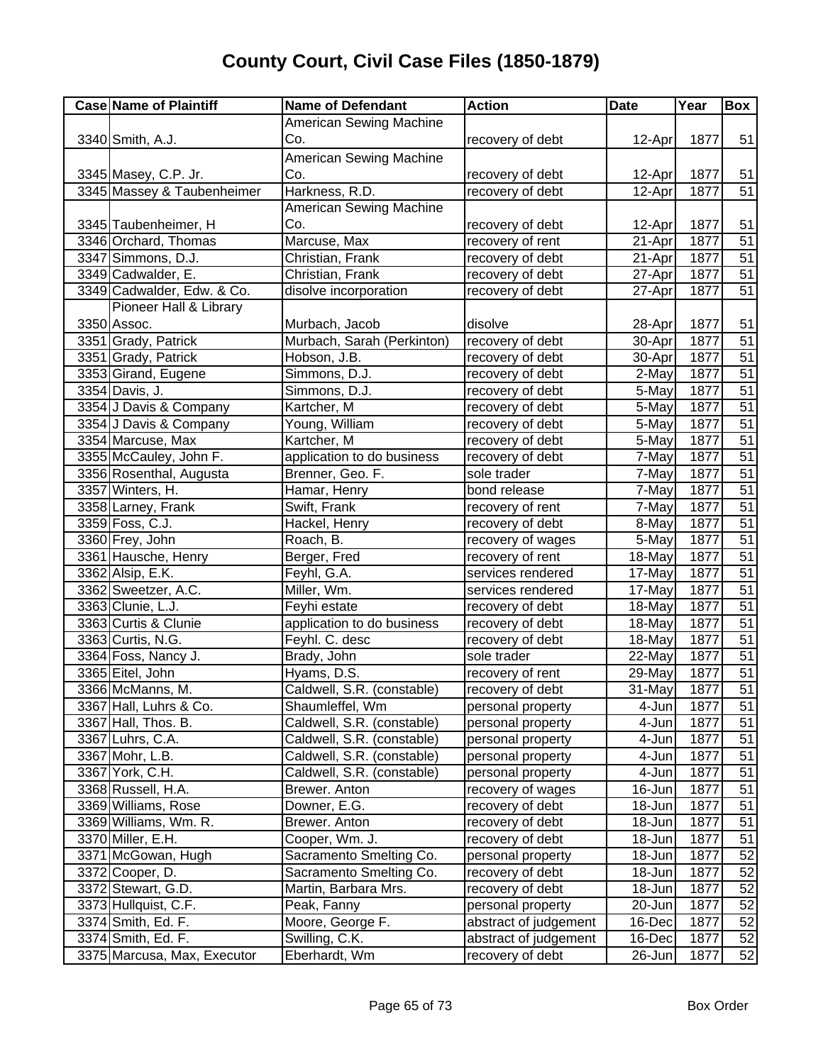# County Court, Civil Case Files (1850-1879)

| Case | Name of Plaintiff | Name of Defendant | Action | Date | Year | Box |
|---|---|---|---|---|---|---|
| 3340 | Smith, A.J. | American Sewing Machine Co. | recovery of debt | 12-Apr | 1877 | 51 |
| 3345 | Masey, C.P. Jr. | American Sewing Machine Co. | recovery of debt | 12-Apr | 1877 | 51 |
| 3345 | Massey & Taubenheimer | Harkness, R.D. | recovery of debt | 12-Apr | 1877 | 51 |
| 3345 | Taubenheimer, H | American Sewing Machine Co. | recovery of debt | 12-Apr | 1877 | 51 |
| 3346 | Orchard, Thomas | Marcuse, Max | recovery of rent | 21-Apr | 1877 | 51 |
| 3347 | Simmons, D.J. | Christian, Frank | recovery of debt | 21-Apr | 1877 | 51 |
| 3349 | Cadwalder, E. | Christian, Frank | recovery of debt | 27-Apr | 1877 | 51 |
| 3349 | Cadwalder, Edw. & Co. | disolve incorporation | recovery of debt | 27-Apr | 1877 | 51 |
| 3350 | Pioneer Hall & Library Assoc. | Murbach, Jacob | disolve | 28-Apr | 1877 | 51 |
| 3351 | Grady, Patrick | Murbach, Sarah (Perkinton) | recovery of debt | 30-Apr | 1877 | 51 |
| 3351 | Grady, Patrick | Hobson, J.B. | recovery of debt | 30-Apr | 1877 | 51 |
| 3353 | Girand, Eugene | Simmons, D.J. | recovery of debt | 2-May | 1877 | 51 |
| 3354 | Davis, J. | Simmons, D.J. | recovery of debt | 5-May | 1877 | 51 |
| 3354 | J Davis & Company | Kartcher, M | recovery of debt | 5-May | 1877 | 51 |
| 3354 | J Davis & Company | Young, William | recovery of debt | 5-May | 1877 | 51 |
| 3354 | Marcuse, Max | Kartcher, M | recovery of debt | 5-May | 1877 | 51 |
| 3355 | McCauley, John F. | application to do business | recovery of debt | 7-May | 1877 | 51 |
| 3356 | Rosenthal, Augusta | Brenner, Geo. F. | sole trader | 7-May | 1877 | 51 |
| 3357 | Winters, H. | Hamar, Henry | bond release | 7-May | 1877 | 51 |
| 3358 | Larney, Frank | Swift, Frank | recovery of rent | 7-May | 1877 | 51 |
| 3359 | Foss, C.J. | Hackel, Henry | recovery of debt | 8-May | 1877 | 51 |
| 3360 | Frey, John | Roach, B. | recovery of wages | 5-May | 1877 | 51 |
| 3361 | Hausche, Henry | Berger, Fred | recovery of rent | 18-May | 1877 | 51 |
| 3362 | Alsip, E.K. | Feyhl, G.A. | services rendered | 17-May | 1877 | 51 |
| 3362 | Sweetzer, A.C. | Miller, Wm. | services rendered | 17-May | 1877 | 51 |
| 3363 | Clunie, L.J. | Feyhi estate | recovery of debt | 18-May | 1877 | 51 |
| 3363 | Curtis & Clunie | application to do business | recovery of debt | 18-May | 1877 | 51 |
| 3363 | Curtis, N.G. | Feyhl. C. desc | recovery of debt | 18-May | 1877 | 51 |
| 3364 | Foss, Nancy J. | Brady, John | sole trader | 22-May | 1877 | 51 |
| 3365 | Eitel, John | Hyams, D.S. | recovery of rent | 29-May | 1877 | 51 |
| 3366 | McManns, M. | Caldwell, S.R. (constable) | recovery of debt | 31-May | 1877 | 51 |
| 3367 | Hall, Luhrs & Co. | Shaumleffel, Wm | personal property | 4-Jun | 1877 | 51 |
| 3367 | Hall, Thos. B. | Caldwell, S.R. (constable) | personal property | 4-Jun | 1877 | 51 |
| 3367 | Luhrs, C.A. | Caldwell, S.R. (constable) | personal property | 4-Jun | 1877 | 51 |
| 3367 | Mohr, L.B. | Caldwell, S.R. (constable) | personal property | 4-Jun | 1877 | 51 |
| 3367 | York, C.H. | Caldwell, S.R. (constable) | personal property | 4-Jun | 1877 | 51 |
| 3368 | Russell, H.A. | Brewer. Anton | recovery of wages | 16-Jun | 1877 | 51 |
| 3369 | Williams, Rose | Downer, E.G. | recovery of debt | 18-Jun | 1877 | 51 |
| 3369 | Williams, Wm. R. | Brewer. Anton | recovery of debt | 18-Jun | 1877 | 51 |
| 3370 | Miller, E.H. | Cooper, Wm. J. | recovery of debt | 18-Jun | 1877 | 51 |
| 3371 | McGowan, Hugh | Sacramento Smelting Co. | personal property | 18-Jun | 1877 | 52 |
| 3372 | Cooper, D. | Sacramento Smelting Co. | recovery of debt | 18-Jun | 1877 | 52 |
| 3372 | Stewart, G.D. | Martin, Barbara Mrs. | recovery of debt | 18-Jun | 1877 | 52 |
| 3373 | Hullquist, C.F. | Peak, Fanny | personal property | 20-Jun | 1877 | 52 |
| 3374 | Smith, Ed. F. | Moore, George F. | abstract of judgement | 16-Dec | 1877 | 52 |
| 3374 | Smith, Ed. F. | Swilling, C.K. | abstract of judgement | 16-Dec | 1877 | 52 |
| 3375 | Marcusa, Max, Executor | Eberhardt, Wm | recovery of debt | 26-Jun | 1877 | 52 |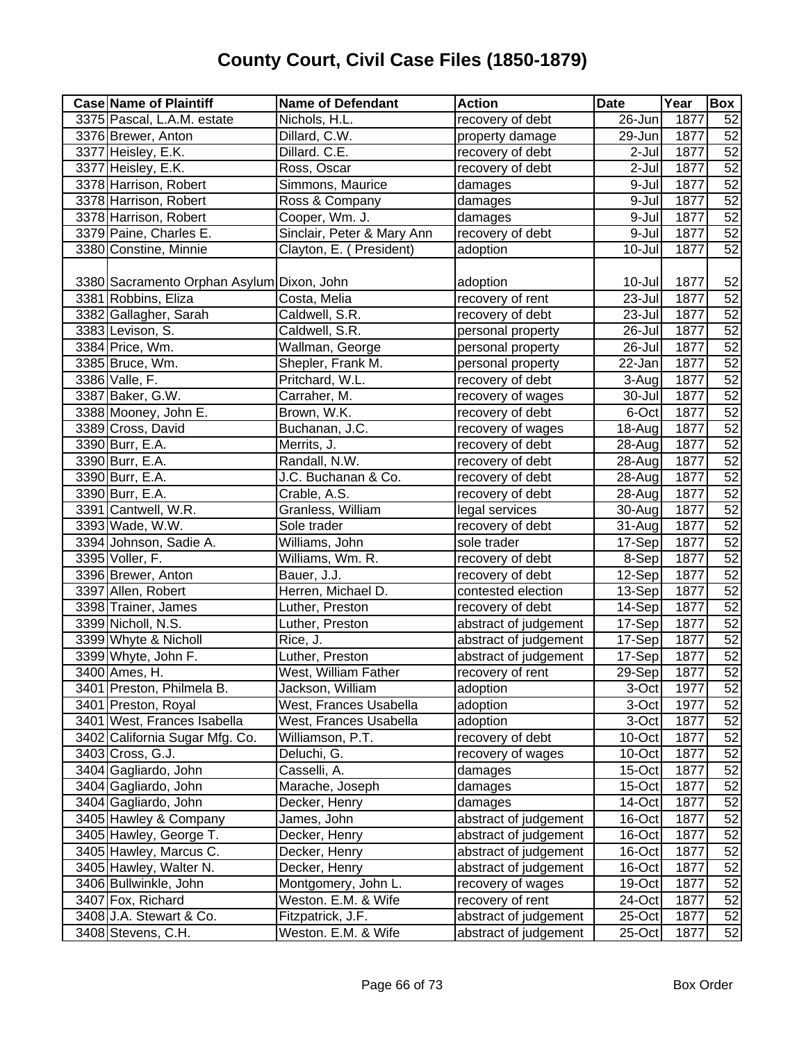# County Court, Civil Case Files (1850-1879)

| Case | Name of Plaintiff | Name of Defendant | Action | Date | Year | Box |
|---|---|---|---|---|---|---|
| 3375 | Pascal, L.A.M. estate | Nichols, H.L. | recovery of debt | 26-Jun | 1877 | 52 |
| 3376 | Brewer, Anton | Dillard, C.W. | property damage | 29-Jun | 1877 | 52 |
| 3377 | Heisley, E.K. | Dillard. C.E. | recovery of debt | 2-Jul | 1877 | 52 |
| 3377 | Heisley, E.K. | Ross, Oscar | recovery of debt | 2-Jul | 1877 | 52 |
| 3378 | Harrison, Robert | Simmons, Maurice | damages | 9-Jul | 1877 | 52 |
| 3378 | Harrison, Robert | Ross & Company | damages | 9-Jul | 1877 | 52 |
| 3378 | Harrison, Robert | Cooper, Wm. J. | damages | 9-Jul | 1877 | 52 |
| 3379 | Paine, Charles E. | Sinclair, Peter & Mary Ann | recovery of debt | 9-Jul | 1877 | 52 |
| 3380 | Constine, Minnie | Clayton, E. ( President) | adoption | 10-Jul | 1877 | 52 |
| 3380 | Sacramento Orphan Asylum | Dixon, John | adoption | 10-Jul | 1877 | 52 |
| 3381 | Robbins, Eliza | Costa, Melia | recovery of rent | 23-Jul | 1877 | 52 |
| 3382 | Gallagher, Sarah | Caldwell, S.R. | recovery of debt | 23-Jul | 1877 | 52 |
| 3383 | Levison, S. | Caldwell, S.R. | personal property | 26-Jul | 1877 | 52 |
| 3384 | Price, Wm. | Wallman, George | personal property | 26-Jul | 1877 | 52 |
| 3385 | Bruce, Wm. | Shepler, Frank M. | personal property | 22-Jan | 1877 | 52 |
| 3386 | Valle, F. | Pritchard, W.L. | recovery of debt | 3-Aug | 1877 | 52 |
| 3387 | Baker, G.W. | Carraher, M. | recovery of wages | 30-Jul | 1877 | 52 |
| 3388 | Mooney, John E. | Brown, W.K. | recovery of debt | 6-Oct | 1877 | 52 |
| 3389 | Cross, David | Buchanan, J.C. | recovery of wages | 18-Aug | 1877 | 52 |
| 3390 | Burr, E.A. | Merrits, J. | recovery of debt | 28-Aug | 1877 | 52 |
| 3390 | Burr, E.A. | Randall, N.W. | recovery of debt | 28-Aug | 1877 | 52 |
| 3390 | Burr, E.A. | J.C. Buchanan & Co. | recovery of debt | 28-Aug | 1877 | 52 |
| 3390 | Burr, E.A. | Crable, A.S. | recovery of debt | 28-Aug | 1877 | 52 |
| 3391 | Cantwell, W.R. | Granless, William | legal services | 30-Aug | 1877 | 52 |
| 3393 | Wade, W.W. | Sole trader | recovery of debt | 31-Aug | 1877 | 52 |
| 3394 | Johnson, Sadie A. | Williams, John | sole trader | 17-Sep | 1877 | 52 |
| 3395 | Voller, F. | Williams, Wm. R. | recovery of debt | 8-Sep | 1877 | 52 |
| 3396 | Brewer, Anton | Bauer, J.J. | recovery of debt | 12-Sep | 1877 | 52 |
| 3397 | Allen, Robert | Herren, Michael D. | contested election | 13-Sep | 1877 | 52 |
| 3398 | Trainer, James | Luther, Preston | recovery of debt | 14-Sep | 1877 | 52 |
| 3399 | Nicholl, N.S. | Luther, Preston | abstract of judgement | 17-Sep | 1877 | 52 |
| 3399 | Whyte & Nicholl | Rice, J. | abstract of judgement | 17-Sep | 1877 | 52 |
| 3399 | Whyte, John F. | Luther, Preston | abstract of judgement | 17-Sep | 1877 | 52 |
| 3400 | Ames, H. | West, William Father | recovery of rent | 29-Sep | 1877 | 52 |
| 3401 | Preston, Philmela B. | Jackson, William | adoption | 3-Oct | 1977 | 52 |
| 3401 | Preston, Royal | West, Frances Usabella | adoption | 3-Oct | 1977 | 52 |
| 3401 | West, Frances Isabella | West, Frances Usabella | adoption | 3-Oct | 1877 | 52 |
| 3402 | California Sugar Mfg. Co. | Williamson, P.T. | recovery of debt | 10-Oct | 1877 | 52 |
| 3403 | Cross, G.J. | Deluchi, G. | recovery of wages | 10-Oct | 1877 | 52 |
| 3404 | Gagliardo, John | Casselli, A. | damages | 15-Oct | 1877 | 52 |
| 3404 | Gagliardo, John | Marache, Joseph | damages | 15-Oct | 1877 | 52 |
| 3404 | Gagliardo, John | Decker, Henry | damages | 14-Oct | 1877 | 52 |
| 3405 | Hawley & Company | James, John | abstract of judgement | 16-Oct | 1877 | 52 |
| 3405 | Hawley, George T. | Decker, Henry | abstract of judgement | 16-Oct | 1877 | 52 |
| 3405 | Hawley, Marcus C. | Decker, Henry | abstract of judgement | 16-Oct | 1877 | 52 |
| 3405 | Hawley, Walter N. | Decker, Henry | abstract of judgement | 16-Oct | 1877 | 52 |
| 3406 | Bullwinkle, John | Montgomery, John L. | recovery of wages | 19-Oct | 1877 | 52 |
| 3407 | Fox, Richard | Weston. E.M. & Wife | recovery of rent | 24-Oct | 1877 | 52 |
| 3408 | J.A. Stewart & Co. | Fitzpatrick, J.F. | abstract of judgement | 25-Oct | 1877 | 52 |
| 3408 | Stevens, C.H. | Weston. E.M. & Wife | abstract of judgement | 25-Oct | 1877 | 52 |

Box Order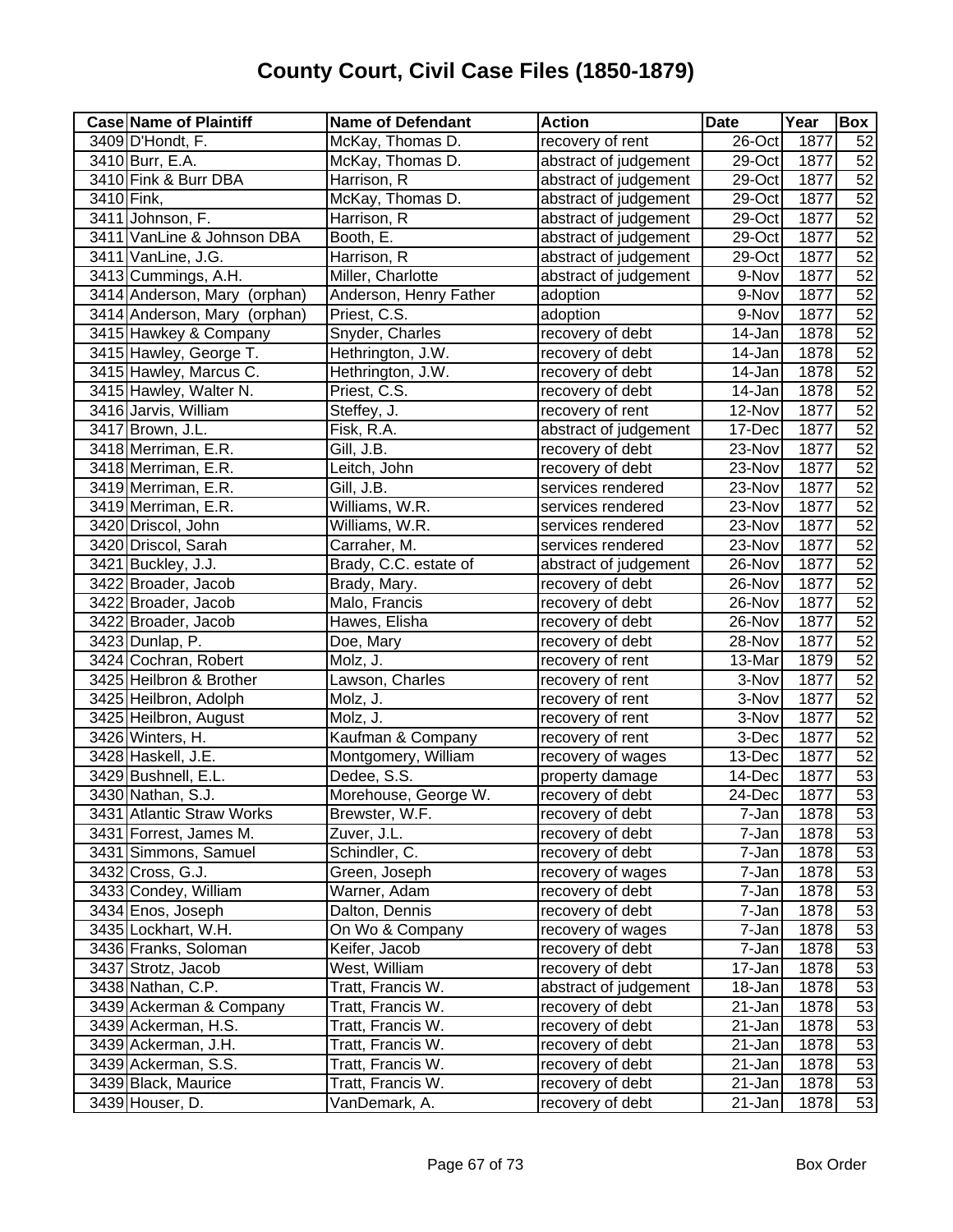# County Court, Civil Case Files (1850-1879)

| Case | Name of Plaintiff | Name of Defendant | Action | Date | Year | Box |
|---|---|---|---|---|---|---|
| 3409 | D'Hondt, F. | McKay, Thomas D. | recovery of rent | 26-Oct | 1877 | 52 |
| 3410 | Burr, E.A. | McKay, Thomas D. | abstract of judgement | 29-Oct | 1877 | 52 |
| 3410 | Fink & Burr DBA | Harrison, R | abstract of judgement | 29-Oct | 1877 | 52 |
| 3410 | Fink, | McKay, Thomas D. | abstract of judgement | 29-Oct | 1877 | 52 |
| 3411 | Johnson, F. | Harrison, R | abstract of judgement | 29-Oct | 1877 | 52 |
| 3411 | VanLine & Johnson DBA | Booth, E. | abstract of judgement | 29-Oct | 1877 | 52 |
| 3411 | VanLine, J.G. | Harrison, R | abstract of judgement | 29-Oct | 1877 | 52 |
| 3413 | Cummings, A.H. | Miller, Charlotte | abstract of judgement | 9-Nov | 1877 | 52 |
| 3414 | Anderson, Mary (orphan) | Anderson, Henry Father | adoption | 9-Nov | 1877 | 52 |
| 3414 | Anderson, Mary (orphan) | Priest, C.S. | adoption | 9-Nov | 1877 | 52 |
| 3415 | Hawkey & Company | Snyder, Charles | recovery of debt | 14-Jan | 1878 | 52 |
| 3415 | Hawley, George T. | Hethrington, J.W. | recovery of debt | 14-Jan | 1878 | 52 |
| 3415 | Hawley, Marcus C. | Hethrington, J.W. | recovery of debt | 14-Jan | 1878 | 52 |
| 3415 | Hawley, Walter N. | Priest, C.S. | recovery of debt | 14-Jan | 1878 | 52 |
| 3416 | Jarvis, William | Steffey, J. | recovery of rent | 12-Nov | 1877 | 52 |
| 3417 | Brown, J.L. | Fisk, R.A. | abstract of judgement | 17-Dec | 1877 | 52 |
| 3418 | Merriman, E.R. | Gill, J.B. | recovery of debt | 23-Nov | 1877 | 52 |
| 3418 | Merriman, E.R. | Leitch, John | recovery of debt | 23-Nov | 1877 | 52 |
| 3419 | Merriman, E.R. | Gill, J.B. | services rendered | 23-Nov | 1877 | 52 |
| 3419 | Merriman, E.R. | Williams, W.R. | services rendered | 23-Nov | 1877 | 52 |
| 3420 | Driscol, John | Williams, W.R. | services rendered | 23-Nov | 1877 | 52 |
| 3420 | Driscol, Sarah | Carraher, M. | services rendered | 23-Nov | 1877 | 52 |
| 3421 | Buckley, J.J. | Brady, C.C. estate of | abstract of judgement | 26-Nov | 1877 | 52 |
| 3422 | Broader, Jacob | Brady, Mary. | recovery of debt | 26-Nov | 1877 | 52 |
| 3422 | Broader, Jacob | Malo, Francis | recovery of debt | 26-Nov | 1877 | 52 |
| 3422 | Broader, Jacob | Hawes, Elisha | recovery of debt | 26-Nov | 1877 | 52 |
| 3423 | Dunlap, P. | Doe, Mary | recovery of debt | 28-Nov | 1877 | 52 |
| 3424 | Cochran, Robert | Molz, J. | recovery of rent | 13-Mar | 1879 | 52 |
| 3425 | Heilbron & Brother | Lawson, Charles | recovery of rent | 3-Nov | 1877 | 52 |
| 3425 | Heilbron, Adolph | Molz, J. | recovery of rent | 3-Nov | 1877 | 52 |
| 3425 | Heilbron, August | Molz, J. | recovery of rent | 3-Nov | 1877 | 52 |
| 3426 | Winters, H. | Kaufman & Company | recovery of rent | 3-Dec | 1877 | 52 |
| 3428 | Haskell, J.E. | Montgomery, William | recovery of wages | 13-Dec | 1877 | 52 |
| 3429 | Bushnell, E.L. | Dedee, S.S. | property damage | 14-Dec | 1877 | 53 |
| 3430 | Nathan, S.J. | Morehouse, George W. | recovery of debt | 24-Dec | 1877 | 53 |
| 3431 | Atlantic Straw Works | Brewster, W.F. | recovery of debt | 7-Jan | 1878 | 53 |
| 3431 | Forrest, James M. | Zuver, J.L. | recovery of debt | 7-Jan | 1878 | 53 |
| 3431 | Simmons, Samuel | Schindler, C. | recovery of debt | 7-Jan | 1878 | 53 |
| 3432 | Cross, G.J. | Green, Joseph | recovery of wages | 7-Jan | 1878 | 53 |
| 3433 | Condey, William | Warner, Adam | recovery of debt | 7-Jan | 1878 | 53 |
| 3434 | Enos, Joseph | Dalton, Dennis | recovery of debt | 7-Jan | 1878 | 53 |
| 3435 | Lockhart, W.H. | On Wo & Company | recovery of wages | 7-Jan | 1878 | 53 |
| 3436 | Franks, Soloman | Keifer, Jacob | recovery of debt | 7-Jan | 1878 | 53 |
| 3437 | Strotz, Jacob | West, William | recovery of debt | 17-Jan | 1878 | 53 |
| 3438 | Nathan, C.P. | Tratt, Francis W. | abstract of judgement | 18-Jan | 1878 | 53 |
| 3439 | Ackerman & Company | Tratt, Francis W. | recovery of debt | 21-Jan | 1878 | 53 |
| 3439 | Ackerman, H.S. | Tratt, Francis W. | recovery of debt | 21-Jan | 1878 | 53 |
| 3439 | Ackerman, J.H. | Tratt, Francis W. | recovery of debt | 21-Jan | 1878 | 53 |
| 3439 | Ackerman, S.S. | Tratt, Francis W. | recovery of debt | 21-Jan | 1878 | 53 |
| 3439 | Black, Maurice | Tratt, Francis W. | recovery of debt | 21-Jan | 1878 | 53 |
| 3439 | Houser, D. | VanDemark, A. | recovery of debt | 21-Jan | 1878 | 53 |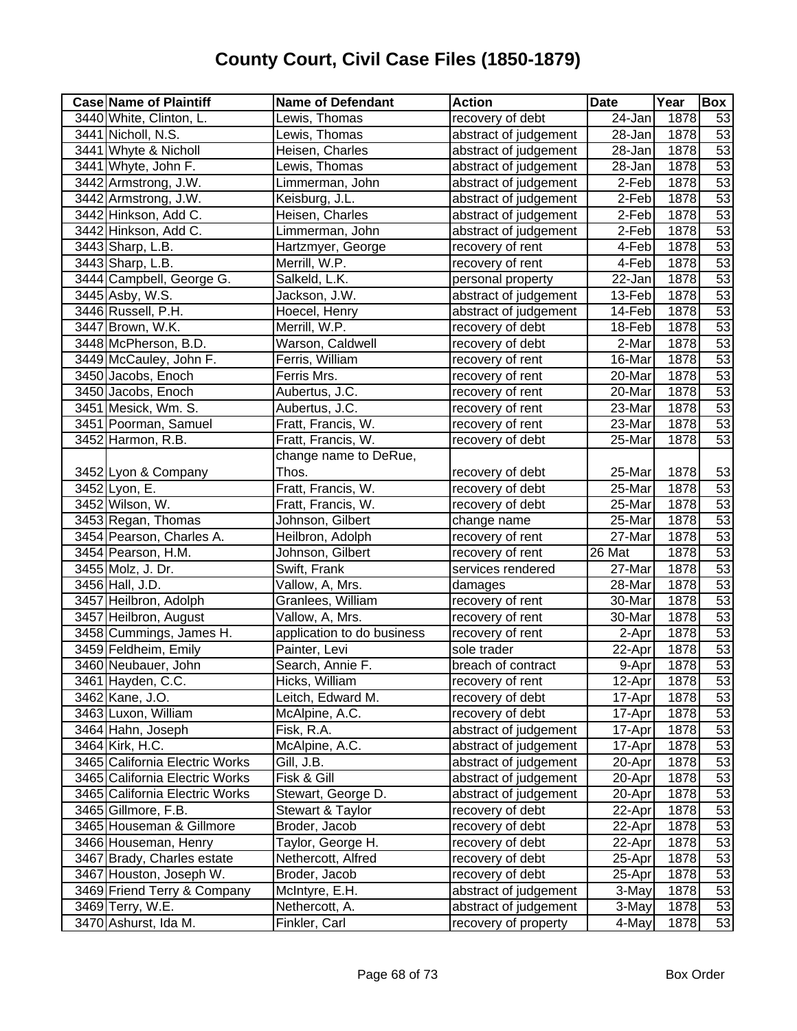# County Court, Civil Case Files (1850-1879)

| Case | Name of Plaintiff | Name of Defendant | Action | Date | Year | Box |
|---|---|---|---|---|---|---|
| 3440 | White, Clinton, L. | Lewis, Thomas | recovery of debt | 24-Jan | 1878 | 53 |
| 3441 | Nicholl, N.S. | Lewis, Thomas | abstract of judgement | 28-Jan | 1878 | 53 |
| 3441 | Whyte & Nicholl | Heisen, Charles | abstract of judgement | 28-Jan | 1878 | 53 |
| 3441 | Whyte, John F. | Lewis, Thomas | abstract of judgement | 28-Jan | 1878 | 53 |
| 3442 | Armstrong, J.W. | Limmerman, John | abstract of judgement | 2-Feb | 1878 | 53 |
| 3442 | Armstrong, J.W. | Keisburg, J.L. | abstract of judgement | 2-Feb | 1878 | 53 |
| 3442 | Hinkson, Add C. | Heisen, Charles | abstract of judgement | 2-Feb | 1878 | 53 |
| 3442 | Hinkson, Add C. | Limmerman, John | abstract of judgement | 2-Feb | 1878 | 53 |
| 3443 | Sharp, L.B. | Hartzmyer, George | recovery of rent | 4-Feb | 1878 | 53 |
| 3443 | Sharp, L.B. | Merrill, W.P. | recovery of rent | 4-Feb | 1878 | 53 |
| 3444 | Campbell, George G. | Salkeld, L.K. | personal property | 22-Jan | 1878 | 53 |
| 3445 | Asby, W.S. | Jackson, J.W. | abstract of judgement | 13-Feb | 1878 | 53 |
| 3446 | Russell, P.H. | Hoecel, Henry | abstract of judgement | 14-Feb | 1878 | 53 |
| 3447 | Brown, W.K. | Merrill, W.P. | recovery of debt | 18-Feb | 1878 | 53 |
| 3448 | McPherson, B.D. | Warson, Caldwell | recovery of debt | 2-Mar | 1878 | 53 |
| 3449 | McCauley, John F. | Ferris, William | recovery of rent | 16-Mar | 1878 | 53 |
| 3450 | Jacobs, Enoch | Ferris Mrs. | recovery of rent | 20-Mar | 1878 | 53 |
| 3450 | Jacobs, Enoch | Aubertus, J.C. | recovery of rent | 20-Mar | 1878 | 53 |
| 3451 | Mesick, Wm. S. | Aubertus, J.C. | recovery of rent | 23-Mar | 1878 | 53 |
| 3451 | Poorman, Samuel | Fratt, Francis, W. | recovery of rent | 23-Mar | 1878 | 53 |
| 3452 | Harmon, R.B. | Fratt, Francis, W. | recovery of debt | 25-Mar | 1878 | 53 |
| 3452 | Lyon & Company | change name to DeRue, Thos. | recovery of debt | 25-Mar | 1878 | 53 |
| 3452 | Lyon, E. | Fratt, Francis, W. | recovery of debt | 25-Mar | 1878 | 53 |
| 3452 | Wilson, W. | Fratt, Francis, W. | recovery of debt | 25-Mar | 1878 | 53 |
| 3453 | Regan, Thomas | Johnson, Gilbert | change name | 25-Mar | 1878 | 53 |
| 3454 | Pearson, Charles A. | Heilbron, Adolph | recovery of rent | 27-Mar | 1878 | 53 |
| 3454 | Pearson, H.M. | Johnson, Gilbert | recovery of rent | 26 Mat | 1878 | 53 |
| 3455 | Molz, J. Dr. | Swift, Frank | services rendered | 27-Mar | 1878 | 53 |
| 3456 | Hall, J.D. | Vallow, A, Mrs. | damages | 28-Mar | 1878 | 53 |
| 3457 | Heilbron, Adolph | Granlees, William | recovery of rent | 30-Mar | 1878 | 53 |
| 3457 | Heilbron, August | Vallow, A, Mrs. | recovery of rent | 30-Mar | 1878 | 53 |
| 3458 | Cummings, James H. | application to do business | recovery of rent | 2-Apr | 1878 | 53 |
| 3459 | Feldheim, Emily | Painter, Levi | sole trader | 22-Apr | 1878 | 53 |
| 3460 | Neubauer, John | Search, Annie F. | breach of contract | 9-Apr | 1878 | 53 |
| 3461 | Hayden, C.C. | Hicks, William | recovery of rent | 12-Apr | 1878 | 53 |
| 3462 | Kane, J.O. | Leitch, Edward M. | recovery of debt | 17-Apr | 1878 | 53 |
| 3463 | Luxon, William | McAlpine, A.C. | recovery of debt | 17-Apr | 1878 | 53 |
| 3464 | Hahn, Joseph | Fisk, R.A. | abstract of judgement | 17-Apr | 1878 | 53 |
| 3464 | Kirk, H.C. | McAlpine, A.C. | abstract of judgement | 17-Apr | 1878 | 53 |
| 3465 | California Electric Works | Gill, J.B. | abstract of judgement | 20-Apr | 1878 | 53 |
| 3465 | California Electric Works | Fisk & Gill | abstract of judgement | 20-Apr | 1878 | 53 |
| 3465 | California Electric Works | Stewart, George D. | abstract of judgement | 20-Apr | 1878 | 53 |
| 3465 | Gillmore, F.B. | Stewart & Taylor | recovery of debt | 22-Apr | 1878 | 53 |
| 3465 | Houseman & Gillmore | Broder, Jacob | recovery of debt | 22-Apr | 1878 | 53 |
| 3466 | Houseman, Henry | Taylor, George H. | recovery of debt | 22-Apr | 1878 | 53 |
| 3467 | Brady, Charles estate | Nethercott, Alfred | recovery of debt | 25-Apr | 1878 | 53 |
| 3467 | Houston, Joseph W. | Broder, Jacob | recovery of debt | 25-Apr | 1878 | 53 |
| 3469 | Friend Terry & Company | McIntyre, E.H. | abstract of judgement | 3-May | 1878 | 53 |
| 3469 | Terry, W.E. | Nethercott, A. | abstract of judgement | 3-May | 1878 | 53 |
| 3470 | Ashurst, Ida M. | Finkler, Carl | recovery of property | 4-May | 1878 | 53 |

Box Order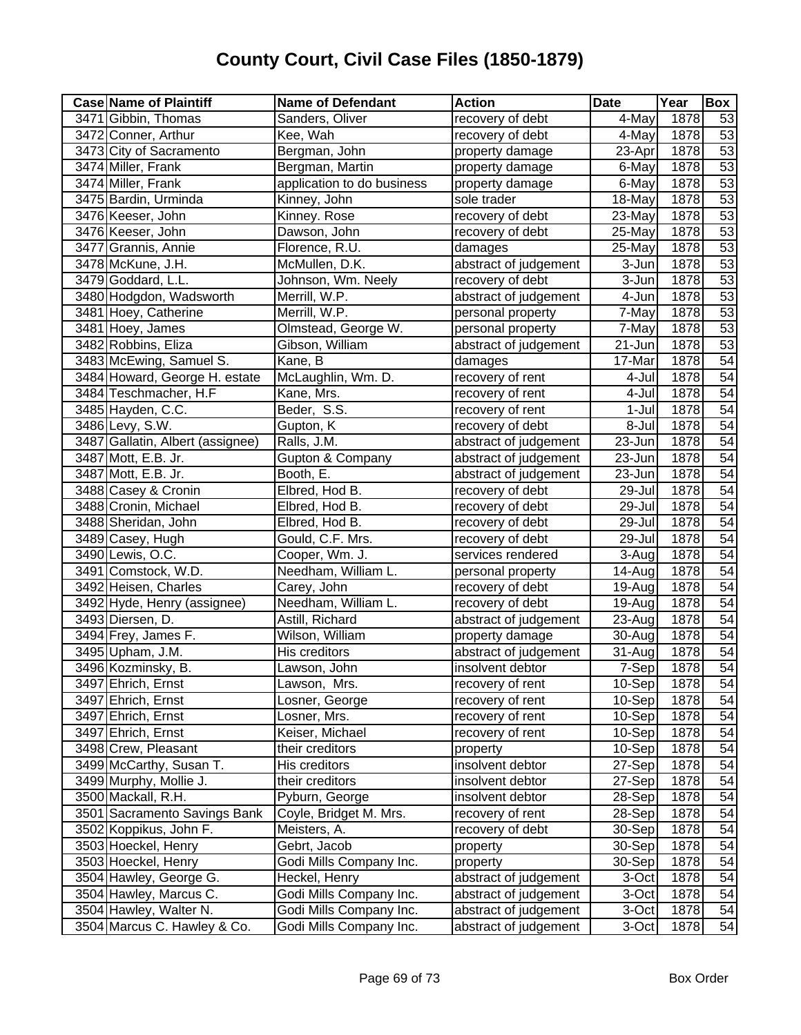# County Court, Civil Case Files (1850-1879)

| Case | Name of Plaintiff | Name of Defendant | Action | Date | Year | Box |
|---|---|---|---|---|---|---|
| 3471 | Gibbin, Thomas | Sanders, Oliver | recovery of debt | 4-May | 1878 | 53 |
| 3472 | Conner, Arthur | Kee, Wah | recovery of debt | 4-May | 1878 | 53 |
| 3473 | City of Sacramento | Bergman, John | property damage | 23-Apr | 1878 | 53 |
| 3474 | Miller, Frank | Bergman, Martin | property damage | 6-May | 1878 | 53 |
| 3474 | Miller, Frank | application to do business | property damage | 6-May | 1878 | 53 |
| 3475 | Bardin, Urminda | Kinney, John | sole trader | 18-May | 1878 | 53 |
| 3476 | Keeser, John | Kinney. Rose | recovery of debt | 23-May | 1878 | 53 |
| 3476 | Keeser, John | Dawson, John | recovery of debt | 25-May | 1878 | 53 |
| 3477 | Grannis, Annie | Florence, R.U. | damages | 25-May | 1878 | 53 |
| 3478 | McKune, J.H. | McMullen, D.K. | abstract of judgement | 3-Jun | 1878 | 53 |
| 3479 | Goddard, L.L. | Johnson, Wm. Neely | recovery of debt | 3-Jun | 1878 | 53 |
| 3480 | Hodgdon, Wadsworth | Merrill, W.P. | abstract of judgement | 4-Jun | 1878 | 53 |
| 3481 | Hoey, Catherine | Merrill, W.P. | personal property | 7-May | 1878 | 53 |
| 3481 | Hoey, James | Olmstead, George W. | personal property | 7-May | 1878 | 53 |
| 3482 | Robbins, Eliza | Gibson, William | abstract of judgement | 21-Jun | 1878 | 53 |
| 3483 | McEwing, Samuel S. | Kane, B | damages | 17-Mar | 1878 | 54 |
| 3484 | Howard, George H. estate | McLaughlin, Wm. D. | recovery of rent | 4-Jul | 1878 | 54 |
| 3484 | Teschmacher, H.F | Kane, Mrs. | recovery of rent | 4-Jul | 1878 | 54 |
| 3485 | Hayden, C.C. | Beder, S.S. | recovery of rent | 1-Jul | 1878 | 54 |
| 3486 | Levy, S.W. | Gupton, K | recovery of debt | 8-Jul | 1878 | 54 |
| 3487 | Gallatin, Albert (assignee) | Ralls, J.M. | abstract of judgement | 23-Jun | 1878 | 54 |
| 3487 | Mott, E.B. Jr. | Gupton & Company | abstract of judgement | 23-Jun | 1878 | 54 |
| 3487 | Mott, E.B. Jr. | Booth, E. | abstract of judgement | 23-Jun | 1878 | 54 |
| 3488 | Casey & Cronin | Elbred, Hod B. | recovery of debt | 29-Jul | 1878 | 54 |
| 3488 | Cronin, Michael | Elbred, Hod B. | recovery of debt | 29-Jul | 1878 | 54 |
| 3488 | Sheridan, John | Elbred, Hod B. | recovery of debt | 29-Jul | 1878 | 54 |
| 3489 | Casey, Hugh | Gould, C.F. Mrs. | recovery of debt | 29-Jul | 1878 | 54 |
| 3490 | Lewis, O.C. | Cooper, Wm. J. | services rendered | 3-Aug | 1878 | 54 |
| 3491 | Comstock, W.D. | Needham, William L. | personal property | 14-Aug | 1878 | 54 |
| 3492 | Heisen, Charles | Carey, John | recovery of debt | 19-Aug | 1878 | 54 |
| 3492 | Hyde, Henry (assignee) | Needham, William L. | recovery of debt | 19-Aug | 1878 | 54 |
| 3493 | Diersen, D. | Astill, Richard | abstract of judgement | 23-Aug | 1878 | 54 |
| 3494 | Frey, James F. | Wilson, William | property damage | 30-Aug | 1878 | 54 |
| 3495 | Upham, J.M. | His creditors | abstract of judgement | 31-Aug | 1878 | 54 |
| 3496 | Kozminsky, B. | Lawson, John | insolvent debtor | 7-Sep | 1878 | 54 |
| 3497 | Ehrich, Ernst | Lawson, Mrs. | recovery of rent | 10-Sep | 1878 | 54 |
| 3497 | Ehrich, Ernst | Losner, George | recovery of rent | 10-Sep | 1878 | 54 |
| 3497 | Ehrich, Ernst | Losner, Mrs. | recovery of rent | 10-Sep | 1878 | 54 |
| 3497 | Ehrich, Ernst | Keiser, Michael | recovery of rent | 10-Sep | 1878 | 54 |
| 3498 | Crew, Pleasant | their creditors | property | 10-Sep | 1878 | 54 |
| 3499 | McCarthy, Susan T. | His creditors | insolvent debtor | 27-Sep | 1878 | 54 |
| 3499 | Murphy, Mollie J. | their creditors | insolvent debtor | 27-Sep | 1878 | 54 |
| 3500 | Mackall, R.H. | Pyburn, George | insolvent debtor | 28-Sep | 1878 | 54 |
| 3501 | Sacramento Savings Bank | Coyle, Bridget M. Mrs. | recovery of rent | 28-Sep | 1878 | 54 |
| 3502 | Koppikus, John F. | Meisters, A. | recovery of debt | 30-Sep | 1878 | 54 |
| 3503 | Hoeckel, Henry | Gebrt, Jacob | property | 30-Sep | 1878 | 54 |
| 3503 | Hoeckel, Henry | Godi Mills Company Inc. | property | 30-Sep | 1878 | 54 |
| 3504 | Hawley, George G. | Heckel, Henry | abstract of judgement | 3-Oct | 1878 | 54 |
| 3504 | Hawley, Marcus C. | Godi Mills Company Inc. | abstract of judgement | 3-Oct | 1878 | 54 |
| 3504 | Hawley, Walter N. | Godi Mills Company Inc. | abstract of judgement | 3-Oct | 1878 | 54 |
| 3504 | Marcus C. Hawley & Co. | Godi Mills Company Inc. | abstract of judgement | 3-Oct | 1878 | 54 |

Box Order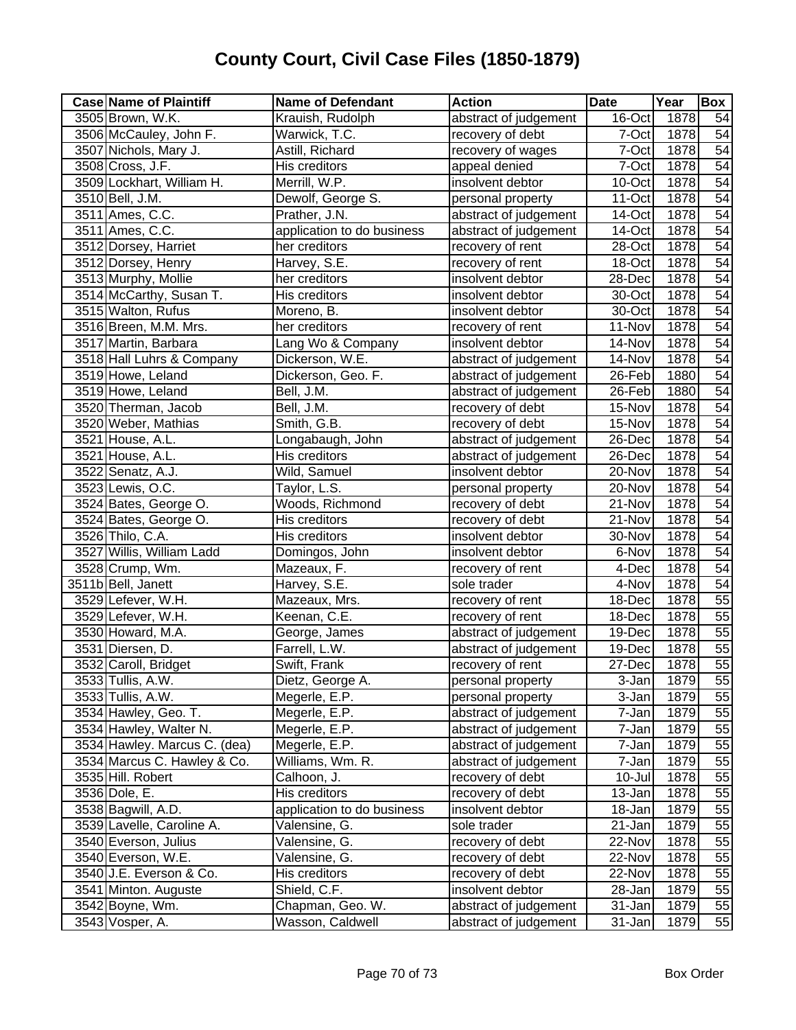# County Court, Civil Case Files (1850-1879)

| Case | Name of Plaintiff | Name of Defendant | Action | Date | Year | Box |
|---|---|---|---|---|---|---|
| 3505 | Brown, W.K. | Krauish, Rudolph | abstract of judgement | 16-Oct | 1878 | 54 |
| 3506 | McCauley, John F. | Warwick, T.C. | recovery of debt | 7-Oct | 1878 | 54 |
| 3507 | Nichols, Mary J. | Astill, Richard | recovery of wages | 7-Oct | 1878 | 54 |
| 3508 | Cross, J.F. | His creditors | appeal denied | 7-Oct | 1878 | 54 |
| 3509 | Lockhart, William H. | Merrill, W.P. | insolvent debtor | 10-Oct | 1878 | 54 |
| 3510 | Bell, J.M. | Dewolf, George S. | personal property | 11-Oct | 1878 | 54 |
| 3511 | Ames, C.C. | Prather, J.N. | abstract of judgement | 14-Oct | 1878 | 54 |
| 3511 | Ames, C.C. | application to do business | abstract of judgement | 14-Oct | 1878 | 54 |
| 3512 | Dorsey, Harriet | her creditors | recovery of rent | 28-Oct | 1878 | 54 |
| 3512 | Dorsey, Henry | Harvey, S.E. | recovery of rent | 18-Oct | 1878 | 54 |
| 3513 | Murphy, Mollie | her creditors | insolvent debtor | 28-Dec | 1878 | 54 |
| 3514 | McCarthy, Susan T. | His creditors | insolvent debtor | 30-Oct | 1878 | 54 |
| 3515 | Walton, Rufus | Moreno, B. | insolvent debtor | 30-Oct | 1878 | 54 |
| 3516 | Breen, M.M. Mrs. | her creditors | recovery of rent | 11-Nov | 1878 | 54 |
| 3517 | Martin, Barbara | Lang Wo & Company | insolvent debtor | 14-Nov | 1878 | 54 |
| 3518 | Hall Luhrs & Company | Dickerson, W.E. | abstract of judgement | 14-Nov | 1878 | 54 |
| 3519 | Howe, Leland | Dickerson, Geo. F. | abstract of judgement | 26-Feb | 1880 | 54 |
| 3519 | Howe, Leland | Bell, J.M. | abstract of judgement | 26-Feb | 1880 | 54 |
| 3520 | Therman, Jacob | Bell, J.M. | recovery of debt | 15-Nov | 1878 | 54 |
| 3520 | Weber, Mathias | Smith, G.B. | recovery of debt | 15-Nov | 1878 | 54 |
| 3521 | House, A.L. | Longabaugh, John | abstract of judgement | 26-Dec | 1878 | 54 |
| 3521 | House, A.L. | His creditors | abstract of judgement | 26-Dec | 1878 | 54 |
| 3522 | Senatz, A.J. | Wild, Samuel | insolvent debtor | 20-Nov | 1878 | 54 |
| 3523 | Lewis, O.C. | Taylor, L.S. | personal property | 20-Nov | 1878 | 54 |
| 3524 | Bates, George O. | Woods, Richmond | recovery of debt | 21-Nov | 1878 | 54 |
| 3524 | Bates, George O. | His creditors | recovery of debt | 21-Nov | 1878 | 54 |
| 3526 | Thilo, C.A. | His creditors | insolvent debtor | 30-Nov | 1878 | 54 |
| 3527 | Willis, William Ladd | Domingos, John | insolvent debtor | 6-Nov | 1878 | 54 |
| 3528 | Crump, Wm. | Mazeaux, F. | recovery of rent | 4-Dec | 1878 | 54 |
| 3511b | Bell, Janett | Harvey, S.E. | sole trader | 4-Nov | 1878 | 54 |
| 3529 | Lefever, W.H. | Mazeaux, Mrs. | recovery of rent | 18-Dec | 1878 | 55 |
| 3529 | Lefever, W.H. | Keenan, C.E. | recovery of rent | 18-Dec | 1878 | 55 |
| 3530 | Howard, M.A. | George, James | abstract of judgement | 19-Dec | 1878 | 55 |
| 3531 | Diersen, D. | Farrell, L.W. | abstract of judgement | 19-Dec | 1878 | 55 |
| 3532 | Caroll, Bridget | Swift, Frank | recovery of rent | 27-Dec | 1878 | 55 |
| 3533 | Tullis, A.W. | Dietz, George A. | personal property | 3-Jan | 1879 | 55 |
| 3533 | Tullis, A.W. | Megerle, E.P. | personal property | 3-Jan | 1879 | 55 |
| 3534 | Hawley, Geo. T. | Megerle, E.P. | abstract of judgement | 7-Jan | 1879 | 55 |
| 3534 | Hawley, Walter N. | Megerle, E.P. | abstract of judgement | 7-Jan | 1879 | 55 |
| 3534 | Hawley. Marcus C. (dea) | Megerle, E.P. | abstract of judgement | 7-Jan | 1879 | 55 |
| 3534 | Marcus C. Hawley & Co. | Williams, Wm. R. | abstract of judgement | 7-Jan | 1879 | 55 |
| 3535 | Hill. Robert | Calhoon, J. | recovery of debt | 10-Jul | 1878 | 55 |
| 3536 | Dole, E. | His creditors | recovery of debt | 13-Jan | 1879 | 55 |
| 3538 | Bagwill, A.D. | application to do business | insolvent debtor | 18-Jan | 1879 | 55 |
| 3539 | Lavelle, Caroline A. | Valensine, G. | sole trader | 21-Jan | 1879 | 55 |
| 3540 | Everson, Julius | Valensine, G. | recovery of debt | 22-Nov | 1878 | 55 |
| 3540 | Everson, W.E. | Valensine, G. | recovery of debt | 22-Nov | 1878 | 55 |
| 3540 | J.E. Everson & Co. | His creditors | recovery of debt | 22-Nov | 1878 | 55 |
| 3541 | Minton. Auguste | Shield, C.F. | insolvent debtor | 28-Jan | 1879 | 55 |
| 3542 | Boyne, Wm. | Chapman, Geo. W. | abstract of judgement | 31-Jan | 1879 | 55 |
| 3543 | Vosper, A. | Wasson, Caldwell | abstract of judgement | 31-Jan | 1879 | 55 |

Box Order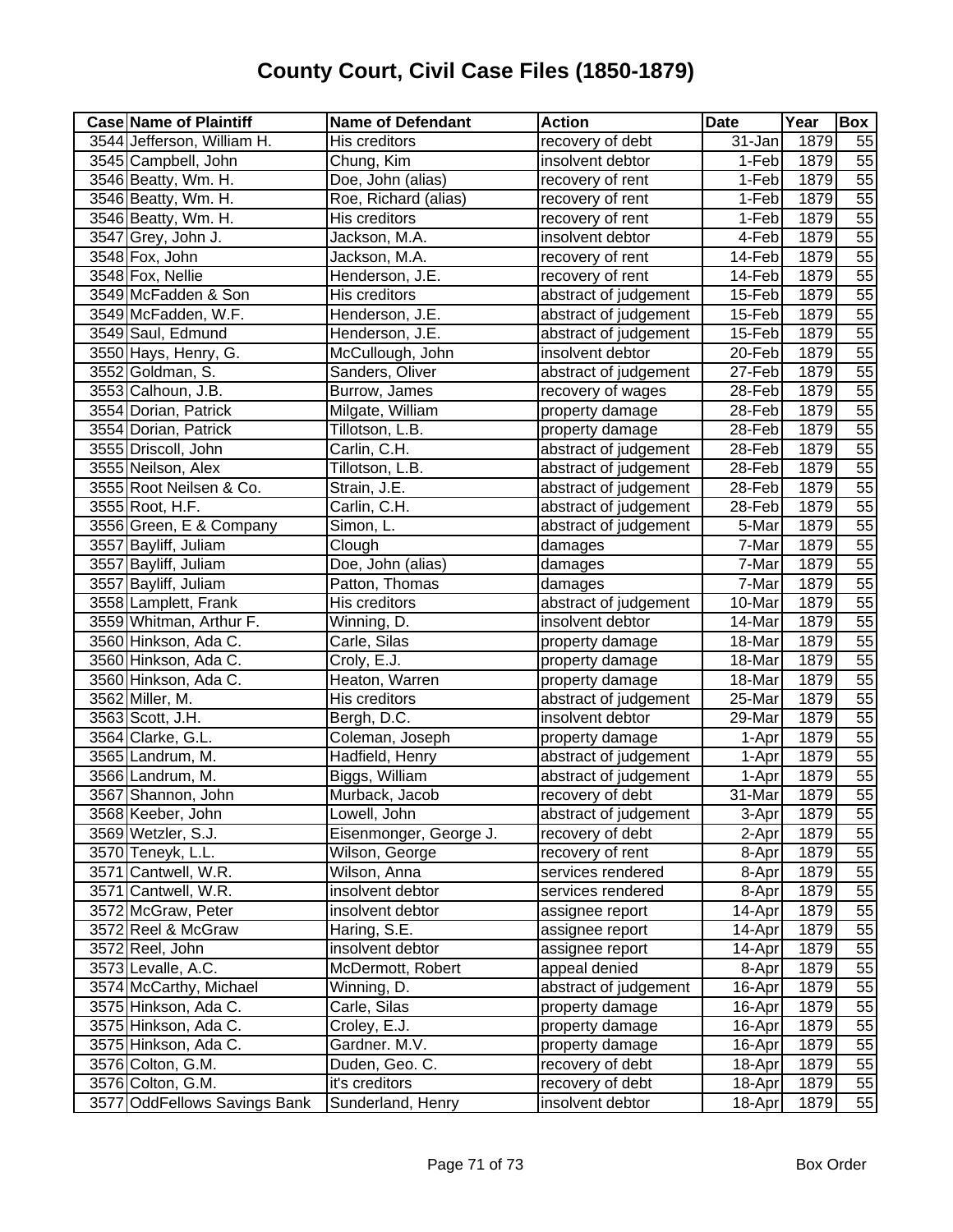# County Court, Civil Case Files (1850-1879)

| Case | Name of Plaintiff | Name of Defendant | Action | Date | Year | Box |
|---|---|---|---|---|---|---|
| 3544 | Jefferson, William H. | His creditors | recovery of debt | 31-Jan | 1879 | 55 |
| 3545 | Campbell, John | Chung, Kim | insolvent debtor | 1-Feb | 1879 | 55 |
| 3546 | Beatty, Wm. H. | Doe, John (alias) | recovery of rent | 1-Feb | 1879 | 55 |
| 3546 | Beatty, Wm. H. | Roe, Richard (alias) | recovery of rent | 1-Feb | 1879 | 55 |
| 3546 | Beatty, Wm. H. | His creditors | recovery of rent | 1-Feb | 1879 | 55 |
| 3547 | Grey, John J. | Jackson, M.A. | insolvent debtor | 4-Feb | 1879 | 55 |
| 3548 | Fox, John | Jackson, M.A. | recovery of rent | 14-Feb | 1879 | 55 |
| 3548 | Fox, Nellie | Henderson, J.E. | recovery of rent | 14-Feb | 1879 | 55 |
| 3549 | McFadden & Son | His creditors | abstract of judgement | 15-Feb | 1879 | 55 |
| 3549 | McFadden, W.F. | Henderson, J.E. | abstract of judgement | 15-Feb | 1879 | 55 |
| 3549 | Saul, Edmund | Henderson, J.E. | abstract of judgement | 15-Feb | 1879 | 55 |
| 3550 | Hays, Henry, G. | McCullough, John | insolvent debtor | 20-Feb | 1879 | 55 |
| 3552 | Goldman, S. | Sanders, Oliver | abstract of judgement | 27-Feb | 1879 | 55 |
| 3553 | Calhoun, J.B. | Burrow, James | recovery of wages | 28-Feb | 1879 | 55 |
| 3554 | Dorian, Patrick | Milgate, William | property damage | 28-Feb | 1879 | 55 |
| 3554 | Dorian, Patrick | Tillotson, L.B. | property damage | 28-Feb | 1879 | 55 |
| 3555 | Driscoll, John | Carlin, C.H. | abstract of judgement | 28-Feb | 1879 | 55 |
| 3555 | Neilson, Alex | Tillotson, L.B. | abstract of judgement | 28-Feb | 1879 | 55 |
| 3555 | Root Neilsen & Co. | Strain, J.E. | abstract of judgement | 28-Feb | 1879 | 55 |
| 3555 | Root, H.F. | Carlin, C.H. | abstract of judgement | 28-Feb | 1879 | 55 |
| 3556 | Green, E & Company | Simon, L. | abstract of judgement | 5-Mar | 1879 | 55 |
| 3557 | Bayliff, Juliam | Clough | damages | 7-Mar | 1879 | 55 |
| 3557 | Bayliff, Juliam | Doe, John (alias) | damages | 7-Mar | 1879 | 55 |
| 3557 | Bayliff, Juliam | Patton, Thomas | damages | 7-Mar | 1879 | 55 |
| 3558 | Lamplett, Frank | His creditors | abstract of judgement | 10-Mar | 1879 | 55 |
| 3559 | Whitman, Arthur F. | Winning, D. | insolvent debtor | 14-Mar | 1879 | 55 |
| 3560 | Hinkson, Ada C. | Carle, Silas | property damage | 18-Mar | 1879 | 55 |
| 3560 | Hinkson, Ada C. | Croly, E.J. | property damage | 18-Mar | 1879 | 55 |
| 3560 | Hinkson, Ada C. | Heaton, Warren | property damage | 18-Mar | 1879 | 55 |
| 3562 | Miller, M. | His creditors | abstract of judgement | 25-Mar | 1879 | 55 |
| 3563 | Scott, J.H. | Bergh, D.C. | insolvent debtor | 29-Mar | 1879 | 55 |
| 3564 | Clarke, G.L. | Coleman, Joseph | property damage | 1-Apr | 1879 | 55 |
| 3565 | Landrum, M. | Hadfield, Henry | abstract of judgement | 1-Apr | 1879 | 55 |
| 3566 | Landrum, M. | Biggs, William | abstract of judgement | 1-Apr | 1879 | 55 |
| 3567 | Shannon, John | Murback, Jacob | recovery of debt | 31-Mar | 1879 | 55 |
| 3568 | Keeber, John | Lowell, John | abstract of judgement | 3-Apr | 1879 | 55 |
| 3569 | Wetzler, S.J. | Eisenmonger, George J. | recovery of debt | 2-Apr | 1879 | 55 |
| 3570 | Teneyk, L.L. | Wilson, George | recovery of rent | 8-Apr | 1879 | 55 |
| 3571 | Cantwell, W.R. | Wilson, Anna | services rendered | 8-Apr | 1879 | 55 |
| 3571 | Cantwell, W.R. | insolvent debtor | services rendered | 8-Apr | 1879 | 55 |
| 3572 | McGraw, Peter | insolvent debtor | assignee report | 14-Apr | 1879 | 55 |
| 3572 | Reel & McGraw | Haring, S.E. | assignee report | 14-Apr | 1879 | 55 |
| 3572 | Reel, John | insolvent debtor | assignee report | 14-Apr | 1879 | 55 |
| 3573 | Levalle, A.C. | McDermott, Robert | appeal denied | 8-Apr | 1879 | 55 |
| 3574 | McCarthy, Michael | Winning, D. | abstract of judgement | 16-Apr | 1879 | 55 |
| 3575 | Hinkson, Ada C. | Carle, Silas | property damage | 16-Apr | 1879 | 55 |
| 3575 | Hinkson, Ada C. | Croley, E.J. | property damage | 16-Apr | 1879 | 55 |
| 3575 | Hinkson, Ada C. | Gardner. M.V. | property damage | 16-Apr | 1879 | 55 |
| 3576 | Colton, G.M. | Duden, Geo. C. | recovery of debt | 18-Apr | 1879 | 55 |
| 3576 | Colton, G.M. | it's creditors | recovery of debt | 18-Apr | 1879 | 55 |
| 3577 | OddFellows Savings Bank | Sunderland, Henry | insolvent debtor | 18-Apr | 1879 | 55 |

Box Order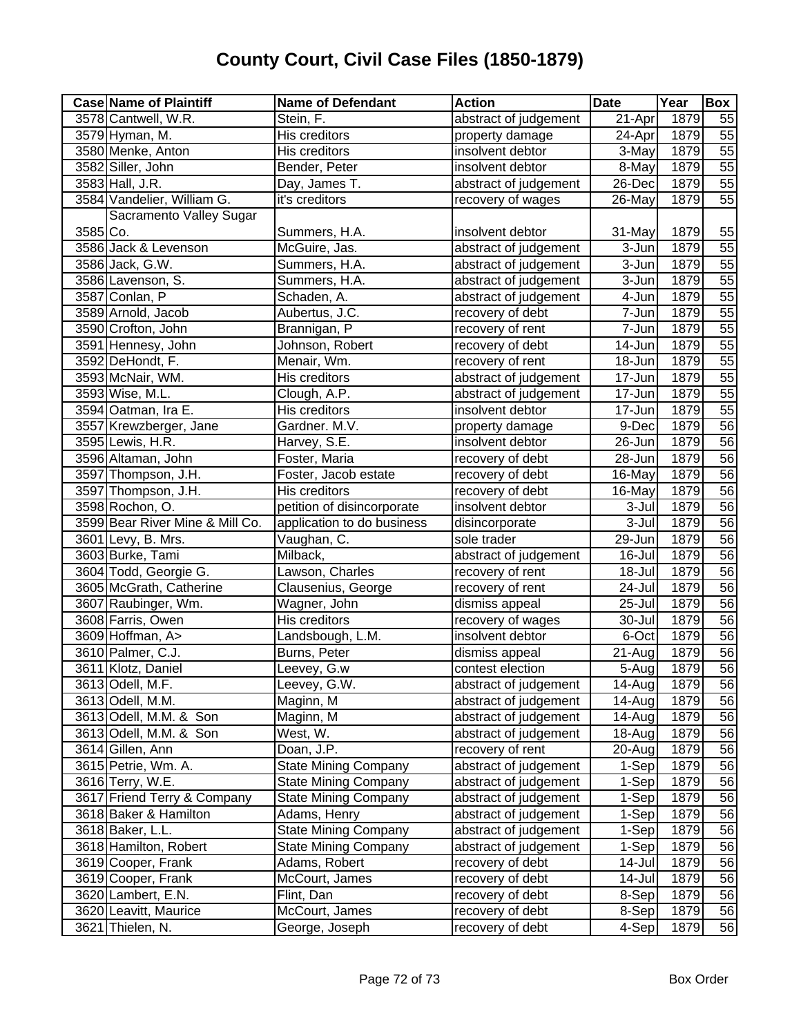# County Court, Civil Case Files (1850-1879)

| Case | Name of Plaintiff | Name of Defendant | Action | Date | Year | Box |
|---|---|---|---|---|---|---|
| 3578 | Cantwell, W.R. | Stein, F. | abstract of judgement | 21-Apr | 1879 | 55 |
| 3579 | Hyman, M. | His creditors | property damage | 24-Apr | 1879 | 55 |
| 3580 | Menke, Anton | His creditors | insolvent debtor | 3-May | 1879 | 55 |
| 3582 | Siller, John | Bender, Peter | insolvent debtor | 8-May | 1879 | 55 |
| 3583 | Hall, J.R. | Day, James T. | abstract of judgement | 26-Dec | 1879 | 55 |
| 3584 | Vandelier, William G. | it's creditors | recovery of wages | 26-May | 1879 | 55 |
| 3585 | Sacramento Valley Sugar Co. | Summers, H.A. | insolvent debtor | 31-May | 1879 | 55 |
| 3586 | Jack & Levenson | McGuire, Jas. | abstract of judgement | 3-Jun | 1879 | 55 |
| 3586 | Jack, G.W. | Summers, H.A. | abstract of judgement | 3-Jun | 1879 | 55 |
| 3586 | Lavenson, S. | Summers, H.A. | abstract of judgement | 3-Jun | 1879 | 55 |
| 3587 | Conlan, P | Schaden, A. | abstract of judgement | 4-Jun | 1879 | 55 |
| 3589 | Arnold, Jacob | Aubertus, J.C. | recovery of debt | 7-Jun | 1879 | 55 |
| 3590 | Crofton, John | Brannigan, P | recovery of rent | 7-Jun | 1879 | 55 |
| 3591 | Hennesy, John | Johnson, Robert | recovery of debt | 14-Jun | 1879 | 55 |
| 3592 | DeHondt, F. | Menair, Wm. | recovery of rent | 18-Jun | 1879 | 55 |
| 3593 | McNair, WM. | His creditors | abstract of judgement | 17-Jun | 1879 | 55 |
| 3593 | Wise, M.L. | Clough, A.P. | abstract of judgement | 17-Jun | 1879 | 55 |
| 3594 | Oatman, Ira E. | His creditors | insolvent debtor | 17-Jun | 1879 | 55 |
| 3557 | Krewzberger, Jane | Gardner. M.V. | property damage | 9-Dec | 1879 | 56 |
| 3595 | Lewis, H.R. | Harvey, S.E. | insolvent debtor | 26-Jun | 1879 | 56 |
| 3596 | Altaman, John | Foster, Maria | recovery of debt | 28-Jun | 1879 | 56 |
| 3597 | Thompson, J.H. | Foster, Jacob estate | recovery of debt | 16-May | 1879 | 56 |
| 3597 | Thompson, J.H. | His creditors | recovery of debt | 16-May | 1879 | 56 |
| 3598 | Rochon, O. | petition of disincorporate | insolvent debtor | 3-Jul | 1879 | 56 |
| 3599 | Bear River Mine & Mill Co. | application to do business | disincorporate | 3-Jul | 1879 | 56 |
| 3601 | Levy, B. Mrs. | Vaughan, C. | sole trader | 29-Jun | 1879 | 56 |
| 3603 | Burke, Tami | Milback, | abstract of judgement | 16-Jul | 1879 | 56 |
| 3604 | Todd, Georgie G. | Lawson, Charles | recovery of rent | 18-Jul | 1879 | 56 |
| 3605 | McGrath, Catherine | Clausenius, George | recovery of rent | 24-Jul | 1879 | 56 |
| 3607 | Raubinger, Wm. | Wagner, John | dismiss appeal | 25-Jul | 1879 | 56 |
| 3608 | Farris, Owen | His creditors | recovery of wages | 30-Jul | 1879 | 56 |
| 3609 | Hoffman, A> | Landsbough, L.M. | insolvent debtor | 6-Oct | 1879 | 56 |
| 3610 | Palmer, C.J. | Burns, Peter | dismiss appeal | 21-Aug | 1879 | 56 |
| 3611 | Klotz, Daniel | Leevey, G.w | contest election | 5-Aug | 1879 | 56 |
| 3613 | Odell, M.F. | Leevey, G.W. | abstract of judgement | 14-Aug | 1879 | 56 |
| 3613 | Odell, M.M. | Maginn, M | abstract of judgement | 14-Aug | 1879 | 56 |
| 3613 | Odell, M.M. & Son | Maginn, M | abstract of judgement | 14-Aug | 1879 | 56 |
| 3613 | Odell, M.M. & Son | West, W. | abstract of judgement | 18-Aug | 1879 | 56 |
| 3614 | Gillen, Ann | Doan, J.P. | recovery of rent | 20-Aug | 1879 | 56 |
| 3615 | Petrie, Wm. A. | State Mining Company | abstract of judgement | 1-Sep | 1879 | 56 |
| 3616 | Terry, W.E. | State Mining Company | abstract of judgement | 1-Sep | 1879 | 56 |
| 3617 | Friend Terry & Company | State Mining Company | abstract of judgement | 1-Sep | 1879 | 56 |
| 3618 | Baker & Hamilton | Adams, Henry | abstract of judgement | 1-Sep | 1879 | 56 |
| 3618 | Baker, L.L. | State Mining Company | abstract of judgement | 1-Sep | 1879 | 56 |
| 3618 | Hamilton, Robert | State Mining Company | abstract of judgement | 1-Sep | 1879 | 56 |
| 3619 | Cooper, Frank | Adams, Robert | recovery of debt | 14-Jul | 1879 | 56 |
| 3619 | Cooper, Frank | McCourt, James | recovery of debt | 14-Jul | 1879 | 56 |
| 3620 | Lambert, E.N. | Flint, Dan | recovery of debt | 8-Sep | 1879 | 56 |
| 3620 | Leavitt, Maurice | McCourt, James | recovery of debt | 8-Sep | 1879 | 56 |
| 3621 | Thielen, N. | George, Joseph | recovery of debt | 4-Sep | 1879 | 56 |

Box Order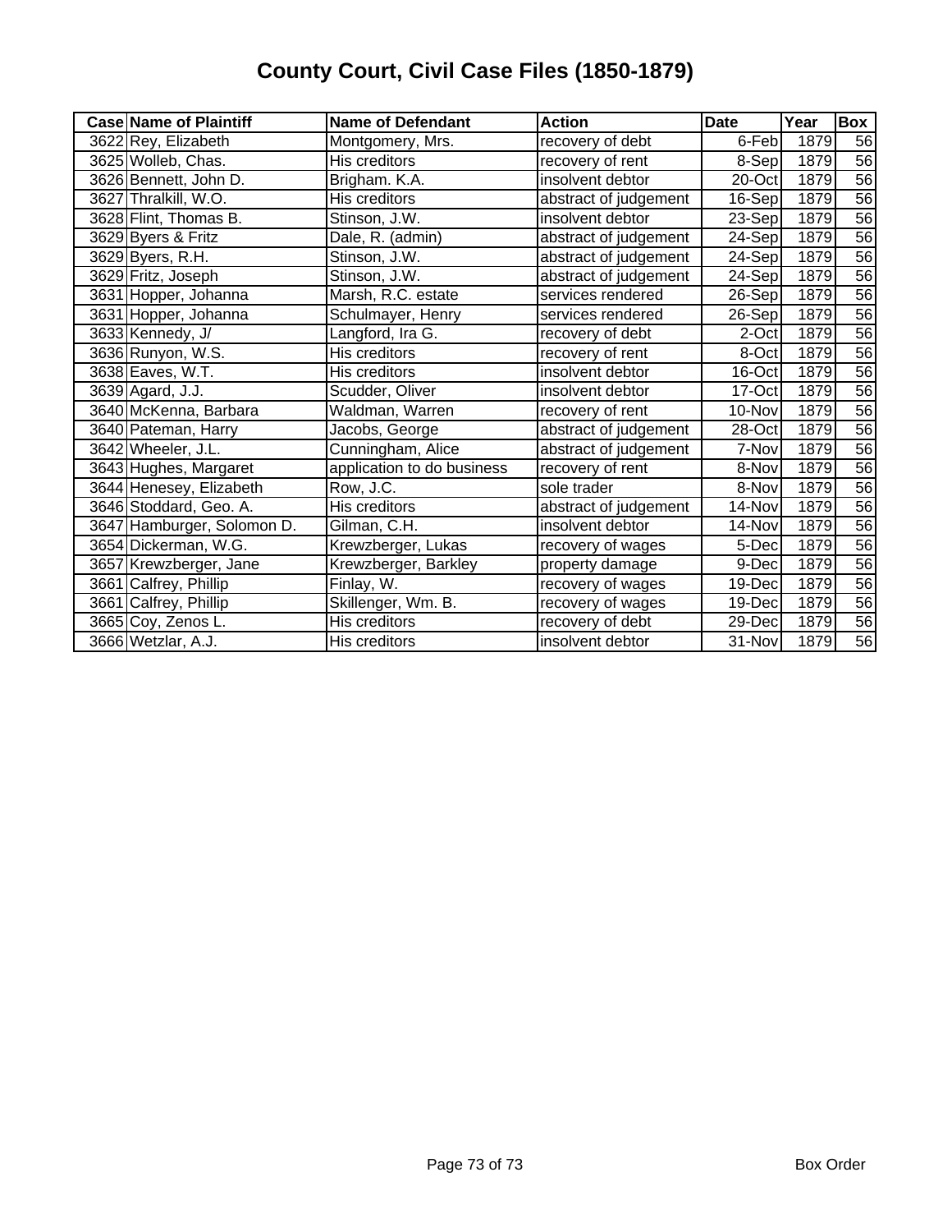# County Court, Civil Case Files (1850-1879)

| Case | Name of Plaintiff | Name of Defendant | Action | Date | Year | Box |
|---|---|---|---|---|---|---|
| 3622 | Rey, Elizabeth | Montgomery, Mrs. | recovery of debt | 6-Feb | 1879 | 56 |
| 3625 | Wolleb, Chas. | His creditors | recovery of rent | 8-Sep | 1879 | 56 |
| 3626 | Bennett, John D. | Brigham. K.A. | insolvent debtor | 20-Oct | 1879 | 56 |
| 3627 | Thralkill, W.O. | His creditors | abstract of judgement | 16-Sep | 1879 | 56 |
| 3628 | Flint, Thomas B. | Stinson, J.W. | insolvent debtor | 23-Sep | 1879 | 56 |
| 3629 | Byers & Fritz | Dale, R. (admin) | abstract of judgement | 24-Sep | 1879 | 56 |
| 3629 | Byers, R.H. | Stinson, J.W. | abstract of judgement | 24-Sep | 1879 | 56 |
| 3629 | Fritz, Joseph | Stinson, J.W. | abstract of judgement | 24-Sep | 1879 | 56 |
| 3631 | Hopper, Johanna | Marsh, R.C. estate | services rendered | 26-Sep | 1879 | 56 |
| 3631 | Hopper, Johanna | Schulmayer, Henry | services rendered | 26-Sep | 1879 | 56 |
| 3633 | Kennedy, J/ | Langford, Ira G. | recovery of debt | 2-Oct | 1879 | 56 |
| 3636 | Runyon, W.S. | His creditors | recovery of rent | 8-Oct | 1879 | 56 |
| 3638 | Eaves, W.T. | His creditors | insolvent debtor | 16-Oct | 1879 | 56 |
| 3639 | Agard, J.J. | Scudder, Oliver | insolvent debtor | 17-Oct | 1879 | 56 |
| 3640 | McKenna, Barbara | Waldman, Warren | recovery of rent | 10-Nov | 1879 | 56 |
| 3640 | Pateman, Harry | Jacobs, George | abstract of judgement | 28-Oct | 1879 | 56 |
| 3642 | Wheeler, J.L. | Cunningham, Alice | abstract of judgement | 7-Nov | 1879 | 56 |
| 3643 | Hughes, Margaret | application to do business | recovery of rent | 8-Nov | 1879 | 56 |
| 3644 | Henesey, Elizabeth | Row, J.C. | sole trader | 8-Nov | 1879 | 56 |
| 3646 | Stoddard, Geo. A. | His creditors | abstract of judgement | 14-Nov | 1879 | 56 |
| 3647 | Hamburger, Solomon D. | Gilman, C.H. | insolvent debtor | 14-Nov | 1879 | 56 |
| 3654 | Dickerman, W.G. | Krewzberger, Lukas | recovery of wages | 5-Dec | 1879 | 56 |
| 3657 | Krewzberger, Jane | Krewzberger, Barkley | property damage | 9-Dec | 1879 | 56 |
| 3661 | Calfrey, Phillip | Finlay, W. | recovery of wages | 19-Dec | 1879 | 56 |
| 3661 | Calfrey, Phillip | Skillenger, Wm. B. | recovery of wages | 19-Dec | 1879 | 56 |
| 3665 | Coy, Zenos L. | His creditors | recovery of debt | 29-Dec | 1879 | 56 |
| 3666 | Wetzlar, A.J. | His creditors | insolvent debtor | 31-Nov | 1879 | 56 |

Box Order